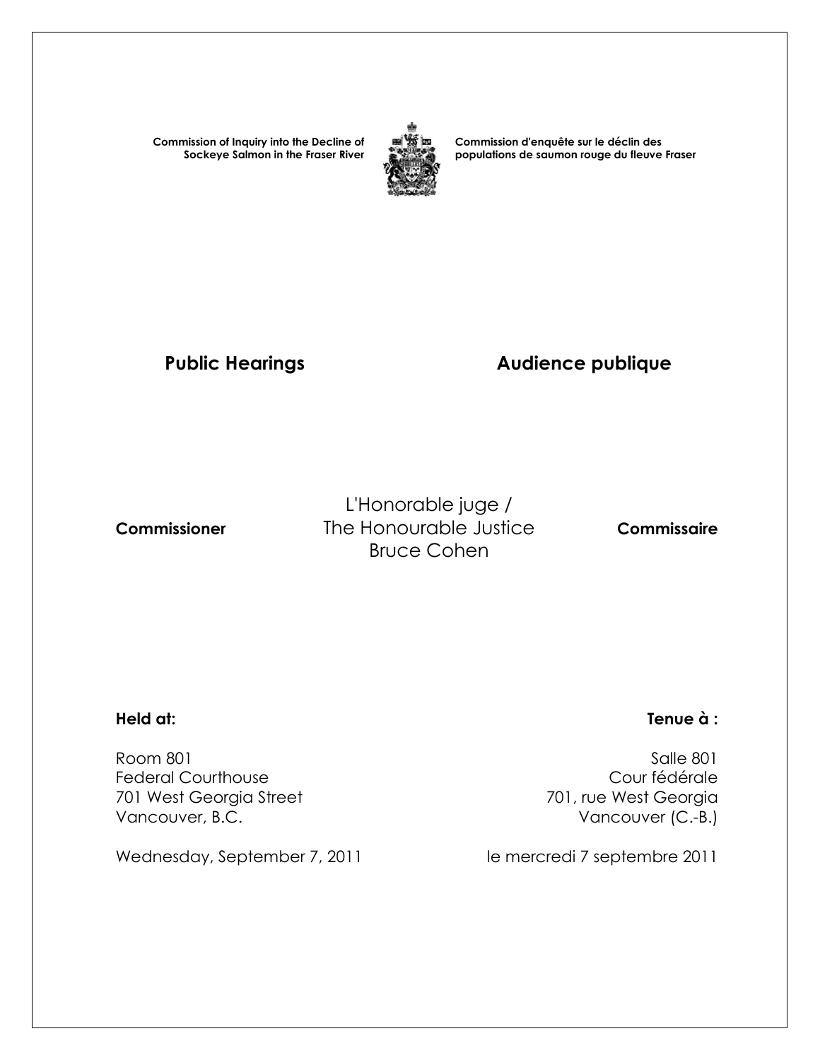**Commission of Inquiry into the Decline of Sockeye Salmon in the Fraser River**

**Commission d'enquête sur le déclin des populations de saumon rouge du fleuve Fraser**

## Public Hearings

## Audience publique

**Commissioner**

L'Honorable juge /
The Honourable Justice
Bruce Cohen

**Commissaire**

**Held at:**

Room 801
Federal Courthouse
701 West Georgia Street
Vancouver, B.C.

Wednesday, September 7, 2011

**Tenue à :**

Salle 801
Cour fédérale
701, rue West Georgia
Vancouver (C.-B.)

le mercredi 7 septembre 2011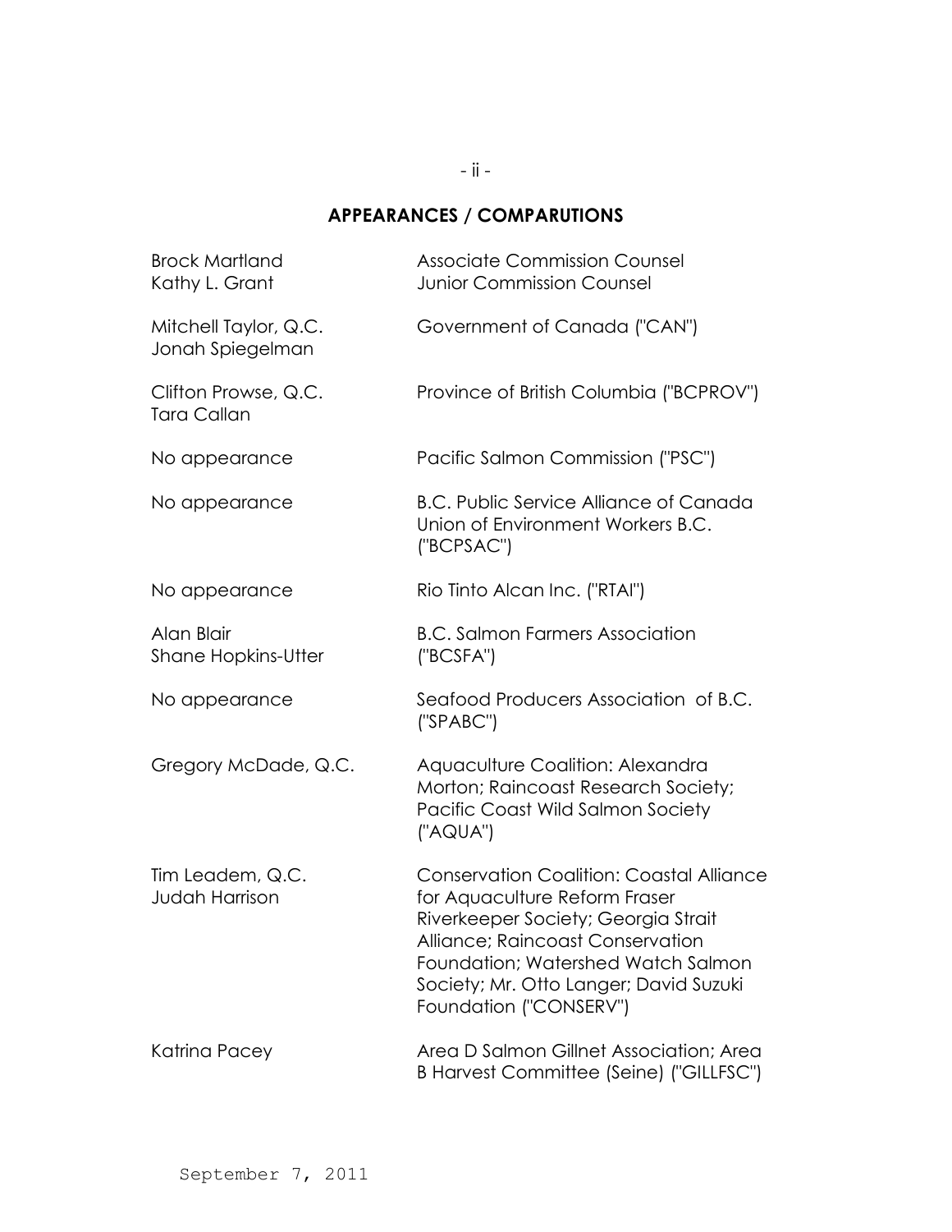## APPEARANCES / COMPARUTIONS

| | |
|---|---|
| Brock Martland<br>Kathy L. Grant | Associate Commission Counsel<br>Junior Commission Counsel |
| Mitchell Taylor, Q.C.<br>Jonah Spiegelman | Government of Canada ("CAN") |
| Clifton Prowse, Q.C.<br>Tara Callan | Province of British Columbia ("BCPROV") |
| No appearance | Pacific Salmon Commission ("PSC") |
| No appearance | B.C. Public Service Alliance of Canada Union of Environment Workers B.C. ("BCPSAC") |
| No appearance | Rio Tinto Alcan Inc. ("RTAI") |
| Alan Blair<br>Shane Hopkins-Utter | B.C. Salmon Farmers Association ("BCSFA") |
| No appearance | Seafood Producers Association of B.C. ("SPABC") |
| Gregory McDade, Q.C. | Aquaculture Coalition: Alexandra Morton; Raincoast Research Society; Pacific Coast Wild Salmon Society ("AQUA") |
| Tim Leadem, Q.C.<br>Judah Harrison | Conservation Coalition: Coastal Alliance for Aquaculture Reform Fraser Riverkeeper Society; Georgia Strait Alliance; Raincoast Conservation Foundation; Watershed Watch Salmon Society; Mr. Otto Langer; David Suzuki Foundation ("CONSERV") |
| Katrina Pacey | Area D Salmon Gillnet Association; Area B Harvest Committee (Seine) ("GILLFSC") |

September 7, 2011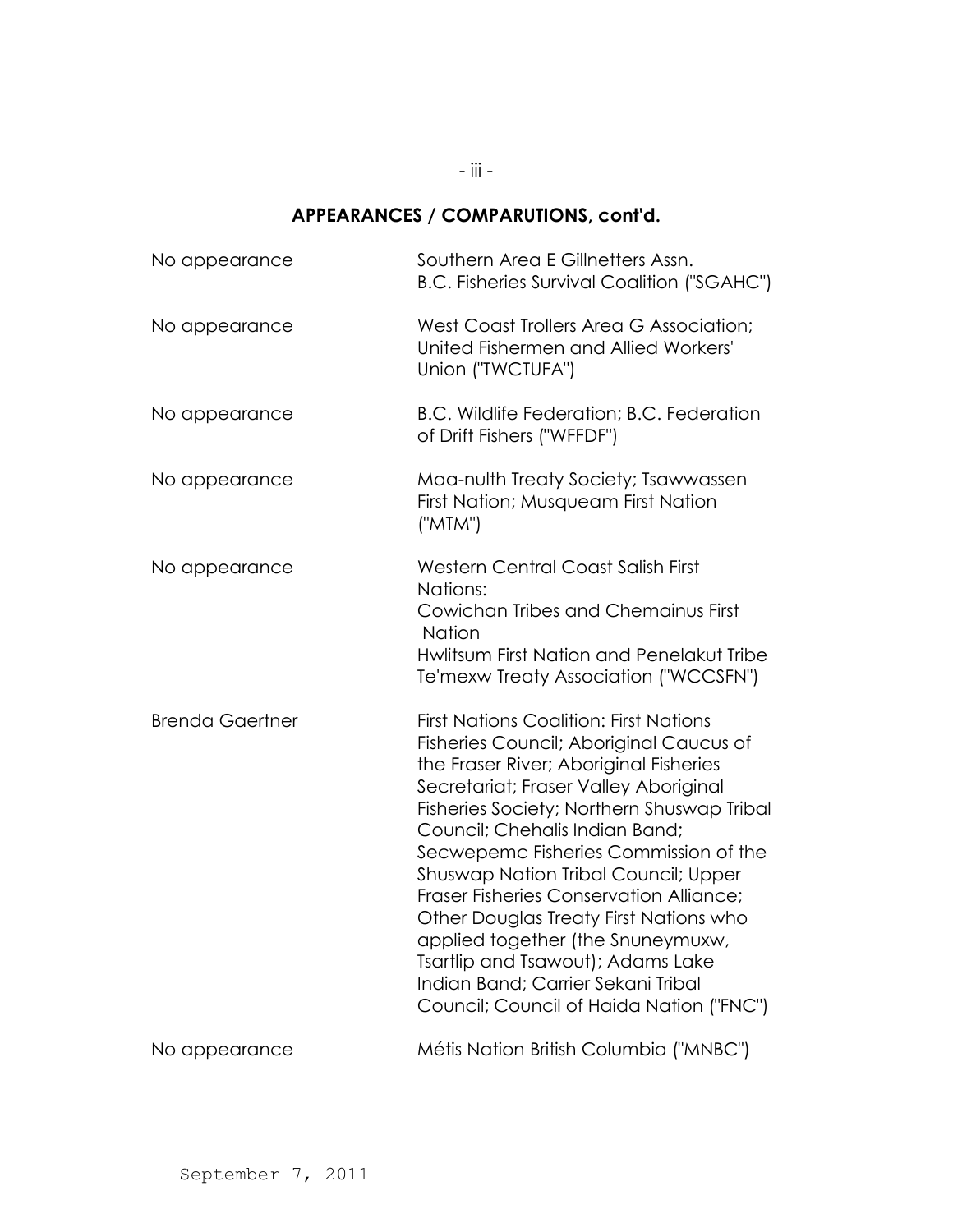## APPEARANCES / COMPARUTIONS, cont'd.

| | |
|---|---|
| No appearance | Southern Area E Gillnetters Assn. B.C. Fisheries Survival Coalition ("SGAHC") |
| No appearance | West Coast Trollers Area G Association; United Fishermen and Allied Workers' Union ("TWCTUFA") |
| No appearance | B.C. Wildlife Federation; B.C. Federation of Drift Fishers ("WFFDF") |
| No appearance | Maa-nulth Treaty Society; Tsawwassen First Nation; Musqueam First Nation ("MTM") |
| No appearance | Western Central Coast Salish First Nations: Cowichan Tribes and Chemainus First Nation Hwlitsum First Nation and Penelakut Tribe Te'mexw Treaty Association ("WCCSFN") |
| Brenda Gaertner | First Nations Coalition: First Nations Fisheries Council; Aboriginal Caucus of the Fraser River; Aboriginal Fisheries Secretariat; Fraser Valley Aboriginal Fisheries Society; Northern Shuswap Tribal Council; Chehalis Indian Band; Secwepemc Fisheries Commission of the Shuswap Nation Tribal Council; Upper Fraser Fisheries Conservation Alliance; Other Douglas Treaty First Nations who applied together (the Snuneymuxw, Tsartlip and Tsawout); Adams Lake Indian Band; Carrier Sekani Tribal Council; Council of Haida Nation ("FNC") |
| No appearance | Métis Nation British Columbia ("MNBC") |

September 7, 2011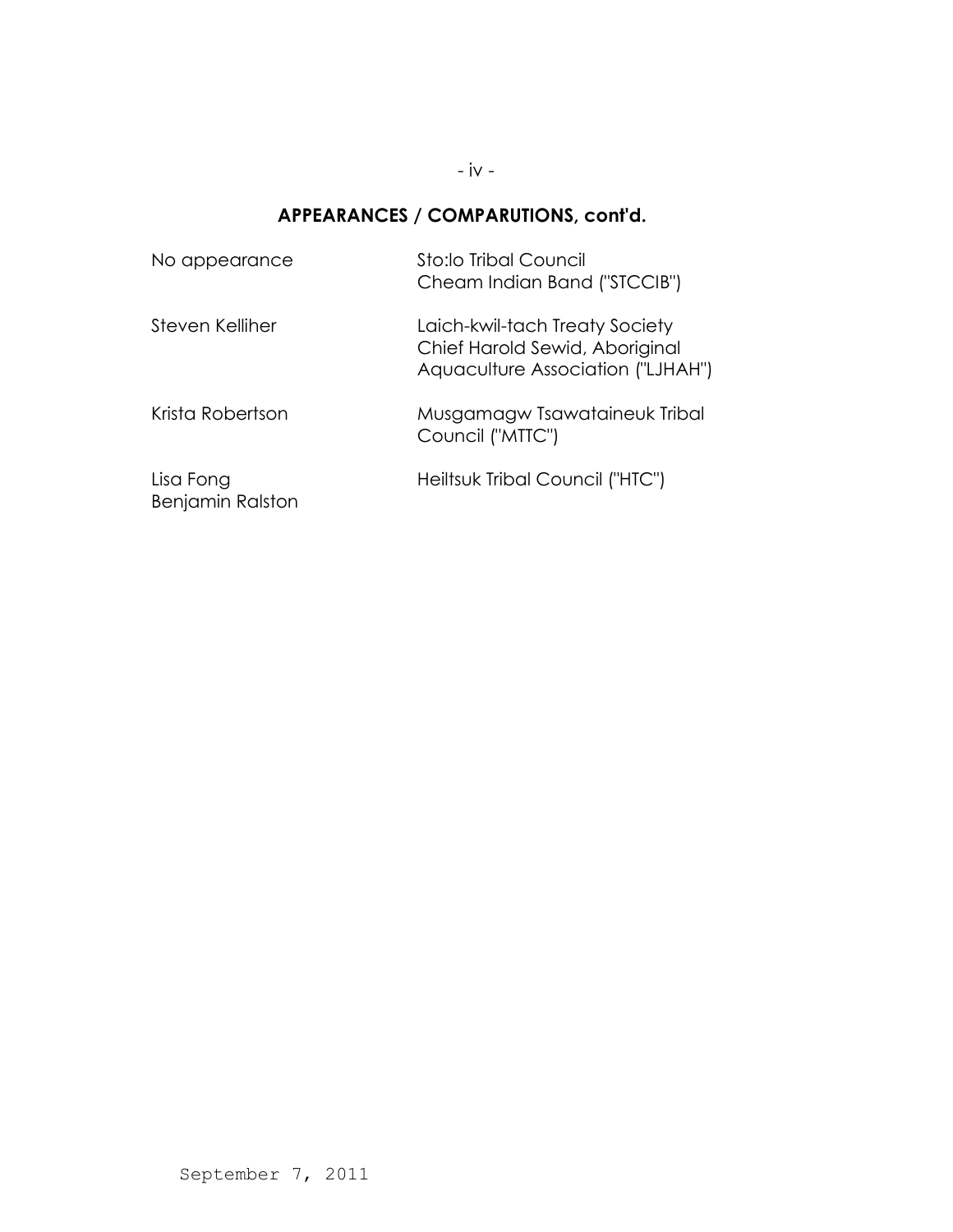## APPEARANCES / COMPARUTIONS, cont'd.

| | |
|---|---|
| No appearance | Sto:lo Tribal Council<br>Cheam Indian Band ("STCCIB") |
| Steven Kelliher | Laich-kwil-tach Treaty Society<br>Chief Harold Sewid, Aboriginal<br>Aquaculture Association ("LJHAH") |
| Krista Robertson | Musgamagw Tsawataineuk Tribal<br>Council ("MTTC") |
| Lisa Fong<br>Benjamin Ralston | Heiltsuk Tribal Council ("HTC") |

September 7, 2011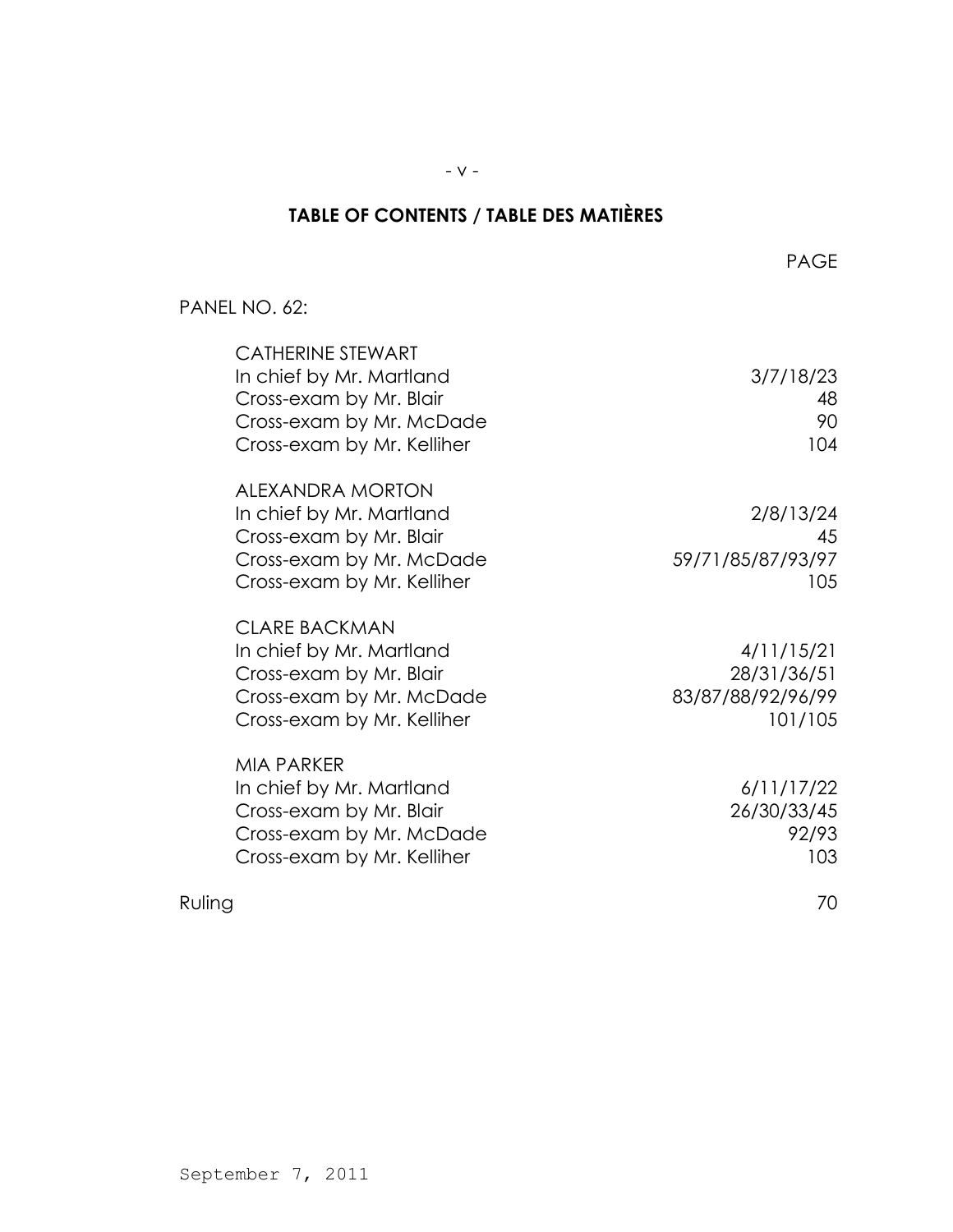# TABLE OF CONTENTS / TABLE DES MATIÈRES

| | PAGE |
|---|---|
| PANEL NO. 62: | |
| CATHERINE STEWART | |
| In chief by Mr. Martland | 3/7/18/23 |
| Cross-exam by Mr. Blair | 48 |
| Cross-exam by Mr. McDade | 90 |
| Cross-exam by Mr. Kelliher | 104 |
| ALEXANDRA MORTON | |
| In chief by Mr. Martland | 2/8/13/24 |
| Cross-exam by Mr. Blair | 45 |
| Cross-exam by Mr. McDade | 59/71/85/87/93/97 |
| Cross-exam by Mr. Kelliher | 105 |
| CLARE BACKMAN | |
| In chief by Mr. Martland | 4/11/15/21 |
| Cross-exam by Mr. Blair | 28/31/36/51 |
| Cross-exam by Mr. McDade | 83/87/88/92/96/99 |
| Cross-exam by Mr. Kelliher | 101/105 |
| MIA PARKER | |
| In chief by Mr. Martland | 6/11/17/22 |
| Cross-exam by Mr. Blair | 26/30/33/45 |
| Cross-exam by Mr. McDade | 92/93 |
| Cross-exam by Mr. Kelliher | 103 |
| Ruling | 70 |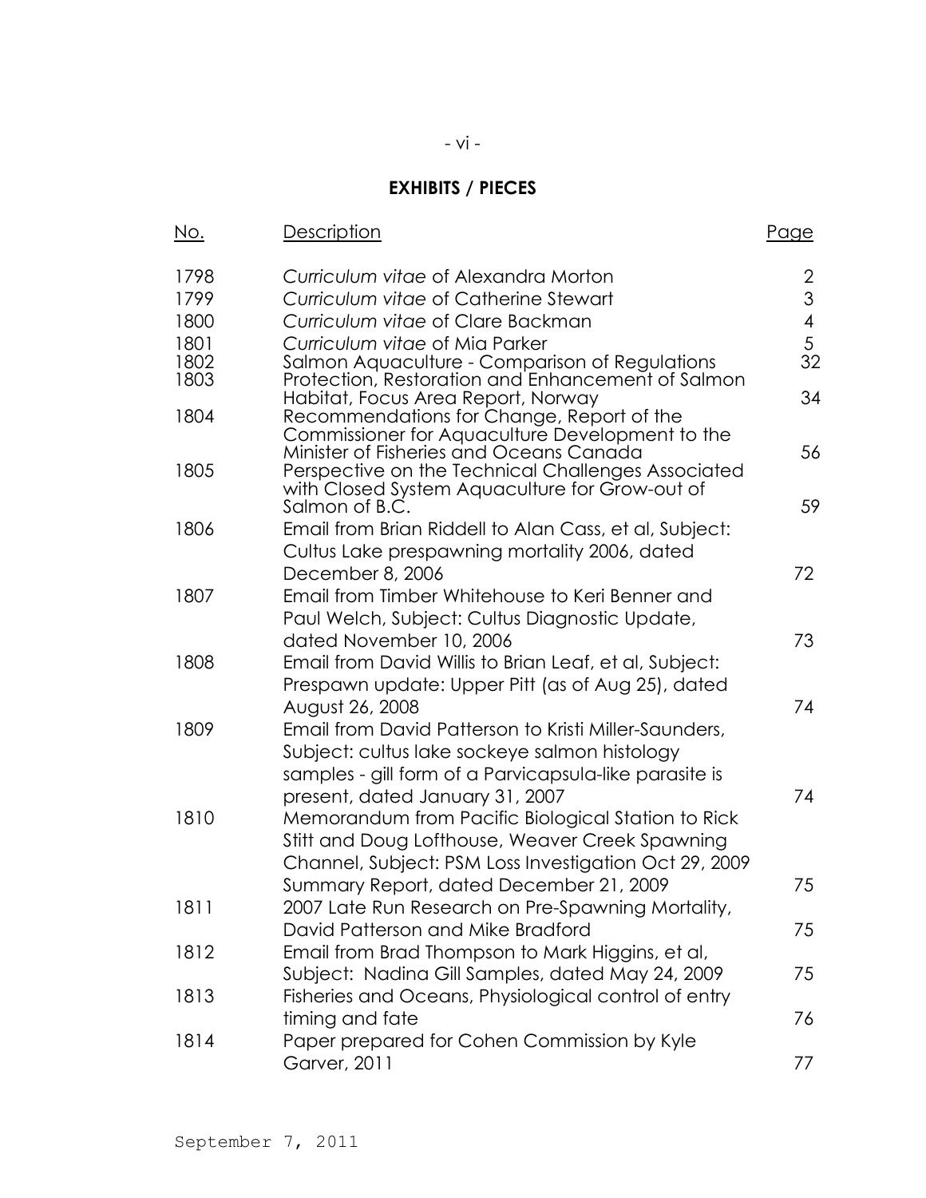## EXHIBITS / PIECES

| No. | Description | Page |
| --- | --- | --- |
| 1798 | *Curriculum vitae* of Alexandra Morton | 2 |
| 1799 | *Curriculum vitae* of Catherine Stewart | 3 |
| 1800 | *Curriculum vitae* of Clare Backman | 4 |
| 1801 | *Curriculum vitae* of Mia Parker | 5 |
| 1802 | Salmon Aquaculture - Comparison of Regulations | 32 |
| 1803 | Protection, Restoration and Enhancement of Salmon Habitat, Focus Area Report, Norway | 34 |
| 1804 | Recommendations for Change, Report of the Commissioner for Aquaculture Development to the Minister of Fisheries and Oceans Canada | 56 |
| 1805 | Perspective on the Technical Challenges Associated with Closed System Aquaculture for Grow-out of Salmon of B.C. | 59 |
| 1806 | Email from Brian Riddell to Alan Cass, et al, Subject: Cultus Lake prespawning mortality 2006, dated December 8, 2006 | 72 |
| 1807 | Email from Timber Whitehouse to Keri Benner and Paul Welch, Subject: Cultus Diagnostic Update, dated November 10, 2006 | 73 |
| 1808 | Email from David Willis to Brian Leaf, et al, Subject: Prespawn update: Upper Pitt (as of Aug 25), dated August 26, 2008 | 74 |
| 1809 | Email from David Patterson to Kristi Miller-Saunders, Subject: cultus lake sockeye salmon histology samples - gill form of a Parvicapsula-like parasite is present, dated January 31, 2007 | 74 |
| 1810 | Memorandum from Pacific Biological Station to Rick Stitt and Doug Lofthouse, Weaver Creek Spawning Channel, Subject: PSM Loss Investigation Oct 29, 2009 Summary Report, dated December 21, 2009 | 75 |
| 1811 | 2007 Late Run Research on Pre-Spawning Mortality, David Patterson and Mike Bradford | 75 |
| 1812 | Email from Brad Thompson to Mark Higgins, et al, Subject: Nadina Gill Samples, dated May 24, 2009 | 75 |
| 1813 | Fisheries and Oceans, Physiological control of entry timing and fate | 76 |
| 1814 | Paper prepared for Cohen Commission by Kyle Garver, 2011 | 77 |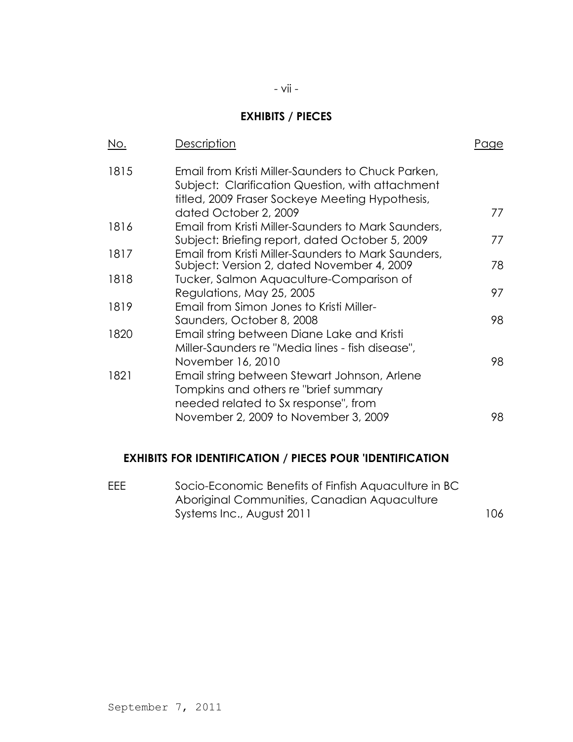## EXHIBITS / PIECES

| No. | Description | Page |
|---|---|---|
| 1815 | Email from Kristi Miller-Saunders to Chuck Parken, Subject: Clarification Question, with attachment titled, 2009 Fraser Sockeye Meeting Hypothesis, dated October 2, 2009 | 77 |
| 1816 | Email from Kristi Miller-Saunders to Mark Saunders, Subject: Briefing report, dated October 5, 2009 | 77 |
| 1817 | Email from Kristi Miller-Saunders to Mark Saunders, Subject: Version 2, dated November 4, 2009 | 78 |
| 1818 | Tucker, Salmon Aquaculture-Comparison of Regulations, May 25, 2005 | 97 |
| 1819 | Email from Simon Jones to Kristi Miller-Saunders, October 8, 2008 | 98 |
| 1820 | Email string between Diane Lake and Kristi Miller-Saunders re "Media lines - fish disease", November 16, 2010 | 98 |
| 1821 | Email string between Stewart Johnson, Arlene Tompkins and others re "brief summary needed related to Sx response", from November 2, 2009 to November 3, 2009 | 98 |

## EXHIBITS FOR IDENTIFICATION / PIECES POUR 'IDENTIFICATION

| | | |
|---|---|---|
| EEE | Socio-Economic Benefits of Finfish Aquaculture in BC Aboriginal Communities, Canadian Aquaculture Systems Inc., August 2011 | 106 |

September 7, 2011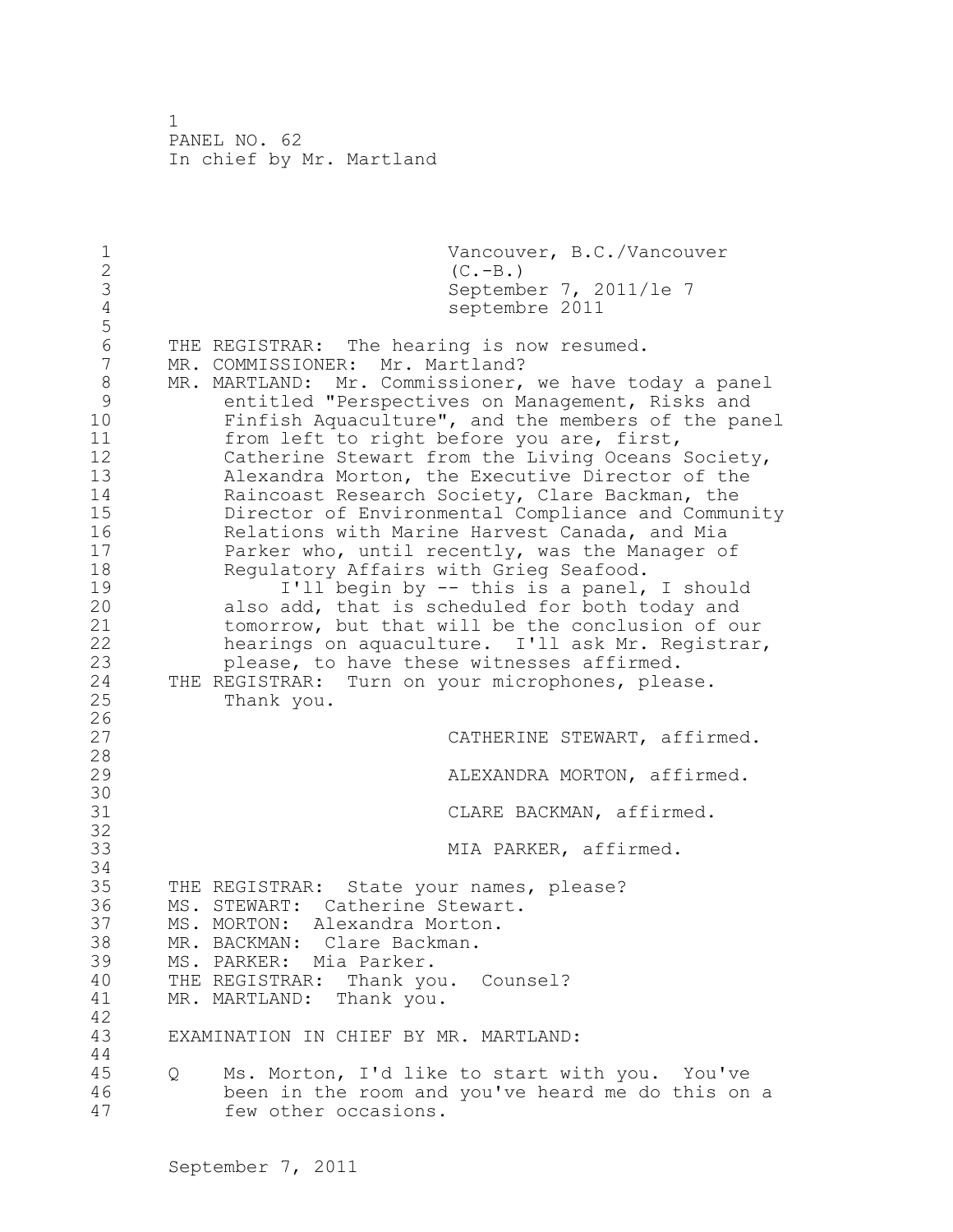Vancouver, B.C./Vancouver (C.-B.)
September 7, 2011/le 7 septembre 2011

THE REGISTRAR: The hearing is now resumed.
MR. COMMISSIONER: Mr. Martland?
MR. MARTLAND: Mr. Commissioner, we have today a panel entitled "Perspectives on Management, Risks and Finfish Aquaculture", and the members of the panel from left to right before you are, first, Catherine Stewart from the Living Oceans Society, Alexandra Morton, the Executive Director of the Raincoast Research Society, Clare Backman, the Director of Environmental Compliance and Community Relations with Marine Harvest Canada, and Mia Parker who, until recently, was the Manager of Regulatory Affairs with Grieg Seafood.

I'll begin by -- this is a panel, I should also add, that is scheduled for both today and tomorrow, but that will be the conclusion of our hearings on aquaculture. I'll ask Mr. Registrar, please, to have these witnesses affirmed.
THE REGISTRAR: Turn on your microphones, please. Thank you.

CATHERINE STEWART, affirmed.

ALEXANDRA MORTON, affirmed.

CLARE BACKMAN, affirmed.

MIA PARKER, affirmed.

THE REGISTRAR: State your names, please?
MS. STEWART: Catherine Stewart.
MS. MORTON: Alexandra Morton.
MR. BACKMAN: Clare Backman.
MS. PARKER: Mia Parker.
THE REGISTRAR: Thank you. Counsel?
MR. MARTLAND: Thank you.

EXAMINATION IN CHIEF BY MR. MARTLAND:

Q Ms. Morton, I'd like to start with you. You've been in the room and you've heard me do this on a few other occasions.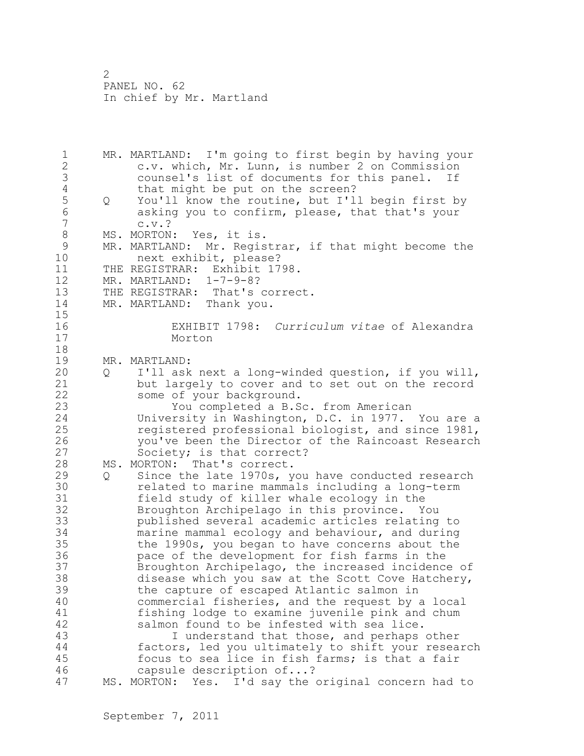MR. MARTLAND: I'm going to first begin by having your c.v. which, Mr. Lunn, is number 2 on Commission counsel's list of documents for this panel. If that might be put on the screen?

Q You'll know the routine, but I'll begin first by asking you to confirm, please, that that's your c.v.?

MS. MORTON: Yes, it is.

MR. MARTLAND: Mr. Registrar, if that might become the next exhibit, please?

THE REGISTRAR: Exhibit 1798.

MR. MARTLAND: 1-7-9-8?

THE REGISTRAR: That's correct.

MR. MARTLAND: Thank you.

EXHIBIT 1798: *Curriculum vitae* of Alexandra Morton

MR. MARTLAND:

Q I'll ask next a long-winded question, if you will, but largely to cover and to set out on the record some of your background.

You completed a B.Sc. from American University in Washington, D.C. in 1977. You are a registered professional biologist, and since 1981, you've been the Director of the Raincoast Research Society; is that correct?

MS. MORTON: That's correct.

Q Since the late 1970s, you have conducted research related to marine mammals including a long-term field study of killer whale ecology in the Broughton Archipelago in this province. You published several academic articles relating to marine mammal ecology and behaviour, and during the 1990s, you began to have concerns about the pace of the development for fish farms in the Broughton Archipelago, the increased incidence of disease which you saw at the Scott Cove Hatchery, the capture of escaped Atlantic salmon in commercial fisheries, and the request by a local fishing lodge to examine juvenile pink and chum salmon found to be infested with sea lice.

I understand that those, and perhaps other factors, led you ultimately to shift your research focus to sea lice in fish farms; is that a fair capsule description of...?

MS. MORTON: Yes. I'd say the original concern had to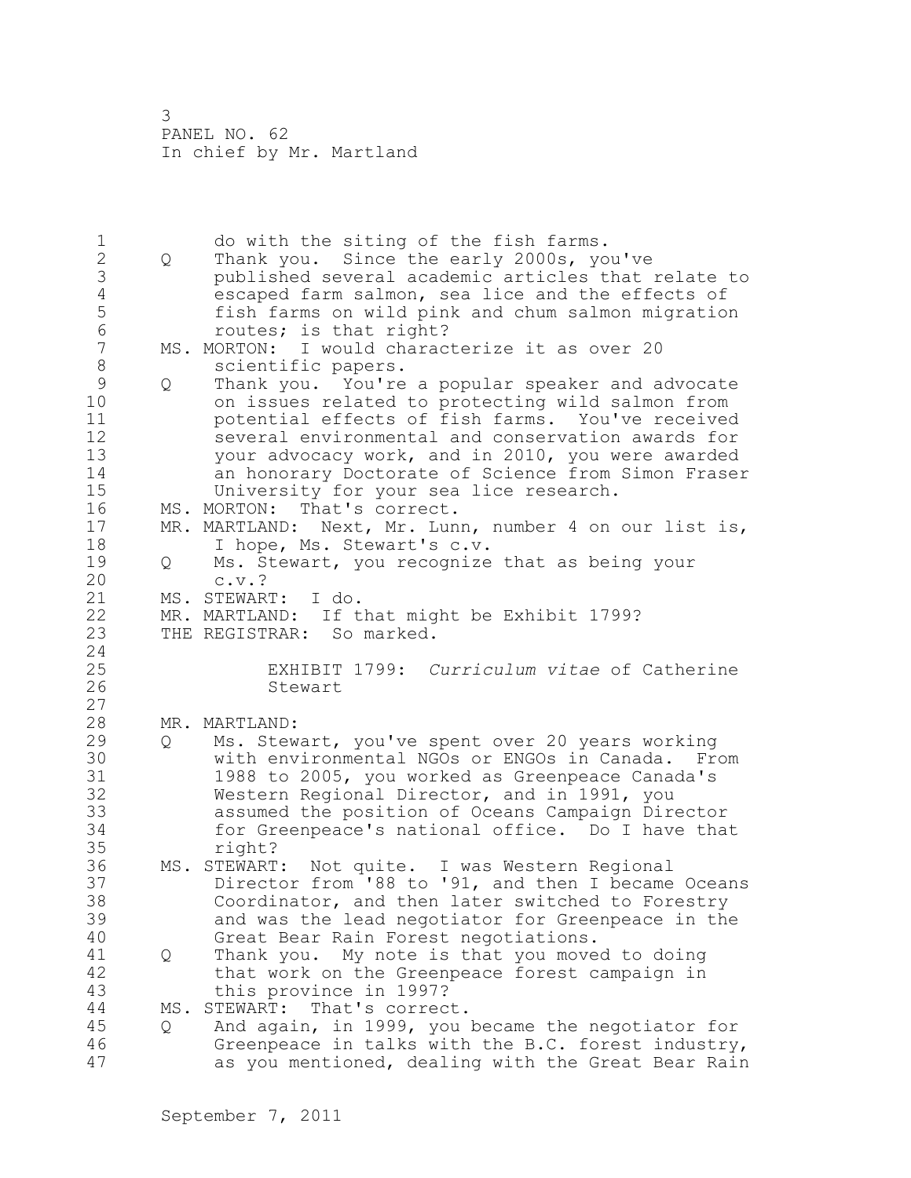do with the siting of the fish farms.

Q Thank you. Since the early 2000s, you've published several academic articles that relate to escaped farm salmon, sea lice and the effects of fish farms on wild pink and chum salmon migration routes; is that right?

MS. MORTON: I would characterize it as over 20 scientific papers.

Q Thank you. You're a popular speaker and advocate on issues related to protecting wild salmon from potential effects of fish farms. You've received several environmental and conservation awards for your advocacy work, and in 2010, you were awarded an honorary Doctorate of Science from Simon Fraser University for your sea lice research.

MS. MORTON: That's correct.

MR. MARTLAND: Next, Mr. Lunn, number 4 on our list is, I hope, Ms. Stewart's c.v.

Q Ms. Stewart, you recognize that as being your c.v.?

MS. STEWART: I do.

MR. MARTLAND: If that might be Exhibit 1799?

THE REGISTRAR: So marked.

EXHIBIT 1799: *Curriculum vitae* of Catherine Stewart

MR. MARTLAND:

Q Ms. Stewart, you've spent over 20 years working with environmental NGOs or ENGOs in Canada. From 1988 to 2005, you worked as Greenpeace Canada's Western Regional Director, and in 1991, you assumed the position of Oceans Campaign Director for Greenpeace's national office. Do I have that right?

MS. STEWART: Not quite. I was Western Regional Director from '88 to '91, and then I became Oceans Coordinator, and then later switched to Forestry and was the lead negotiator for Greenpeace in the Great Bear Rain Forest negotiations.

Q Thank you. My note is that you moved to doing that work on the Greenpeace forest campaign in this province in 1997?

MS. STEWART: That's correct.

Q And again, in 1999, you became the negotiator for Greenpeace in talks with the B.C. forest industry, as you mentioned, dealing with the Great Bear Rain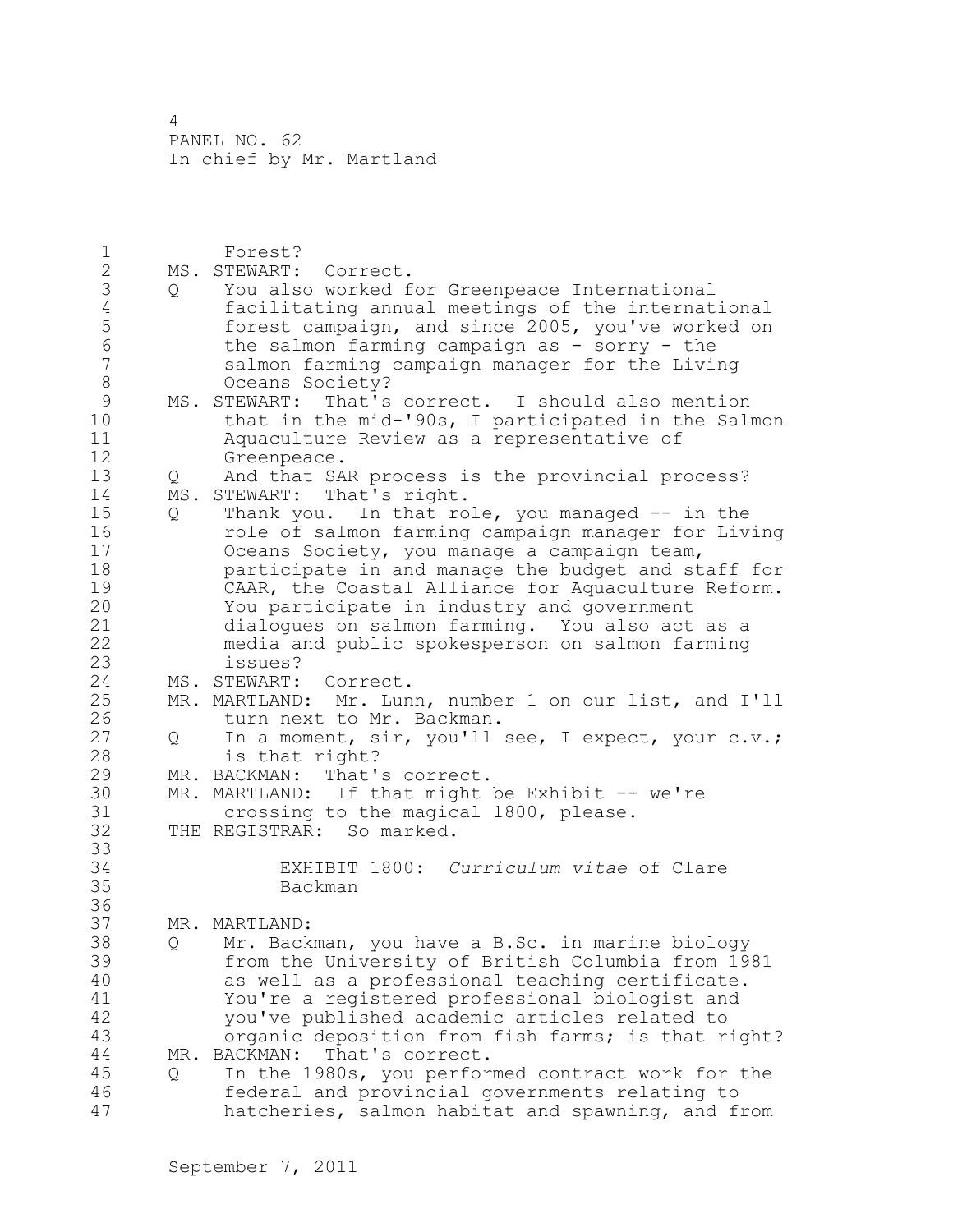Forest?

MS. STEWART: Correct.

Q You also worked for Greenpeace International facilitating annual meetings of the international forest campaign, and since 2005, you've worked on the salmon farming campaign as - sorry - the salmon farming campaign manager for the Living Oceans Society?

MS. STEWART: That's correct. I should also mention that in the mid-'90s, I participated in the Salmon Aquaculture Review as a representative of Greenpeace.

Q And that SAR process is the provincial process?

MS. STEWART: That's right.

Q Thank you. In that role, you managed -- in the role of salmon farming campaign manager for Living Oceans Society, you manage a campaign team, participate in and manage the budget and staff for CAAR, the Coastal Alliance for Aquaculture Reform. You participate in industry and government dialogues on salmon farming. You also act as a media and public spokesperson on salmon farming issues?

MS. STEWART: Correct.

MR. MARTLAND: Mr. Lunn, number 1 on our list, and I'll turn next to Mr. Backman.

Q In a moment, sir, you'll see, I expect, your c.v.; is that right?

MR. BACKMAN: That's correct.

MR. MARTLAND: If that might be Exhibit -- we're crossing to the magical 1800, please.

THE REGISTRAR: So marked.

EXHIBIT 1800: *Curriculum vitae* of Clare Backman

MR. MARTLAND:

Q Mr. Backman, you have a B.Sc. in marine biology from the University of British Columbia from 1981 as well as a professional teaching certificate. You're a registered professional biologist and you've published academic articles related to organic deposition from fish farms; is that right?

MR. BACKMAN: That's correct.

Q In the 1980s, you performed contract work for the federal and provincial governments relating to hatcheries, salmon habitat and spawning, and from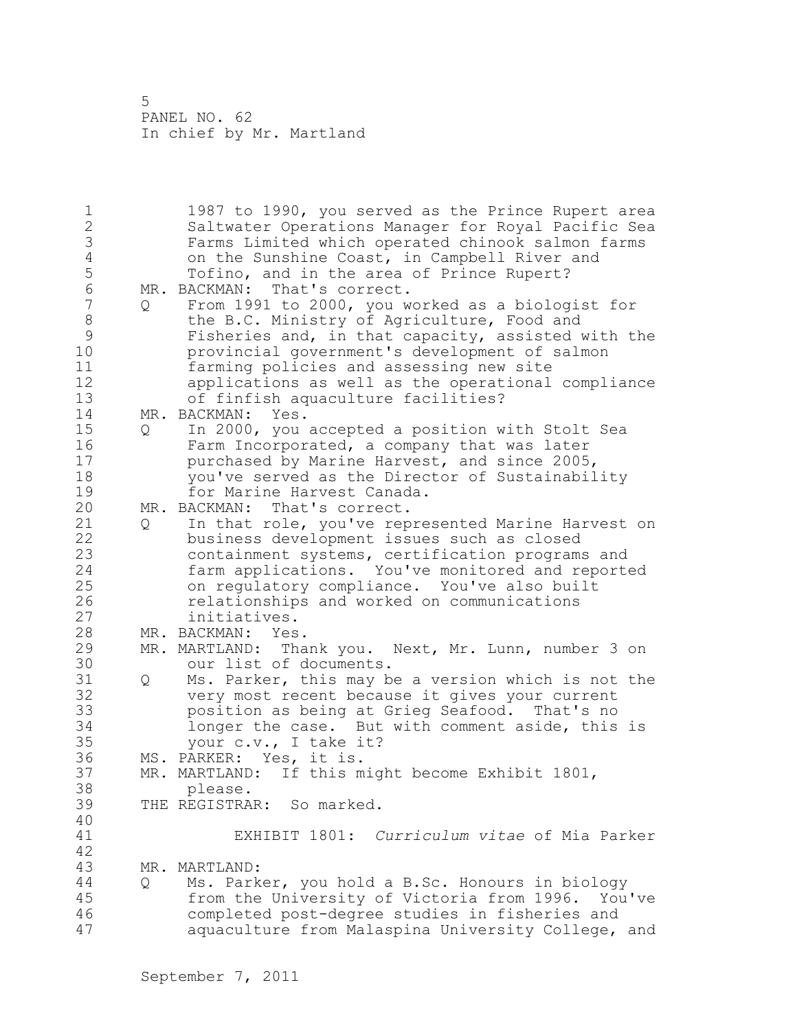1987 to 1990, you served as the Prince Rupert area Saltwater Operations Manager for Royal Pacific Sea Farms Limited which operated chinook salmon farms on the Sunshine Coast, in Campbell River and Tofino, and in the area of Prince Rupert?

MR. BACKMAN: That's correct.

Q From 1991 to 2000, you worked as a biologist for the B.C. Ministry of Agriculture, Food and Fisheries and, in that capacity, assisted with the provincial government's development of salmon farming policies and assessing new site applications as well as the operational compliance of finfish aquaculture facilities?

MR. BACKMAN: Yes.

Q In 2000, you accepted a position with Stolt Sea Farm Incorporated, a company that was later purchased by Marine Harvest, and since 2005, you've served as the Director of Sustainability for Marine Harvest Canada.

MR. BACKMAN: That's correct.

Q In that role, you've represented Marine Harvest on business development issues such as closed containment systems, certification programs and farm applications. You've monitored and reported on regulatory compliance. You've also built relationships and worked on communications initiatives.

MR. BACKMAN: Yes.

MR. MARTLAND: Thank you. Next, Mr. Lunn, number 3 on our list of documents.

Q Ms. Parker, this may be a version which is not the very most recent because it gives your current position as being at Grieg Seafood. That's no longer the case. But with comment aside, this is your c.v., I take it?

MS. PARKER: Yes, it is.

MR. MARTLAND: If this might become Exhibit 1801, please.

THE REGISTRAR: So marked.

EXHIBIT 1801: *Curriculum vitae* of Mia Parker

MR. MARTLAND:

Q Ms. Parker, you hold a B.Sc. Honours in biology from the University of Victoria from 1996. You've completed post-degree studies in fisheries and aquaculture from Malaspina University College, and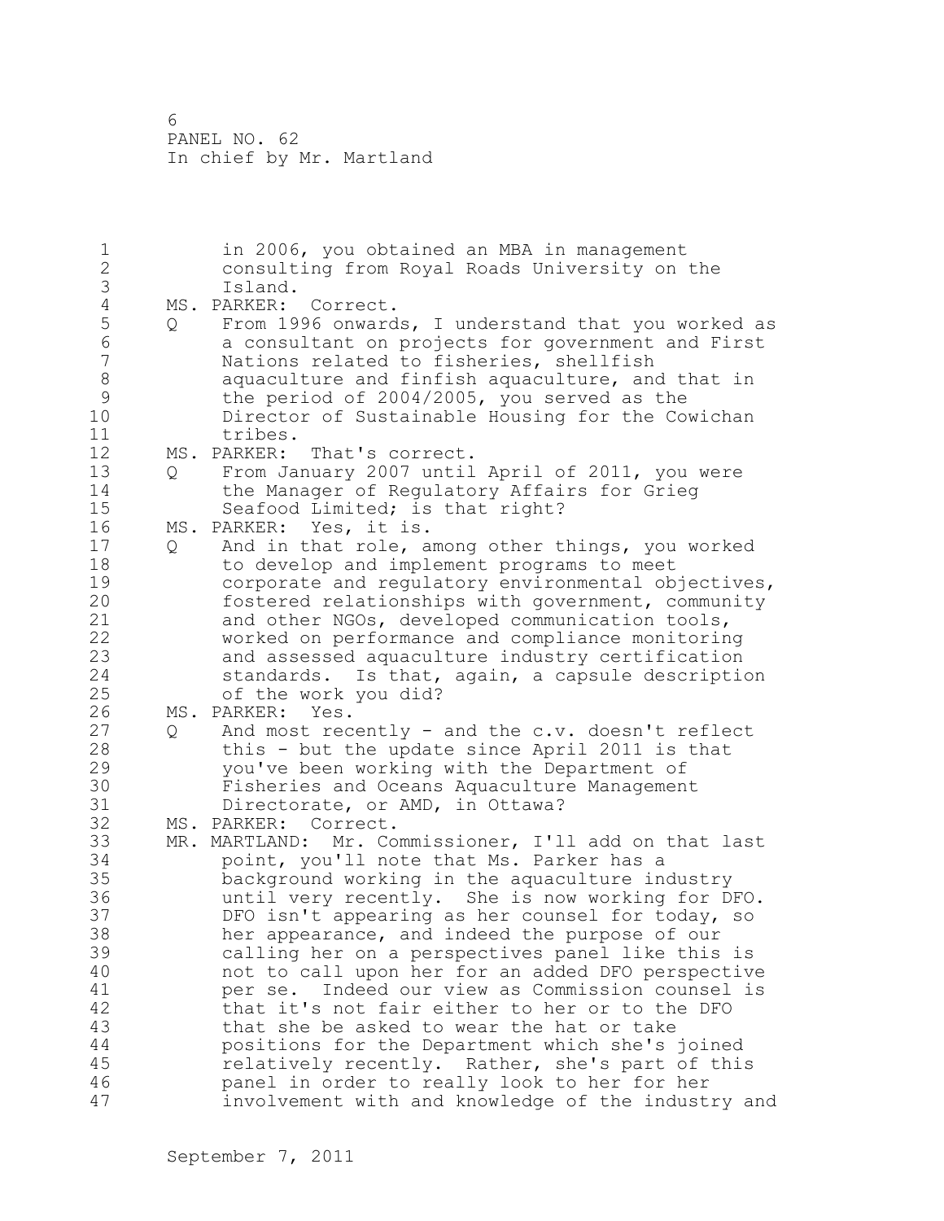in 2006, you obtained an MBA in management consulting from Royal Roads University on the Island.

MS. PARKER: Correct.

Q From 1996 onwards, I understand that you worked as a consultant on projects for government and First Nations related to fisheries, shellfish aquaculture and finfish aquaculture, and that in the period of 2004/2005, you served as the Director of Sustainable Housing for the Cowichan tribes.

MS. PARKER: That's correct.

Q From January 2007 until April of 2011, you were the Manager of Regulatory Affairs for Grieg Seafood Limited; is that right?

MS. PARKER: Yes, it is.

Q And in that role, among other things, you worked to develop and implement programs to meet corporate and regulatory environmental objectives, fostered relationships with government, community and other NGOs, developed communication tools, worked on performance and compliance monitoring and assessed aquaculture industry certification standards. Is that, again, a capsule description of the work you did?

MS. PARKER: Yes.

Q And most recently - and the c.v. doesn't reflect this - but the update since April 2011 is that you've been working with the Department of Fisheries and Oceans Aquaculture Management Directorate, or AMD, in Ottawa?

MS. PARKER: Correct.

MR. MARTLAND: Mr. Commissioner, I'll add on that last point, you'll note that Ms. Parker has a background working in the aquaculture industry until very recently. She is now working for DFO. DFO isn't appearing as her counsel for today, so her appearance, and indeed the purpose of our calling her on a perspectives panel like this is not to call upon her for an added DFO perspective per se. Indeed our view as Commission counsel is that it's not fair either to her or to the DFO that she be asked to wear the hat or take positions for the Department which she's joined relatively recently. Rather, she's part of this panel in order to really look to her for her involvement with and knowledge of the industry and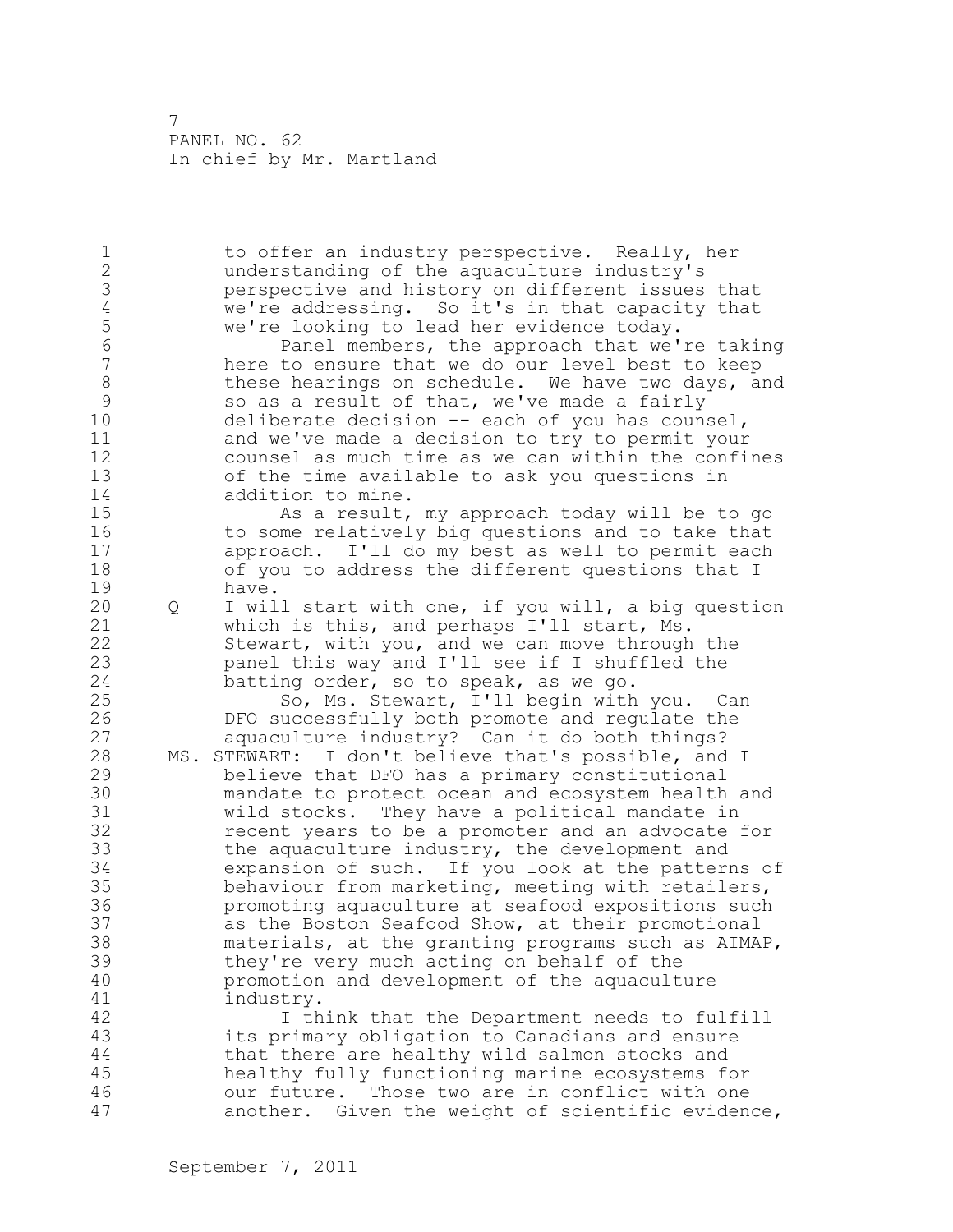to offer an industry perspective. Really, her understanding of the aquaculture industry's perspective and history on different issues that we're addressing. So it's in that capacity that we're looking to lead her evidence today.

Panel members, the approach that we're taking here to ensure that we do our level best to keep these hearings on schedule. We have two days, and so as a result of that, we've made a fairly deliberate decision -- each of you has counsel, and we've made a decision to try to permit your counsel as much time as we can within the confines of the time available to ask you questions in addition to mine.

As a result, my approach today will be to go to some relatively big questions and to take that approach. I'll do my best as well to permit each of you to address the different questions that I have.

Q I will start with one, if you will, a big question which is this, and perhaps I'll start, Ms. Stewart, with you, and we can move through the panel this way and I'll see if I shuffled the batting order, so to speak, as we go.

So, Ms. Stewart, I'll begin with you. Can DFO successfully both promote and regulate the aquaculture industry? Can it do both things?

MS. STEWART: I don't believe that's possible, and I believe that DFO has a primary constitutional mandate to protect ocean and ecosystem health and wild stocks. They have a political mandate in recent years to be a promoter and an advocate for the aquaculture industry, the development and expansion of such. If you look at the patterns of behaviour from marketing, meeting with retailers, promoting aquaculture at seafood expositions such as the Boston Seafood Show, at their promotional materials, at the granting programs such as AIMAP, they're very much acting on behalf of the promotion and development of the aquaculture industry.

I think that the Department needs to fulfill its primary obligation to Canadians and ensure that there are healthy wild salmon stocks and healthy fully functioning marine ecosystems for our future. Those two are in conflict with one another. Given the weight of scientific evidence,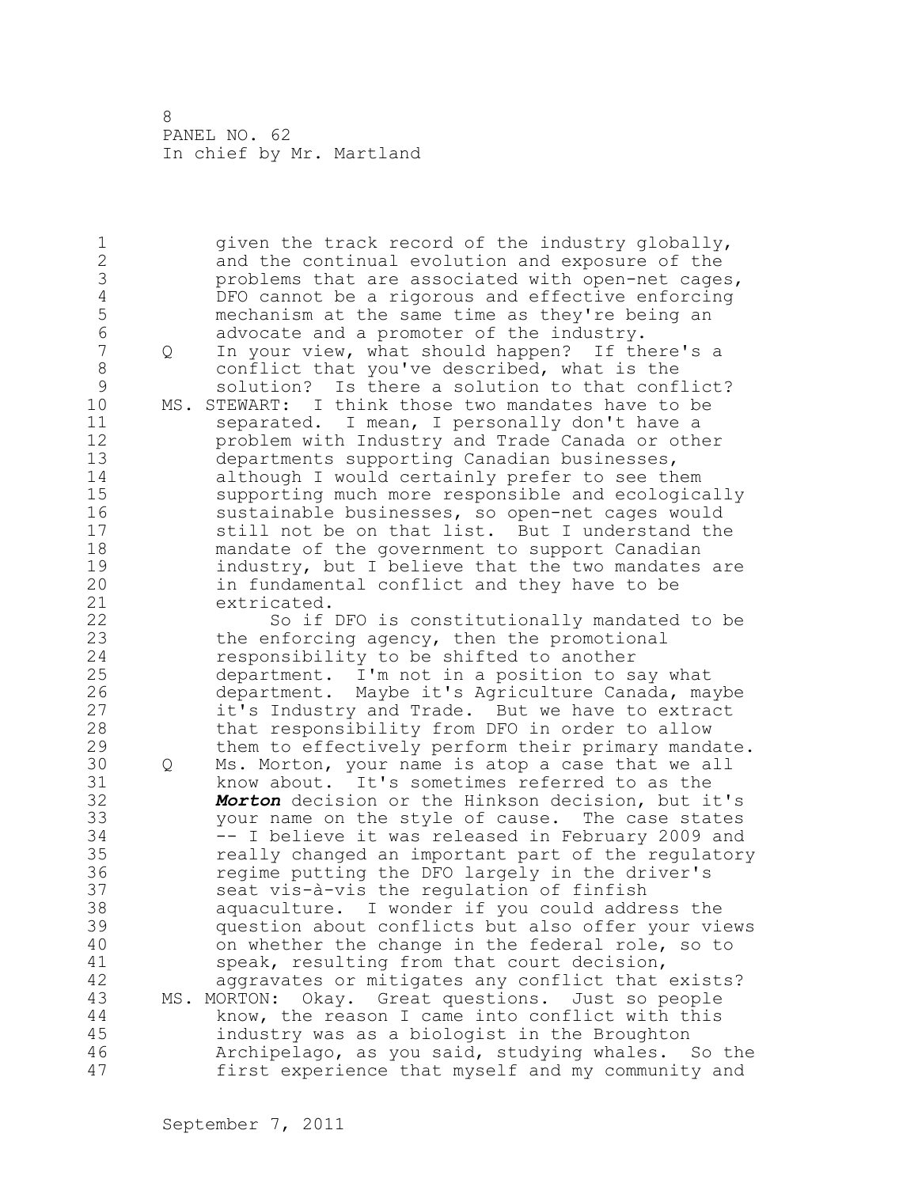given the track record of the industry globally, and the continual evolution and exposure of the problems that are associated with open-net cages, DFO cannot be a rigorous and effective enforcing mechanism at the same time as they're being an advocate and a promoter of the industry.

Q In your view, what should happen? If there's a conflict that you've described, what is the solution? Is there a solution to that conflict?

MS. STEWART: I think those two mandates have to be separated. I mean, I personally don't have a problem with Industry and Trade Canada or other departments supporting Canadian businesses, although I would certainly prefer to see them supporting much more responsible and ecologically sustainable businesses, so open-net cages would still not be on that list. But I understand the mandate of the government to support Canadian industry, but I believe that the two mandates are in fundamental conflict and they have to be extricated.

So if DFO is constitutionally mandated to be the enforcing agency, then the promotional responsibility to be shifted to another department. I'm not in a position to say what department. Maybe it's Agriculture Canada, maybe it's Industry and Trade. But we have to extract that responsibility from DFO in order to allow them to effectively perform their primary mandate.

Q Ms. Morton, your name is atop a case that we all know about. It's sometimes referred to as the ***Morton*** decision or the Hinkson decision, but it's your name on the style of cause. The case states -- I believe it was released in February 2009 and really changed an important part of the regulatory regime putting the DFO largely in the driver's seat vis-à-vis the regulation of finfish aquaculture. I wonder if you could address the question about conflicts but also offer your views on whether the change in the federal role, so to speak, resulting from that court decision, aggravates or mitigates any conflict that exists?

MS. MORTON: Okay. Great questions. Just so people know, the reason I came into conflict with this industry was as a biologist in the Broughton Archipelago, as you said, studying whales. So the first experience that myself and my community and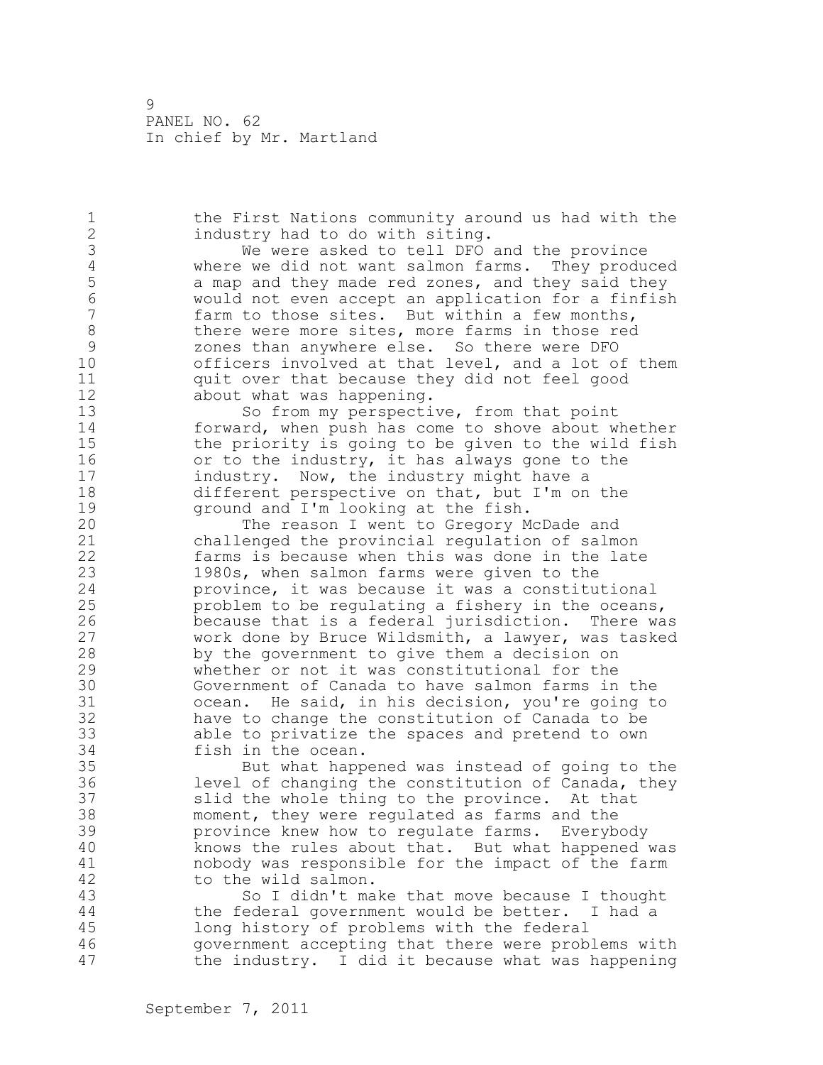the First Nations community around us had with the industry had to do with siting.

We were asked to tell DFO and the province where we did not want salmon farms. They produced a map and they made red zones, and they said they would not even accept an application for a finfish farm to those sites. But within a few months, there were more sites, more farms in those red zones than anywhere else. So there were DFO officers involved at that level, and a lot of them quit over that because they did not feel good about what was happening.

So from my perspective, from that point forward, when push has come to shove about whether the priority is going to be given to the wild fish or to the industry, it has always gone to the industry. Now, the industry might have a different perspective on that, but I'm on the ground and I'm looking at the fish.

The reason I went to Gregory McDade and challenged the provincial regulation of salmon farms is because when this was done in the late 1980s, when salmon farms were given to the province, it was because it was a constitutional problem to be regulating a fishery in the oceans, because that is a federal jurisdiction. There was work done by Bruce Wildsmith, a lawyer, was tasked by the government to give them a decision on whether or not it was constitutional for the Government of Canada to have salmon farms in the ocean. He said, in his decision, you're going to have to change the constitution of Canada to be able to privatize the spaces and pretend to own fish in the ocean.

But what happened was instead of going to the level of changing the constitution of Canada, they slid the whole thing to the province. At that moment, they were regulated as farms and the province knew how to regulate farms. Everybody knows the rules about that. But what happened was nobody was responsible for the impact of the farm to the wild salmon.

So I didn't make that move because I thought the federal government would be better. I had a long history of problems with the federal government accepting that there were problems with the industry. I did it because what was happening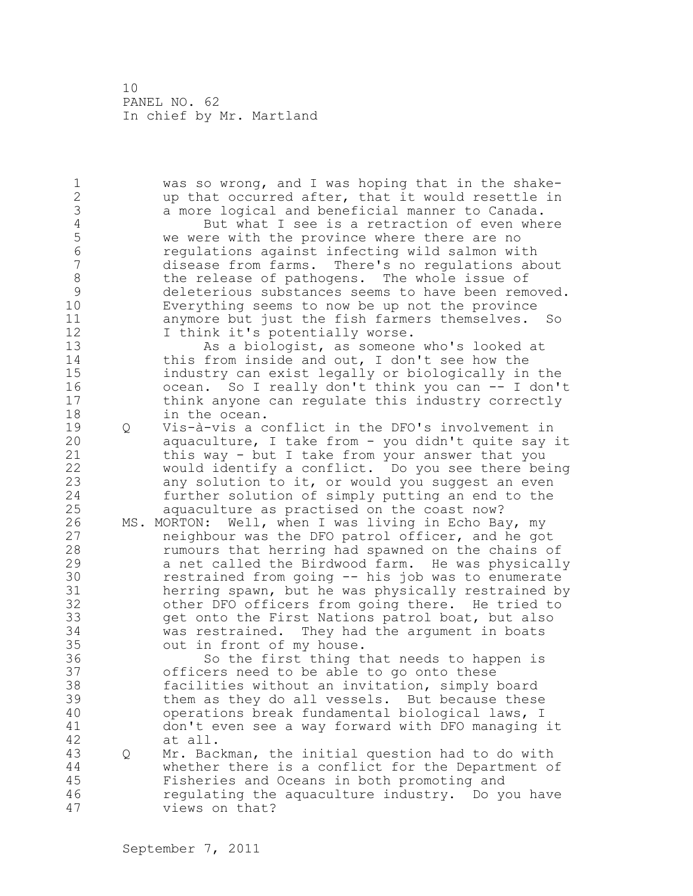was so wrong, and I was hoping that in the shake-up that occurred after, that it would resettle in a more logical and beneficial manner to Canada.

But what I see is a retraction of even where we were with the province where there are no regulations against infecting wild salmon with disease from farms. There's no regulations about the release of pathogens. The whole issue of deleterious substances seems to have been removed. Everything seems to now be up not the province anymore but just the fish farmers themselves. So I think it's potentially worse.

As a biologist, as someone who's looked at this from inside and out, I don't see how the industry can exist legally or biologically in the ocean. So I really don't think you can -- I don't think anyone can regulate this industry correctly in the ocean.

Q Vis-à-vis a conflict in the DFO's involvement in aquaculture, I take from - you didn't quite say it this way - but I take from your answer that you would identify a conflict. Do you see there being any solution to it, or would you suggest an even further solution of simply putting an end to the aquaculture as practised on the coast now?

MS. MORTON: Well, when I was living in Echo Bay, my neighbour was the DFO patrol officer, and he got rumours that herring had spawned on the chains of a net called the Birdwood farm. He was physically restrained from going -- his job was to enumerate herring spawn, but he was physically restrained by other DFO officers from going there. He tried to get onto the First Nations patrol boat, but also was restrained. They had the argument in boats out in front of my house.

So the first thing that needs to happen is officers need to be able to go onto these facilities without an invitation, simply board them as they do all vessels. But because these operations break fundamental biological laws, I don't even see a way forward with DFO managing it at all.

Q Mr. Backman, the initial question had to do with whether there is a conflict for the Department of Fisheries and Oceans in both promoting and regulating the aquaculture industry. Do you have views on that?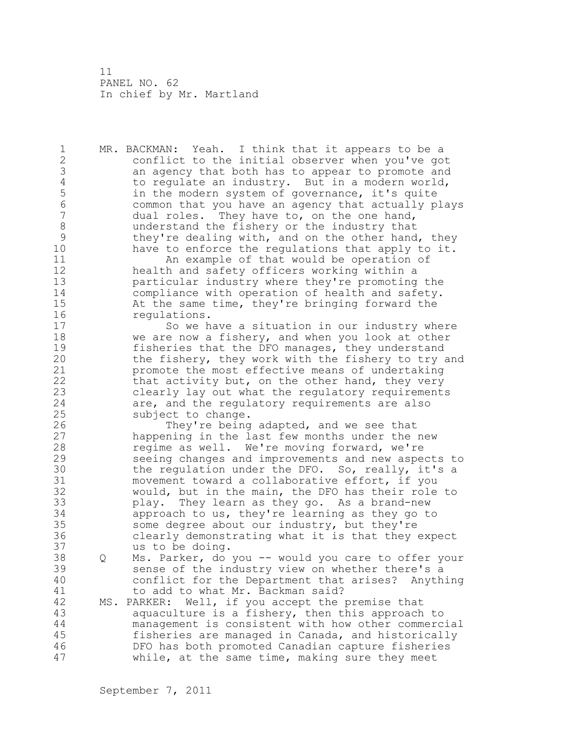MR. BACKMAN: Yeah. I think that it appears to be a conflict to the initial observer when you've got an agency that both has to appear to promote and to regulate an industry. But in a modern world, in the modern system of governance, it's quite common that you have an agency that actually plays dual roles. They have to, on the one hand, understand the fishery or the industry that they're dealing with, and on the other hand, they have to enforce the regulations that apply to it.

An example of that would be operation of health and safety officers working within a particular industry where they're promoting the compliance with operation of health and safety. At the same time, they're bringing forward the regulations.

So we have a situation in our industry where we are now a fishery, and when you look at other fisheries that the DFO manages, they understand the fishery, they work with the fishery to try and promote the most effective means of undertaking that activity but, on the other hand, they very clearly lay out what the regulatory requirements are, and the regulatory requirements are also subject to change.

They're being adapted, and we see that happening in the last few months under the new regime as well. We're moving forward, we're seeing changes and improvements and new aspects to the regulation under the DFO. So, really, it's a movement toward a collaborative effort, if you would, but in the main, the DFO has their role to play. They learn as they go. As a brand-new approach to us, they're learning as they go to some degree about our industry, but they're clearly demonstrating what it is that they expect us to be doing.

Q Ms. Parker, do you -- would you care to offer your sense of the industry view on whether there's a conflict for the Department that arises? Anything to add to what Mr. Backman said?

MS. PARKER: Well, if you accept the premise that aquaculture is a fishery, then this approach to management is consistent with how other commercial fisheries are managed in Canada, and historically DFO has both promoted Canadian capture fisheries while, at the same time, making sure they meet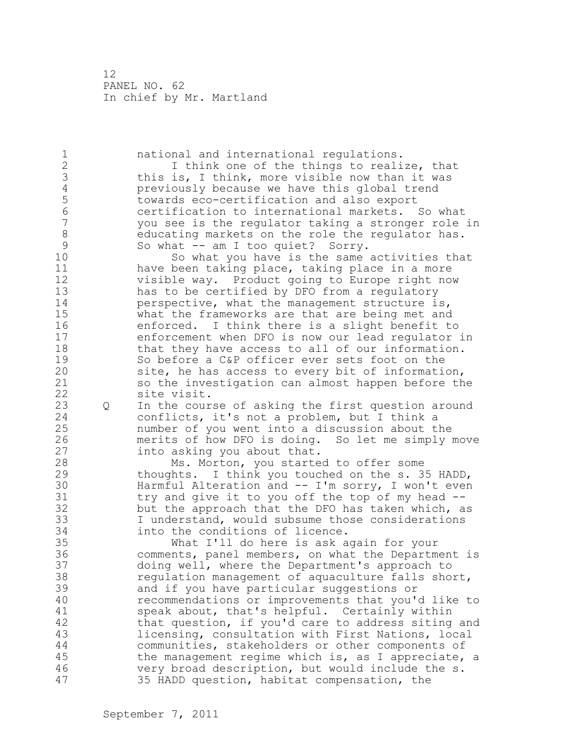national and international regulations.

I think one of the things to realize, that this is, I think, more visible now than it was previously because we have this global trend towards eco-certification and also export certification to international markets. So what you see is the regulator taking a stronger role in educating markets on the role the regulator has. So what -- am I too quiet? Sorry.

So what you have is the same activities that have been taking place, taking place in a more visible way. Product going to Europe right now has to be certified by DFO from a regulatory perspective, what the management structure is, what the frameworks are that are being met and enforced. I think there is a slight benefit to enforcement when DFO is now our lead regulator in that they have access to all of our information. So before a C&P officer ever sets foot on the site, he has access to every bit of information, so the investigation can almost happen before the site visit.

Q In the course of asking the first question around conflicts, it's not a problem, but I think a number of you went into a discussion about the merits of how DFO is doing. So let me simply move into asking you about that.

Ms. Morton, you started to offer some thoughts. I think you touched on the s. 35 HADD, Harmful Alteration and -- I'm sorry, I won't even try and give it to you off the top of my head -- but the approach that the DFO has taken which, as I understand, would subsume those considerations into the conditions of licence.

What I'll do here is ask again for your comments, panel members, on what the Department is doing well, where the Department's approach to regulation management of aquaculture falls short, and if you have particular suggestions or recommendations or improvements that you'd like to speak about, that's helpful. Certainly within that question, if you'd care to address siting and licensing, consultation with First Nations, local communities, stakeholders or other components of the management regime which is, as I appreciate, a very broad description, but would include the s. 35 HADD question, habitat compensation, the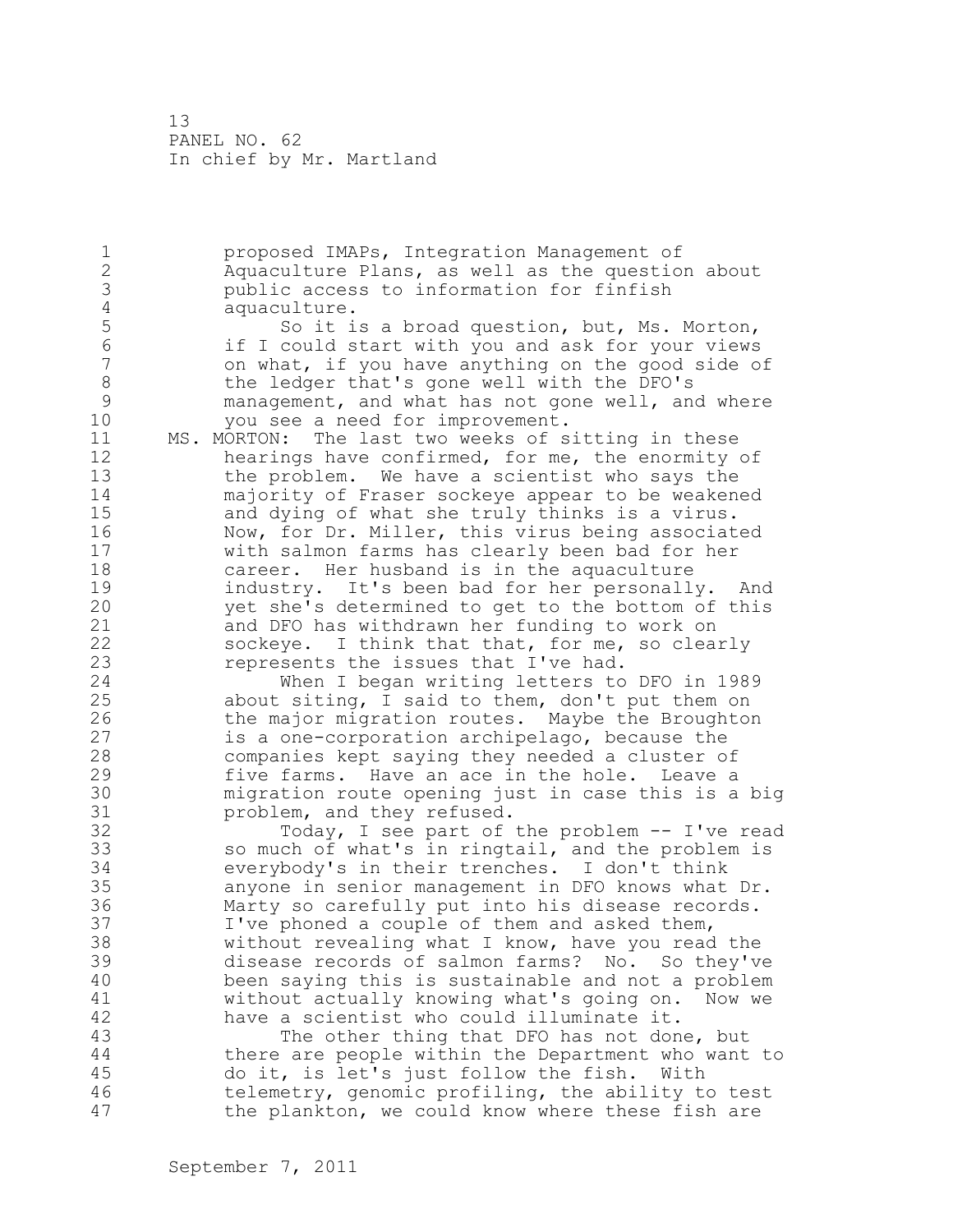proposed IMAPs, Integration Management of Aquaculture Plans, as well as the question about public access to information for finfish aquaculture.

So it is a broad question, but, Ms. Morton, if I could start with you and ask for your views on what, if you have anything on the good side of the ledger that's gone well with the DFO's management, and what has not gone well, and where you see a need for improvement.

MS. MORTON: The last two weeks of sitting in these hearings have confirmed, for me, the enormity of the problem. We have a scientist who says the majority of Fraser sockeye appear to be weakened and dying of what she truly thinks is a virus. Now, for Dr. Miller, this virus being associated with salmon farms has clearly been bad for her career. Her husband is in the aquaculture industry. It's been bad for her personally. And yet she's determined to get to the bottom of this and DFO has withdrawn her funding to work on sockeye. I think that that, for me, so clearly represents the issues that I've had.

When I began writing letters to DFO in 1989 about siting, I said to them, don't put them on the major migration routes. Maybe the Broughton is a one-corporation archipelago, because the companies kept saying they needed a cluster of five farms. Have an ace in the hole. Leave a migration route opening just in case this is a big problem, and they refused.

Today, I see part of the problem -- I've read so much of what's in ringtail, and the problem is everybody's in their trenches. I don't think anyone in senior management in DFO knows what Dr. Marty so carefully put into his disease records. I've phoned a couple of them and asked them, without revealing what I know, have you read the disease records of salmon farms? No. So they've been saying this is sustainable and not a problem without actually knowing what's going on. Now we have a scientist who could illuminate it.

The other thing that DFO has not done, but there are people within the Department who want to do it, is let's just follow the fish. With telemetry, genomic profiling, the ability to test the plankton, we could know where these fish are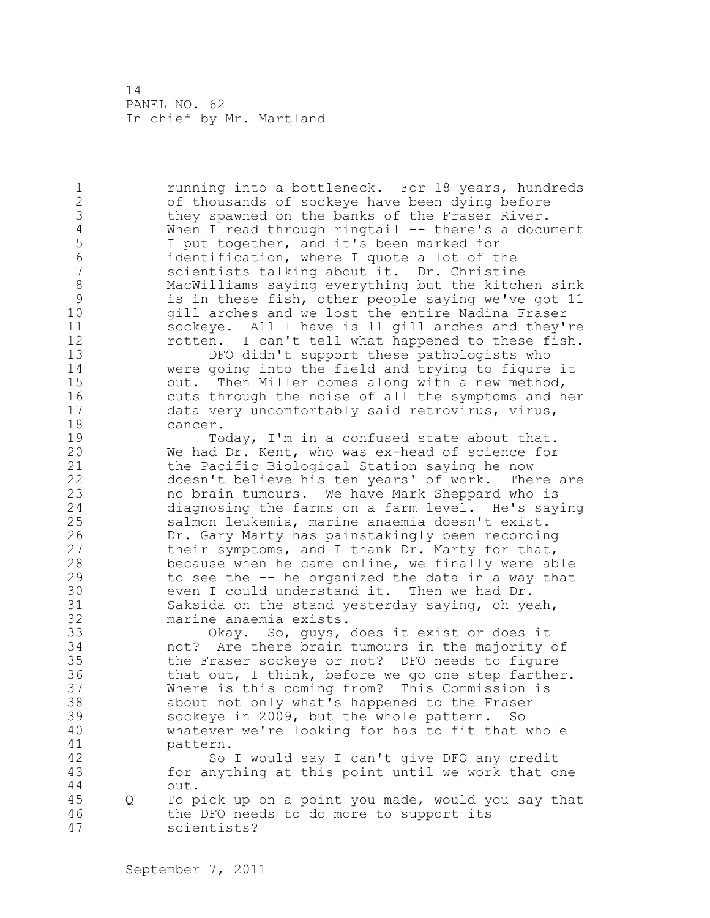running into a bottleneck. For 18 years, hundreds of thousands of sockeye have been dying before they spawned on the banks of the Fraser River. When I read through ringtail -- there's a document I put together, and it's been marked for identification, where I quote a lot of the scientists talking about it. Dr. Christine MacWilliams saying everything but the kitchen sink is in these fish, other people saying we've got 11 gill arches and we lost the entire Nadina Fraser sockeye. All I have is 11 gill arches and they're rotten. I can't tell what happened to these fish.

DFO didn't support these pathologists who were going into the field and trying to figure it out. Then Miller comes along with a new method, cuts through the noise of all the symptoms and her data very uncomfortably said retrovirus, virus, cancer.

Today, I'm in a confused state about that. We had Dr. Kent, who was ex-head of science for the Pacific Biological Station saying he now doesn't believe his ten years' of work. There are no brain tumours. We have Mark Sheppard who is diagnosing the farms on a farm level. He's saying salmon leukemia, marine anaemia doesn't exist. Dr. Gary Marty has painstakingly been recording their symptoms, and I thank Dr. Marty for that, because when he came online, we finally were able to see the -- he organized the data in a way that even I could understand it. Then we had Dr. Saksida on the stand yesterday saying, oh yeah, marine anaemia exists.

Okay. So, guys, does it exist or does it not? Are there brain tumours in the majority of the Fraser sockeye or not? DFO needs to figure that out, I think, before we go one step farther. Where is this coming from? This Commission is about not only what's happened to the Fraser sockeye in 2009, but the whole pattern. So whatever we're looking for has to fit that whole pattern.

So I would say I can't give DFO any credit for anything at this point until we work that one out.

Q To pick up on a point you made, would you say that the DFO needs to do more to support its scientists?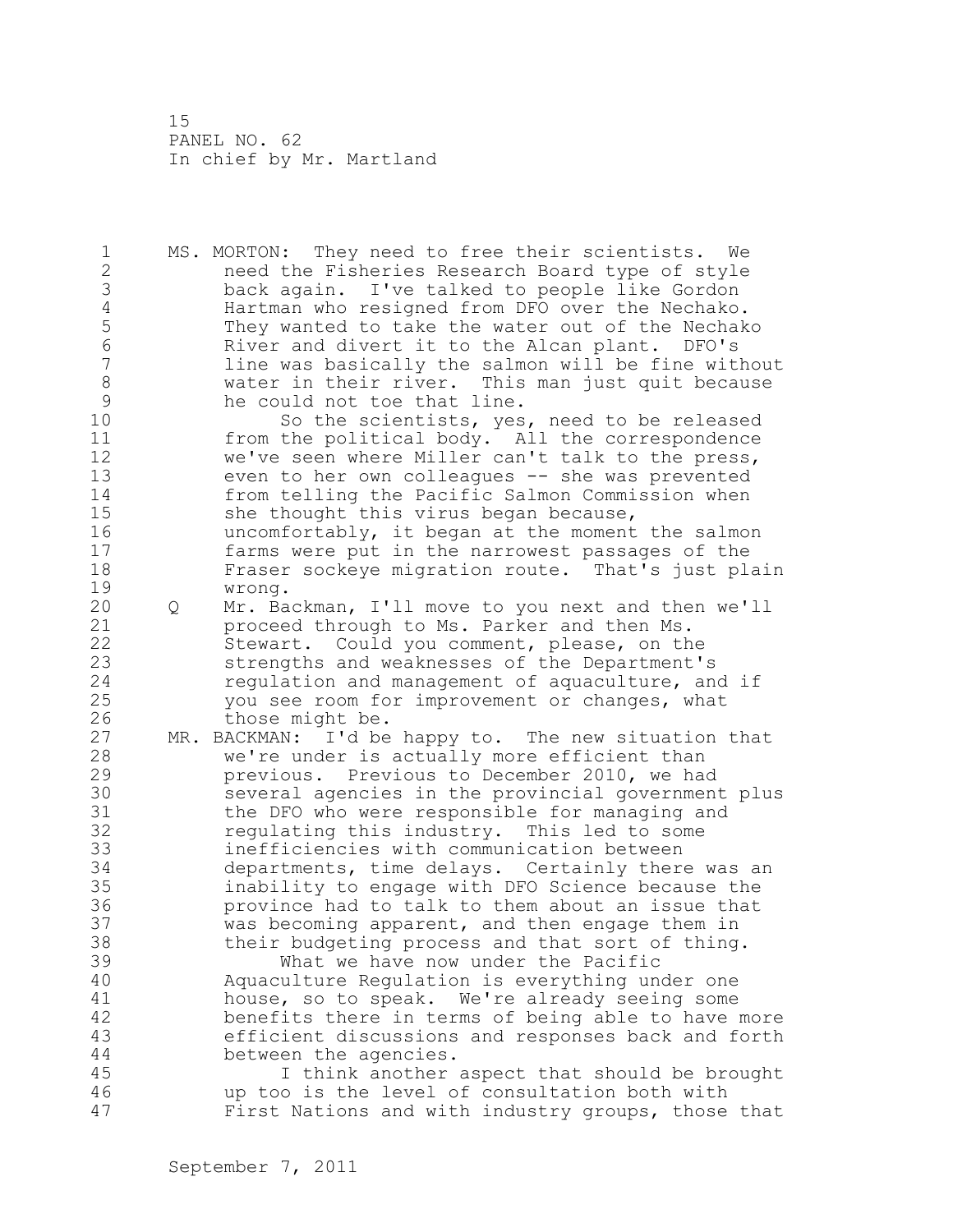MS. MORTON: They need to free their scientists. We need the Fisheries Research Board type of style back again. I've talked to people like Gordon Hartman who resigned from DFO over the Nechako. They wanted to take the water out of the Nechako River and divert it to the Alcan plant. DFO's line was basically the salmon will be fine without water in their river. This man just quit because he could not toe that line.

So the scientists, yes, need to be released from the political body. All the correspondence we've seen where Miller can't talk to the press, even to her own colleagues -- she was prevented from telling the Pacific Salmon Commission when she thought this virus began because, uncomfortably, it began at the moment the salmon farms were put in the narrowest passages of the Fraser sockeye migration route. That's just plain wrong.

Q Mr. Backman, I'll move to you next and then we'll proceed through to Ms. Parker and then Ms. Stewart. Could you comment, please, on the strengths and weaknesses of the Department's regulation and management of aquaculture, and if you see room for improvement or changes, what those might be.

MR. BACKMAN: I'd be happy to. The new situation that we're under is actually more efficient than previous. Previous to December 2010, we had several agencies in the provincial government plus the DFO who were responsible for managing and regulating this industry. This led to some inefficiencies with communication between departments, time delays. Certainly there was an inability to engage with DFO Science because the province had to talk to them about an issue that was becoming apparent, and then engage them in their budgeting process and that sort of thing.

What we have now under the Pacific Aquaculture Regulation is everything under one house, so to speak. We're already seeing some benefits there in terms of being able to have more efficient discussions and responses back and forth between the agencies.

I think another aspect that should be brought up too is the level of consultation both with First Nations and with industry groups, those that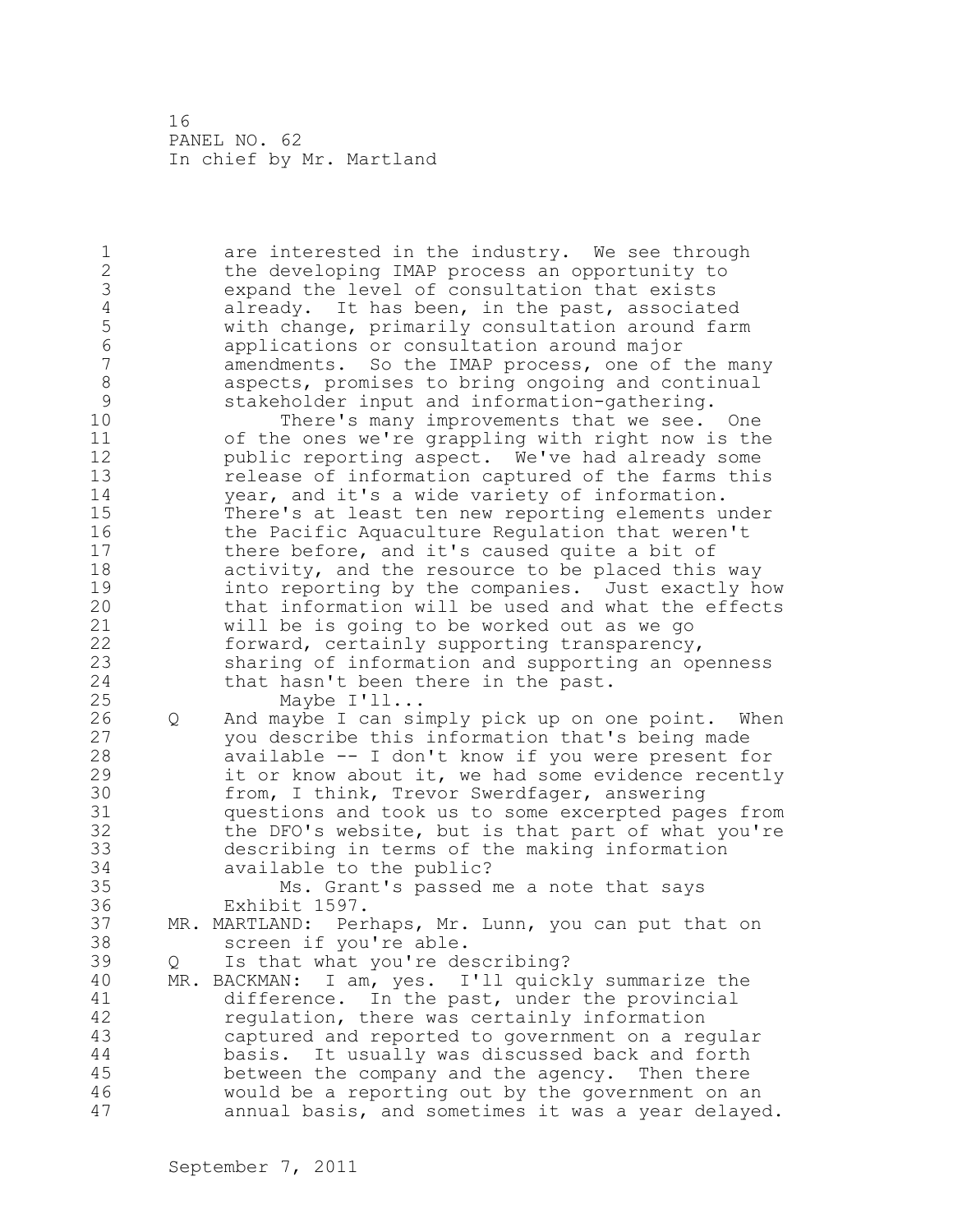are interested in the industry. We see through the developing IMAP process an opportunity to expand the level of consultation that exists already. It has been, in the past, associated with change, primarily consultation around farm applications or consultation around major amendments. So the IMAP process, one of the many aspects, promises to bring ongoing and continual stakeholder input and information-gathering.

There's many improvements that we see. One of the ones we're grappling with right now is the public reporting aspect. We've had already some release of information captured of the farms this year, and it's a wide variety of information. There's at least ten new reporting elements under the Pacific Aquaculture Regulation that weren't there before, and it's caused quite a bit of activity, and the resource to be placed this way into reporting by the companies. Just exactly how that information will be used and what the effects will be is going to be worked out as we go forward, certainly supporting transparency, sharing of information and supporting an openness that hasn't been there in the past.

Maybe I'll...

Q And maybe I can simply pick up on one point. When you describe this information that's being made available -- I don't know if you were present for it or know about it, we had some evidence recently from, I think, Trevor Swerdfager, answering questions and took us to some excerpted pages from the DFO's website, but is that part of what you're describing in terms of the making information available to the public?

Ms. Grant's passed me a note that says Exhibit 1597.

MR. MARTLAND: Perhaps, Mr. Lunn, you can put that on screen if you're able.

Q Is that what you're describing?

MR. BACKMAN: I am, yes. I'll quickly summarize the difference. In the past, under the provincial regulation, there was certainly information captured and reported to government on a regular basis. It usually was discussed back and forth between the company and the agency. Then there would be a reporting out by the government on an annual basis, and sometimes it was a year delayed.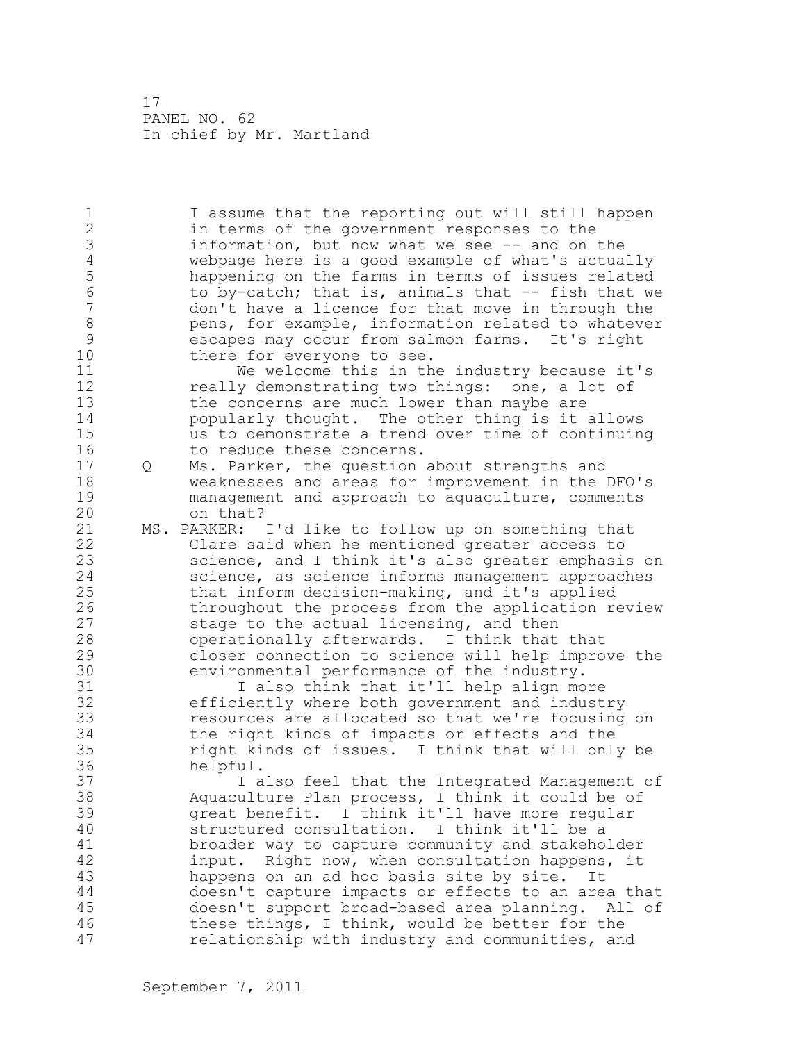I assume that the reporting out will still happen in terms of the government responses to the information, but now what we see -- and on the webpage here is a good example of what's actually happening on the farms in terms of issues related to by-catch; that is, animals that -- fish that we don't have a licence for that move in through the pens, for example, information related to whatever escapes may occur from salmon farms. It's right there for everyone to see.

We welcome this in the industry because it's really demonstrating two things: one, a lot of the concerns are much lower than maybe are popularly thought. The other thing is it allows us to demonstrate a trend over time of continuing to reduce these concerns.

Q Ms. Parker, the question about strengths and weaknesses and areas for improvement in the DFO's management and approach to aquaculture, comments on that?

MS. PARKER: I'd like to follow up on something that Clare said when he mentioned greater access to science, and I think it's also greater emphasis on science, as science informs management approaches that inform decision-making, and it's applied throughout the process from the application review stage to the actual licensing, and then operationally afterwards. I think that that closer connection to science will help improve the environmental performance of the industry.

I also think that it'll help align more efficiently where both government and industry resources are allocated so that we're focusing on the right kinds of impacts or effects and the right kinds of issues. I think that will only be helpful.

I also feel that the Integrated Management of Aquaculture Plan process, I think it could be of great benefit. I think it'll have more regular structured consultation. I think it'll be a broader way to capture community and stakeholder input. Right now, when consultation happens, it happens on an ad hoc basis site by site. It doesn't capture impacts or effects to an area that doesn't support broad-based area planning. All of these things, I think, would be better for the relationship with industry and communities, and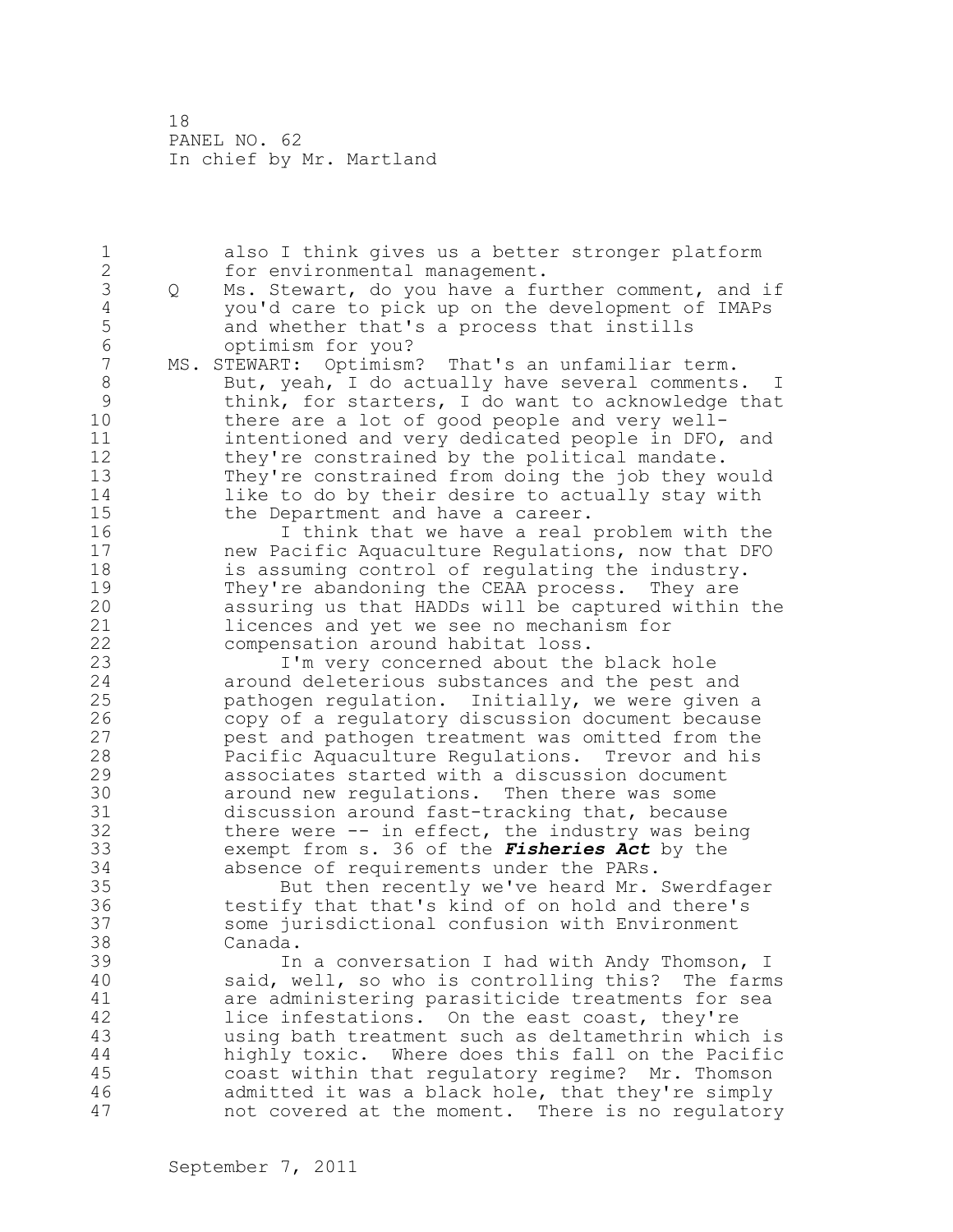also I think gives us a better stronger platform for environmental management.

Q Ms. Stewart, do you have a further comment, and if you'd care to pick up on the development of IMAPs and whether that's a process that instills optimism for you?

MS. STEWART: Optimism? That's an unfamiliar term. But, yeah, I do actually have several comments. I think, for starters, I do want to acknowledge that there are a lot of good people and very well-intentioned and very dedicated people in DFO, and they're constrained by the political mandate. They're constrained from doing the job they would like to do by their desire to actually stay with the Department and have a career.

I think that we have a real problem with the new Pacific Aquaculture Regulations, now that DFO is assuming control of regulating the industry. They're abandoning the CEAA process. They are assuring us that HADDs will be captured within the licences and yet we see no mechanism for compensation around habitat loss.

I'm very concerned about the black hole around deleterious substances and the pest and pathogen regulation. Initially, we were given a copy of a regulatory discussion document because pest and pathogen treatment was omitted from the Pacific Aquaculture Regulations. Trevor and his associates started with a discussion document around new regulations. Then there was some discussion around fast-tracking that, because there were -- in effect, the industry was being exempt from s. 36 of the ***Fisheries Act*** by the absence of requirements under the PARs.

But then recently we've heard Mr. Swerdfager testify that that's kind of on hold and there's some jurisdictional confusion with Environment Canada.

In a conversation I had with Andy Thomson, I said, well, so who is controlling this? The farms are administering parasiticide treatments for sea lice infestations. On the east coast, they're using bath treatment such as deltamethrin which is highly toxic. Where does this fall on the Pacific coast within that regulatory regime? Mr. Thomson admitted it was a black hole, that they're simply not covered at the moment. There is no regulatory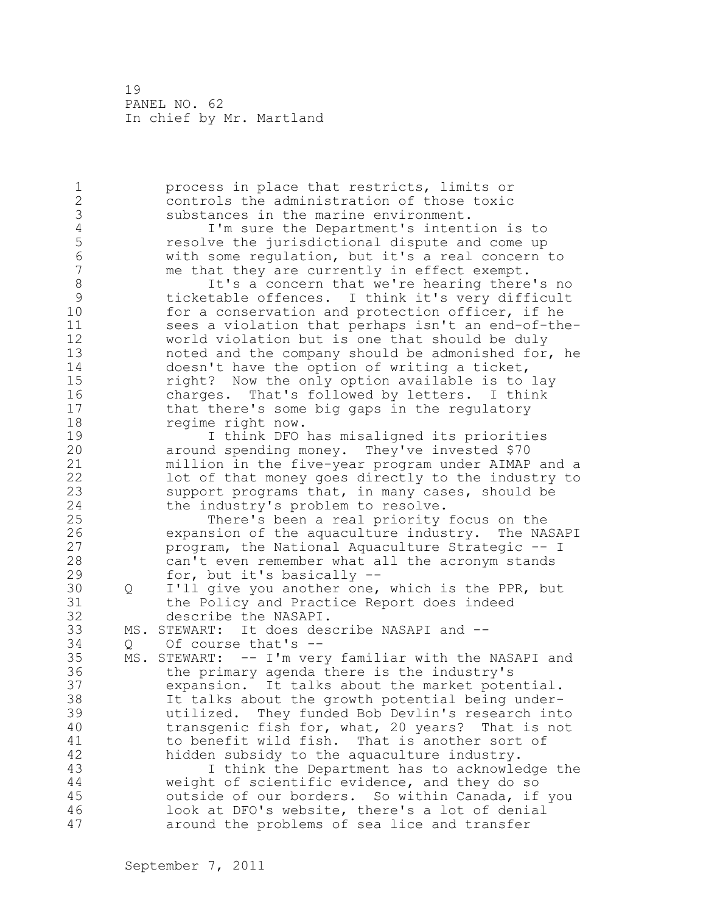process in place that restricts, limits or controls the administration of those toxic substances in the marine environment.

I'm sure the Department's intention is to resolve the jurisdictional dispute and come up with some regulation, but it's a real concern to me that they are currently in effect exempt.

It's a concern that we're hearing there's no ticketable offences. I think it's very difficult for a conservation and protection officer, if he sees a violation that perhaps isn't an end-of-the-world violation but is one that should be duly noted and the company should be admonished for, he doesn't have the option of writing a ticket, right? Now the only option available is to lay charges. That's followed by letters. I think that there's some big gaps in the regulatory regime right now.

I think DFO has misaligned its priorities around spending money. They've invested $70 million in the five-year program under AIMAP and a lot of that money goes directly to the industry to support programs that, in many cases, should be the industry's problem to resolve.

There's been a real priority focus on the expansion of the aquaculture industry. The NASAPI program, the National Aquaculture Strategic -- I can't even remember what all the acronym stands for, but it's basically --

Q I'll give you another one, which is the PPR, but the Policy and Practice Report does indeed describe the NASAPI.

MS. STEWART: It does describe NASAPI and --

Q Of course that's --

MS. STEWART: -- I'm very familiar with the NASAPI and the primary agenda there is the industry's expansion. It talks about the market potential. It talks about the growth potential being under-utilized. They funded Bob Devlin's research into transgenic fish for, what, 20 years? That is not to benefit wild fish. That is another sort of hidden subsidy to the aquaculture industry.

I think the Department has to acknowledge the weight of scientific evidence, and they do so outside of our borders. So within Canada, if you look at DFO's website, there's a lot of denial around the problems of sea lice and transfer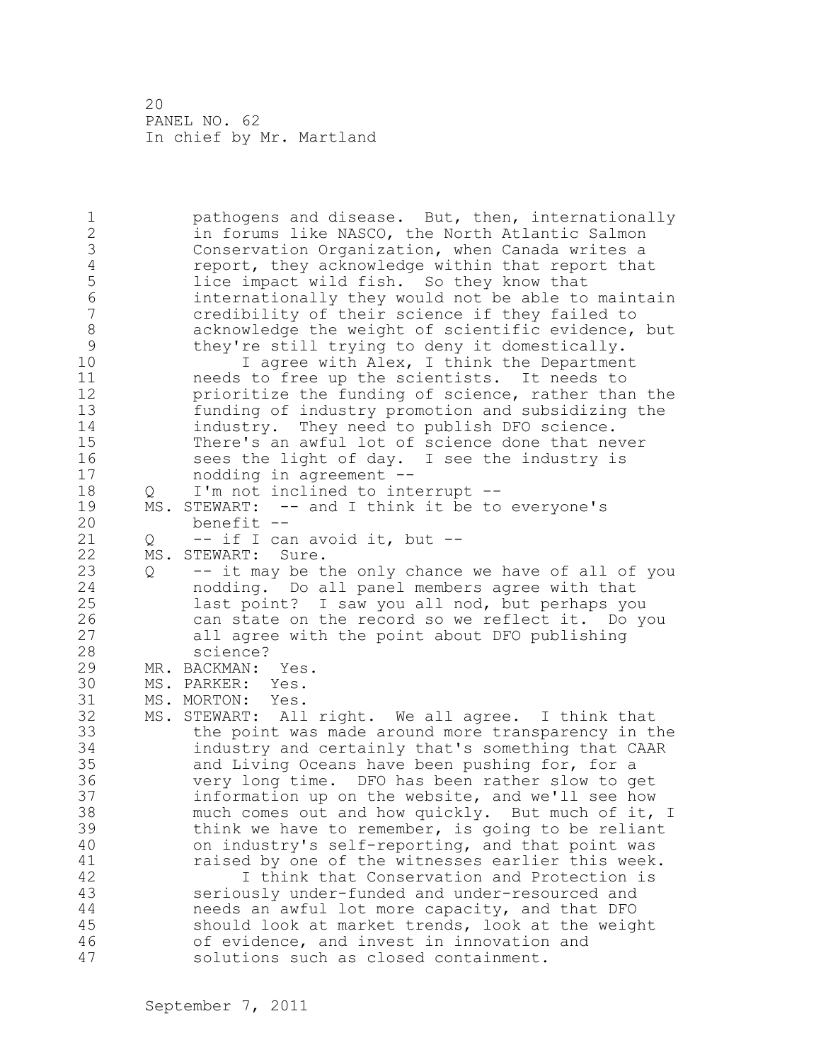pathogens and disease. But, then, internationally in forums like NASCO, the North Atlantic Salmon Conservation Organization, when Canada writes a report, they acknowledge within that report that lice impact wild fish. So they know that internationally they would not be able to maintain credibility of their science if they failed to acknowledge the weight of scientific evidence, but they're still trying to deny it domestically.

I agree with Alex, I think the Department needs to free up the scientists. It needs to prioritize the funding of science, rather than the funding of industry promotion and subsidizing the industry. They need to publish DFO science. There's an awful lot of science done that never sees the light of day. I see the industry is nodding in agreement --

Q I'm not inclined to interrupt --

MS. STEWART: -- and I think it be to everyone's benefit --

Q -- if I can avoid it, but --

MS. STEWART: Sure.

Q -- it may be the only chance we have of all of you nodding. Do all panel members agree with that last point? I saw you all nod, but perhaps you can state on the record so we reflect it. Do you all agree with the point about DFO publishing science?

MR. BACKMAN: Yes.

MS. PARKER: Yes.

MS. MORTON: Yes.

MS. STEWART: All right. We all agree. I think that the point was made around more transparency in the industry and certainly that's something that CAAR and Living Oceans have been pushing for, for a very long time. DFO has been rather slow to get information up on the website, and we'll see how much comes out and how quickly. But much of it, I think we have to remember, is going to be reliant on industry's self-reporting, and that point was raised by one of the witnesses earlier this week.

I think that Conservation and Protection is seriously under-funded and under-resourced and needs an awful lot more capacity, and that DFO should look at market trends, look at the weight of evidence, and invest in innovation and solutions such as closed containment.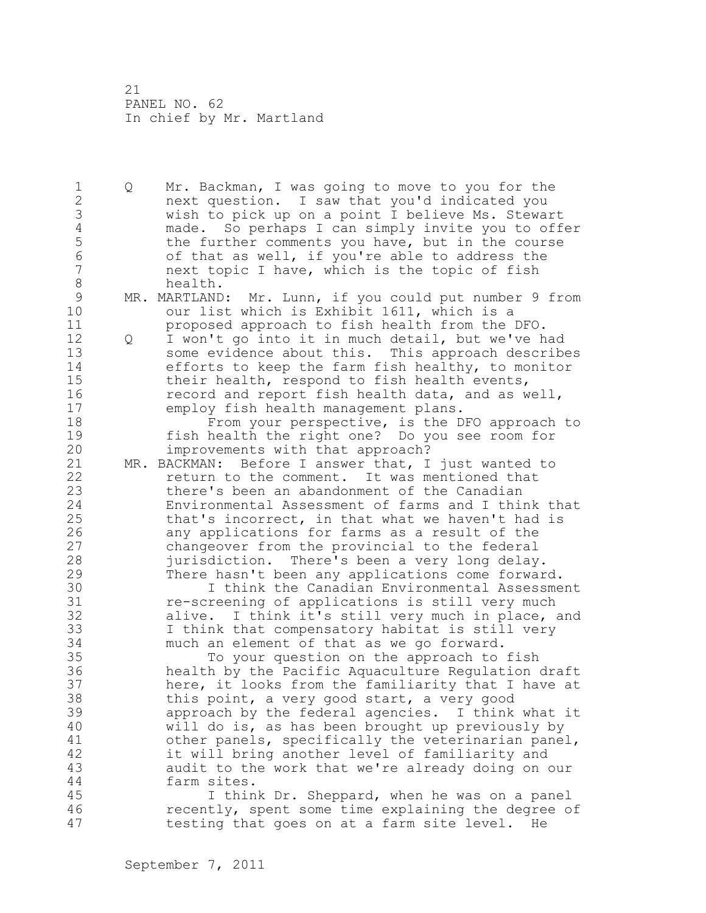Q Mr. Backman, I was going to move to you for the next question. I saw that you'd indicated you wish to pick up on a point I believe Ms. Stewart made. So perhaps I can simply invite you to offer the further comments you have, but in the course of that as well, if you're able to address the next topic I have, which is the topic of fish health.

MR. MARTLAND: Mr. Lunn, if you could put number 9 from our list which is Exhibit 1611, which is a proposed approach to fish health from the DFO.

Q I won't go into it in much detail, but we've had some evidence about this. This approach describes efforts to keep the farm fish healthy, to monitor their health, respond to fish health events, record and report fish health data, and as well, employ fish health management plans.

From your perspective, is the DFO approach to fish health the right one? Do you see room for improvements with that approach?

MR. BACKMAN: Before I answer that, I just wanted to return to the comment. It was mentioned that there's been an abandonment of the Canadian Environmental Assessment of farms and I think that that's incorrect, in that what we haven't had is any applications for farms as a result of the changeover from the provincial to the federal jurisdiction. There's been a very long delay. There hasn't been any applications come forward.

I think the Canadian Environmental Assessment re-screening of applications is still very much alive. I think it's still very much in place, and I think that compensatory habitat is still very much an element of that as we go forward.

To your question on the approach to fish health by the Pacific Aquaculture Regulation draft here, it looks from the familiarity that I have at this point, a very good start, a very good approach by the federal agencies. I think what it will do is, as has been brought up previously by other panels, specifically the veterinarian panel, it will bring another level of familiarity and audit to the work that we're already doing on our farm sites.

I think Dr. Sheppard, when he was on a panel recently, spent some time explaining the degree of testing that goes on at a farm site level. He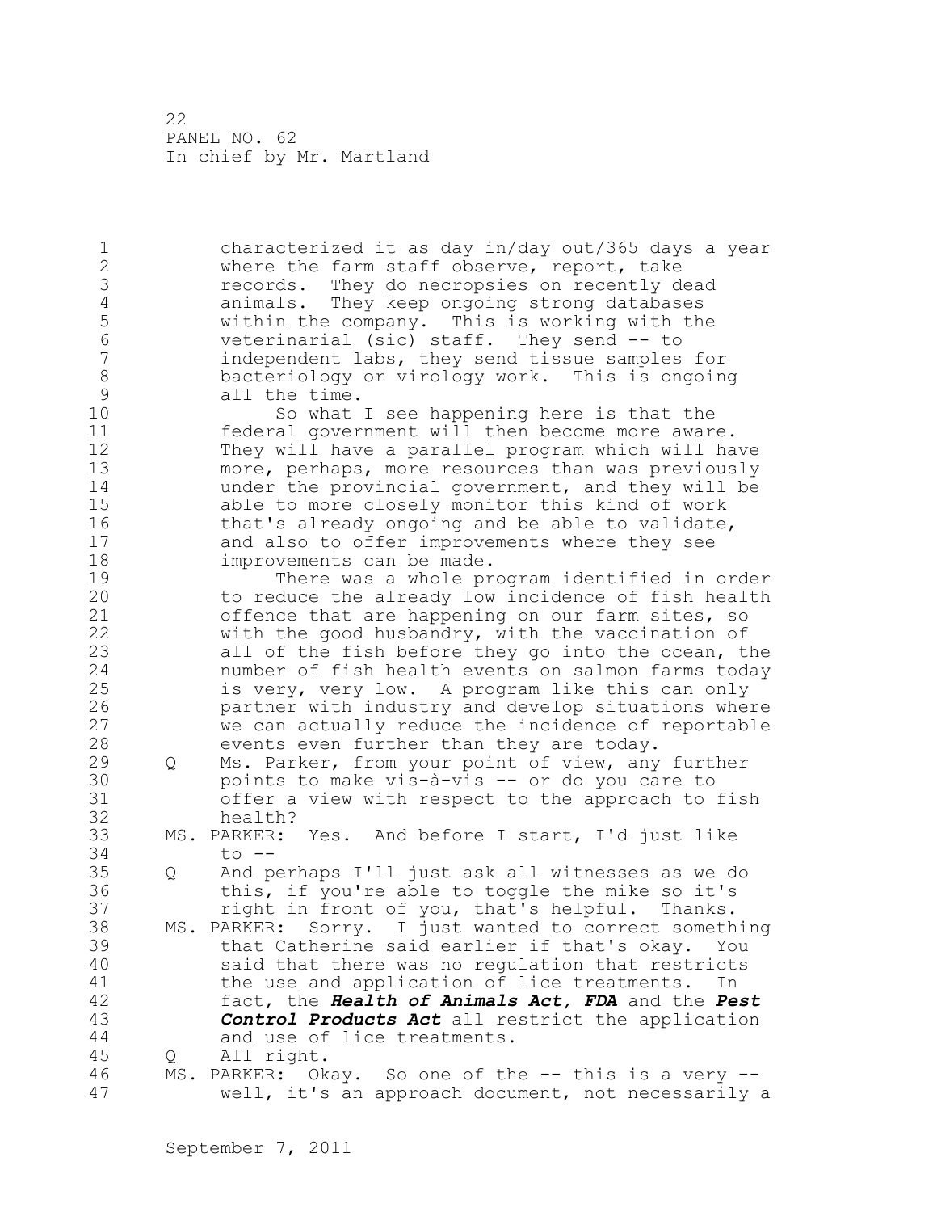characterized it as day in/day out/365 days a year where the farm staff observe, report, take records. They do necropsies on recently dead animals. They keep ongoing strong databases within the company. This is working with the veterinarial (sic) staff. They send -- to independent labs, they send tissue samples for bacteriology or virology work. This is ongoing all the time.

So what I see happening here is that the federal government will then become more aware. They will have a parallel program which will have more, perhaps, more resources than was previously under the provincial government, and they will be able to more closely monitor this kind of work that's already ongoing and be able to validate, and also to offer improvements where they see improvements can be made.

There was a whole program identified in order to reduce the already low incidence of fish health offence that are happening on our farm sites, so with the good husbandry, with the vaccination of all of the fish before they go into the ocean, the number of fish health events on salmon farms today is very, very low. A program like this can only partner with industry and develop situations where we can actually reduce the incidence of reportable events even further than they are today.

Q Ms. Parker, from your point of view, any further points to make vis-à-vis -- or do you care to offer a view with respect to the approach to fish health?

MS. PARKER: Yes. And before I start, I'd just like to --

Q And perhaps I'll just ask all witnesses as we do this, if you're able to toggle the mike so it's right in front of you, that's helpful. Thanks.

MS. PARKER: Sorry. I just wanted to correct something that Catherine said earlier if that's okay. You said that there was no regulation that restricts the use and application of lice treatments. In fact, the ***Health of Animals Act, FDA*** and the ***Pest Control Products Act*** all restrict the application and use of lice treatments.

Q All right.

MS. PARKER: Okay. So one of the -- this is a very -- well, it's an approach document, not necessarily a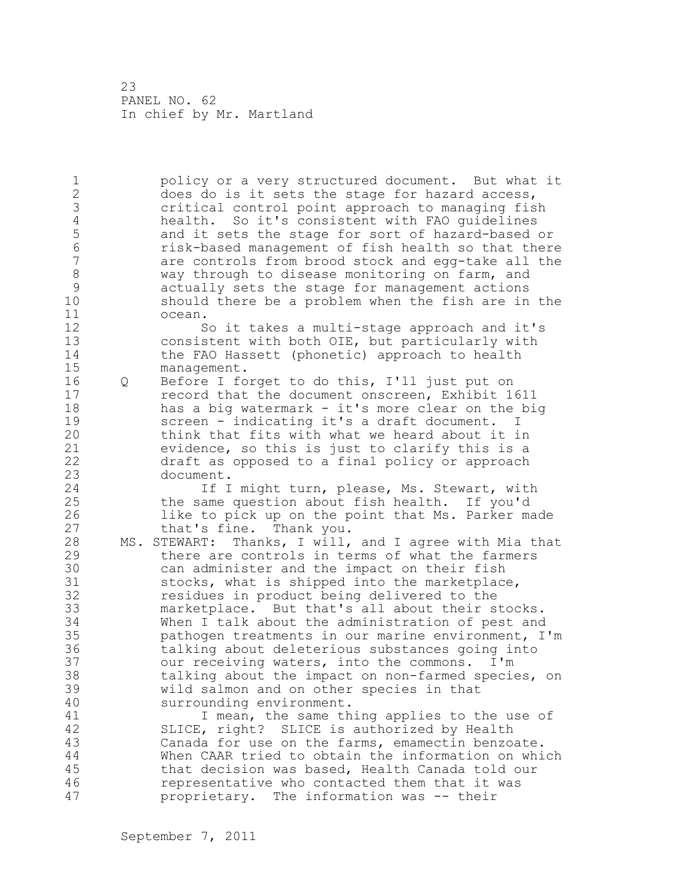policy or a very structured document. But what it does do is it sets the stage for hazard access, critical control point approach to managing fish health. So it's consistent with FAO guidelines and it sets the stage for hazard-based or risk-based management of fish health so that there are controls from brood stock and egg-take all the way through to disease monitoring on farm, and actually sets the stage for management actions should there be a problem when the fish are in the ocean.

So it takes a multi-stage approach and it's consistent with both OIE, but particularly with the FAO Hassett (phonetic) approach to health management.

Q Before I forget to do this, I'll just put on record that the document onscreen, Exhibit 1611 has a big watermark - it's more clear on the big screen - indicating it's a draft document. I think that fits with what we heard about it in evidence, so this is just to clarify this is a draft as opposed to a final policy or approach document.

If I might turn, please, Ms. Stewart, with the same question about fish health. If you'd like to pick up on the point that Ms. Parker made that's fine. Thank you.

MS. STEWART: Thanks, I will, and I agree with Mia that there are controls in terms of what the farmers can administer and the impact on their fish stocks, what is shipped into the marketplace, residues in product being delivered to the marketplace. But that's all about their stocks. When I talk about the administration of pest and pathogen treatments in our marine environment, I'm talking about deleterious substances going into our receiving waters, into the commons. I'm talking about the impact on non-farmed species, on wild salmon and on other species in that surrounding environment.

I mean, the same thing applies to the use of SLICE, right? SLICE is authorized by Health Canada for use on the farms, emamectin benzoate. When CAAR tried to obtain the information on which that decision was based, Health Canada told our representative who contacted them that it was proprietary. The information was -- their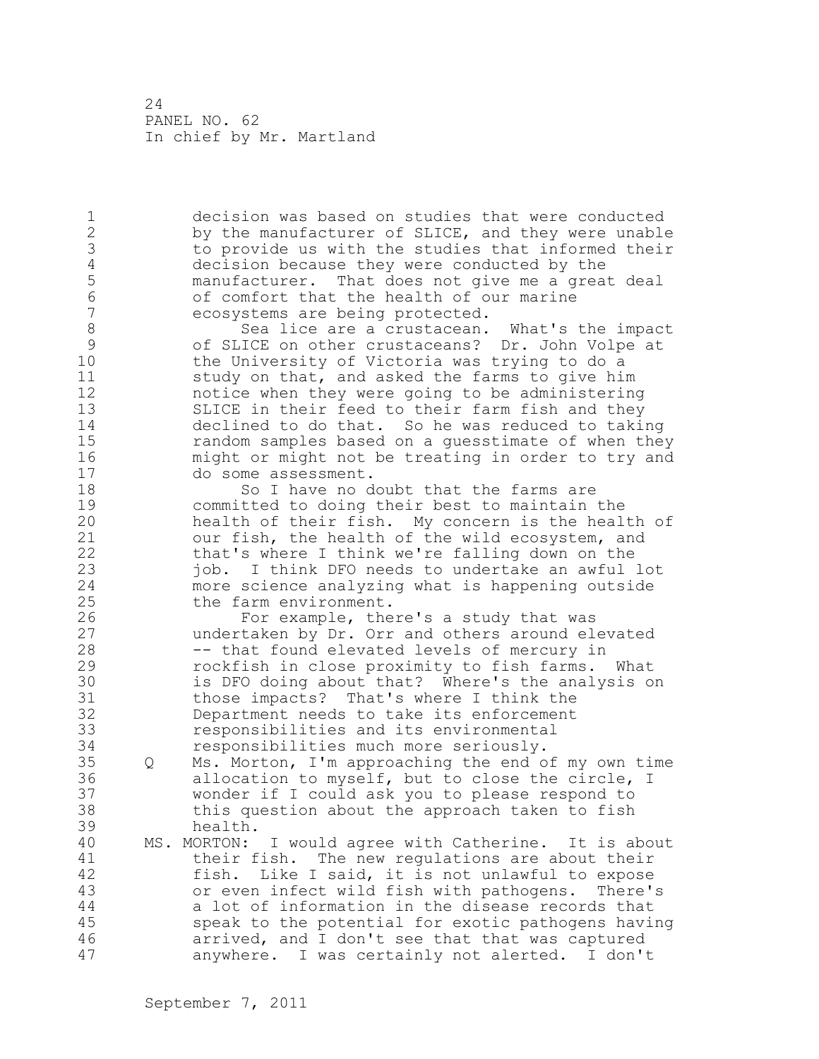decision was based on studies that were conducted by the manufacturer of SLICE, and they were unable to provide us with the studies that informed their decision because they were conducted by the manufacturer. That does not give me a great deal of comfort that the health of our marine ecosystems are being protected.

Sea lice are a crustacean. What's the impact of SLICE on other crustaceans? Dr. John Volpe at the University of Victoria was trying to do a study on that, and asked the farms to give him notice when they were going to be administering SLICE in their feed to their farm fish and they declined to do that. So he was reduced to taking random samples based on a guesstimate of when they might or might not be treating in order to try and do some assessment.

So I have no doubt that the farms are committed to doing their best to maintain the health of their fish. My concern is the health of our fish, the health of the wild ecosystem, and that's where I think we're falling down on the job. I think DFO needs to undertake an awful lot more science analyzing what is happening outside the farm environment.

For example, there's a study that was undertaken by Dr. Orr and others around elevated -- that found elevated levels of mercury in rockfish in close proximity to fish farms. What is DFO doing about that? Where's the analysis on those impacts? That's where I think the Department needs to take its enforcement responsibilities and its environmental responsibilities much more seriously.

Q Ms. Morton, I'm approaching the end of my own time allocation to myself, but to close the circle, I wonder if I could ask you to please respond to this question about the approach taken to fish health.

MS. MORTON: I would agree with Catherine. It is about their fish. The new regulations are about their fish. Like I said, it is not unlawful to expose or even infect wild fish with pathogens. There's a lot of information in the disease records that speak to the potential for exotic pathogens having arrived, and I don't see that that was captured anywhere. I was certainly not alerted. I don't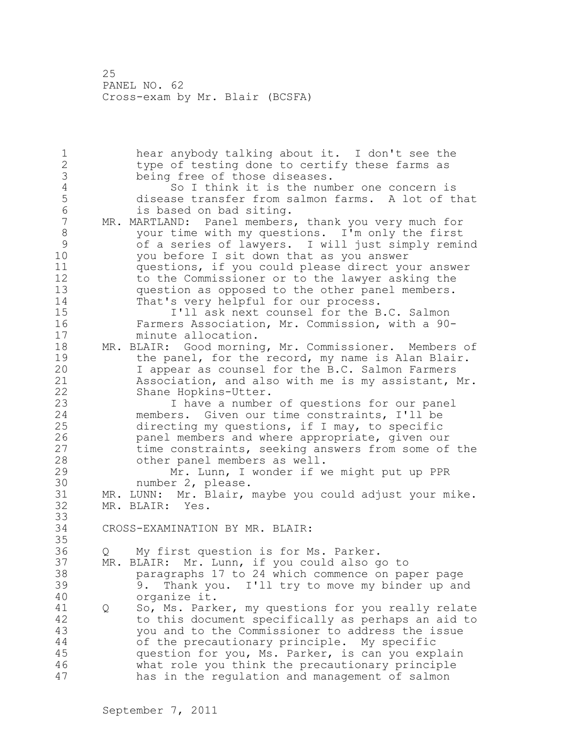hear anybody talking about it. I don't see the type of testing done to certify these farms as being free of those diseases.

So I think it is the number one concern is disease transfer from salmon farms. A lot of that is based on bad siting.

MR. MARTLAND: Panel members, thank you very much for your time with my questions. I'm only the first of a series of lawyers. I will just simply remind you before I sit down that as you answer questions, if you could please direct your answer to the Commissioner or to the lawyer asking the question as opposed to the other panel members. That's very helpful for our process.

I'll ask next counsel for the B.C. Salmon Farmers Association, Mr. Commission, with a 90-minute allocation.

MR. BLAIR: Good morning, Mr. Commissioner. Members of the panel, for the record, my name is Alan Blair. I appear as counsel for the B.C. Salmon Farmers Association, and also with me is my assistant, Mr. Shane Hopkins-Utter.

I have a number of questions for our panel members. Given our time constraints, I'll be directing my questions, if I may, to specific panel members and where appropriate, given our time constraints, seeking answers from some of the other panel members as well.

Mr. Lunn, I wonder if we might put up PPR number 2, please.

MR. LUNN: Mr. Blair, maybe you could adjust your mike.

MR. BLAIR: Yes.

## CROSS-EXAMINATION BY MR. BLAIR:

Q My first question is for Ms. Parker.

MR. BLAIR: Mr. Lunn, if you could also go to paragraphs 17 to 24 which commence on paper page 9. Thank you. I'll try to move my binder up and organize it.

Q So, Ms. Parker, my questions for you really relate to this document specifically as perhaps an aid to you and to the Commissioner to address the issue of the precautionary principle. My specific question for you, Ms. Parker, is can you explain what role you think the precautionary principle has in the regulation and management of salmon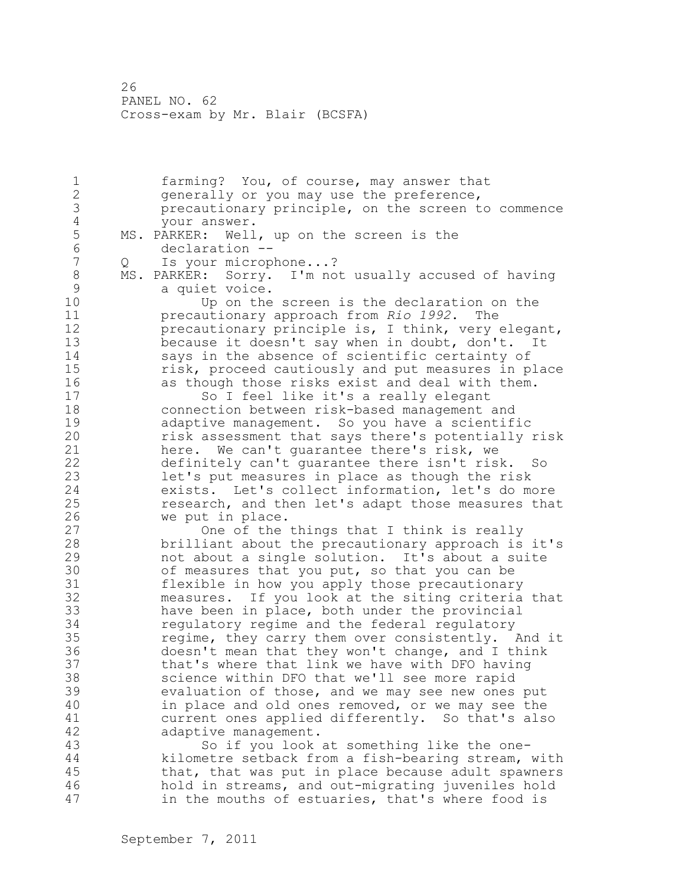farming? You, of course, may answer that generally or you may use the preference, precautionary principle, on the screen to commence your answer.

MS. PARKER: Well, up on the screen is the declaration --

Q Is your microphone...?

MS. PARKER: Sorry. I'm not usually accused of having a quiet voice.

Up on the screen is the declaration on the precautionary approach from *Rio 1992*. The precautionary principle is, I think, very elegant, because it doesn't say when in doubt, don't. It says in the absence of scientific certainty of risk, proceed cautiously and put measures in place as though those risks exist and deal with them.

So I feel like it's a really elegant connection between risk-based management and adaptive management. So you have a scientific risk assessment that says there's potentially risk here. We can't guarantee there's risk, we definitely can't guarantee there isn't risk. So let's put measures in place as though the risk exists. Let's collect information, let's do more research, and then let's adapt those measures that we put in place.

One of the things that I think is really brilliant about the precautionary approach is it's not about a single solution. It's about a suite of measures that you put, so that you can be flexible in how you apply those precautionary measures. If you look at the siting criteria that have been in place, both under the provincial regulatory regime and the federal regulatory regime, they carry them over consistently. And it doesn't mean that they won't change, and I think that's where that link we have with DFO having science within DFO that we'll see more rapid evaluation of those, and we may see new ones put in place and old ones removed, or we may see the current ones applied differently. So that's also adaptive management.

So if you look at something like the one-kilometre setback from a fish-bearing stream, with that, that was put in place because adult spawners hold in streams, and out-migrating juveniles hold in the mouths of estuaries, that's where food is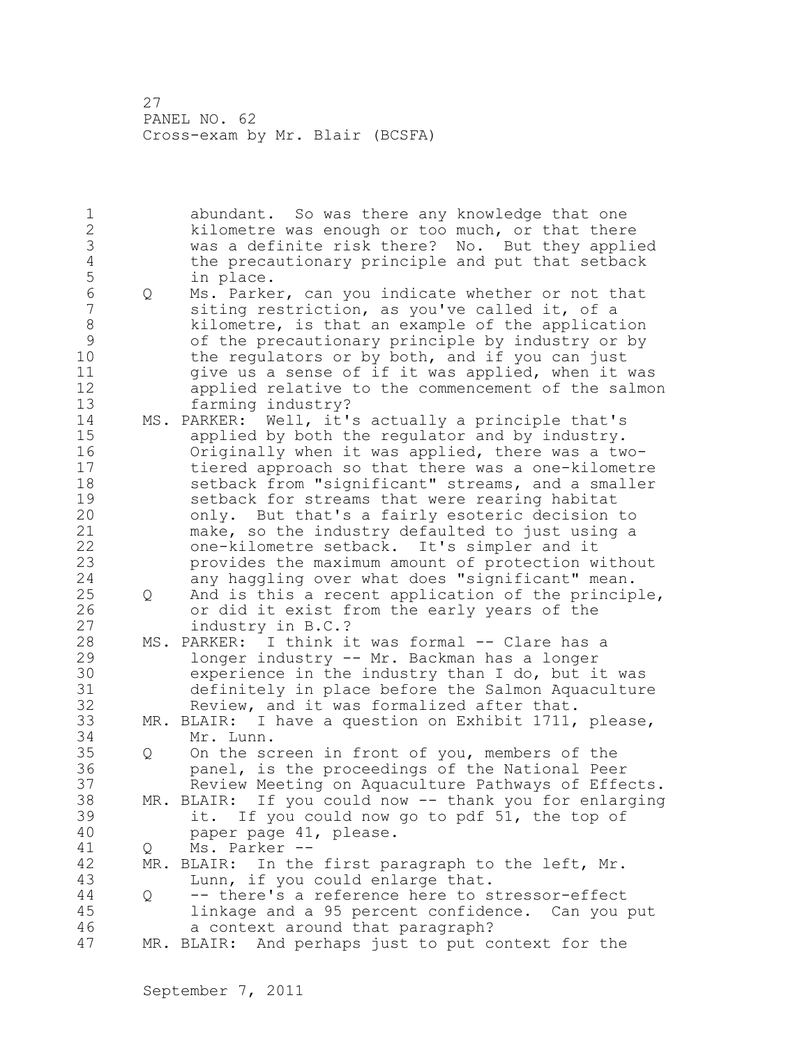abundant. So was there any knowledge that one kilometre was enough or too much, or that there was a definite risk there? No. But they applied the precautionary principle and put that setback in place.

Q Ms. Parker, can you indicate whether or not that siting restriction, as you've called it, of a kilometre, is that an example of the application of the precautionary principle by industry or by the regulators or by both, and if you can just give us a sense of if it was applied, when it was applied relative to the commencement of the salmon farming industry?

MS. PARKER: Well, it's actually a principle that's applied by both the regulator and by industry. Originally when it was applied, there was a two-tiered approach so that there was a one-kilometre setback from "significant" streams, and a smaller setback for streams that were rearing habitat only. But that's a fairly esoteric decision to make, so the industry defaulted to just using a one-kilometre setback. It's simpler and it provides the maximum amount of protection without any haggling over what does "significant" mean.

Q And is this a recent application of the principle, or did it exist from the early years of the industry in B.C.?

MS. PARKER: I think it was formal -- Clare has a longer industry -- Mr. Backman has a longer experience in the industry than I do, but it was definitely in place before the Salmon Aquaculture Review, and it was formalized after that.

MR. BLAIR: I have a question on Exhibit 1711, please, Mr. Lunn.

Q On the screen in front of you, members of the panel, is the proceedings of the National Peer Review Meeting on Aquaculture Pathways of Effects.

MR. BLAIR: If you could now -- thank you for enlarging it. If you could now go to pdf 51, the top of paper page 41, please.

Q Ms. Parker --

MR. BLAIR: In the first paragraph to the left, Mr. Lunn, if you could enlarge that.

Q -- there's a reference here to stressor-effect linkage and a 95 percent confidence. Can you put a context around that paragraph?

MR. BLAIR: And perhaps just to put context for the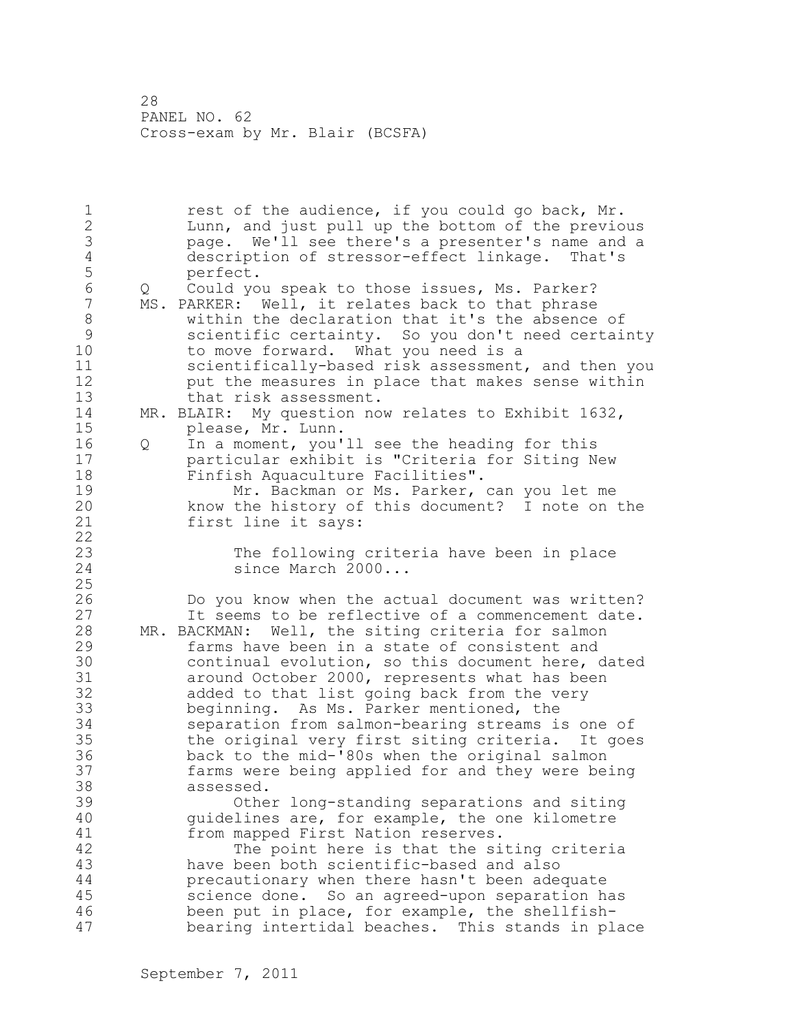rest of the audience, if you could go back, Mr. Lunn, and just pull up the bottom of the previous page. We'll see there's a presenter's name and a description of stressor-effect linkage. That's perfect.

Q Could you speak to those issues, Ms. Parker?

MS. PARKER: Well, it relates back to that phrase within the declaration that it's the absence of scientific certainty. So you don't need certainty to move forward. What you need is a scientifically-based risk assessment, and then you put the measures in place that makes sense within that risk assessment.

MR. BLAIR: My question now relates to Exhibit 1632, please, Mr. Lunn.

Q In a moment, you'll see the heading for this particular exhibit is "Criteria for Siting New Finfish Aquaculture Facilities".

Mr. Backman or Ms. Parker, can you let me know the history of this document? I note on the first line it says:

> The following criteria have been in place since March 2000...

Do you know when the actual document was written? It seems to be reflective of a commencement date.

MR. BACKMAN: Well, the siting criteria for salmon farms have been in a state of consistent and continual evolution, so this document here, dated around October 2000, represents what has been added to that list going back from the very beginning. As Ms. Parker mentioned, the separation from salmon-bearing streams is one of the original very first siting criteria. It goes back to the mid-'80s when the original salmon farms were being applied for and they were being assessed.

Other long-standing separations and siting guidelines are, for example, the one kilometre from mapped First Nation reserves.

The point here is that the siting criteria have been both scientific-based and also precautionary when there hasn't been adequate science done. So an agreed-upon separation has been put in place, for example, the shellfish-bearing intertidal beaches. This stands in place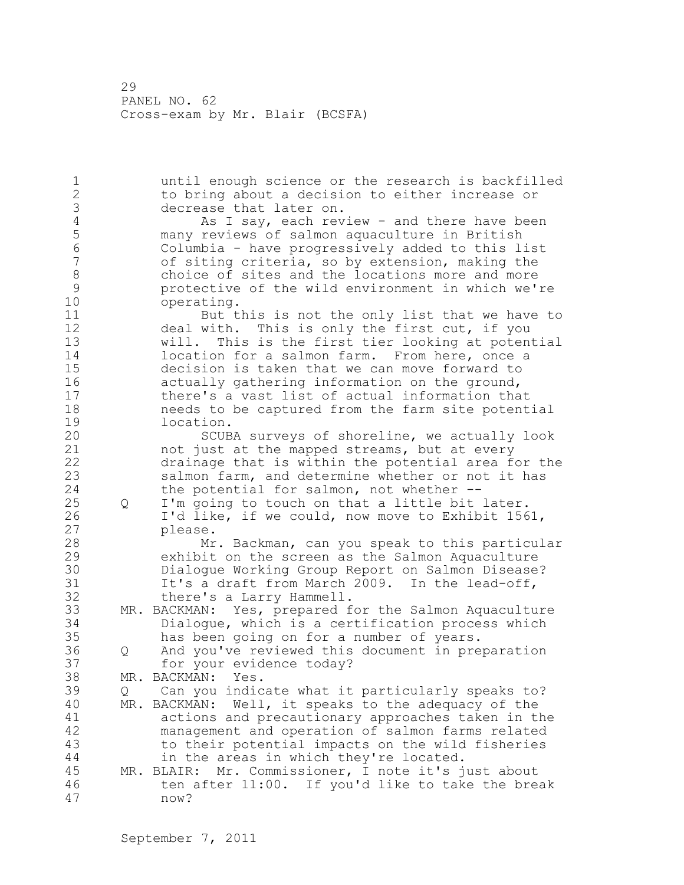until enough science or the research is backfilled to bring about a decision to either increase or decrease that later on.

As I say, each review - and there have been many reviews of salmon aquaculture in British Columbia - have progressively added to this list of siting criteria, so by extension, making the choice of sites and the locations more and more protective of the wild environment in which we're operating.

But this is not the only list that we have to deal with. This is only the first cut, if you will. This is the first tier looking at potential location for a salmon farm. From here, once a decision is taken that we can move forward to actually gathering information on the ground, there's a vast list of actual information that needs to be captured from the farm site potential location.

SCUBA surveys of shoreline, we actually look not just at the mapped streams, but at every drainage that is within the potential area for the salmon farm, and determine whether or not it has the potential for salmon, not whether --

Q I'm going to touch on that a little bit later. I'd like, if we could, now move to Exhibit 1561, please.

Mr. Backman, can you speak to this particular exhibit on the screen as the Salmon Aquaculture Dialogue Working Group Report on Salmon Disease? It's a draft from March 2009. In the lead-off, there's a Larry Hammell.

MR. BACKMAN: Yes, prepared for the Salmon Aquaculture Dialogue, which is a certification process which has been going on for a number of years.

Q And you've reviewed this document in preparation for your evidence today?

MR. BACKMAN: Yes.

Q Can you indicate what it particularly speaks to?

MR. BACKMAN: Well, it speaks to the adequacy of the actions and precautionary approaches taken in the management and operation of salmon farms related to their potential impacts on the wild fisheries in the areas in which they're located.

MR. BLAIR: Mr. Commissioner, I note it's just about ten after 11:00. If you'd like to take the break now?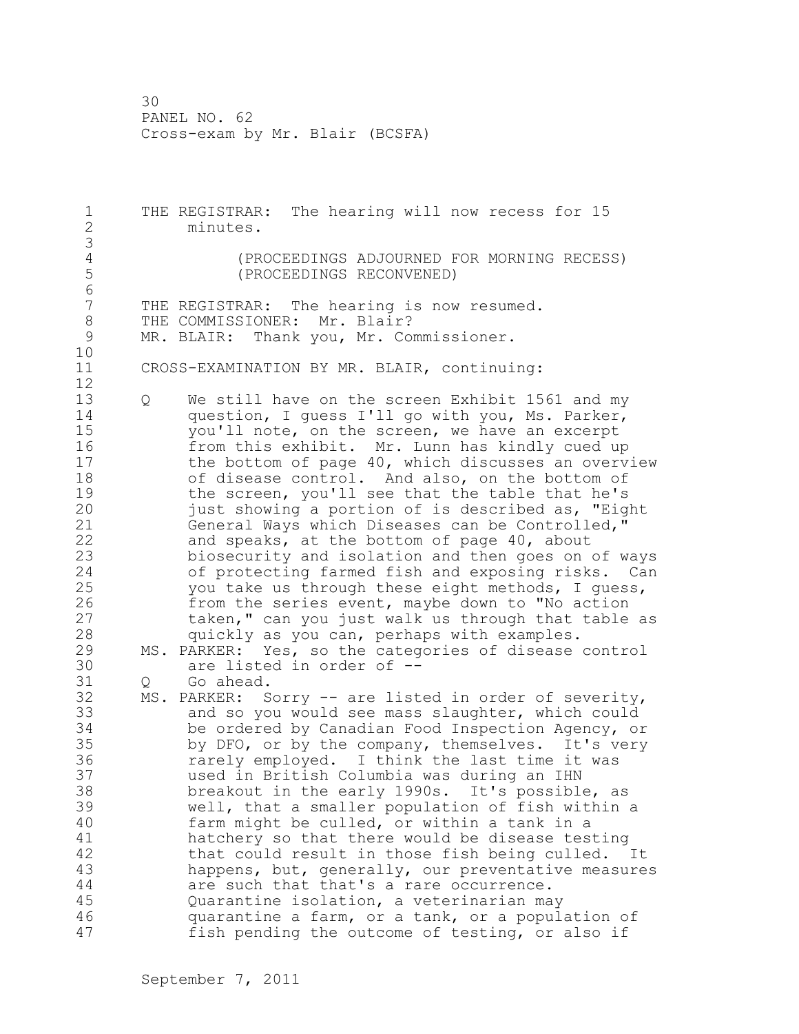THE REGISTRAR: The hearing will now recess for 15 minutes.

(PROCEEDINGS ADJOURNED FOR MORNING RECESS)
(PROCEEDINGS RECONVENED)

THE REGISTRAR: The hearing is now resumed.
THE COMMISSIONER: Mr. Blair?
MR. BLAIR: Thank you, Mr. Commissioner.

CROSS-EXAMINATION BY MR. BLAIR, continuing:

Q We still have on the screen Exhibit 1561 and my question, I guess I'll go with you, Ms. Parker, you'll note, on the screen, we have an excerpt from this exhibit. Mr. Lunn has kindly cued up the bottom of page 40, which discusses an overview of disease control. And also, on the bottom of the screen, you'll see that the table that he's just showing a portion of is described as, "Eight General Ways which Diseases can be Controlled," and speaks, at the bottom of page 40, about biosecurity and isolation and then goes on of ways of protecting farmed fish and exposing risks. Can you take us through these eight methods, I guess, from the series event, maybe down to "No action taken," can you just walk us through that table as quickly as you can, perhaps with examples.

MS. PARKER: Yes, so the categories of disease control are listed in order of --

Q Go ahead.

MS. PARKER: Sorry -- are listed in order of severity, and so you would see mass slaughter, which could be ordered by Canadian Food Inspection Agency, or by DFO, or by the company, themselves. It's very rarely employed. I think the last time it was used in British Columbia was during an IHN breakout in the early 1990s. It's possible, as well, that a smaller population of fish within a farm might be culled, or within a tank in a hatchery so that there would be disease testing that could result in those fish being culled. It happens, but, generally, our preventative measures are such that that's a rare occurrence. Quarantine isolation, a veterinarian may quarantine a farm, or a tank, or a population of fish pending the outcome of testing, or also if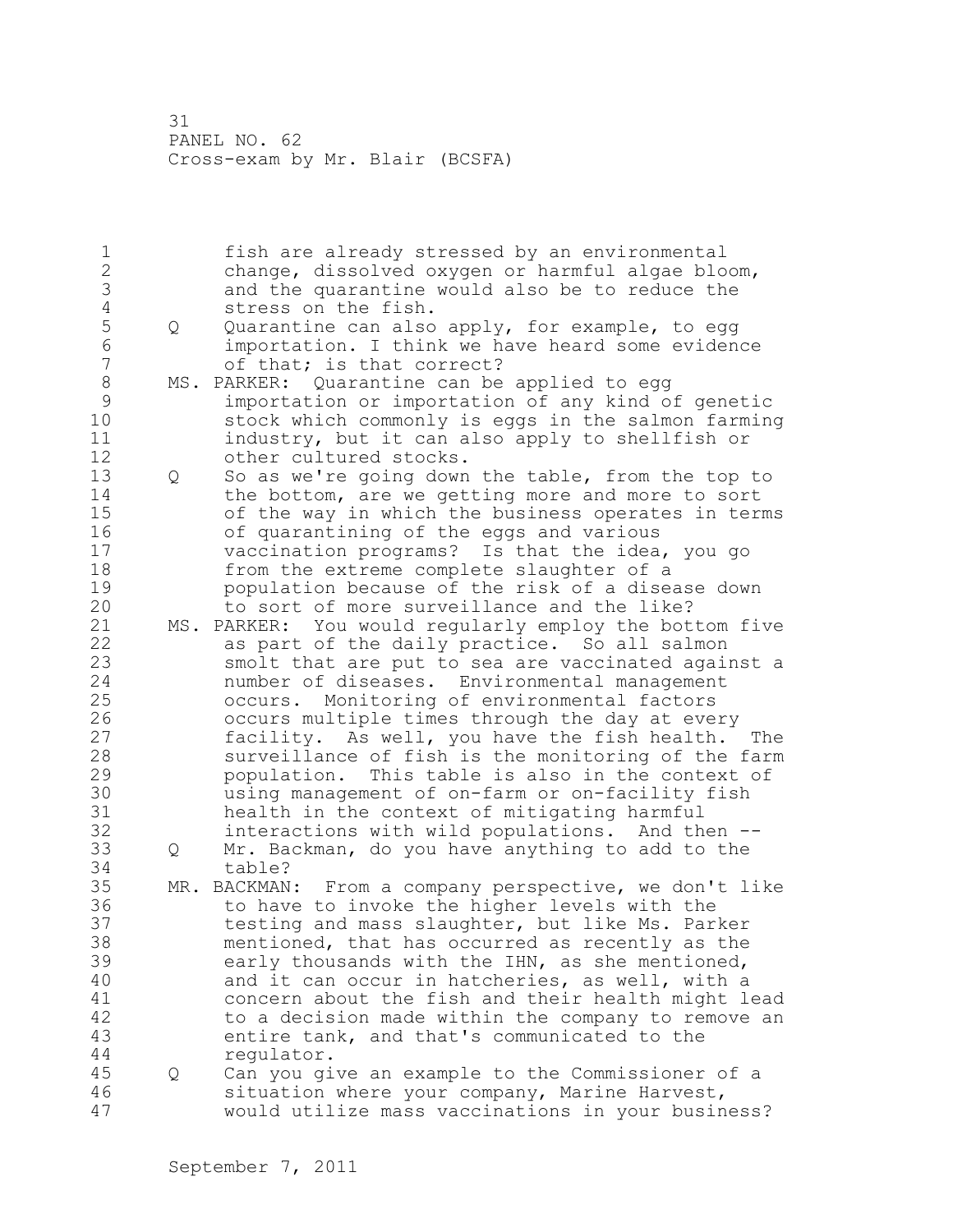fish are already stressed by an environmental change, dissolved oxygen or harmful algae bloom, and the quarantine would also be to reduce the stress on the fish.

Q Quarantine can also apply, for example, to egg importation. I think we have heard some evidence of that; is that correct?

MS. PARKER: Quarantine can be applied to egg importation or importation of any kind of genetic stock which commonly is eggs in the salmon farming industry, but it can also apply to shellfish or other cultured stocks.

Q So as we're going down the table, from the top to the bottom, are we getting more and more to sort of the way in which the business operates in terms of quarantining of the eggs and various vaccination programs? Is that the idea, you go from the extreme complete slaughter of a population because of the risk of a disease down to sort of more surveillance and the like?

MS. PARKER: You would regularly employ the bottom five as part of the daily practice. So all salmon smolt that are put to sea are vaccinated against a number of diseases. Environmental management occurs. Monitoring of environmental factors occurs multiple times through the day at every facility. As well, you have the fish health. The surveillance of fish is the monitoring of the farm population. This table is also in the context of using management of on-farm or on-facility fish health in the context of mitigating harmful interactions with wild populations. And then --

Q Mr. Backman, do you have anything to add to the table?

MR. BACKMAN: From a company perspective, we don't like to have to invoke the higher levels with the testing and mass slaughter, but like Ms. Parker mentioned, that has occurred as recently as the early thousands with the IHN, as she mentioned, and it can occur in hatcheries, as well, with a concern about the fish and their health might lead to a decision made within the company to remove an entire tank, and that's communicated to the regulator.

Q Can you give an example to the Commissioner of a situation where your company, Marine Harvest, would utilize mass vaccinations in your business?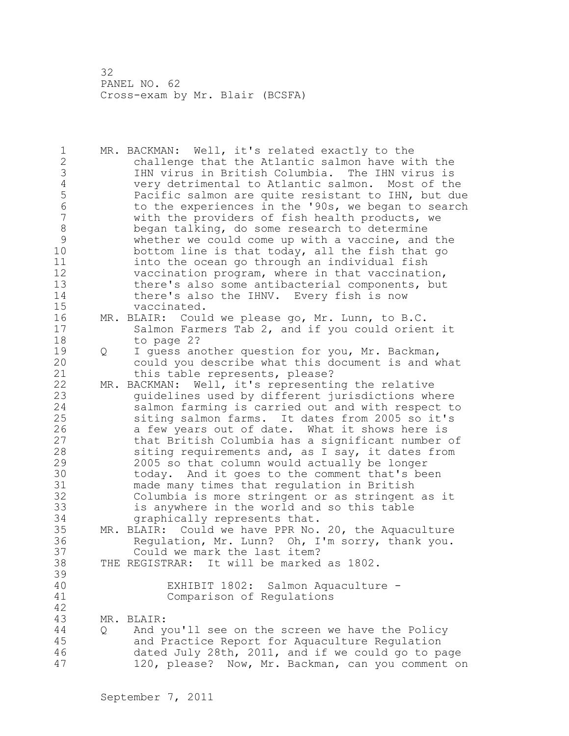MR. BACKMAN: Well, it's related exactly to the challenge that the Atlantic salmon have with the IHN virus in British Columbia. The IHN virus is very detrimental to Atlantic salmon. Most of the Pacific salmon are quite resistant to IHN, but due to the experiences in the '90s, we began to search with the providers of fish health products, we began talking, do some research to determine whether we could come up with a vaccine, and the bottom line is that today, all the fish that go into the ocean go through an individual fish vaccination program, where in that vaccination, there's also some antibacterial components, but there's also the IHNV. Every fish is now vaccinated.

MR. BLAIR: Could we please go, Mr. Lunn, to B.C. Salmon Farmers Tab 2, and if you could orient it to page 2?

Q I guess another question for you, Mr. Backman, could you describe what this document is and what this table represents, please?

MR. BACKMAN: Well, it's representing the relative guidelines used by different jurisdictions where salmon farming is carried out and with respect to siting salmon farms. It dates from 2005 so it's a few years out of date. What it shows here is that British Columbia has a significant number of siting requirements and, as I say, it dates from 2005 so that column would actually be longer today. And it goes to the comment that's been made many times that regulation in British Columbia is more stringent or as stringent as it is anywhere in the world and so this table graphically represents that.

MR. BLAIR: Could we have PPR No. 20, the Aquaculture Regulation, Mr. Lunn? Oh, I'm sorry, thank you. Could we mark the last item?

THE REGISTRAR: It will be marked as 1802.

EXHIBIT 1802: Salmon Aquaculture - Comparison of Regulations

MR. BLAIR:

Q And you'll see on the screen we have the Policy and Practice Report for Aquaculture Regulation dated July 28th, 2011, and if we could go to page 120, please? Now, Mr. Backman, can you comment on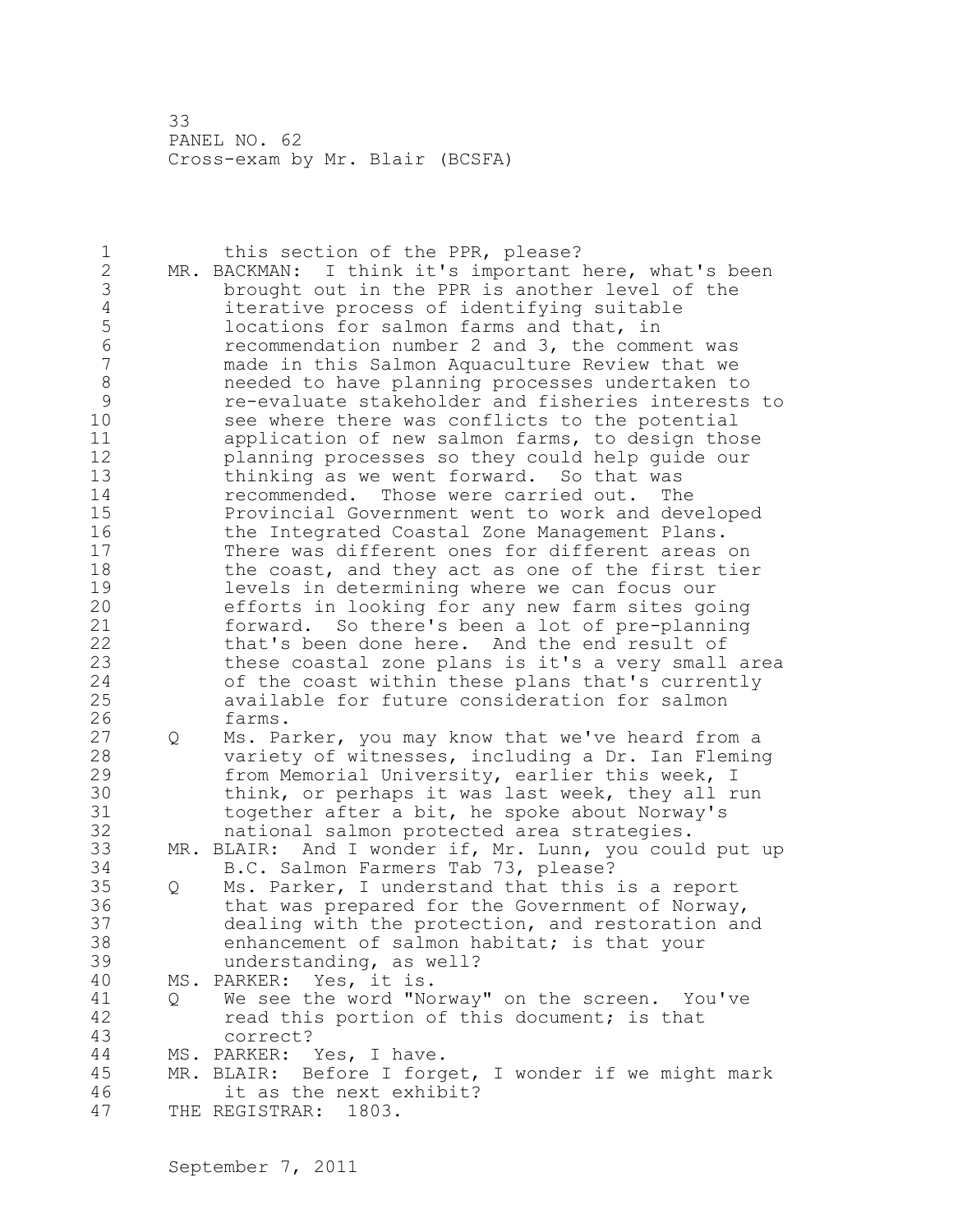this section of the PPR, please?

MR. BACKMAN: I think it's important here, what's been brought out in the PPR is another level of the iterative process of identifying suitable locations for salmon farms and that, in recommendation number 2 and 3, the comment was made in this Salmon Aquaculture Review that we needed to have planning processes undertaken to re-evaluate stakeholder and fisheries interests to see where there was conflicts to the potential application of new salmon farms, to design those planning processes so they could help guide our thinking as we went forward. So that was recommended. Those were carried out. The Provincial Government went to work and developed the Integrated Coastal Zone Management Plans. There was different ones for different areas on the coast, and they act as one of the first tier levels in determining where we can focus our efforts in looking for any new farm sites going forward. So there's been a lot of pre-planning that's been done here. And the end result of these coastal zone plans is it's a very small area of the coast within these plans that's currently available for future consideration for salmon farms.

Q Ms. Parker, you may know that we've heard from a variety of witnesses, including a Dr. Ian Fleming from Memorial University, earlier this week, I think, or perhaps it was last week, they all run together after a bit, he spoke about Norway's national salmon protected area strategies.

MR. BLAIR: And I wonder if, Mr. Lunn, you could put up B.C. Salmon Farmers Tab 73, please?

Q Ms. Parker, I understand that this is a report that was prepared for the Government of Norway, dealing with the protection, and restoration and enhancement of salmon habitat; is that your understanding, as well?

MS. PARKER: Yes, it is.

Q We see the word "Norway" on the screen. You've read this portion of this document; is that correct?

MS. PARKER: Yes, I have.

MR. BLAIR: Before I forget, I wonder if we might mark it as the next exhibit?

THE REGISTRAR: 1803.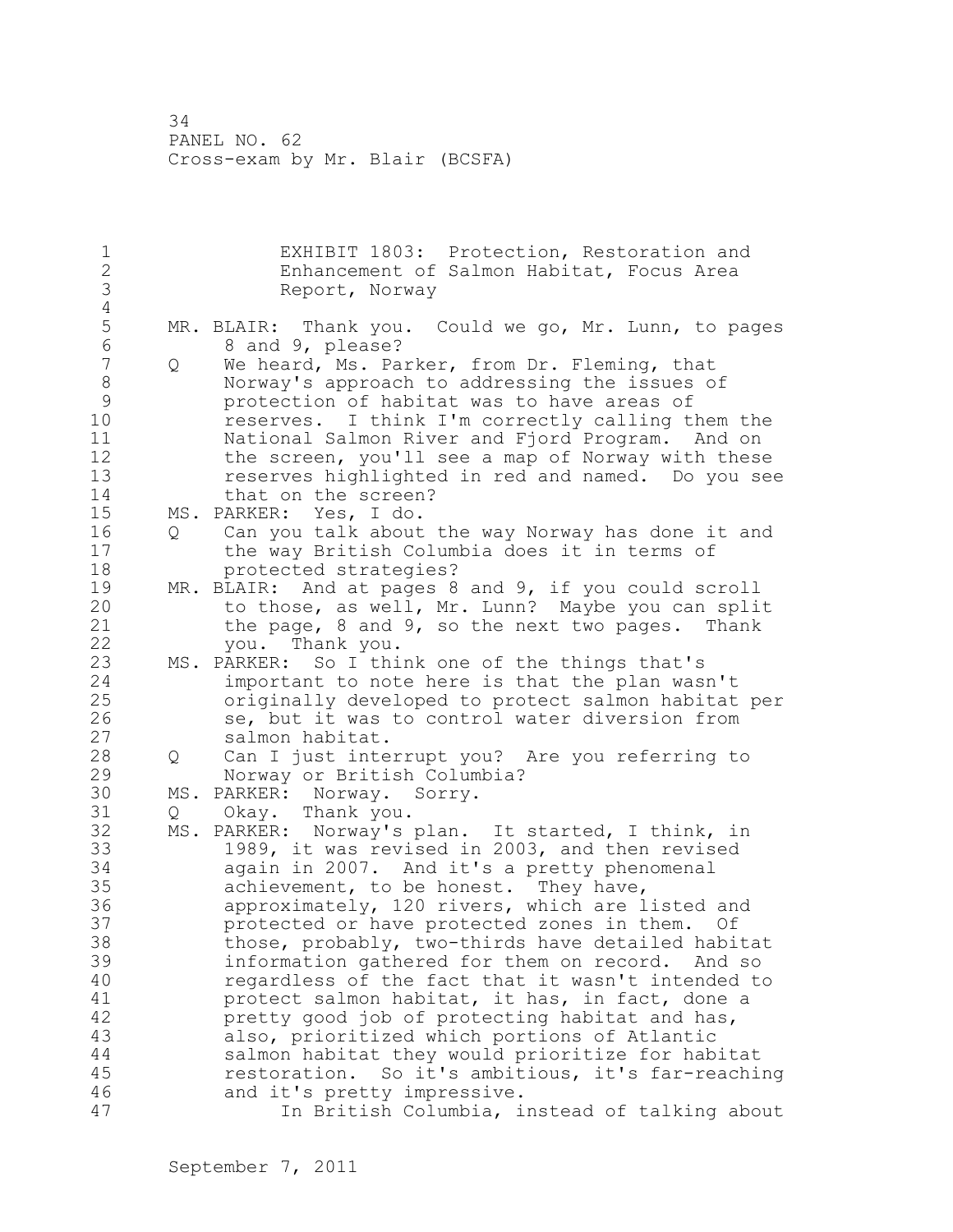EXHIBIT 1803: Protection, Restoration and Enhancement of Salmon Habitat, Focus Area Report, Norway

MR. BLAIR: Thank you. Could we go, Mr. Lunn, to pages 8 and 9, please?

Q We heard, Ms. Parker, from Dr. Fleming, that Norway's approach to addressing the issues of protection of habitat was to have areas of reserves. I think I'm correctly calling them the National Salmon River and Fjord Program. And on the screen, you'll see a map of Norway with these reserves highlighted in red and named. Do you see that on the screen?

MS. PARKER: Yes, I do.

Q Can you talk about the way Norway has done it and the way British Columbia does it in terms of protected strategies?

MR. BLAIR: And at pages 8 and 9, if you could scroll to those, as well, Mr. Lunn? Maybe you can split the page, 8 and 9, so the next two pages. Thank you. Thank you.

MS. PARKER: So I think one of the things that's important to note here is that the plan wasn't originally developed to protect salmon habitat per se, but it was to control water diversion from salmon habitat.

Q Can I just interrupt you? Are you referring to Norway or British Columbia?

MS. PARKER: Norway. Sorry.

Q Okay. Thank you.

MS. PARKER: Norway's plan. It started, I think, in 1989, it was revised in 2003, and then revised again in 2007. And it's a pretty phenomenal achievement, to be honest. They have, approximately, 120 rivers, which are listed and protected or have protected zones in them. Of those, probably, two-thirds have detailed habitat information gathered for them on record. And so regardless of the fact that it wasn't intended to protect salmon habitat, it has, in fact, done a pretty good job of protecting habitat and has, also, prioritized which portions of Atlantic salmon habitat they would prioritize for habitat restoration. So it's ambitious, it's far-reaching and it's pretty impressive.

In British Columbia, instead of talking about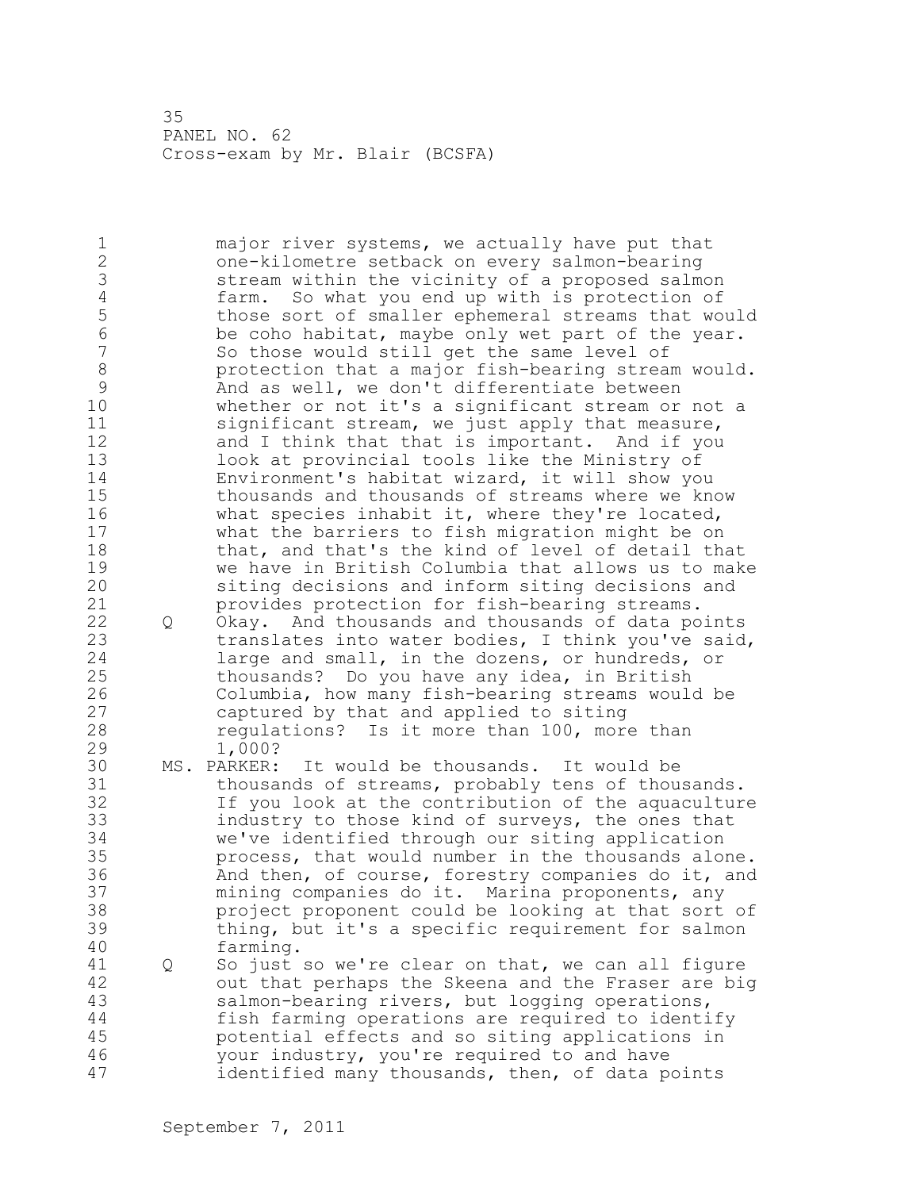major river systems, we actually have put that one-kilometre setback on every salmon-bearing stream within the vicinity of a proposed salmon farm. So what you end up with is protection of those sort of smaller ephemeral streams that would be coho habitat, maybe only wet part of the year. So those would still get the same level of protection that a major fish-bearing stream would. And as well, we don't differentiate between whether or not it's a significant stream or not a significant stream, we just apply that measure, and I think that that is important. And if you look at provincial tools like the Ministry of Environment's habitat wizard, it will show you thousands and thousands of streams where we know what species inhabit it, where they're located, what the barriers to fish migration might be on that, and that's the kind of level of detail that we have in British Columbia that allows us to make siting decisions and inform siting decisions and provides protection for fish-bearing streams.

Q Okay. And thousands and thousands of data points translates into water bodies, I think you've said, large and small, in the dozens, or hundreds, or thousands? Do you have any idea, in British Columbia, how many fish-bearing streams would be captured by that and applied to siting regulations? Is it more than 100, more than 1,000?

MS. PARKER: It would be thousands. It would be thousands of streams, probably tens of thousands. If you look at the contribution of the aquaculture industry to those kind of surveys, the ones that we've identified through our siting application process, that would number in the thousands alone. And then, of course, forestry companies do it, and mining companies do it. Marina proponents, any project proponent could be looking at that sort of thing, but it's a specific requirement for salmon farming.

Q So just so we're clear on that, we can all figure out that perhaps the Skeena and the Fraser are big salmon-bearing rivers, but logging operations, fish farming operations are required to identify potential effects and so siting applications in your industry, you're required to and have identified many thousands, then, of data points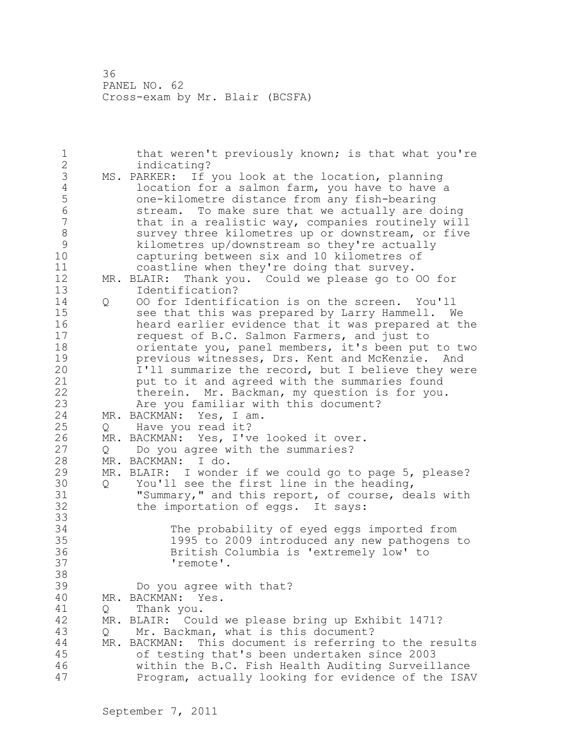that weren't previously known; is that what you're indicating?

MS. PARKER: If you look at the location, planning location for a salmon farm, you have to have a one-kilometre distance from any fish-bearing stream. To make sure that we actually are doing that in a realistic way, companies routinely will survey three kilometres up or downstream, or five kilometres up/downstream so they're actually capturing between six and 10 kilometres of coastline when they're doing that survey.

MR. BLAIR: Thank you. Could we please go to OO for Identification?

Q OO for Identification is on the screen. You'll see that this was prepared by Larry Hammell. We heard earlier evidence that it was prepared at the request of B.C. Salmon Farmers, and just to orientate you, panel members, it's been put to two previous witnesses, Drs. Kent and McKenzie. And I'll summarize the record, but I believe they were put to it and agreed with the summaries found therein. Mr. Backman, my question is for you. Are you familiar with this document?

MR. BACKMAN: Yes, I am.

Q Have you read it?

MR. BACKMAN: Yes, I've looked it over.

Q Do you agree with the summaries?

MR. BACKMAN: I do.

MR. BLAIR: I wonder if we could go to page 5, please?

Q You'll see the first line in the heading, "Summary," and this report, of course, deals with the importation of eggs. It says:

> The probability of eyed eggs imported from 1995 to 2009 introduced any new pathogens to British Columbia is 'extremely low' to 'remote'.

Do you agree with that?

MR. BACKMAN: Yes.

Q Thank you.

MR. BLAIR: Could we please bring up Exhibit 1471?

Q Mr. Backman, what is this document?

MR. BACKMAN: This document is referring to the results of testing that's been undertaken since 2003 within the B.C. Fish Health Auditing Surveillance Program, actually looking for evidence of the ISAV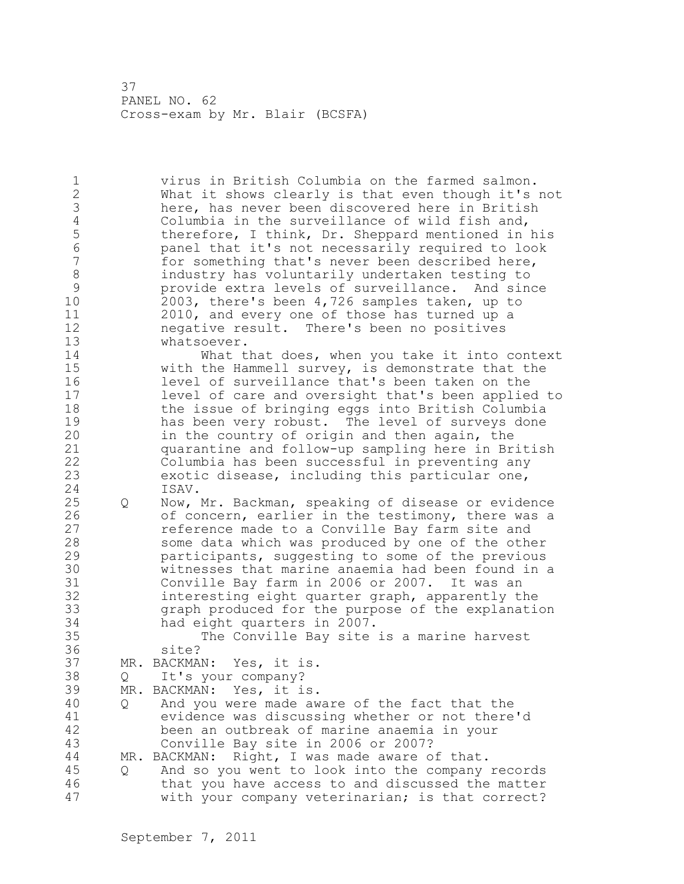virus in British Columbia on the farmed salmon. What it shows clearly is that even though it's not here, has never been discovered here in British Columbia in the surveillance of wild fish and, therefore, I think, Dr. Sheppard mentioned in his panel that it's not necessarily required to look for something that's never been described here, industry has voluntarily undertaken testing to provide extra levels of surveillance. And since 2003, there's been 4,726 samples taken, up to 2010, and every one of those has turned up a negative result. There's been no positives whatsoever.

What that does, when you take it into context with the Hammell survey, is demonstrate that the level of surveillance that's been taken on the level of care and oversight that's been applied to the issue of bringing eggs into British Columbia has been very robust. The level of surveys done in the country of origin and then again, the quarantine and follow-up sampling here in British Columbia has been successful in preventing any exotic disease, including this particular one, ISAV.

Q Now, Mr. Backman, speaking of disease or evidence of concern, earlier in the testimony, there was a reference made to a Conville Bay farm site and some data which was produced by one of the other participants, suggesting to some of the previous witnesses that marine anaemia had been found in a Conville Bay farm in 2006 or 2007. It was an interesting eight quarter graph, apparently the graph produced for the purpose of the explanation had eight quarters in 2007.

The Conville Bay site is a marine harvest site?

MR. BACKMAN: Yes, it is.

Q It's your company?

MR. BACKMAN: Yes, it is.

Q And you were made aware of the fact that the evidence was discussing whether or not there'd been an outbreak of marine anaemia in your Conville Bay site in 2006 or 2007?

MR. BACKMAN: Right, I was made aware of that.

Q And so you went to look into the company records that you have access to and discussed the matter with your company veterinarian; is that correct?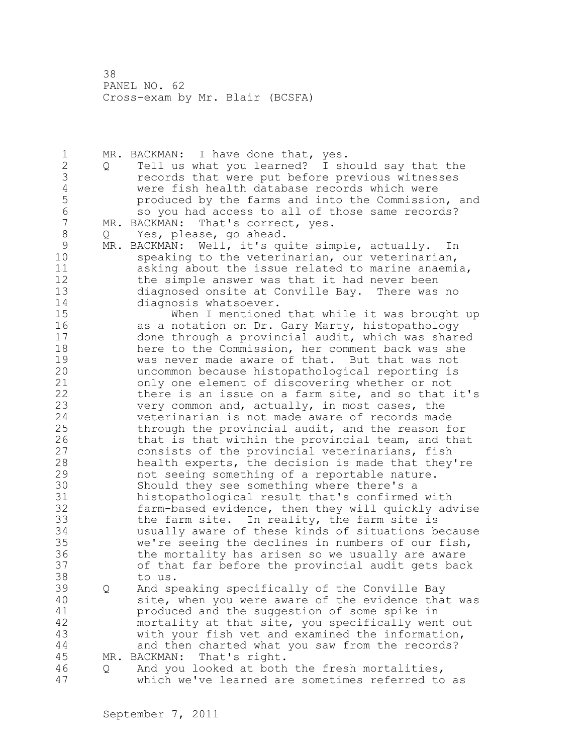MR. BACKMAN: I have done that, yes.

Q Tell us what you learned? I should say that the records that were put before previous witnesses were fish health database records which were produced by the farms and into the Commission, and so you had access to all of those same records?

MR. BACKMAN: That's correct, yes.

Q Yes, please, go ahead.

MR. BACKMAN: Well, it's quite simple, actually. In speaking to the veterinarian, our veterinarian, asking about the issue related to marine anaemia, the simple answer was that it had never been diagnosed onsite at Conville Bay. There was no diagnosis whatsoever.

When I mentioned that while it was brought up as a notation on Dr. Gary Marty, histopathology done through a provincial audit, which was shared here to the Commission, her comment back was she was never made aware of that. But that was not uncommon because histopathological reporting is only one element of discovering whether or not there is an issue on a farm site, and so that it's very common and, actually, in most cases, the veterinarian is not made aware of records made through the provincial audit, and the reason for that is that within the provincial team, and that consists of the provincial veterinarians, fish health experts, the decision is made that they're not seeing something of a reportable nature. Should they see something where there's a histopathological result that's confirmed with farm-based evidence, then they will quickly advise the farm site. In reality, the farm site is usually aware of these kinds of situations because we're seeing the declines in numbers of our fish, the mortality has arisen so we usually are aware of that far before the provincial audit gets back to us.

Q And speaking specifically of the Conville Bay site, when you were aware of the evidence that was produced and the suggestion of some spike in mortality at that site, you specifically went out with your fish vet and examined the information, and then charted what you saw from the records?

MR. BACKMAN: That's right.

Q And you looked at both the fresh mortalities, which we've learned are sometimes referred to as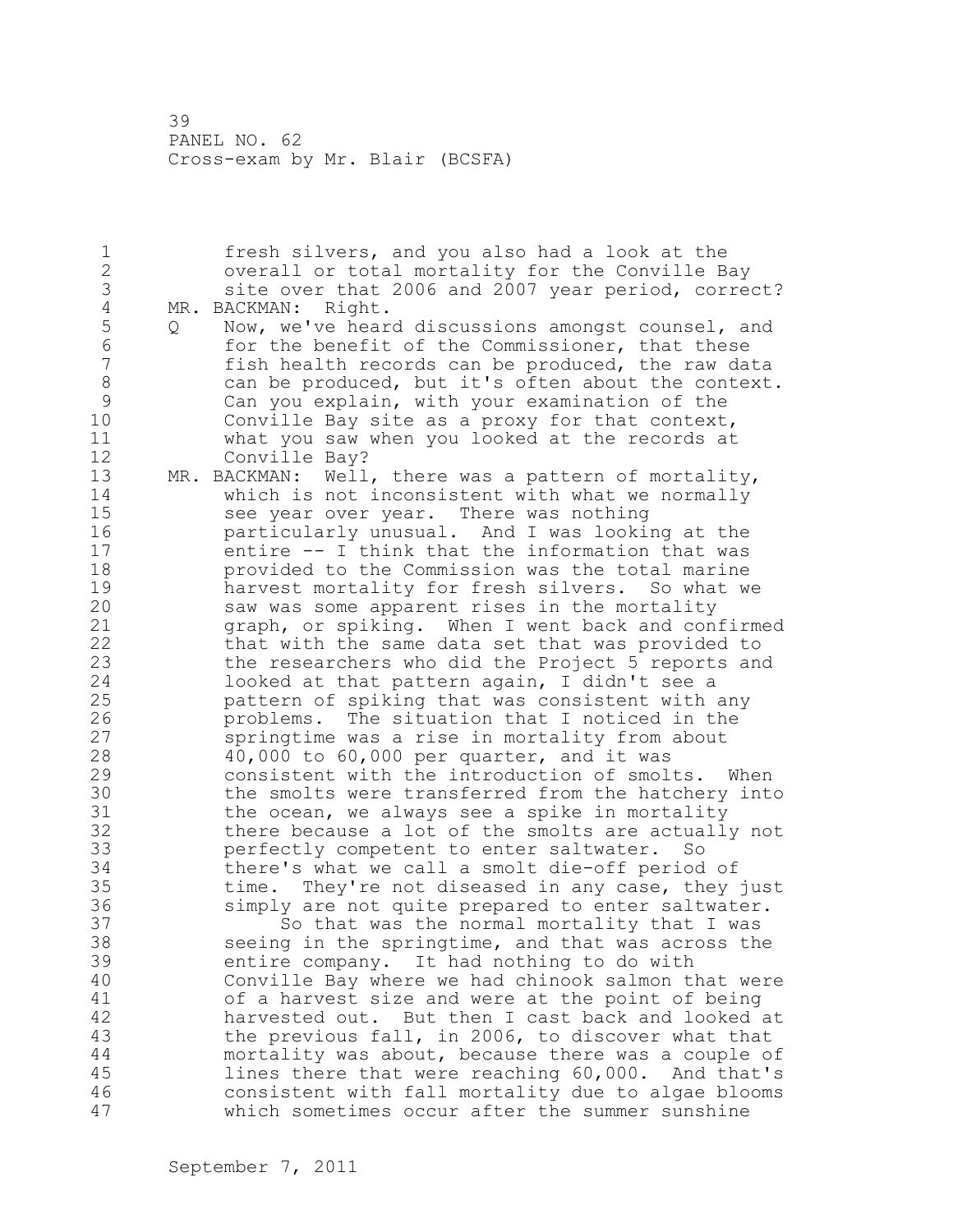fresh silvers, and you also had a look at the overall or total mortality for the Conville Bay site over that 2006 and 2007 year period, correct?

MR. BACKMAN: Right.

Q Now, we've heard discussions amongst counsel, and for the benefit of the Commissioner, that these fish health records can be produced, the raw data can be produced, but it's often about the context. Can you explain, with your examination of the Conville Bay site as a proxy for that context, what you saw when you looked at the records at Conville Bay?

MR. BACKMAN: Well, there was a pattern of mortality, which is not inconsistent with what we normally see year over year. There was nothing particularly unusual. And I was looking at the entire -- I think that the information that was provided to the Commission was the total marine harvest mortality for fresh silvers. So what we saw was some apparent rises in the mortality graph, or spiking. When I went back and confirmed that with the same data set that was provided to the researchers who did the Project 5 reports and looked at that pattern again, I didn't see a pattern of spiking that was consistent with any problems. The situation that I noticed in the springtime was a rise in mortality from about 40,000 to 60,000 per quarter, and it was consistent with the introduction of smolts. When the smolts were transferred from the hatchery into the ocean, we always see a spike in mortality there because a lot of the smolts are actually not perfectly competent to enter saltwater. So there's what we call a smolt die-off period of time. They're not diseased in any case, they just simply are not quite prepared to enter saltwater.

So that was the normal mortality that I was seeing in the springtime, and that was across the entire company. It had nothing to do with Conville Bay where we had chinook salmon that were of a harvest size and were at the point of being harvested out. But then I cast back and looked at the previous fall, in 2006, to discover what that mortality was about, because there was a couple of lines there that were reaching 60,000. And that's consistent with fall mortality due to algae blooms which sometimes occur after the summer sunshine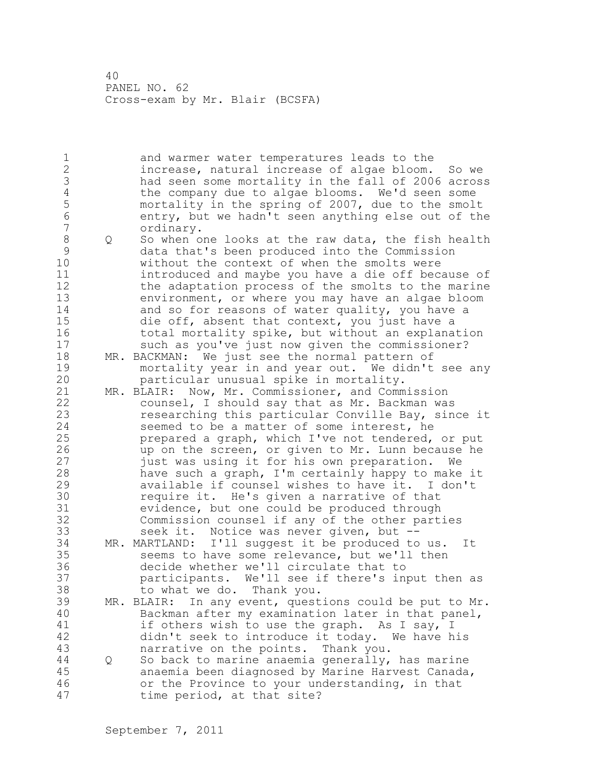and warmer water temperatures leads to the increase, natural increase of algae bloom. So we had seen some mortality in the fall of 2006 across the company due to algae blooms. We'd seen some mortality in the spring of 2007, due to the smolt entry, but we hadn't seen anything else out of the ordinary.

Q So when one looks at the raw data, the fish health data that's been produced into the Commission without the context of when the smolts were introduced and maybe you have a die off because of the adaptation process of the smolts to the marine environment, or where you may have an algae bloom and so for reasons of water quality, you have a die off, absent that context, you just have a total mortality spike, but without an explanation such as you've just now given the commissioner?

MR. BACKMAN: We just see the normal pattern of mortality year in and year out. We didn't see any particular unusual spike in mortality.

MR. BLAIR: Now, Mr. Commissioner, and Commission counsel, I should say that as Mr. Backman was researching this particular Conville Bay, since it seemed to be a matter of some interest, he prepared a graph, which I've not tendered, or put up on the screen, or given to Mr. Lunn because he just was using it for his own preparation. We have such a graph, I'm certainly happy to make it available if counsel wishes to have it. I don't require it. He's given a narrative of that evidence, but one could be produced through Commission counsel if any of the other parties seek it. Notice was never given, but --

MR. MARTLAND: I'll suggest it be produced to us. It seems to have some relevance, but we'll then decide whether we'll circulate that to participants. We'll see if there's input then as to what we do. Thank you.

MR. BLAIR: In any event, questions could be put to Mr. Backman after my examination later in that panel, if others wish to use the graph. As I say, I didn't seek to introduce it today. We have his narrative on the points. Thank you.

Q So back to marine anaemia generally, has marine anaemia been diagnosed by Marine Harvest Canada, or the Province to your understanding, in that time period, at that site?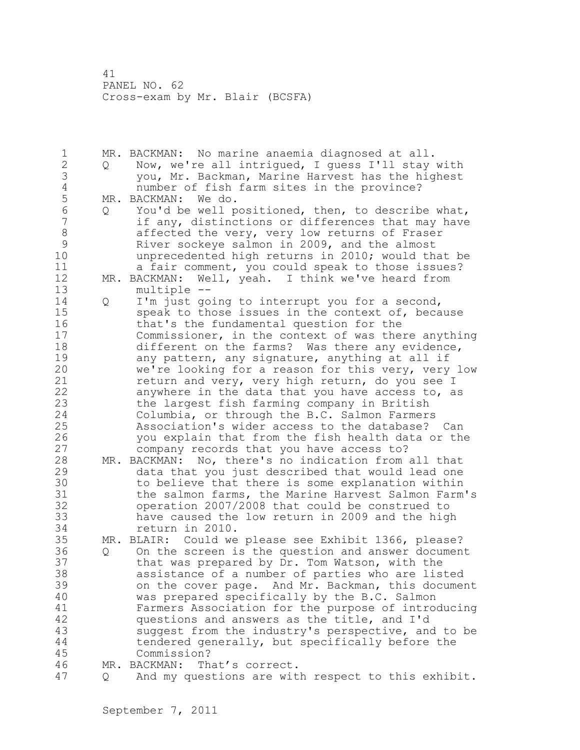MR. BACKMAN: No marine anaemia diagnosed at all.

Q Now, we're all intrigued, I guess I'll stay with you, Mr. Backman, Marine Harvest has the highest number of fish farm sites in the province?

MR. BACKMAN: We do.

Q You'd be well positioned, then, to describe what, if any, distinctions or differences that may have affected the very, very low returns of Fraser River sockeye salmon in 2009, and the almost unprecedented high returns in 2010; would that be a fair comment, you could speak to those issues?

MR. BACKMAN: Well, yeah. I think we've heard from multiple --

Q I'm just going to interrupt you for a second, speak to those issues in the context of, because that's the fundamental question for the Commissioner, in the context of was there anything different on the farms? Was there any evidence, any pattern, any signature, anything at all if we're looking for a reason for this very, very low return and very, very high return, do you see I anywhere in the data that you have access to, as the largest fish farming company in British Columbia, or through the B.C. Salmon Farmers Association's wider access to the database? Can you explain that from the fish health data or the company records that you have access to?

MR. BACKMAN: No, there's no indication from all that data that you just described that would lead one to believe that there is some explanation within the salmon farms, the Marine Harvest Salmon Farm's operation 2007/2008 that could be construed to have caused the low return in 2009 and the high return in 2010.

MR. BLAIR: Could we please see Exhibit 1366, please?

Q On the screen is the question and answer document that was prepared by Dr. Tom Watson, with the assistance of a number of parties who are listed on the cover page. And Mr. Backman, this document was prepared specifically by the B.C. Salmon Farmers Association for the purpose of introducing questions and answers as the title, and I'd suggest from the industry's perspective, and to be tendered generally, but specifically before the Commission?

MR. BACKMAN: That's correct.

Q And my questions are with respect to this exhibit.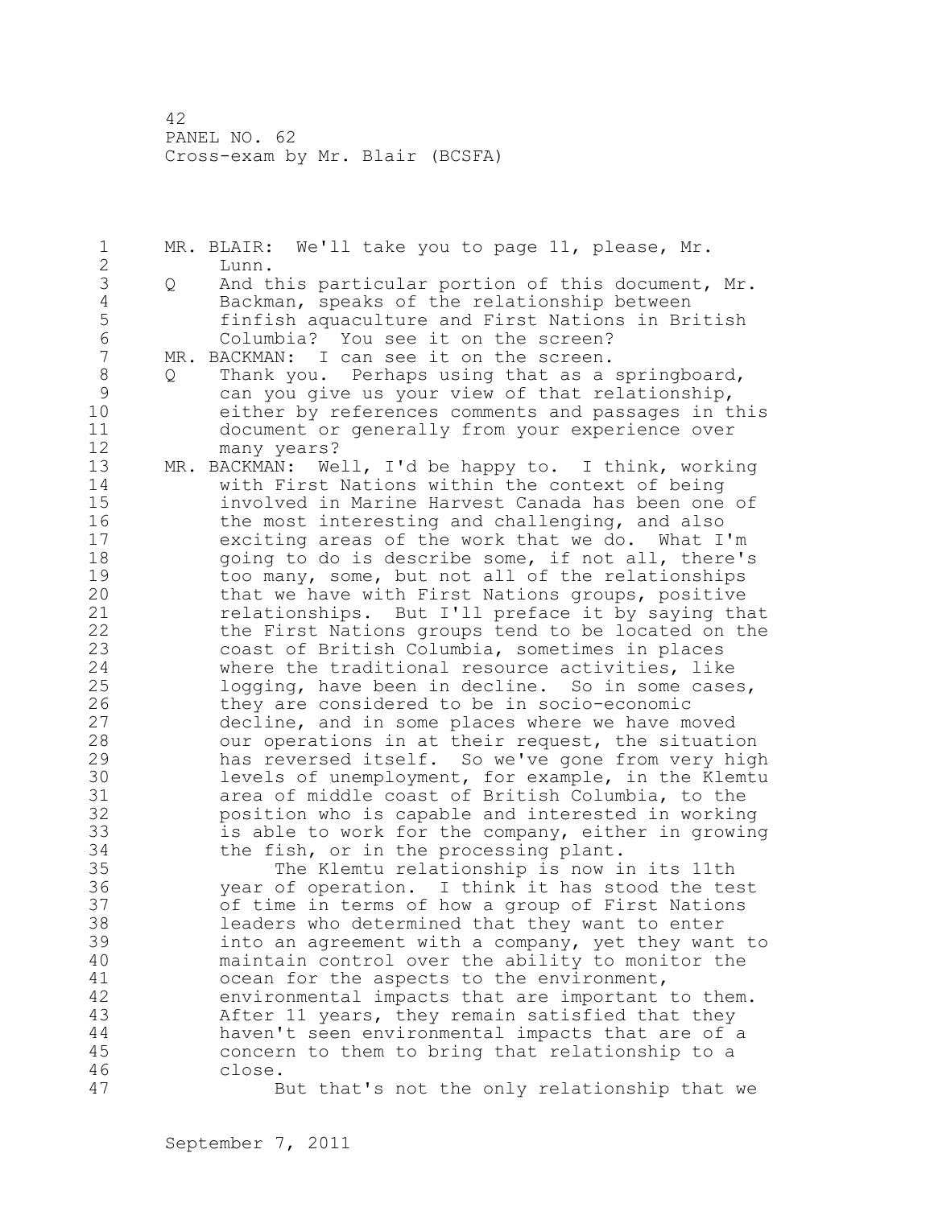MR. BLAIR: We'll take you to page 11, please, Mr. Lunn.

Q And this particular portion of this document, Mr. Backman, speaks of the relationship between finfish aquaculture and First Nations in British Columbia? You see it on the screen?

MR. BACKMAN: I can see it on the screen.

Q Thank you. Perhaps using that as a springboard, can you give us your view of that relationship, either by references comments and passages in this document or generally from your experience over many years?

MR. BACKMAN: Well, I'd be happy to. I think, working with First Nations within the context of being involved in Marine Harvest Canada has been one of the most interesting and challenging, and also exciting areas of the work that we do. What I'm going to do is describe some, if not all, there's too many, some, but not all of the relationships that we have with First Nations groups, positive relationships. But I'll preface it by saying that the First Nations groups tend to be located on the coast of British Columbia, sometimes in places where the traditional resource activities, like logging, have been in decline. So in some cases, they are considered to be in socio-economic decline, and in some places where we have moved our operations in at their request, the situation has reversed itself. So we've gone from very high levels of unemployment, for example, in the Klemtu area of middle coast of British Columbia, to the position who is capable and interested in working is able to work for the company, either in growing the fish, or in the processing plant.

The Klemtu relationship is now in its 11th year of operation. I think it has stood the test of time in terms of how a group of First Nations leaders who determined that they want to enter into an agreement with a company, yet they want to maintain control over the ability to monitor the ocean for the aspects to the environment, environmental impacts that are important to them. After 11 years, they remain satisfied that they haven't seen environmental impacts that are of a concern to them to bring that relationship to a close.

But that's not the only relationship that we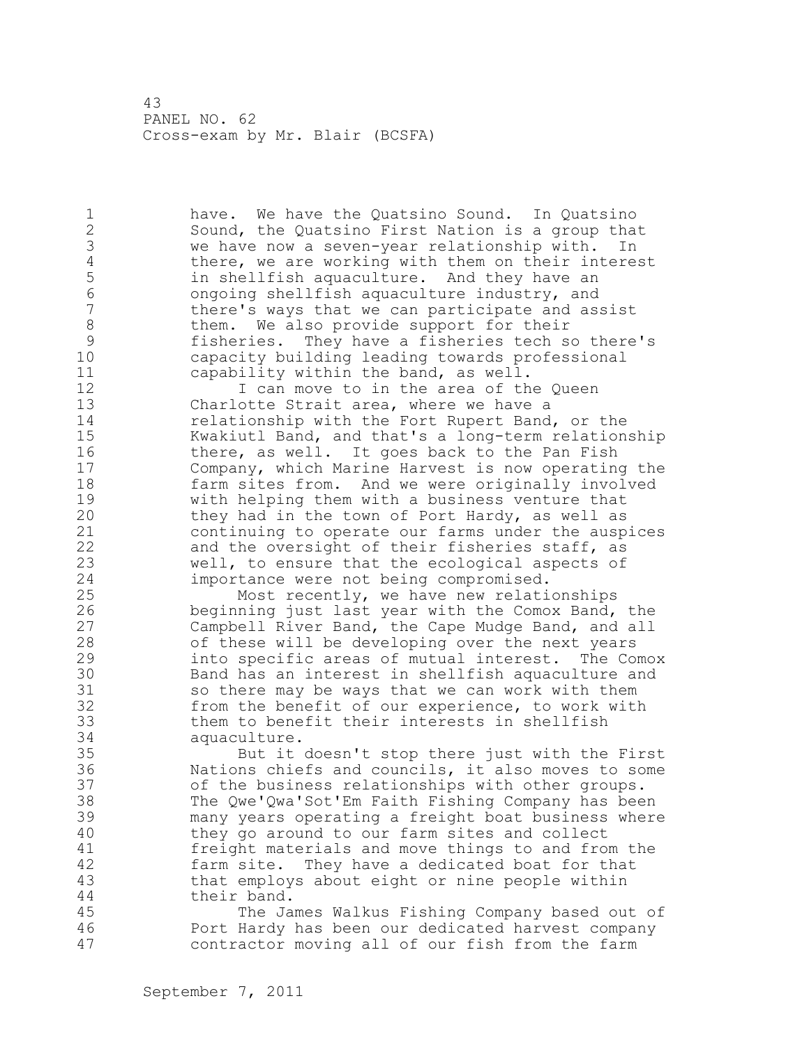have. We have the Quatsino Sound. In Quatsino Sound, the Quatsino First Nation is a group that we have now a seven-year relationship with. In there, we are working with them on their interest in shellfish aquaculture. And they have an ongoing shellfish aquaculture industry, and there's ways that we can participate and assist them. We also provide support for their fisheries. They have a fisheries tech so there's capacity building leading towards professional capability within the band, as well.

I can move to in the area of the Queen Charlotte Strait area, where we have a relationship with the Fort Rupert Band, or the Kwakiutl Band, and that's a long-term relationship there, as well. It goes back to the Pan Fish Company, which Marine Harvest is now operating the farm sites from. And we were originally involved with helping them with a business venture that they had in the town of Port Hardy, as well as continuing to operate our farms under the auspices and the oversight of their fisheries staff, as well, to ensure that the ecological aspects of importance were not being compromised.

Most recently, we have new relationships beginning just last year with the Comox Band, the Campbell River Band, the Cape Mudge Band, and all of these will be developing over the next years into specific areas of mutual interest. The Comox Band has an interest in shellfish aquaculture and so there may be ways that we can work with them from the benefit of our experience, to work with them to benefit their interests in shellfish aquaculture.

But it doesn't stop there just with the First Nations chiefs and councils, it also moves to some of the business relationships with other groups. The Qwe'Qwa'Sot'Em Faith Fishing Company has been many years operating a freight boat business where they go around to our farm sites and collect freight materials and move things to and from the farm site. They have a dedicated boat for that that employs about eight or nine people within their band.

The James Walkus Fishing Company based out of Port Hardy has been our dedicated harvest company contractor moving all of our fish from the farm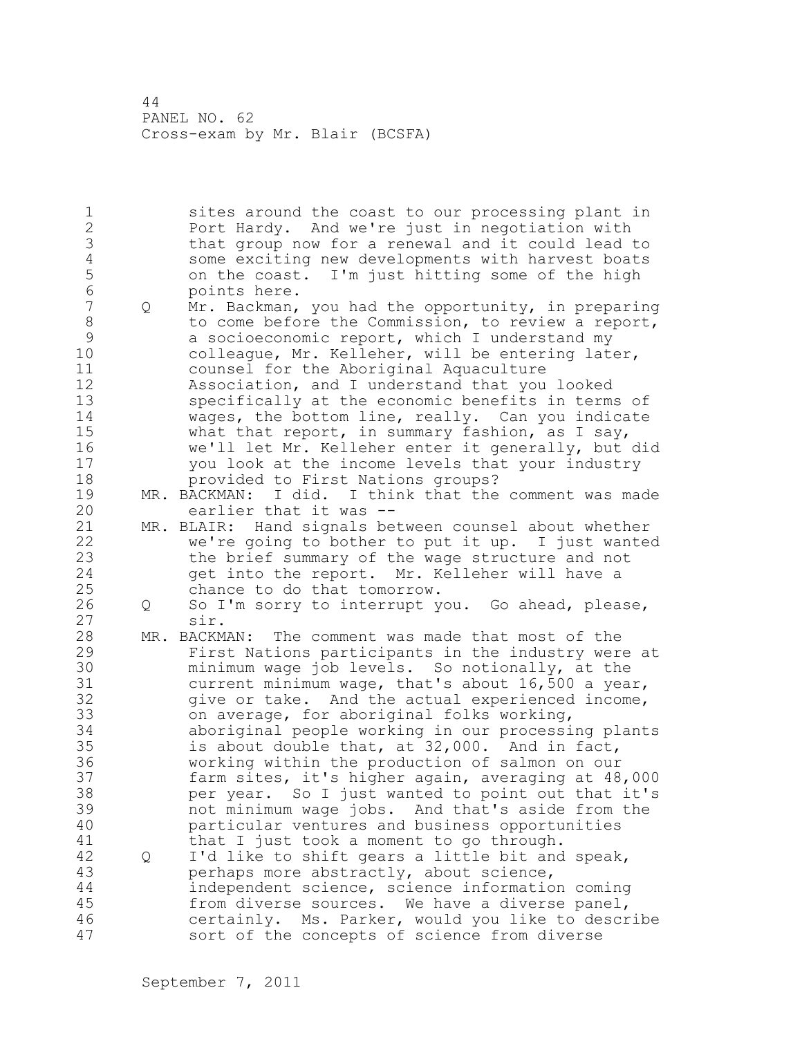sites around the coast to our processing plant in Port Hardy. And we're just in negotiation with that group now for a renewal and it could lead to some exciting new developments with harvest boats on the coast. I'm just hitting some of the high points here.

Q Mr. Backman, you had the opportunity, in preparing to come before the Commission, to review a report, a socioeconomic report, which I understand my colleague, Mr. Kelleher, will be entering later, counsel for the Aboriginal Aquaculture Association, and I understand that you looked specifically at the economic benefits in terms of wages, the bottom line, really. Can you indicate what that report, in summary fashion, as I say, we'll let Mr. Kelleher enter it generally, but did you look at the income levels that your industry provided to First Nations groups?

MR. BACKMAN: I did. I think that the comment was made earlier that it was --

MR. BLAIR: Hand signals between counsel about whether we're going to bother to put it up. I just wanted the brief summary of the wage structure and not get into the report. Mr. Kelleher will have a chance to do that tomorrow.

Q So I'm sorry to interrupt you. Go ahead, please, sir.

MR. BACKMAN: The comment was made that most of the First Nations participants in the industry were at minimum wage job levels. So notionally, at the current minimum wage, that's about 16,500 a year, give or take. And the actual experienced income, on average, for aboriginal folks working, aboriginal people working in our processing plants is about double that, at 32,000. And in fact, working within the production of salmon on our farm sites, it's higher again, averaging at 48,000 per year. So I just wanted to point out that it's not minimum wage jobs. And that's aside from the particular ventures and business opportunities that I just took a moment to go through.

Q I'd like to shift gears a little bit and speak, perhaps more abstractly, about science, independent science, science information coming from diverse sources. We have a diverse panel, certainly. Ms. Parker, would you like to describe sort of the concepts of science from diverse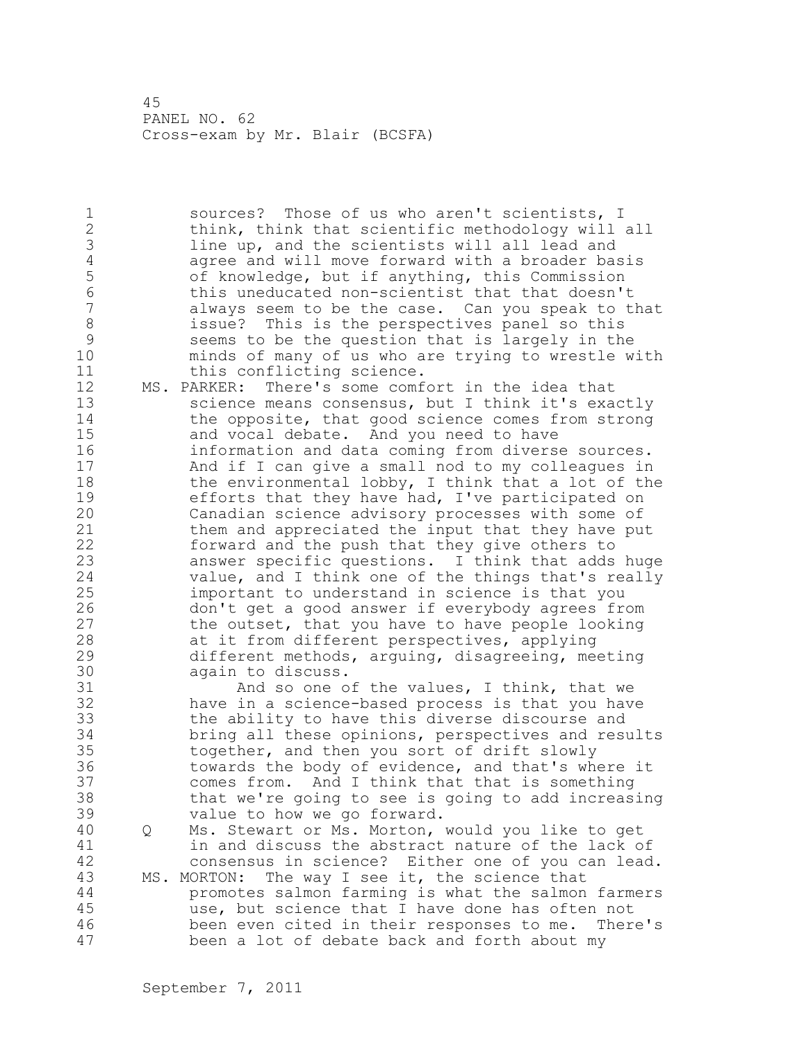sources? Those of us who aren't scientists, I think, think that scientific methodology will all line up, and the scientists will all lead and agree and will move forward with a broader basis of knowledge, but if anything, this Commission this uneducated non-scientist that that doesn't always seem to be the case. Can you speak to that issue? This is the perspectives panel so this seems to be the question that is largely in the minds of many of us who are trying to wrestle with this conflicting science.

MS. PARKER: There's some comfort in the idea that science means consensus, but I think it's exactly the opposite, that good science comes from strong and vocal debate. And you need to have information and data coming from diverse sources. And if I can give a small nod to my colleagues in the environmental lobby, I think that a lot of the efforts that they have had, I've participated on Canadian science advisory processes with some of them and appreciated the input that they have put forward and the push that they give others to answer specific questions. I think that adds huge value, and I think one of the things that's really important to understand in science is that you don't get a good answer if everybody agrees from the outset, that you have to have people looking at it from different perspectives, applying different methods, arguing, disagreeing, meeting again to discuss.

And so one of the values, I think, that we have in a science-based process is that you have the ability to have this diverse discourse and bring all these opinions, perspectives and results together, and then you sort of drift slowly towards the body of evidence, and that's where it comes from. And I think that that is something that we're going to see is going to add increasing value to how we go forward.

Q Ms. Stewart or Ms. Morton, would you like to get in and discuss the abstract nature of the lack of consensus in science? Either one of you can lead.

MS. MORTON: The way I see it, the science that promotes salmon farming is what the salmon farmers use, but science that I have done has often not been even cited in their responses to me. There's been a lot of debate back and forth about my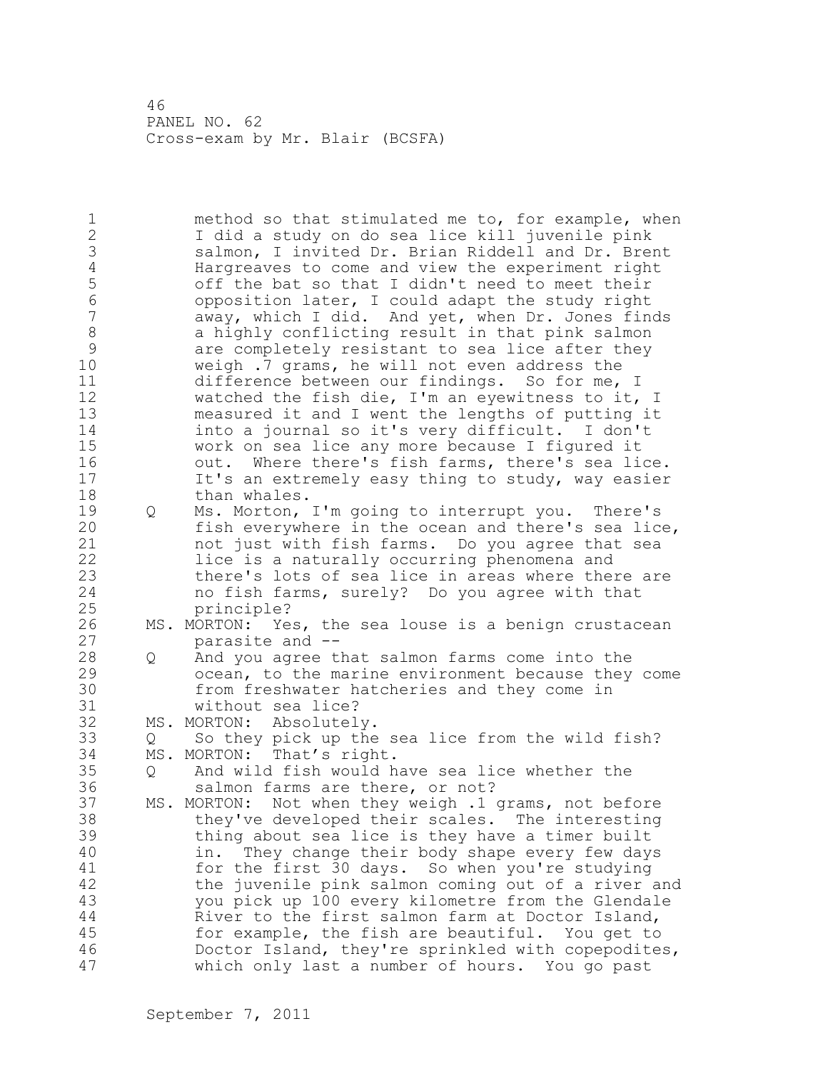method so that stimulated me to, for example, when I did a study on do sea lice kill juvenile pink salmon, I invited Dr. Brian Riddell and Dr. Brent Hargreaves to come and view the experiment right off the bat so that I didn't need to meet their opposition later, I could adapt the study right away, which I did. And yet, when Dr. Jones finds a highly conflicting result in that pink salmon are completely resistant to sea lice after they weigh .7 grams, he will not even address the difference between our findings. So for me, I watched the fish die, I'm an eyewitness to it, I measured it and I went the lengths of putting it into a journal so it's very difficult. I don't work on sea lice any more because I figured it out. Where there's fish farms, there's sea lice. It's an extremely easy thing to study, way easier than whales.

Q Ms. Morton, I'm going to interrupt you. There's fish everywhere in the ocean and there's sea lice, not just with fish farms. Do you agree that sea lice is a naturally occurring phenomena and there's lots of sea lice in areas where there are no fish farms, surely? Do you agree with that principle?

MS. MORTON: Yes, the sea louse is a benign crustacean parasite and --

Q And you agree that salmon farms come into the ocean, to the marine environment because they come from freshwater hatcheries and they come in without sea lice?

MS. MORTON: Absolutely.

Q So they pick up the sea lice from the wild fish?

MS. MORTON: That's right.

Q And wild fish would have sea lice whether the salmon farms are there, or not?

MS. MORTON: Not when they weigh .1 grams, not before they've developed their scales. The interesting thing about sea lice is they have a timer built in. They change their body shape every few days for the first 30 days. So when you're studying the juvenile pink salmon coming out of a river and you pick up 100 every kilometre from the Glendale River to the first salmon farm at Doctor Island, for example, the fish are beautiful. You get to Doctor Island, they're sprinkled with copepodites, which only last a number of hours. You go past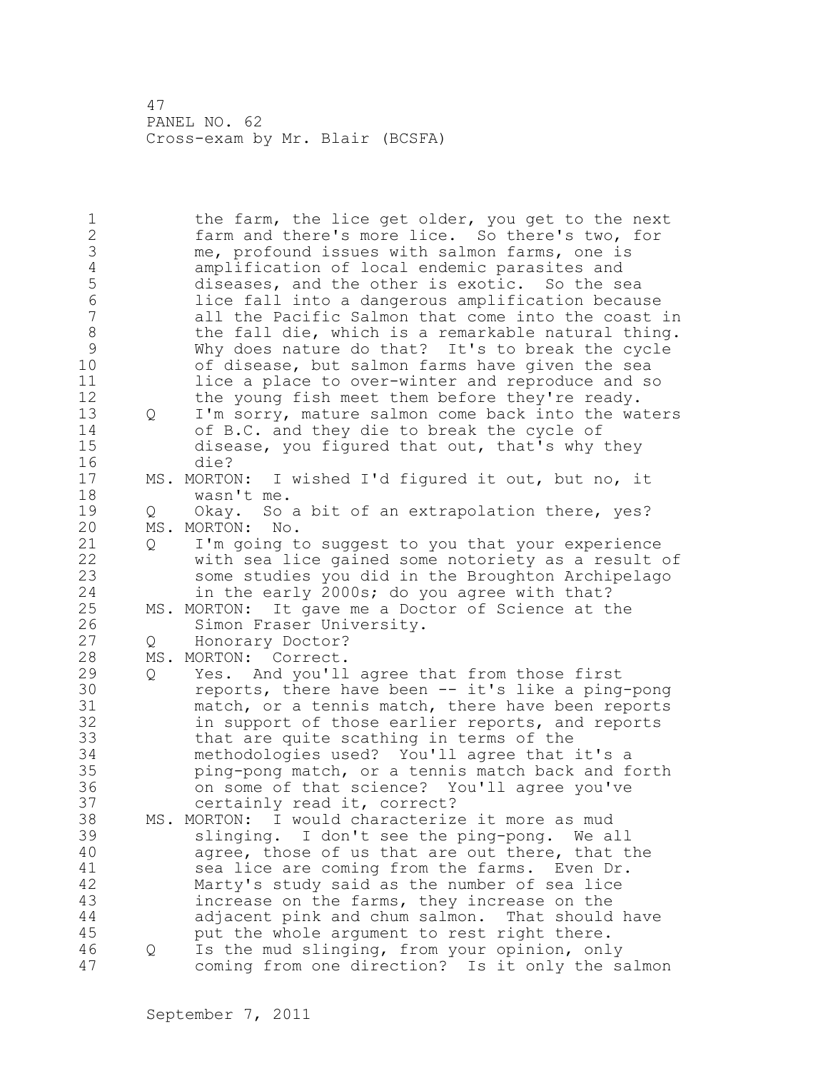the farm, the lice get older, you get to the next farm and there's more lice. So there's two, for me, profound issues with salmon farms, one is amplification of local endemic parasites and diseases, and the other is exotic. So the sea lice fall into a dangerous amplification because all the Pacific Salmon that come into the coast in the fall die, which is a remarkable natural thing. Why does nature do that? It's to break the cycle of disease, but salmon farms have given the sea lice a place to over-winter and reproduce and so the young fish meet them before they're ready.

Q I'm sorry, mature salmon come back into the waters of B.C. and they die to break the cycle of disease, you figured that out, that's why they die?

MS. MORTON: I wished I'd figured it out, but no, it wasn't me.

Q Okay. So a bit of an extrapolation there, yes?

MS. MORTON: No.

Q I'm going to suggest to you that your experience with sea lice gained some notoriety as a result of some studies you did in the Broughton Archipelago in the early 2000s; do you agree with that?

MS. MORTON: It gave me a Doctor of Science at the Simon Fraser University.

Q Honorary Doctor?

MS. MORTON: Correct.

Q Yes. And you'll agree that from those first reports, there have been -- it's like a ping-pong match, or a tennis match, there have been reports in support of those earlier reports, and reports that are quite scathing in terms of the methodologies used? You'll agree that it's a ping-pong match, or a tennis match back and forth on some of that science? You'll agree you've certainly read it, correct?

MS. MORTON: I would characterize it more as mud slinging. I don't see the ping-pong. We all agree, those of us that are out there, that the sea lice are coming from the farms. Even Dr. Marty's study said as the number of sea lice increase on the farms, they increase on the adjacent pink and chum salmon. That should have put the whole argument to rest right there.

Q Is the mud slinging, from your opinion, only coming from one direction? Is it only the salmon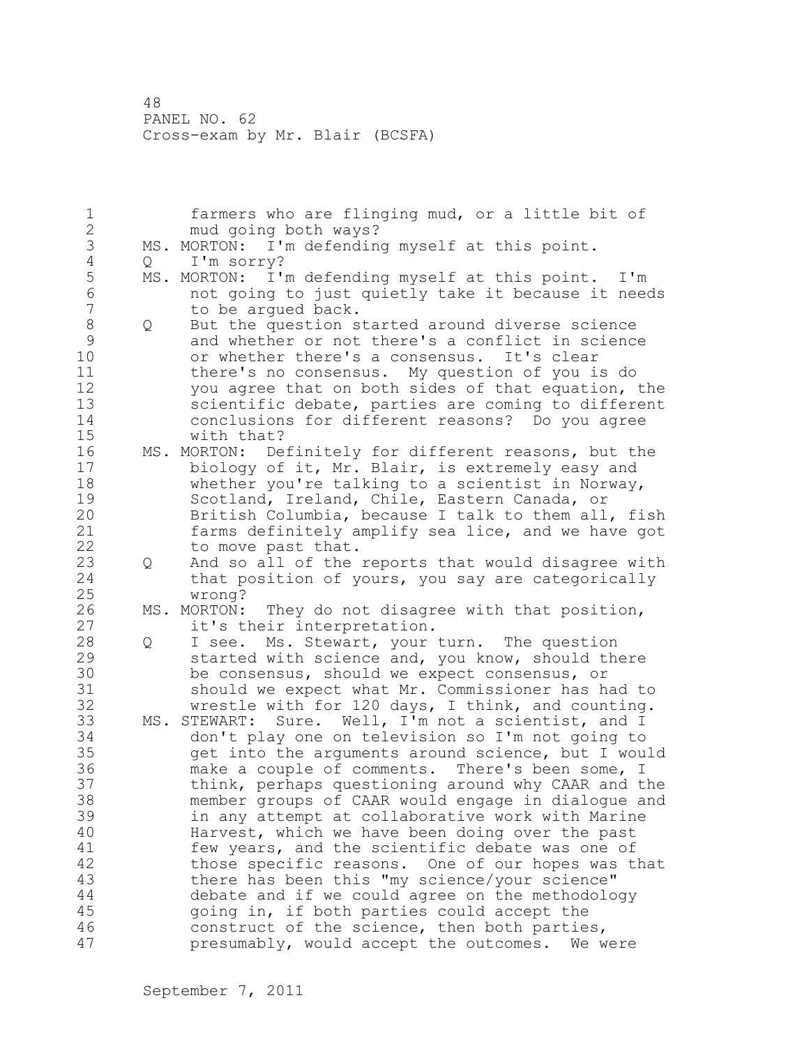farmers who are flinging mud, or a little bit of mud going both ways?

MS. MORTON: I'm defending myself at this point.

Q I'm sorry?

MS. MORTON: I'm defending myself at this point. I'm not going to just quietly take it because it needs to be argued back.

Q But the question started around diverse science and whether or not there's a conflict in science or whether there's a consensus. It's clear there's no consensus. My question of you is do you agree that on both sides of that equation, the scientific debate, parties are coming to different conclusions for different reasons? Do you agree with that?

MS. MORTON: Definitely for different reasons, but the biology of it, Mr. Blair, is extremely easy and whether you're talking to a scientist in Norway, Scotland, Ireland, Chile, Eastern Canada, or British Columbia, because I talk to them all, fish farms definitely amplify sea lice, and we have got to move past that.

Q And so all of the reports that would disagree with that position of yours, you say are categorically wrong?

MS. MORTON: They do not disagree with that position, it's their interpretation.

Q I see. Ms. Stewart, your turn. The question started with science and, you know, should there be consensus, should we expect consensus, or should we expect what Mr. Commissioner has had to wrestle with for 120 days, I think, and counting.

MS. STEWART: Sure. Well, I'm not a scientist, and I don't play one on television so I'm not going to get into the arguments around science, but I would make a couple of comments. There's been some, I think, perhaps questioning around why CAAR and the member groups of CAAR would engage in dialogue and in any attempt at collaborative work with Marine Harvest, which we have been doing over the past few years, and the scientific debate was one of those specific reasons. One of our hopes was that there has been this "my science/your science" debate and if we could agree on the methodology going in, if both parties could accept the construct of the science, then both parties, presumably, would accept the outcomes. We were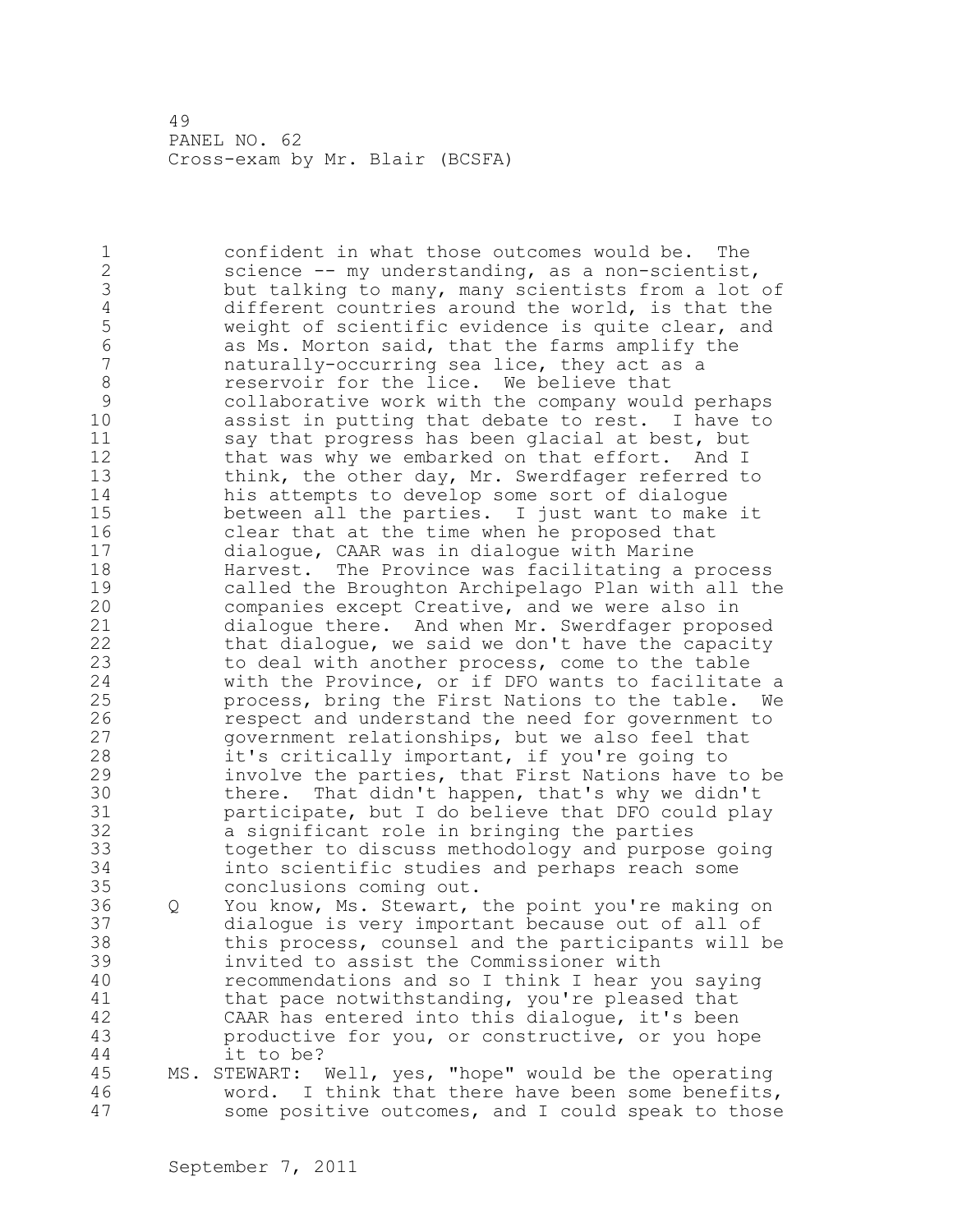confident in what those outcomes would be. The science -- my understanding, as a non-scientist, but talking to many, many scientists from a lot of different countries around the world, is that the weight of scientific evidence is quite clear, and as Ms. Morton said, that the farms amplify the naturally-occurring sea lice, they act as a reservoir for the lice. We believe that collaborative work with the company would perhaps assist in putting that debate to rest. I have to say that progress has been glacial at best, but that was why we embarked on that effort. And I think, the other day, Mr. Swerdfager referred to his attempts to develop some sort of dialogue between all the parties. I just want to make it clear that at the time when he proposed that dialogue, CAAR was in dialogue with Marine Harvest. The Province was facilitating a process called the Broughton Archipelago Plan with all the companies except Creative, and we were also in dialogue there. And when Mr. Swerdfager proposed that dialogue, we said we don't have the capacity to deal with another process, come to the table with the Province, or if DFO wants to facilitate a process, bring the First Nations to the table. We respect and understand the need for government to government relationships, but we also feel that it's critically important, if you're going to involve the parties, that First Nations have to be there. That didn't happen, that's why we didn't participate, but I do believe that DFO could play a significant role in bringing the parties together to discuss methodology and purpose going into scientific studies and perhaps reach some conclusions coming out.

Q You know, Ms. Stewart, the point you're making on dialogue is very important because out of all of this process, counsel and the participants will be invited to assist the Commissioner with recommendations and so I think I hear you saying that pace notwithstanding, you're pleased that CAAR has entered into this dialogue, it's been productive for you, or constructive, or you hope it to be?

MS. STEWART: Well, yes, "hope" would be the operating word. I think that there have been some benefits, some positive outcomes, and I could speak to those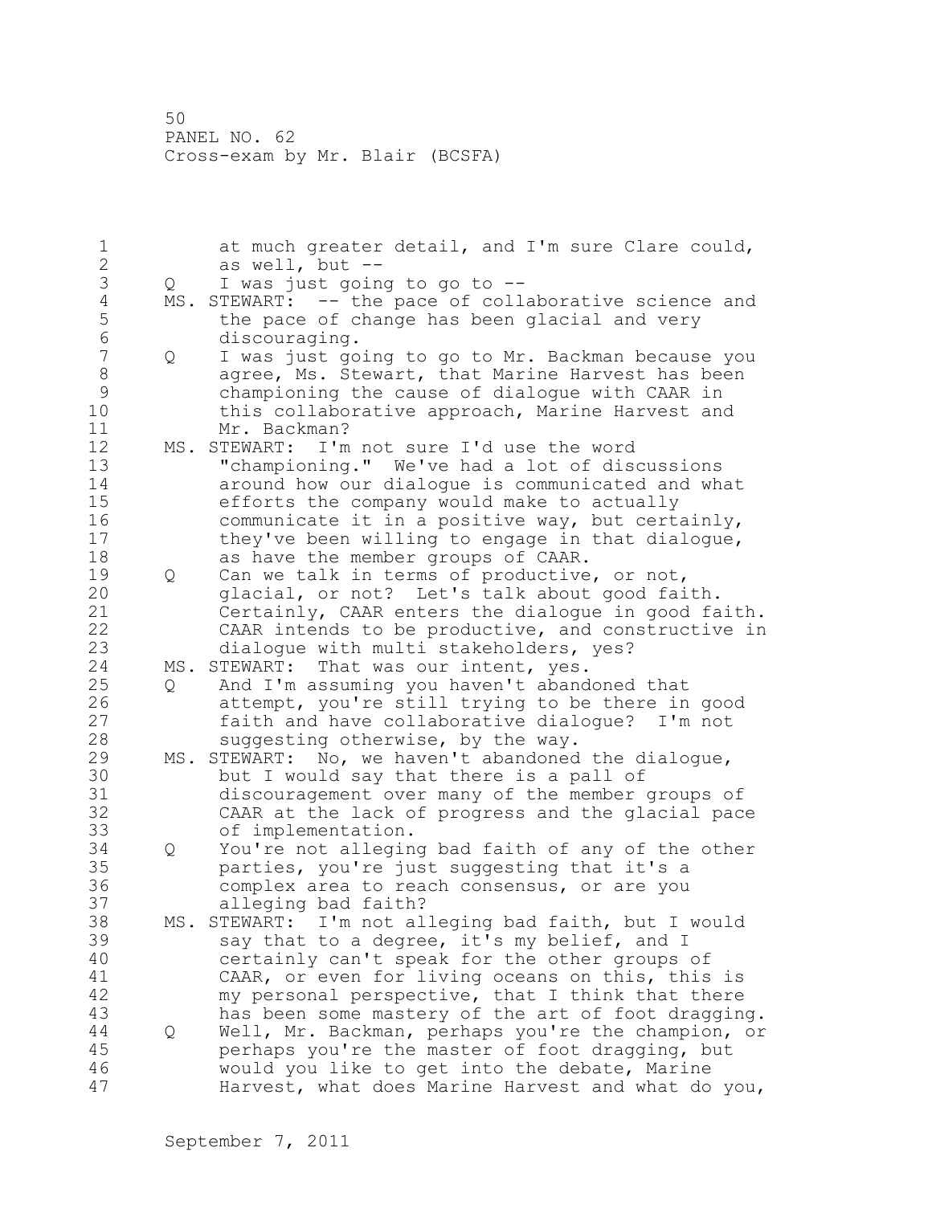at much greater detail, and I'm sure Clare could, as well, but --

Q I was just going to go to --

MS. STEWART: -- the pace of collaborative science and the pace of change has been glacial and very discouraging.

Q I was just going to go to Mr. Backman because you agree, Ms. Stewart, that Marine Harvest has been championing the cause of dialogue with CAAR in this collaborative approach, Marine Harvest and Mr. Backman?

MS. STEWART: I'm not sure I'd use the word "championing." We've had a lot of discussions around how our dialogue is communicated and what efforts the company would make to actually communicate it in a positive way, but certainly, they've been willing to engage in that dialogue, as have the member groups of CAAR.

Q Can we talk in terms of productive, or not, glacial, or not? Let's talk about good faith. Certainly, CAAR enters the dialogue in good faith. CAAR intends to be productive, and constructive in dialogue with multi stakeholders, yes?

MS. STEWART: That was our intent, yes.

Q And I'm assuming you haven't abandoned that attempt, you're still trying to be there in good faith and have collaborative dialogue? I'm not suggesting otherwise, by the way.

MS. STEWART: No, we haven't abandoned the dialogue, but I would say that there is a pall of discouragement over many of the member groups of CAAR at the lack of progress and the glacial pace of implementation.

Q You're not alleging bad faith of any of the other parties, you're just suggesting that it's a complex area to reach consensus, or are you alleging bad faith?

MS. STEWART: I'm not alleging bad faith, but I would say that to a degree, it's my belief, and I certainly can't speak for the other groups of CAAR, or even for living oceans on this, this is my personal perspective, that I think that there has been some mastery of the art of foot dragging.

Q Well, Mr. Backman, perhaps you're the champion, or perhaps you're the master of foot dragging, but would you like to get into the debate, Marine Harvest, what does Marine Harvest and what do you,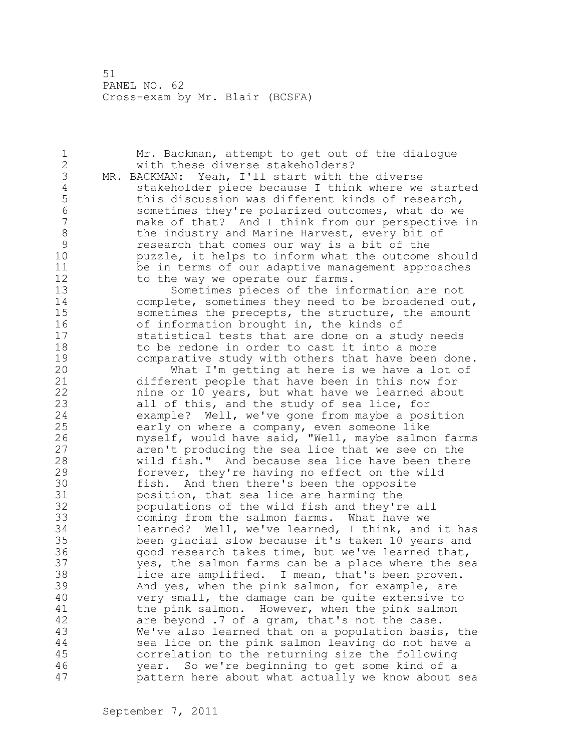Mr. Backman, attempt to get out of the dialogue with these diverse stakeholders?

MR. BACKMAN: Yeah, I'll start with the diverse stakeholder piece because I think where we started this discussion was different kinds of research, sometimes they're polarized outcomes, what do we make of that? And I think from our perspective in the industry and Marine Harvest, every bit of research that comes our way is a bit of the puzzle, it helps to inform what the outcome should be in terms of our adaptive management approaches to the way we operate our farms.

Sometimes pieces of the information are not complete, sometimes they need to be broadened out, sometimes the precepts, the structure, the amount of information brought in, the kinds of statistical tests that are done on a study needs to be redone in order to cast it into a more comparative study with others that have been done.

What I'm getting at here is we have a lot of different people that have been in this now for nine or 10 years, but what have we learned about all of this, and the study of sea lice, for example? Well, we've gone from maybe a position early on where a company, even someone like myself, would have said, "Well, maybe salmon farms aren't producing the sea lice that we see on the wild fish." And because sea lice have been there forever, they're having no effect on the wild fish. And then there's been the opposite position, that sea lice are harming the populations of the wild fish and they're all coming from the salmon farms. What have we learned? Well, we've learned, I think, and it has been glacial slow because it's taken 10 years and good research takes time, but we've learned that, yes, the salmon farms can be a place where the sea lice are amplified. I mean, that's been proven. And yes, when the pink salmon, for example, are very small, the damage can be quite extensive to the pink salmon. However, when the pink salmon are beyond .7 of a gram, that's not the case. We've also learned that on a population basis, the sea lice on the pink salmon leaving do not have a correlation to the returning size the following year. So we're beginning to get some kind of a pattern here about what actually we know about sea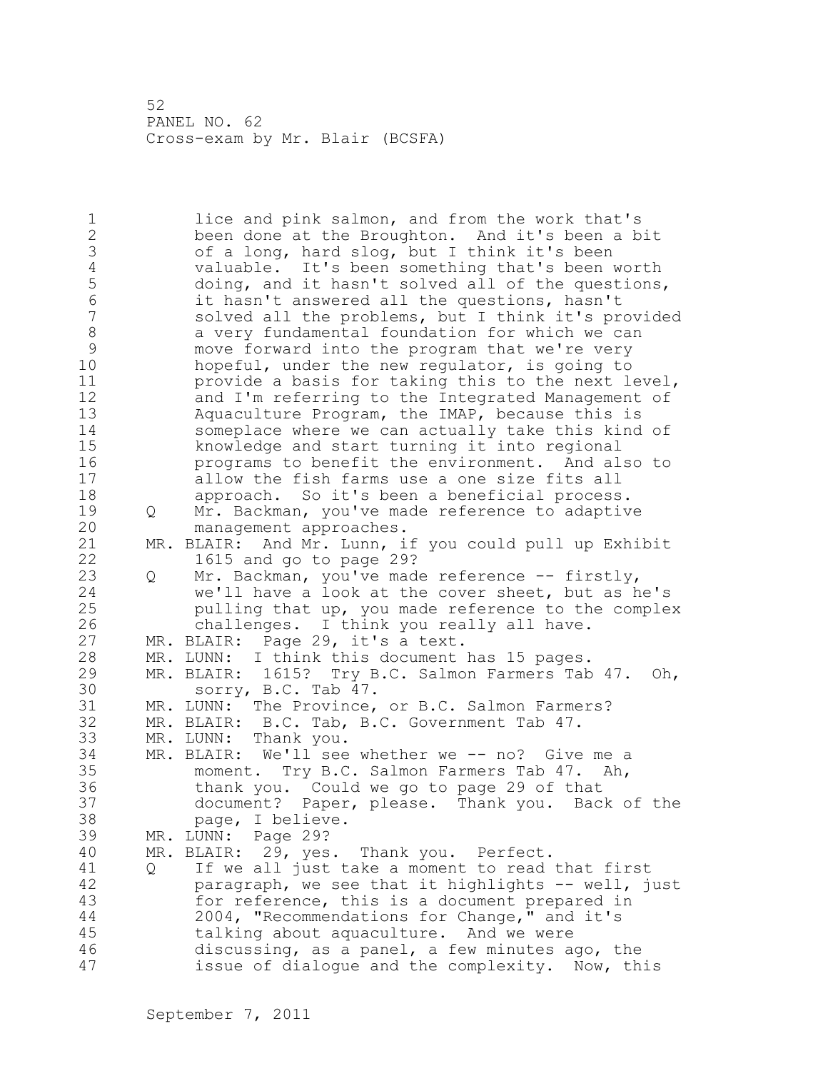lice and pink salmon, and from the work that's been done at the Broughton. And it's been a bit of a long, hard slog, but I think it's been valuable. It's been something that's been worth doing, and it hasn't solved all of the questions, it hasn't answered all the questions, hasn't solved all the problems, but I think it's provided a very fundamental foundation for which we can move forward into the program that we're very hopeful, under the new regulator, is going to provide a basis for taking this to the next level, and I'm referring to the Integrated Management of Aquaculture Program, the IMAP, because this is someplace where we can actually take this kind of knowledge and start turning it into regional programs to benefit the environment. And also to allow the fish farms use a one size fits all approach. So it's been a beneficial process.

Q Mr. Backman, you've made reference to adaptive management approaches.

MR. BLAIR: And Mr. Lunn, if you could pull up Exhibit 1615 and go to page 29?

Q Mr. Backman, you've made reference -- firstly, we'll have a look at the cover sheet, but as he's pulling that up, you made reference to the complex challenges. I think you really all have.

MR. BLAIR: Page 29, it's a text.

MR. LUNN: I think this document has 15 pages.

MR. BLAIR: 1615? Try B.C. Salmon Farmers Tab 47. Oh, sorry, B.C. Tab 47.

MR. LUNN: The Province, or B.C. Salmon Farmers?

MR. BLAIR: B.C. Tab, B.C. Government Tab 47.

MR. LUNN: Thank you.

MR. BLAIR: We'll see whether we -- no? Give me a moment. Try B.C. Salmon Farmers Tab 47. Ah, thank you. Could we go to page 29 of that document? Paper, please. Thank you. Back of the page, I believe.

MR. LUNN: Page 29?

MR. BLAIR: 29, yes. Thank you. Perfect.

Q If we all just take a moment to read that first paragraph, we see that it highlights -- well, just for reference, this is a document prepared in 2004, "Recommendations for Change," and it's talking about aquaculture. And we were discussing, as a panel, a few minutes ago, the issue of dialogue and the complexity. Now, this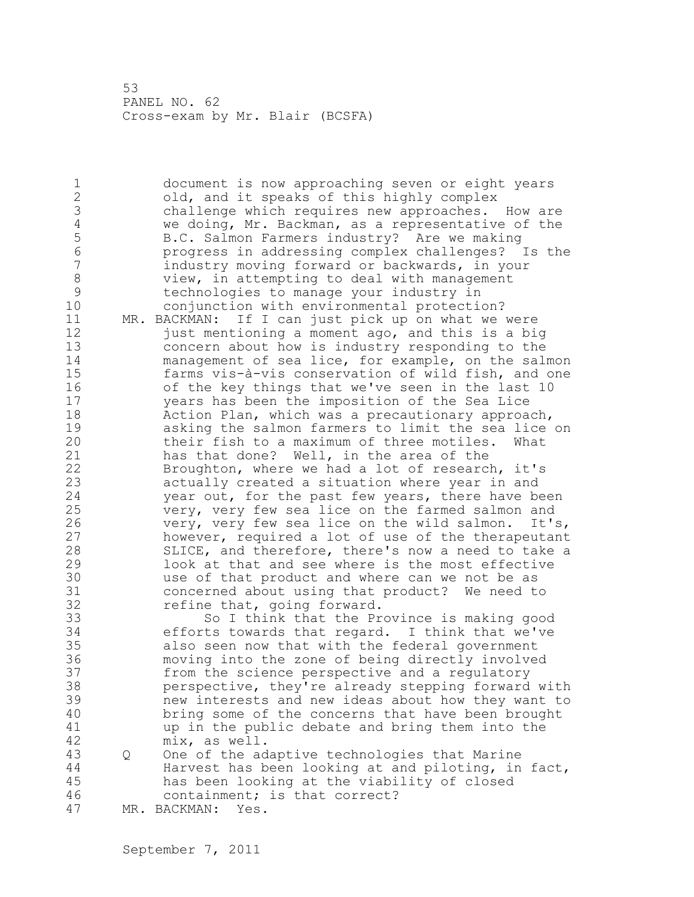document is now approaching seven or eight years old, and it speaks of this highly complex challenge which requires new approaches. How are we doing, Mr. Backman, as a representative of the B.C. Salmon Farmers industry? Are we making progress in addressing complex challenges? Is the industry moving forward or backwards, in your view, in attempting to deal with management technologies to manage your industry in conjunction with environmental protection?

MR. BACKMAN: If I can just pick up on what we were just mentioning a moment ago, and this is a big concern about how is industry responding to the management of sea lice, for example, on the salmon farms vis-à-vis conservation of wild fish, and one of the key things that we've seen in the last 10 years has been the imposition of the Sea Lice Action Plan, which was a precautionary approach, asking the salmon farmers to limit the sea lice on their fish to a maximum of three motiles. What has that done? Well, in the area of the Broughton, where we had a lot of research, it's actually created a situation where year in and year out, for the past few years, there have been very, very few sea lice on the farmed salmon and very, very few sea lice on the wild salmon. It's, however, required a lot of use of the therapeutant SLICE, and therefore, there's now a need to take a look at that and see where is the most effective use of that product and where can we not be as concerned about using that product? We need to refine that, going forward.

So I think that the Province is making good efforts towards that regard. I think that we've also seen now that with the federal government moving into the zone of being directly involved from the science perspective and a regulatory perspective, they're already stepping forward with new interests and new ideas about how they want to bring some of the concerns that have been brought up in the public debate and bring them into the mix, as well.

Q One of the adaptive technologies that Marine Harvest has been looking at and piloting, in fact, has been looking at the viability of closed containment; is that correct?

MR. BACKMAN: Yes.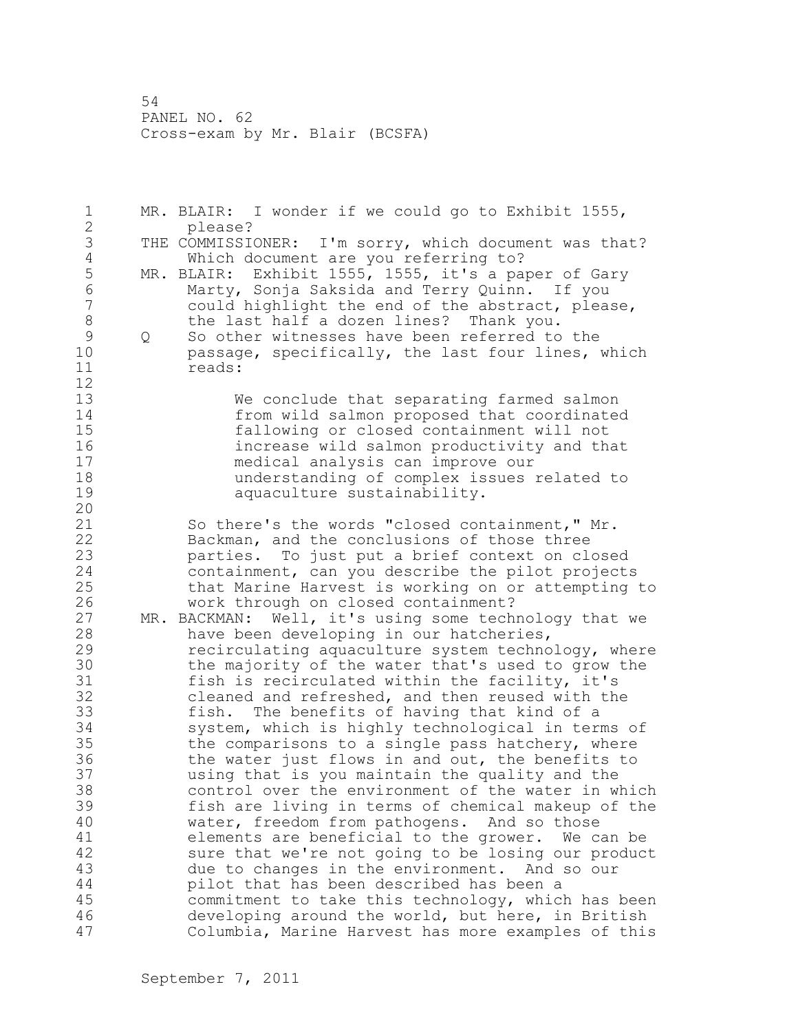MR. BLAIR: I wonder if we could go to Exhibit 1555, please?

THE COMMISSIONER: I'm sorry, which document was that? Which document are you referring to?

MR. BLAIR: Exhibit 1555, 1555, it's a paper of Gary Marty, Sonja Saksida and Terry Quinn. If you could highlight the end of the abstract, please, the last half a dozen lines? Thank you.

Q So other witnesses have been referred to the passage, specifically, the last four lines, which reads:

> We conclude that separating farmed salmon from wild salmon proposed that coordinated fallowing or closed containment will not increase wild salmon productivity and that medical analysis can improve our understanding of complex issues related to aquaculture sustainability.

So there's the words "closed containment," Mr. Backman, and the conclusions of those three parties. To just put a brief context on closed containment, can you describe the pilot projects that Marine Harvest is working on or attempting to work through on closed containment?

MR. BACKMAN: Well, it's using some technology that we have been developing in our hatcheries, recirculating aquaculture system technology, where the majority of the water that's used to grow the fish is recirculated within the facility, it's cleaned and refreshed, and then reused with the fish. The benefits of having that kind of a system, which is highly technological in terms of the comparisons to a single pass hatchery, where the water just flows in and out, the benefits to using that is you maintain the quality and the control over the environment of the water in which fish are living in terms of chemical makeup of the water, freedom from pathogens. And so those elements are beneficial to the grower. We can be sure that we're not going to be losing our product due to changes in the environment. And so our pilot that has been described has been a commitment to take this technology, which has been developing around the world, but here, in British Columbia, Marine Harvest has more examples of this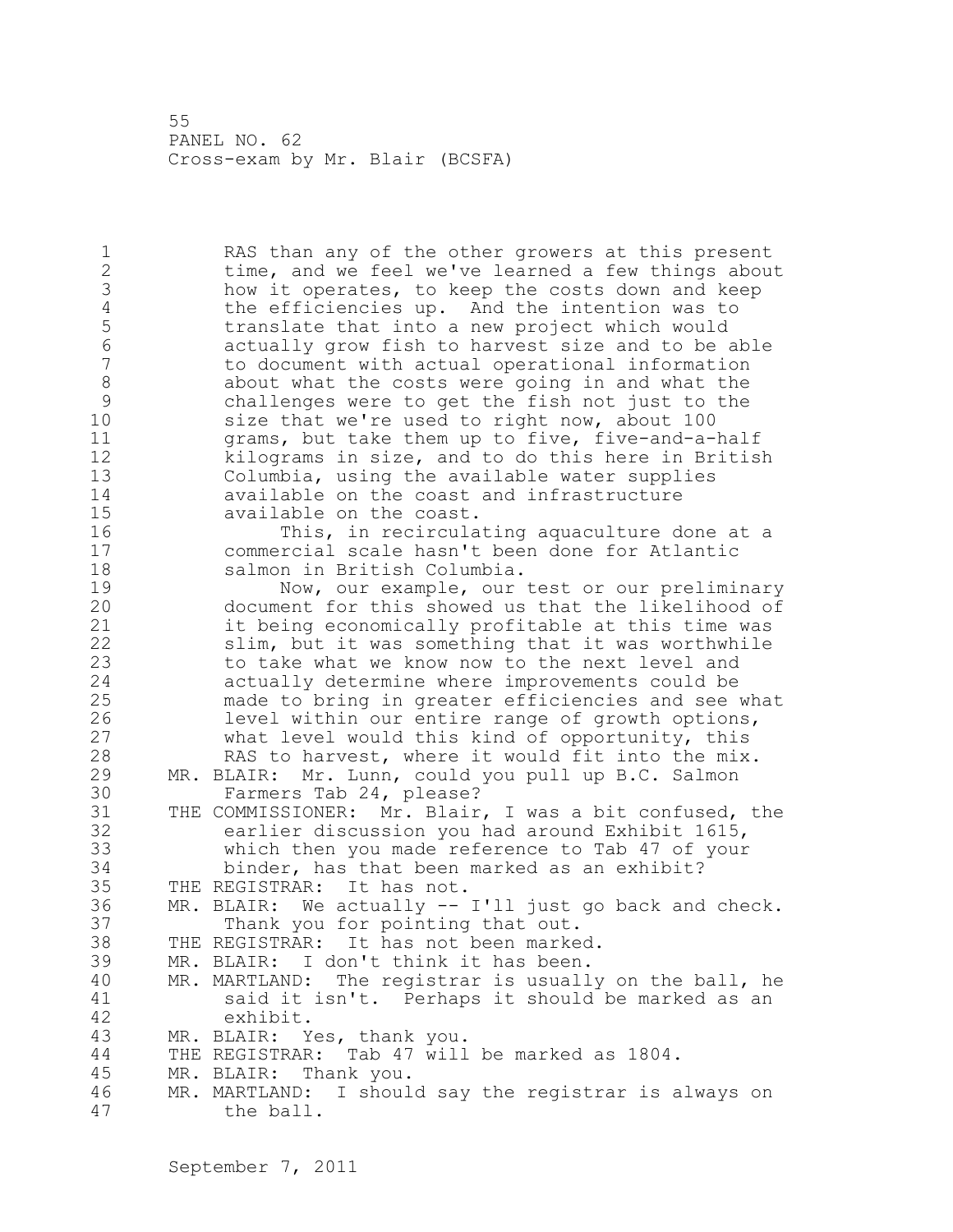RAS than any of the other growers at this present time, and we feel we've learned a few things about how it operates, to keep the costs down and keep the efficiencies up. And the intention was to translate that into a new project which would actually grow fish to harvest size and to be able to document with actual operational information about what the costs were going in and what the challenges were to get the fish not just to the size that we're used to right now, about 100 grams, but take them up to five, five-and-a-half kilograms in size, and to do this here in British Columbia, using the available water supplies available on the coast and infrastructure available on the coast.

This, in recirculating aquaculture done at a commercial scale hasn't been done for Atlantic salmon in British Columbia.

Now, our example, our test or our preliminary document for this showed us that the likelihood of it being economically profitable at this time was slim, but it was something that it was worthwhile to take what we know now to the next level and actually determine where improvements could be made to bring in greater efficiencies and see what level within our entire range of growth options, what level would this kind of opportunity, this RAS to harvest, where it would fit into the mix.

MR. BLAIR: Mr. Lunn, could you pull up B.C. Salmon Farmers Tab 24, please?

THE COMMISSIONER: Mr. Blair, I was a bit confused, the earlier discussion you had around Exhibit 1615, which then you made reference to Tab 47 of your binder, has that been marked as an exhibit?

THE REGISTRAR: It has not.

MR. BLAIR: We actually -- I'll just go back and check. Thank you for pointing that out.

THE REGISTRAR: It has not been marked.

MR. BLAIR: I don't think it has been.

MR. MARTLAND: The registrar is usually on the ball, he said it isn't. Perhaps it should be marked as an exhibit.

MR. BLAIR: Yes, thank you.

THE REGISTRAR: Tab 47 will be marked as 1804.

MR. BLAIR: Thank you.

MR. MARTLAND: I should say the registrar is always on the ball.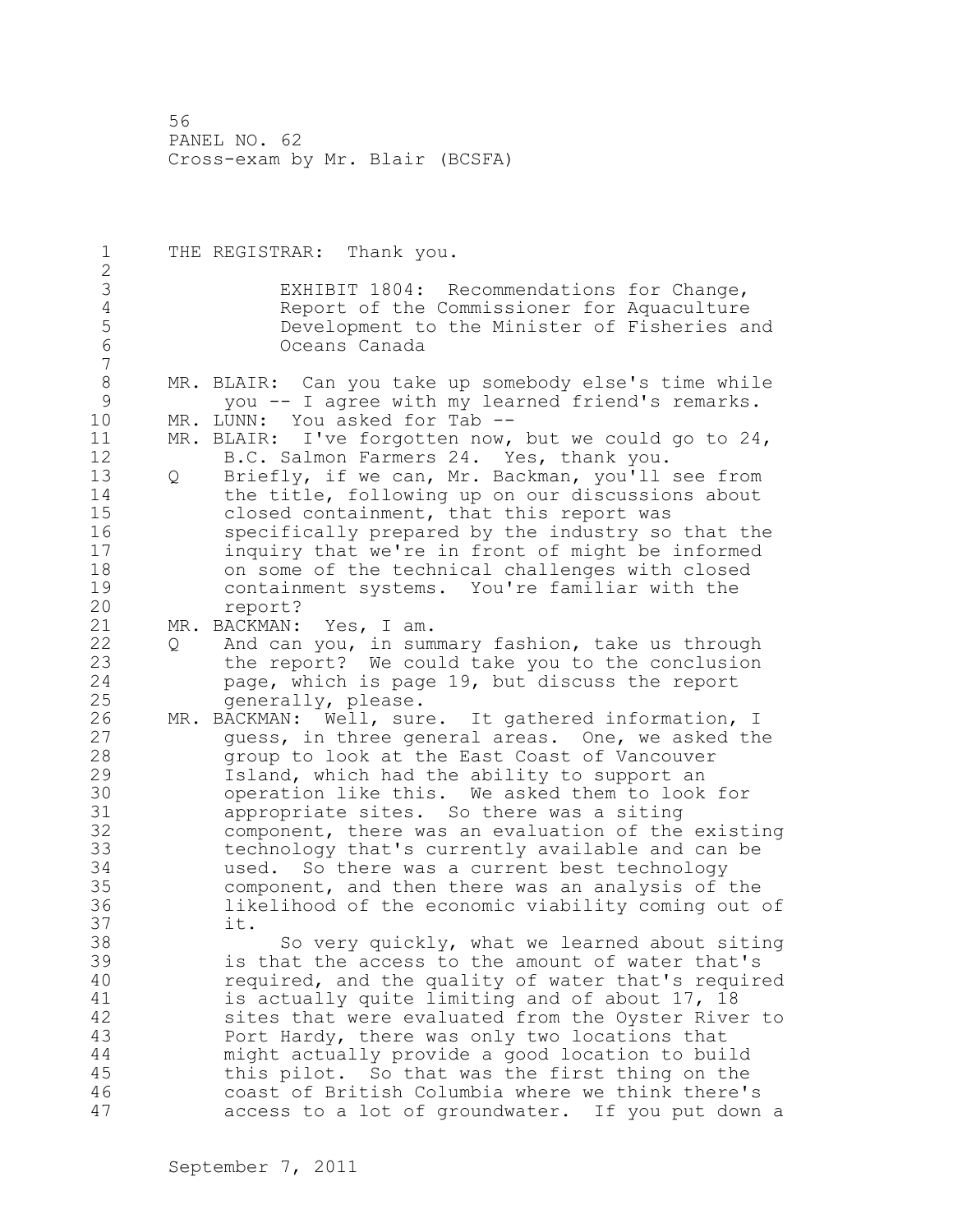THE REGISTRAR: Thank you.

EXHIBIT 1804: Recommendations for Change, Report of the Commissioner for Aquaculture Development to the Minister of Fisheries and Oceans Canada

MR. BLAIR: Can you take up somebody else's time while you -- I agree with my learned friend's remarks.

MR. LUNN: You asked for Tab --

MR. BLAIR: I've forgotten now, but we could go to 24, B.C. Salmon Farmers 24. Yes, thank you.

Q Briefly, if we can, Mr. Backman, you'll see from the title, following up on our discussions about closed containment, that this report was specifically prepared by the industry so that the inquiry that we're in front of might be informed on some of the technical challenges with closed containment systems. You're familiar with the report?

MR. BACKMAN: Yes, I am.

Q And can you, in summary fashion, take us through the report? We could take you to the conclusion page, which is page 19, but discuss the report generally, please.

MR. BACKMAN: Well, sure. It gathered information, I guess, in three general areas. One, we asked the group to look at the East Coast of Vancouver Island, which had the ability to support an operation like this. We asked them to look for appropriate sites. So there was a siting component, there was an evaluation of the existing technology that's currently available and can be used. So there was a current best technology component, and then there was an analysis of the likelihood of the economic viability coming out of it.

So very quickly, what we learned about siting is that the access to the amount of water that's required, and the quality of water that's required is actually quite limiting and of about 17, 18 sites that were evaluated from the Oyster River to Port Hardy, there was only two locations that might actually provide a good location to build this pilot. So that was the first thing on the coast of British Columbia where we think there's access to a lot of groundwater. If you put down a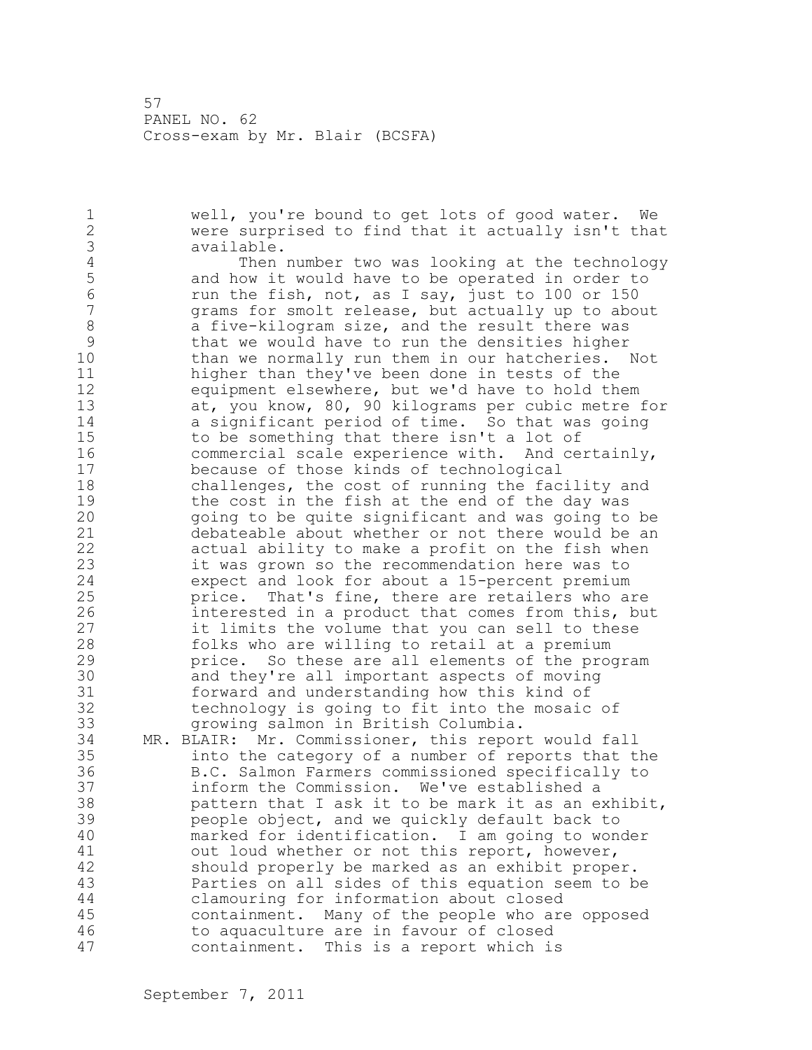well, you're bound to get lots of good water. We were surprised to find that it actually isn't that available.

Then number two was looking at the technology and how it would have to be operated in order to run the fish, not, as I say, just to 100 or 150 grams for smolt release, but actually up to about a five-kilogram size, and the result there was that we would have to run the densities higher than we normally run them in our hatcheries. Not higher than they've been done in tests of the equipment elsewhere, but we'd have to hold them at, you know, 80, 90 kilograms per cubic metre for a significant period of time. So that was going to be something that there isn't a lot of commercial scale experience with. And certainly, because of those kinds of technological challenges, the cost of running the facility and the cost in the fish at the end of the day was going to be quite significant and was going to be debateable about whether or not there would be an actual ability to make a profit on the fish when it was grown so the recommendation here was to expect and look for about a 15-percent premium price. That's fine, there are retailers who are interested in a product that comes from this, but it limits the volume that you can sell to these folks who are willing to retail at a premium price. So these are all elements of the program and they're all important aspects of moving forward and understanding how this kind of technology is going to fit into the mosaic of growing salmon in British Columbia.

MR. BLAIR: Mr. Commissioner, this report would fall into the category of a number of reports that the B.C. Salmon Farmers commissioned specifically to inform the Commission. We've established a pattern that I ask it to be mark it as an exhibit, people object, and we quickly default back to marked for identification. I am going to wonder out loud whether or not this report, however, should properly be marked as an exhibit proper. Parties on all sides of this equation seem to be clamouring for information about closed containment. Many of the people who are opposed to aquaculture are in favour of closed containment. This is a report which is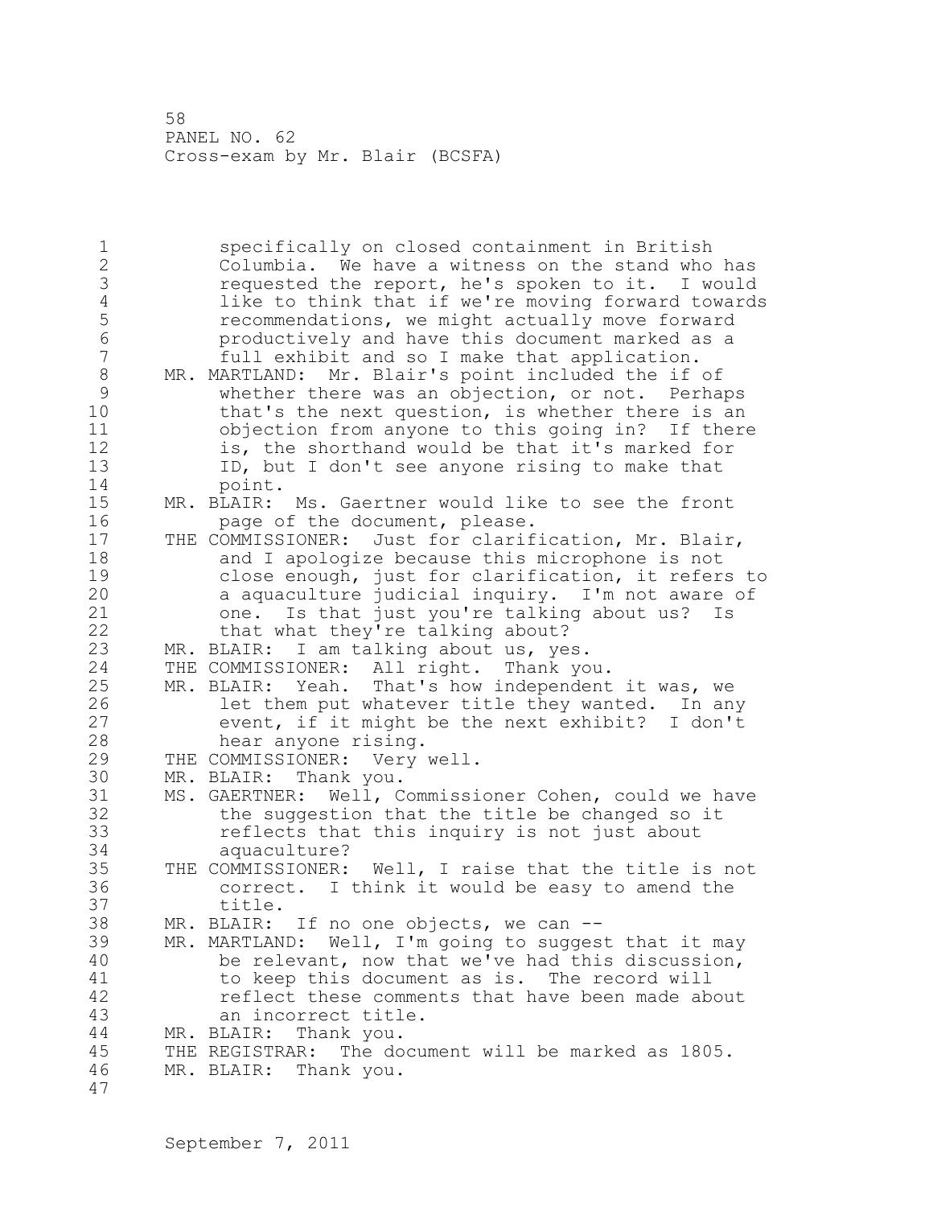specifically on closed containment in British Columbia. We have a witness on the stand who has requested the report, he's spoken to it. I would like to think that if we're moving forward towards recommendations, we might actually move forward productively and have this document marked as a full exhibit and so I make that application.

MR. MARTLAND: Mr. Blair's point included the if of whether there was an objection, or not. Perhaps that's the next question, is whether there is an objection from anyone to this going in? If there is, the shorthand would be that it's marked for ID, but I don't see anyone rising to make that point.

MR. BLAIR: Ms. Gaertner would like to see the front page of the document, please.

THE COMMISSIONER: Just for clarification, Mr. Blair, and I apologize because this microphone is not close enough, just for clarification, it refers to a aquaculture judicial inquiry. I'm not aware of one. Is that just you're talking about us? Is that what they're talking about?

MR. BLAIR: I am talking about us, yes.

THE COMMISSIONER: All right. Thank you.

MR. BLAIR: Yeah. That's how independent it was, we let them put whatever title they wanted. In any event, if it might be the next exhibit? I don't hear anyone rising.

THE COMMISSIONER: Very well.

MR. BLAIR: Thank you.

MS. GAERTNER: Well, Commissioner Cohen, could we have the suggestion that the title be changed so it reflects that this inquiry is not just about aquaculture?

THE COMMISSIONER: Well, I raise that the title is not correct. I think it would be easy to amend the title.

MR. BLAIR: If no one objects, we can --

MR. MARTLAND: Well, I'm going to suggest that it may be relevant, now that we've had this discussion, to keep this document as is. The record will reflect these comments that have been made about an incorrect title.

MR. BLAIR: Thank you.

THE REGISTRAR: The document will be marked as 1805.

MR. BLAIR: Thank you.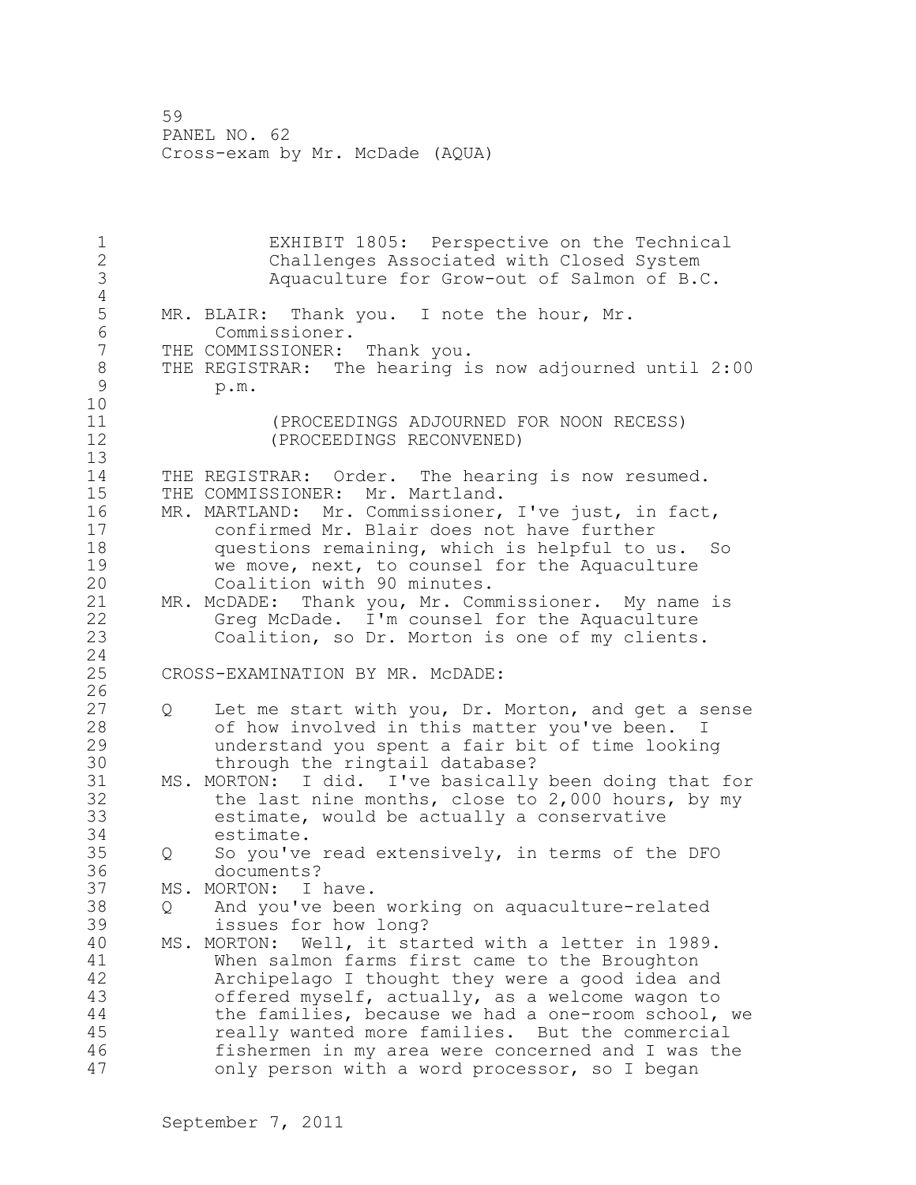EXHIBIT 1805: Perspective on the Technical Challenges Associated with Closed System Aquaculture for Grow-out of Salmon of B.C.

MR. BLAIR: Thank you. I note the hour, Mr. Commissioner.
THE COMMISSIONER: Thank you.
THE REGISTRAR: The hearing is now adjourned until 2:00 p.m.

(PROCEEDINGS ADJOURNED FOR NOON RECESS)
(PROCEEDINGS RECONVENED)

THE REGISTRAR: Order. The hearing is now resumed.
THE COMMISSIONER: Mr. Martland.
MR. MARTLAND: Mr. Commissioner, I've just, in fact, confirmed Mr. Blair does not have further questions remaining, which is helpful to us. So we move, next, to counsel for the Aquaculture Coalition with 90 minutes.
MR. McDADE: Thank you, Mr. Commissioner. My name is Greg McDade. I'm counsel for the Aquaculture Coalition, so Dr. Morton is one of my clients.

CROSS-EXAMINATION BY MR. McDADE:

Q Let me start with you, Dr. Morton, and get a sense of how involved in this matter you've been. I understand you spent a fair bit of time looking through the ringtail database?
MS. MORTON: I did. I've basically been doing that for the last nine months, close to 2,000 hours, by my estimate, would be actually a conservative estimate.
Q So you've read extensively, in terms of the DFO documents?
MS. MORTON: I have.
Q And you've been working on aquaculture-related issues for how long?
MS. MORTON: Well, it started with a letter in 1989. When salmon farms first came to the Broughton Archipelago I thought they were a good idea and offered myself, actually, as a welcome wagon to the families, because we had a one-room school, we really wanted more families. But the commercial fishermen in my area were concerned and I was the only person with a word processor, so I began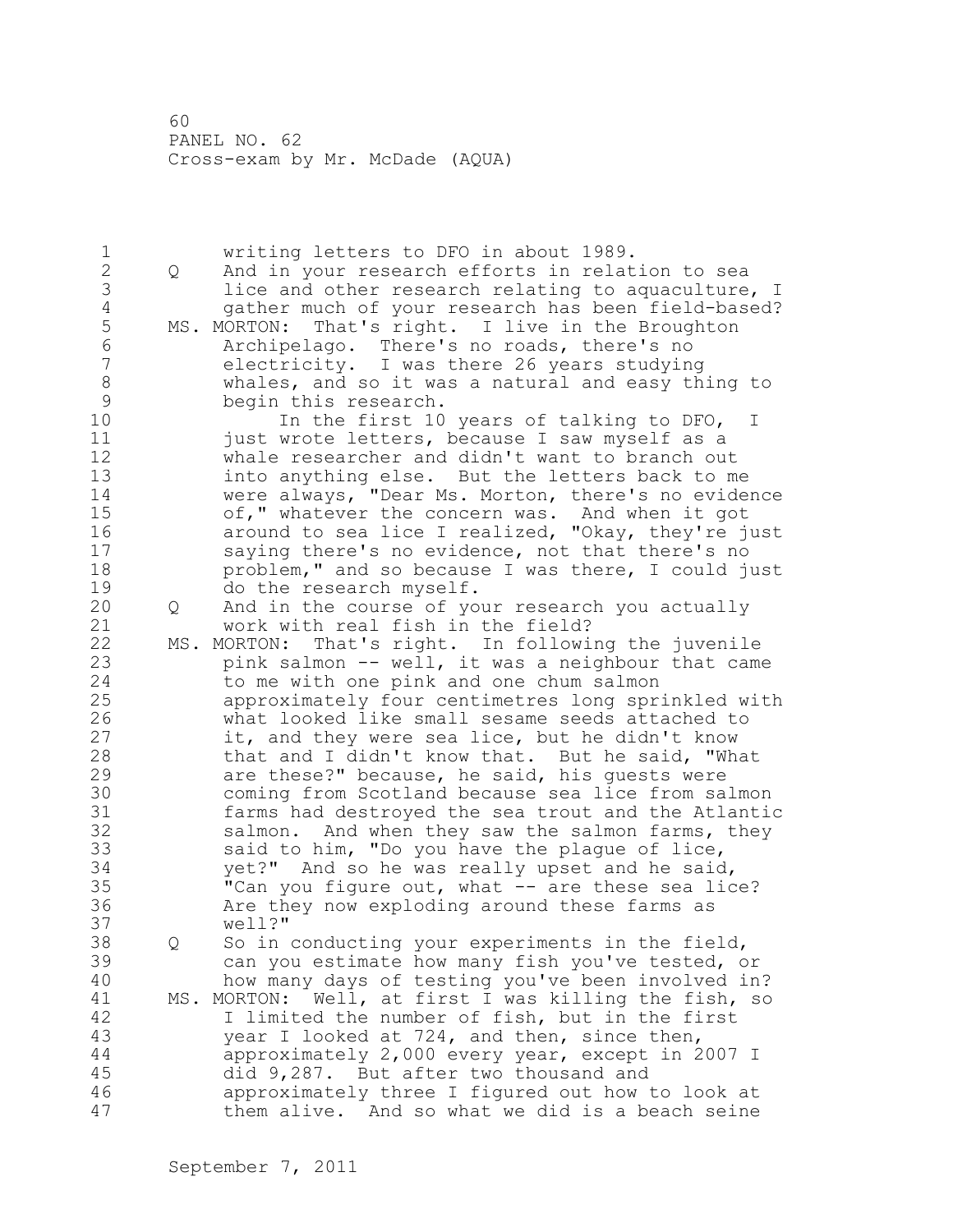writing letters to DFO in about 1989.

Q And in your research efforts in relation to sea lice and other research relating to aquaculture, I gather much of your research has been field-based?

MS. MORTON: That's right. I live in the Broughton Archipelago. There's no roads, there's no electricity. I was there 26 years studying whales, and so it was a natural and easy thing to begin this research.

In the first 10 years of talking to DFO, I just wrote letters, because I saw myself as a whale researcher and didn't want to branch out into anything else. But the letters back to me were always, "Dear Ms. Morton, there's no evidence of," whatever the concern was. And when it got around to sea lice I realized, "Okay, they're just saying there's no evidence, not that there's no problem," and so because I was there, I could just do the research myself.

Q And in the course of your research you actually work with real fish in the field?

MS. MORTON: That's right. In following the juvenile pink salmon -- well, it was a neighbour that came to me with one pink and one chum salmon approximately four centimetres long sprinkled with what looked like small sesame seeds attached to it, and they were sea lice, but he didn't know that and I didn't know that. But he said, "What are these?" because, he said, his guests were coming from Scotland because sea lice from salmon farms had destroyed the sea trout and the Atlantic salmon. And when they saw the salmon farms, they said to him, "Do you have the plague of lice, yet?" And so he was really upset and he said, "Can you figure out, what -- are these sea lice? Are they now exploding around these farms as well?"

Q So in conducting your experiments in the field, can you estimate how many fish you've tested, or how many days of testing you've been involved in?

MS. MORTON: Well, at first I was killing the fish, so I limited the number of fish, but in the first year I looked at 724, and then, since then, approximately 2,000 every year, except in 2007 I did 9,287. But after two thousand and approximately three I figured out how to look at them alive. And so what we did is a beach seine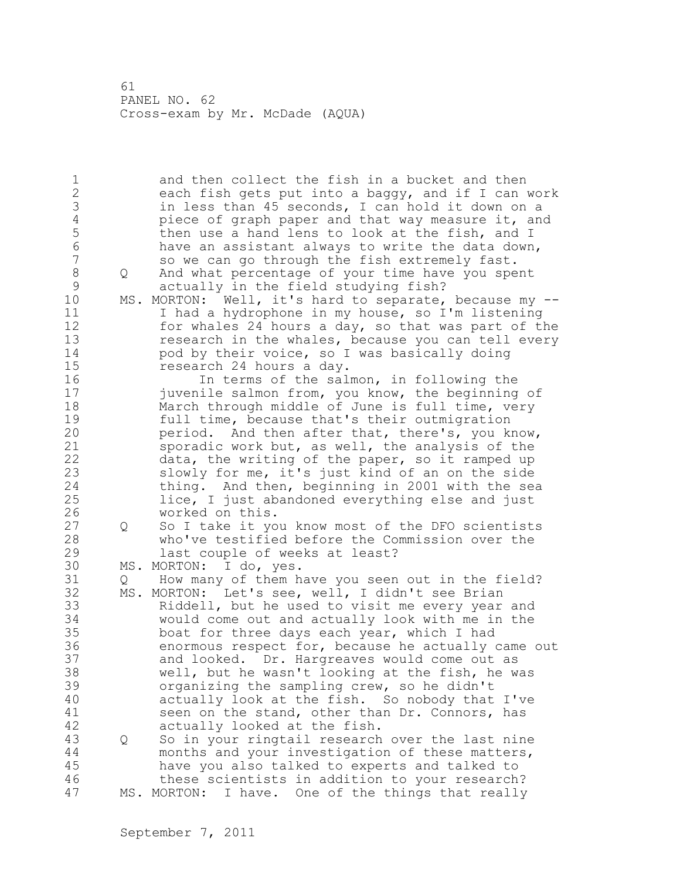and then collect the fish in a bucket and then each fish gets put into a baggy, and if I can work in less than 45 seconds, I can hold it down on a piece of graph paper and that way measure it, and then use a hand lens to look at the fish, and I have an assistant always to write the data down, so we can go through the fish extremely fast.

Q And what percentage of your time have you spent actually in the field studying fish?

MS. MORTON: Well, it's hard to separate, because my -- I had a hydrophone in my house, so I'm listening for whales 24 hours a day, so that was part of the research in the whales, because you can tell every pod by their voice, so I was basically doing research 24 hours a day.

In terms of the salmon, in following the juvenile salmon from, you know, the beginning of March through middle of June is full time, very full time, because that's their outmigration period. And then after that, there's, you know, sporadic work but, as well, the analysis of the data, the writing of the paper, so it ramped up slowly for me, it's just kind of an on the side thing. And then, beginning in 2001 with the sea lice, I just abandoned everything else and just worked on this.

Q So I take it you know most of the DFO scientists who've testified before the Commission over the last couple of weeks at least?

MS. MORTON: I do, yes.

Q How many of them have you seen out in the field?

MS. MORTON: Let's see, well, I didn't see Brian Riddell, but he used to visit me every year and would come out and actually look with me in the boat for three days each year, which I had enormous respect for, because he actually came out and looked. Dr. Hargreaves would come out as well, but he wasn't looking at the fish, he was organizing the sampling crew, so he didn't actually look at the fish. So nobody that I've seen on the stand, other than Dr. Connors, has actually looked at the fish.

Q So in your ringtail research over the last nine months and your investigation of these matters, have you also talked to experts and talked to these scientists in addition to your research?

MS. MORTON: I have. One of the things that really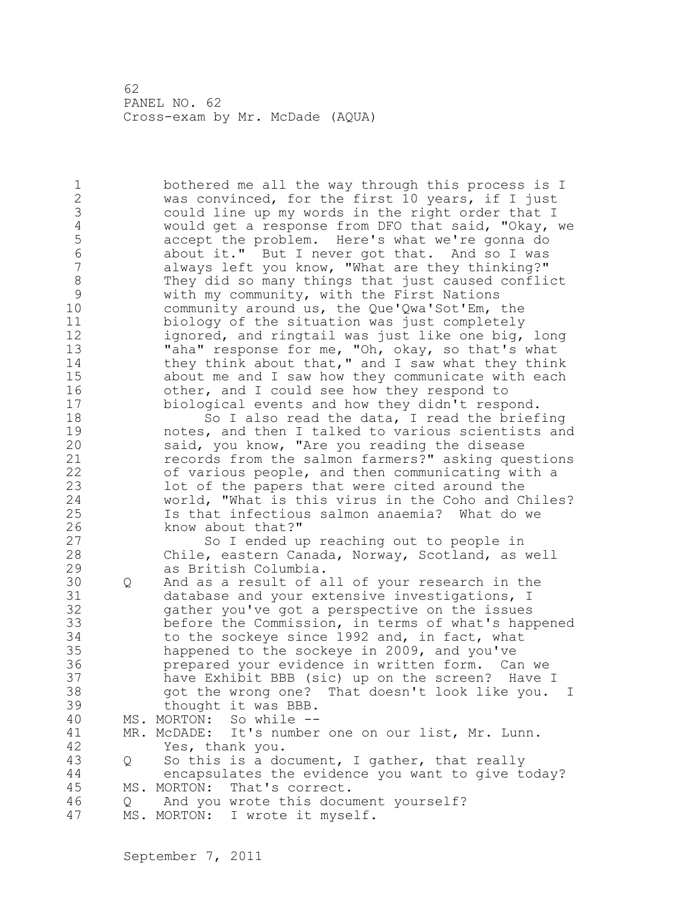bothered me all the way through this process is I was convinced, for the first 10 years, if I just could line up my words in the right order that I would get a response from DFO that said, "Okay, we accept the problem. Here's what we're gonna do about it." But I never got that. And so I was always left you know, "What are they thinking?" They did so many things that just caused conflict with my community, with the First Nations community around us, the Que'Qwa'Sot'Em, the biology of the situation was just completely ignored, and ringtail was just like one big, long "aha" response for me, "Oh, okay, so that's what they think about that," and I saw what they think about me and I saw how they communicate with each other, and I could see how they respond to biological events and how they didn't respond.

So I also read the data, I read the briefing notes, and then I talked to various scientists and said, you know, "Are you reading the disease records from the salmon farmers?" asking questions of various people, and then communicating with a lot of the papers that were cited around the world, "What is this virus in the Coho and Chiles? Is that infectious salmon anaemia? What do we know about that?"

So I ended up reaching out to people in Chile, eastern Canada, Norway, Scotland, as well as British Columbia.

Q And as a result of all of your research in the database and your extensive investigations, I gather you've got a perspective on the issues before the Commission, in terms of what's happened to the sockeye since 1992 and, in fact, what happened to the sockeye in 2009, and you've prepared your evidence in written form. Can we have Exhibit BBB (sic) up on the screen? Have I got the wrong one? That doesn't look like you. I thought it was BBB.

MS. MORTON: So while --

MR. McDADE: It's number one on our list, Mr. Lunn. Yes, thank you.

Q So this is a document, I gather, that really encapsulates the evidence you want to give today?

MS. MORTON: That's correct.

Q And you wrote this document yourself?

MS. MORTON: I wrote it myself.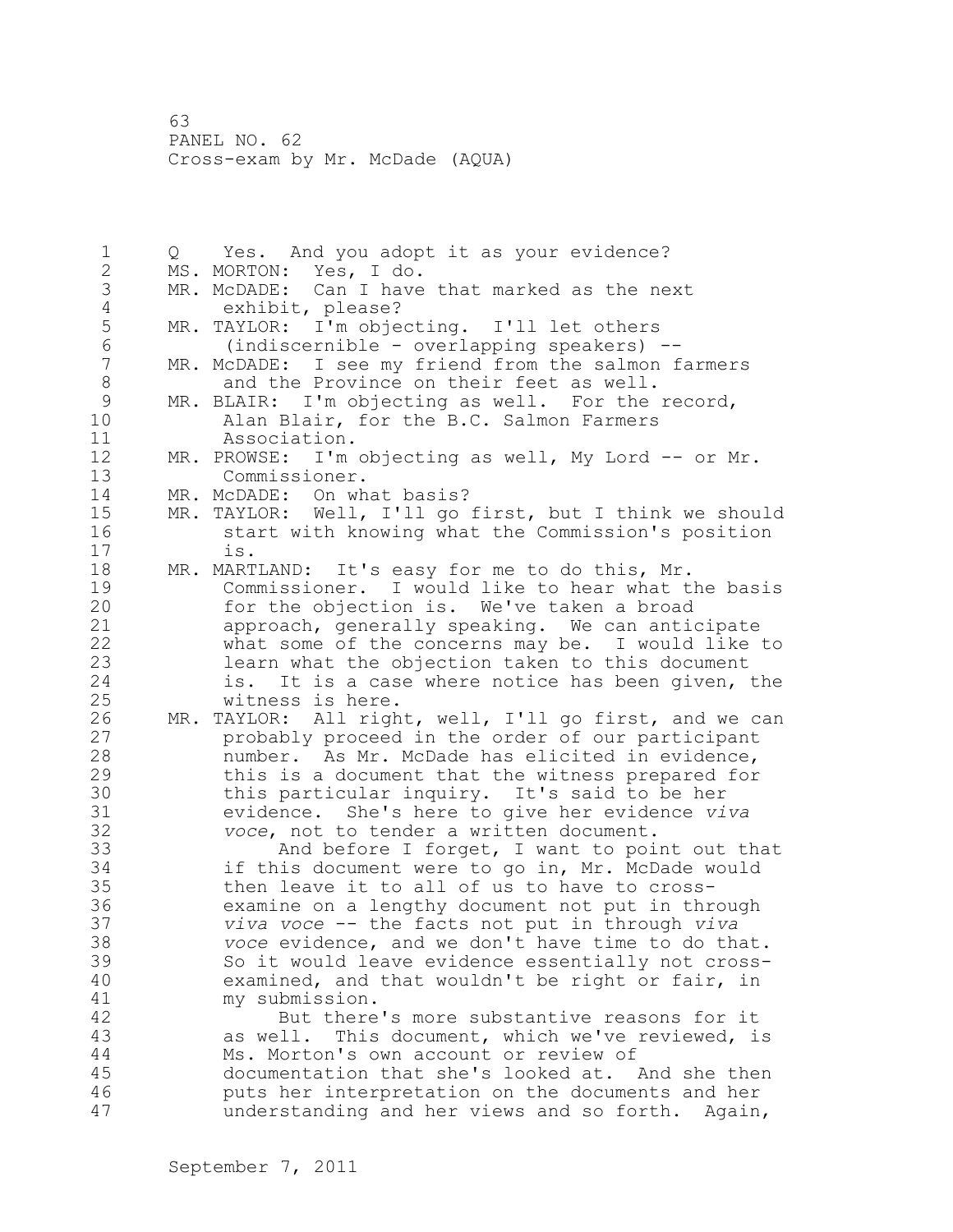Q Yes. And you adopt it as your evidence?

MS. MORTON: Yes, I do.

MR. McDADE: Can I have that marked as the next exhibit, please?

MR. TAYLOR: I'm objecting. I'll let others (indiscernible - overlapping speakers) --

MR. McDADE: I see my friend from the salmon farmers and the Province on their feet as well.

MR. BLAIR: I'm objecting as well. For the record, Alan Blair, for the B.C. Salmon Farmers Association.

MR. PROWSE: I'm objecting as well, My Lord -- or Mr. Commissioner.

MR. McDADE: On what basis?

MR. TAYLOR: Well, I'll go first, but I think we should start with knowing what the Commission's position is.

MR. MARTLAND: It's easy for me to do this, Mr. Commissioner. I would like to hear what the basis for the objection is. We've taken a broad approach, generally speaking. We can anticipate what some of the concerns may be. I would like to learn what the objection taken to this document is. It is a case where notice has been given, the witness is here.

MR. TAYLOR: All right, well, I'll go first, and we can probably proceed in the order of our participant number. As Mr. McDade has elicited in evidence, this is a document that the witness prepared for this particular inquiry. It's said to be her evidence. She's here to give her evidence *viva voce*, not to tender a written document.

And before I forget, I want to point out that if this document were to go in, Mr. McDade would then leave it to all of us to have to cross-examine on a lengthy document not put in through *viva voce* -- the facts not put in through *viva voce* evidence, and we don't have time to do that. So it would leave evidence essentially not cross-examined, and that wouldn't be right or fair, in my submission.

But there's more substantive reasons for it as well. This document, which we've reviewed, is Ms. Morton's own account or review of documentation that she's looked at. And she then puts her interpretation on the documents and her understanding and her views and so forth. Again,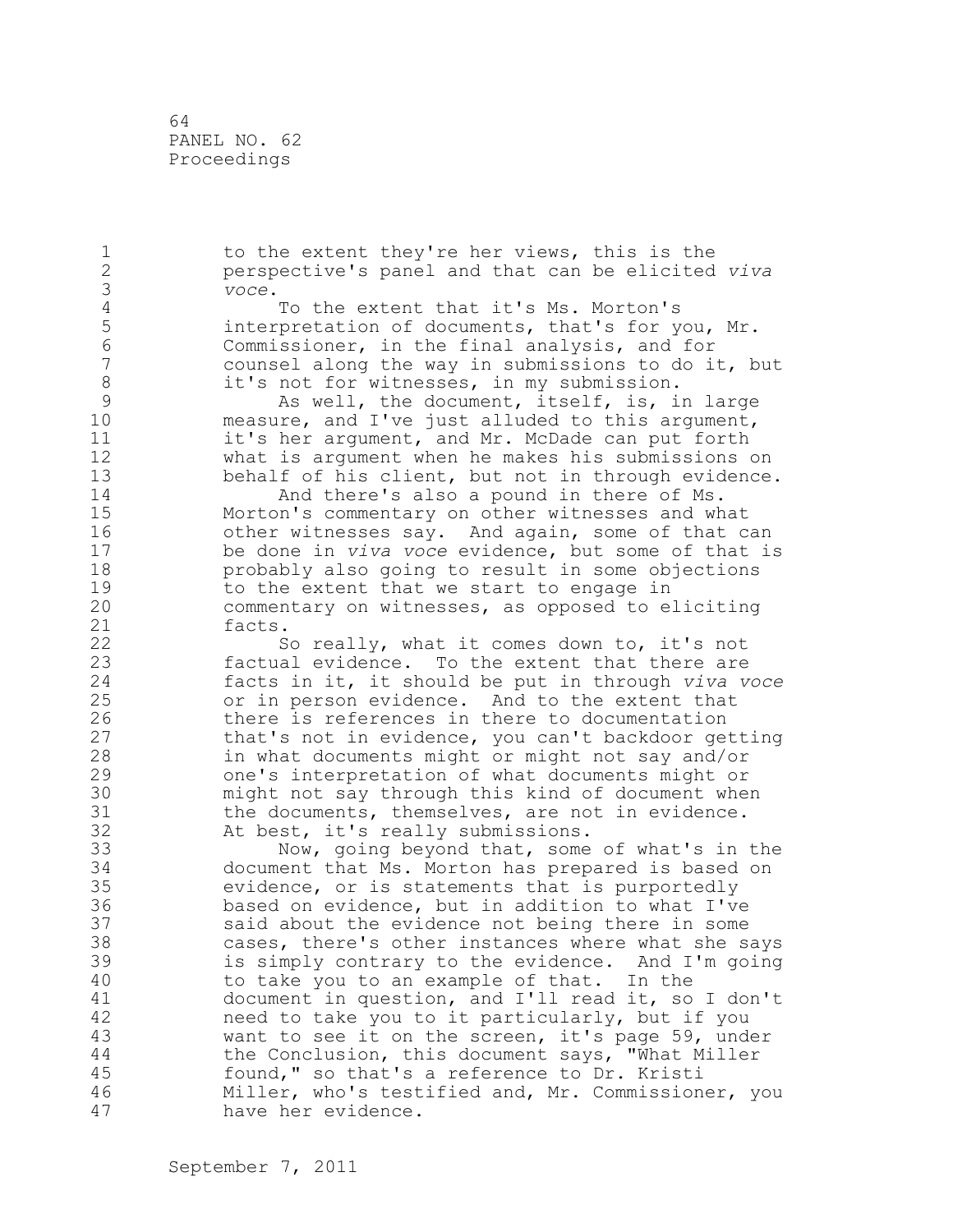to the extent they're her views, this is the perspective's panel and that can be elicited *viva voce*.

To the extent that it's Ms. Morton's interpretation of documents, that's for you, Mr. Commissioner, in the final analysis, and for counsel along the way in submissions to do it, but it's not for witnesses, in my submission.

As well, the document, itself, is, in large measure, and I've just alluded to this argument, it's her argument, and Mr. McDade can put forth what is argument when he makes his submissions on behalf of his client, but not in through evidence.

And there's also a pound in there of Ms. Morton's commentary on other witnesses and what other witnesses say. And again, some of that can be done in *viva voce* evidence, but some of that is probably also going to result in some objections to the extent that we start to engage in commentary on witnesses, as opposed to eliciting facts.

So really, what it comes down to, it's not factual evidence. To the extent that there are facts in it, it should be put in through *viva voce* or in person evidence. And to the extent that there is references in there to documentation that's not in evidence, you can't backdoor getting in what documents might or might not say and/or one's interpretation of what documents might or might not say through this kind of document when the documents, themselves, are not in evidence. At best, it's really submissions.

Now, going beyond that, some of what's in the document that Ms. Morton has prepared is based on evidence, or is statements that is purportedly based on evidence, but in addition to what I've said about the evidence not being there in some cases, there's other instances where what she says is simply contrary to the evidence. And I'm going to take you to an example of that. In the document in question, and I'll read it, so I don't need to take you to it particularly, but if you want to see it on the screen, it's page 59, under the Conclusion, this document says, "What Miller found," so that's a reference to Dr. Kristi Miller, who's testified and, Mr. Commissioner, you have her evidence.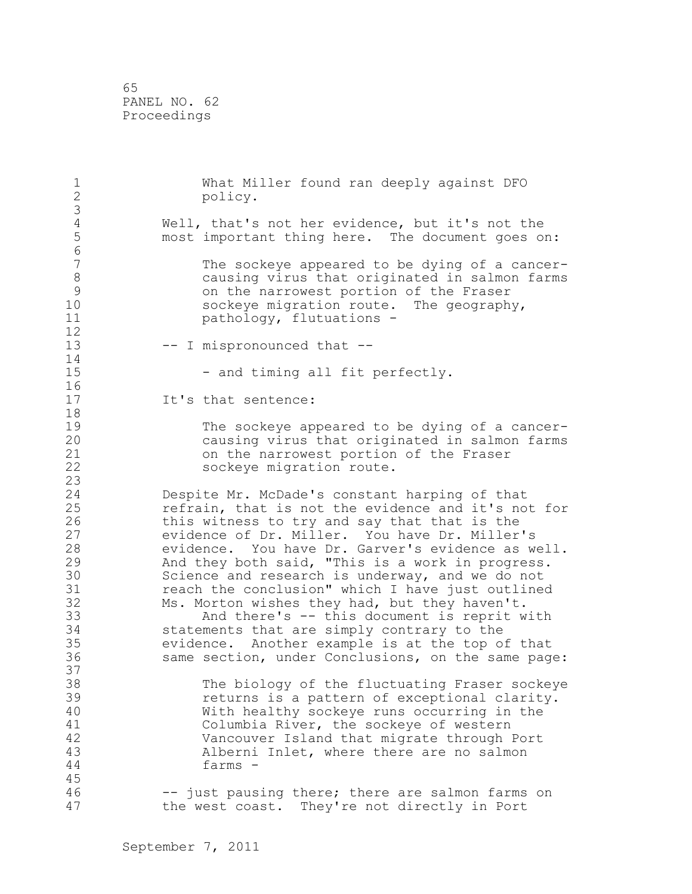> What Miller found ran deeply against DFO policy.

Well, that's not her evidence, but it's not the most important thing here. The document goes on:

> The sockeye appeared to be dying of a cancer-causing virus that originated in salmon farms on the narrowest portion of the Fraser sockeye migration route. The geography, pathology, flutuations -

-- I mispronounced that --

> - and timing all fit perfectly.

It's that sentence:

> The sockeye appeared to be dying of a cancer-causing virus that originated in salmon farms on the narrowest portion of the Fraser sockeye migration route.

Despite Mr. McDade's constant harping of that refrain, that is not the evidence and it's not for this witness to try and say that that is the evidence of Dr. Miller. You have Dr. Miller's evidence. You have Dr. Garver's evidence as well. And they both said, "This is a work in progress. Science and research is underway, and we do not reach the conclusion" which I have just outlined Ms. Morton wishes they had, but they haven't.

And there's -- this document is reprit with statements that are simply contrary to the evidence. Another example is at the top of that same section, under Conclusions, on the same page:

> The biology of the fluctuating Fraser sockeye returns is a pattern of exceptional clarity. With healthy sockeye runs occurring in the Columbia River, the sockeye of western Vancouver Island that migrate through Port Alberni Inlet, where there are no salmon farms -

-- just pausing there; there are salmon farms on the west coast. They're not directly in Port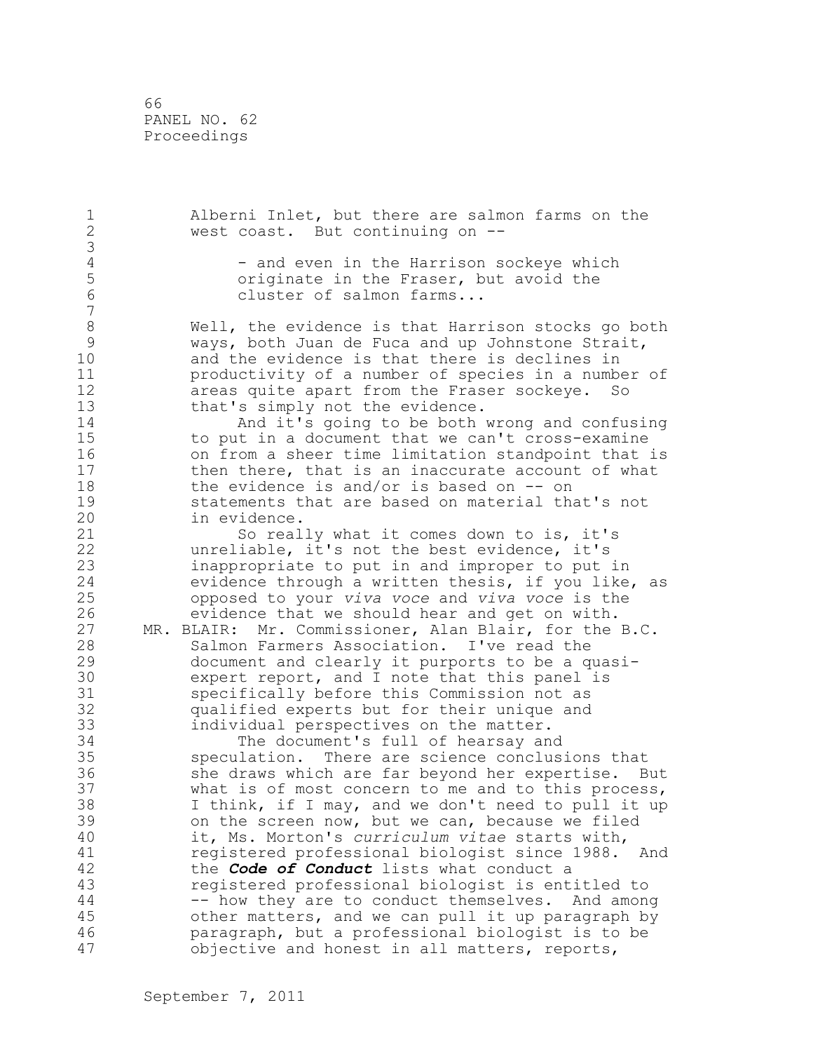Alberni Inlet, but there are salmon farms on the west coast. But continuing on --

> - and even in the Harrison sockeye which originate in the Fraser, but avoid the cluster of salmon farms...

Well, the evidence is that Harrison stocks go both ways, both Juan de Fuca and up Johnstone Strait, and the evidence is that there is declines in productivity of a number of species in a number of areas quite apart from the Fraser sockeye. So that's simply not the evidence.

And it's going to be both wrong and confusing to put in a document that we can't cross-examine on from a sheer time limitation standpoint that is then there, that is an inaccurate account of what the evidence is and/or is based on -- on statements that are based on material that's not in evidence.

So really what it comes down to is, it's unreliable, it's not the best evidence, it's inappropriate to put in and improper to put in evidence through a written thesis, if you like, as opposed to your *viva voce* and *viva voce* is the evidence that we should hear and get on with.

MR. BLAIR: Mr. Commissioner, Alan Blair, for the B.C. Salmon Farmers Association. I've read the document and clearly it purports to be a quasi-expert report, and I note that this panel is specifically before this Commission not as qualified experts but for their unique and individual perspectives on the matter.

The document's full of hearsay and speculation. There are science conclusions that she draws which are far beyond her expertise. But what is of most concern to me and to this process, I think, if I may, and we don't need to pull it up on the screen now, but we can, because we filed it, Ms. Morton's *curriculum vitae* starts with, registered professional biologist since 1988. And the ***Code of Conduct*** lists what conduct a registered professional biologist is entitled to -- how they are to conduct themselves. And among other matters, and we can pull it up paragraph by paragraph, but a professional biologist is to be objective and honest in all matters, reports,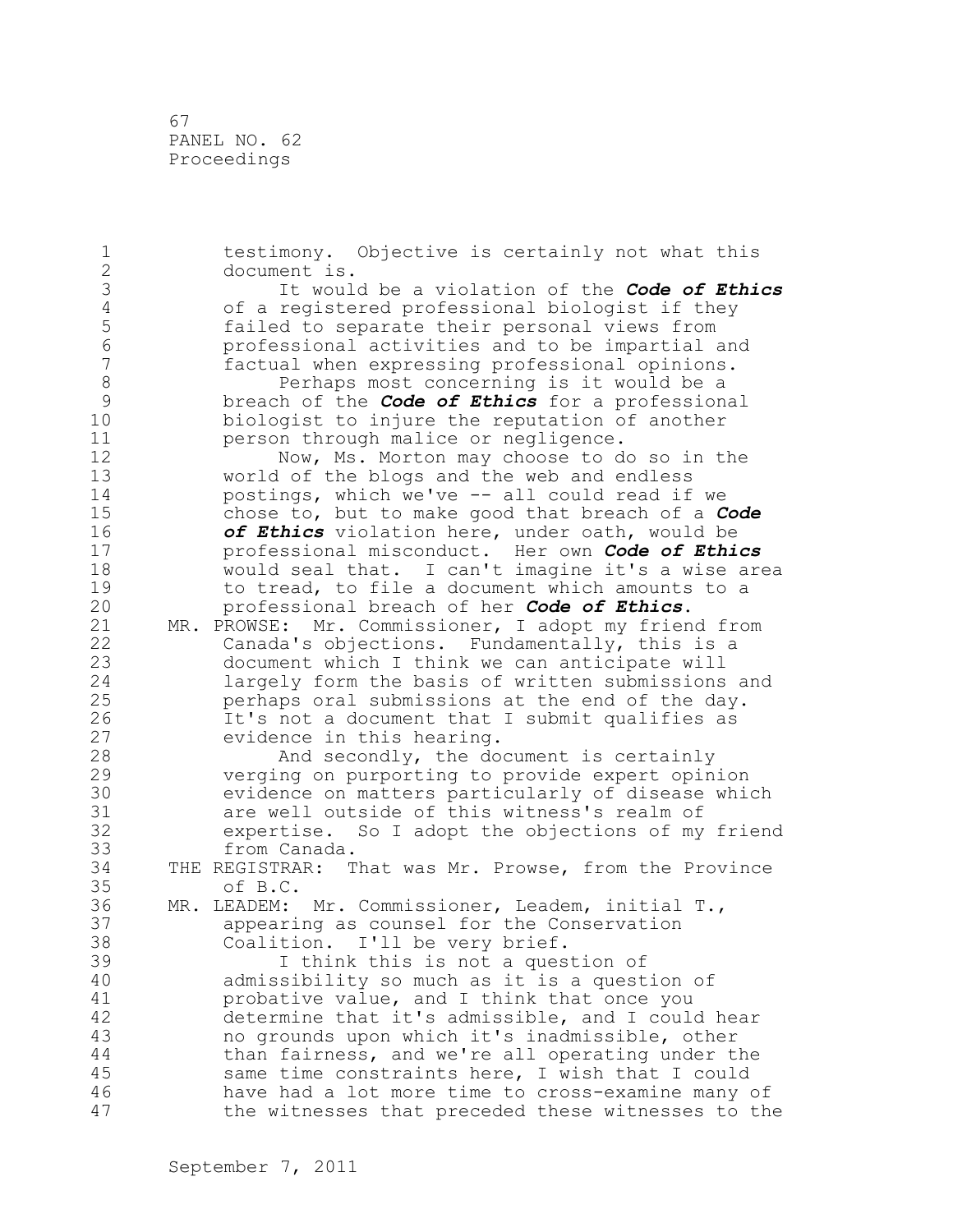testimony. Objective is certainly not what this document is.

It would be a violation of the ***Code of Ethics*** of a registered professional biologist if they failed to separate their personal views from professional activities and to be impartial and factual when expressing professional opinions.

Perhaps most concerning is it would be a breach of the ***Code of Ethics*** for a professional biologist to injure the reputation of another person through malice or negligence.

Now, Ms. Morton may choose to do so in the world of the blogs and the web and endless postings, which we've -- all could read if we chose to, but to make good that breach of a ***Code of Ethics*** violation here, under oath, would be professional misconduct. Her own ***Code of Ethics*** would seal that. I can't imagine it's a wise area to tread, to file a document which amounts to a professional breach of her ***Code of Ethics***.

MR. PROWSE: Mr. Commissioner, I adopt my friend from Canada's objections. Fundamentally, this is a document which I think we can anticipate will largely form the basis of written submissions and perhaps oral submissions at the end of the day. It's not a document that I submit qualifies as evidence in this hearing.

And secondly, the document is certainly verging on purporting to provide expert opinion evidence on matters particularly of disease which are well outside of this witness's realm of expertise. So I adopt the objections of my friend from Canada.

THE REGISTRAR: That was Mr. Prowse, from the Province of B.C.

MR. LEADEM: Mr. Commissioner, Leadem, initial T., appearing as counsel for the Conservation Coalition. I'll be very brief.

I think this is not a question of admissibility so much as it is a question of probative value, and I think that once you determine that it's admissible, and I could hear no grounds upon which it's inadmissible, other than fairness, and we're all operating under the same time constraints here, I wish that I could have had a lot more time to cross-examine many of the witnesses that preceded these witnesses to the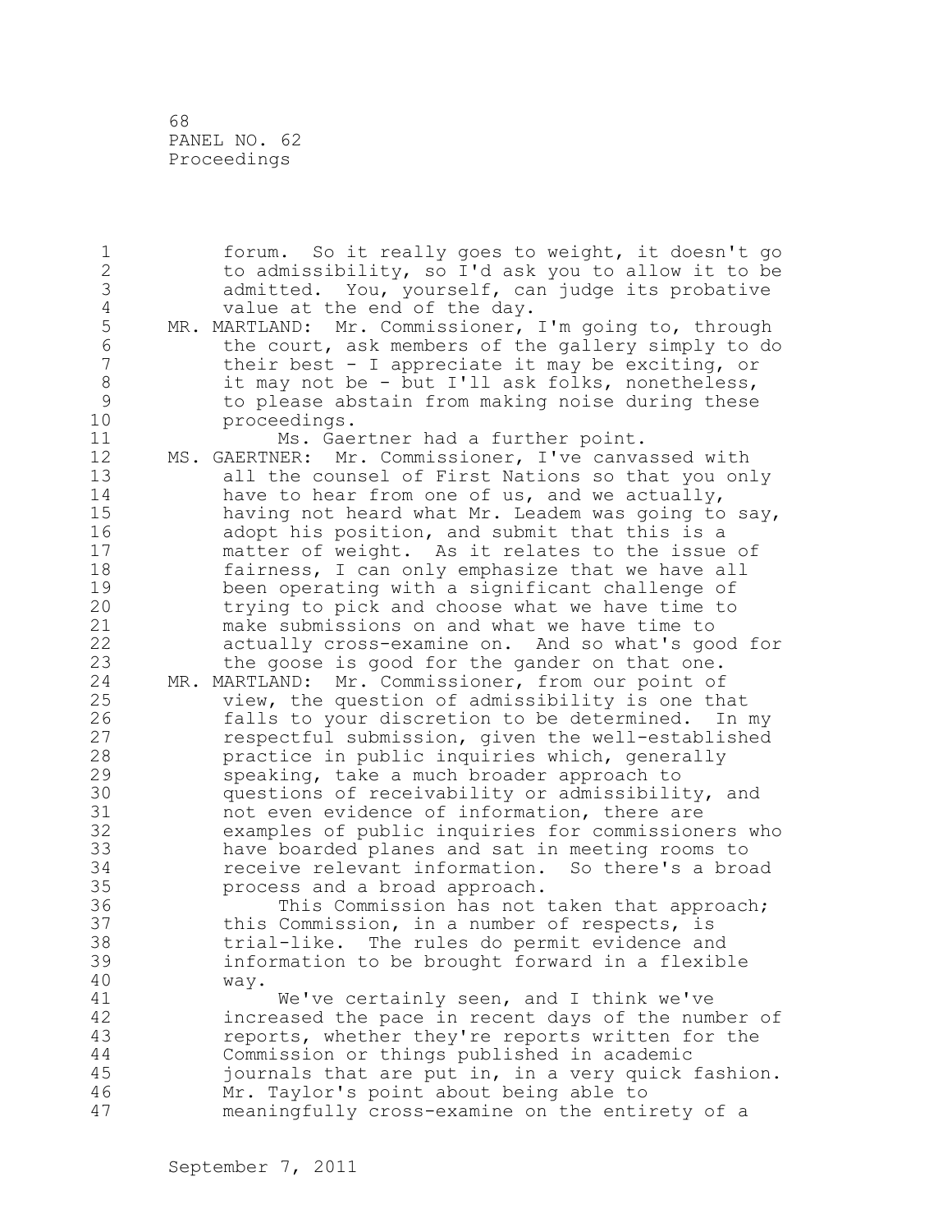forum. So it really goes to weight, it doesn't go to admissibility, so I'd ask you to allow it to be admitted. You, yourself, can judge its probative value at the end of the day.

MR. MARTLAND: Mr. Commissioner, I'm going to, through the court, ask members of the gallery simply to do their best - I appreciate it may be exciting, or it may not be - but I'll ask folks, nonetheless, to please abstain from making noise during these proceedings.

Ms. Gaertner had a further point.

MS. GAERTNER: Mr. Commissioner, I've canvassed with all the counsel of First Nations so that you only have to hear from one of us, and we actually, having not heard what Mr. Leadem was going to say, adopt his position, and submit that this is a matter of weight. As it relates to the issue of fairness, I can only emphasize that we have all been operating with a significant challenge of trying to pick and choose what we have time to make submissions on and what we have time to actually cross-examine on. And so what's good for the goose is good for the gander on that one.

MR. MARTLAND: Mr. Commissioner, from our point of view, the question of admissibility is one that falls to your discretion to be determined. In my respectful submission, given the well-established practice in public inquiries which, generally speaking, take a much broader approach to questions of receivability or admissibility, and not even evidence of information, there are examples of public inquiries for commissioners who have boarded planes and sat in meeting rooms to receive relevant information. So there's a broad process and a broad approach.

This Commission has not taken that approach; this Commission, in a number of respects, is trial-like. The rules do permit evidence and information to be brought forward in a flexible way.

We've certainly seen, and I think we've increased the pace in recent days of the number of reports, whether they're reports written for the Commission or things published in academic journals that are put in, in a very quick fashion. Mr. Taylor's point about being able to meaningfully cross-examine on the entirety of a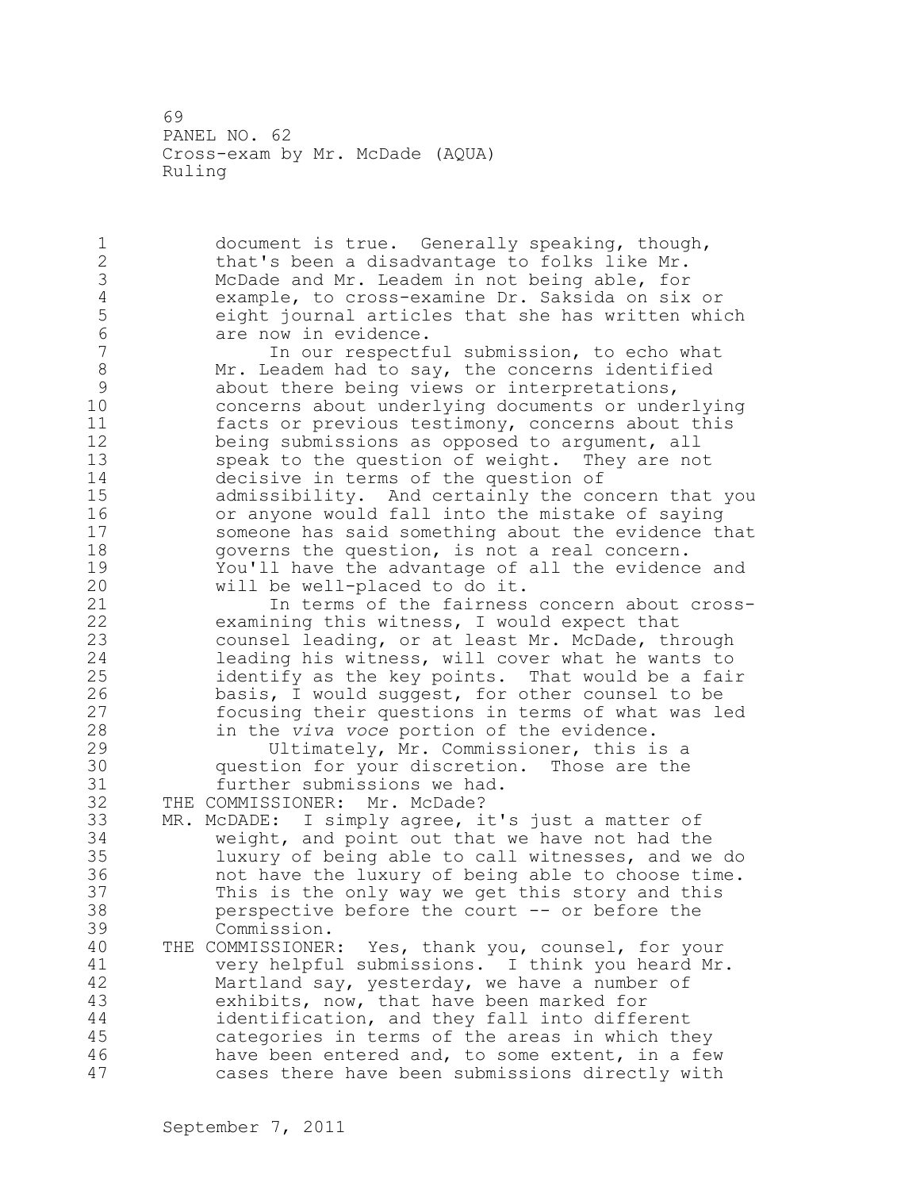document is true. Generally speaking, though, that's been a disadvantage to folks like Mr. McDade and Mr. Leadem in not being able, for example, to cross-examine Dr. Saksida on six or eight journal articles that she has written which are now in evidence.

In our respectful submission, to echo what Mr. Leadem had to say, the concerns identified about there being views or interpretations, concerns about underlying documents or underlying facts or previous testimony, concerns about this being submissions as opposed to argument, all speak to the question of weight. They are not decisive in terms of the question of admissibility. And certainly the concern that you or anyone would fall into the mistake of saying someone has said something about the evidence that governs the question, is not a real concern. You'll have the advantage of all the evidence and will be well-placed to do it.

In terms of the fairness concern about cross-examining this witness, I would expect that counsel leading, or at least Mr. McDade, through leading his witness, will cover what he wants to identify as the key points. That would be a fair basis, I would suggest, for other counsel to be focusing their questions in terms of what was led in the *viva voce* portion of the evidence.

Ultimately, Mr. Commissioner, this is a question for your discretion. Those are the further submissions we had.

THE COMMISSIONER: Mr. McDade?

MR. McDADE: I simply agree, it's just a matter of weight, and point out that we have not had the luxury of being able to call witnesses, and we do not have the luxury of being able to choose time. This is the only way we get this story and this perspective before the court -- or before the Commission.

THE COMMISSIONER: Yes, thank you, counsel, for your very helpful submissions. I think you heard Mr. Martland say, yesterday, we have a number of exhibits, now, that have been marked for identification, and they fall into different categories in terms of the areas in which they have been entered and, to some extent, in a few cases there have been submissions directly with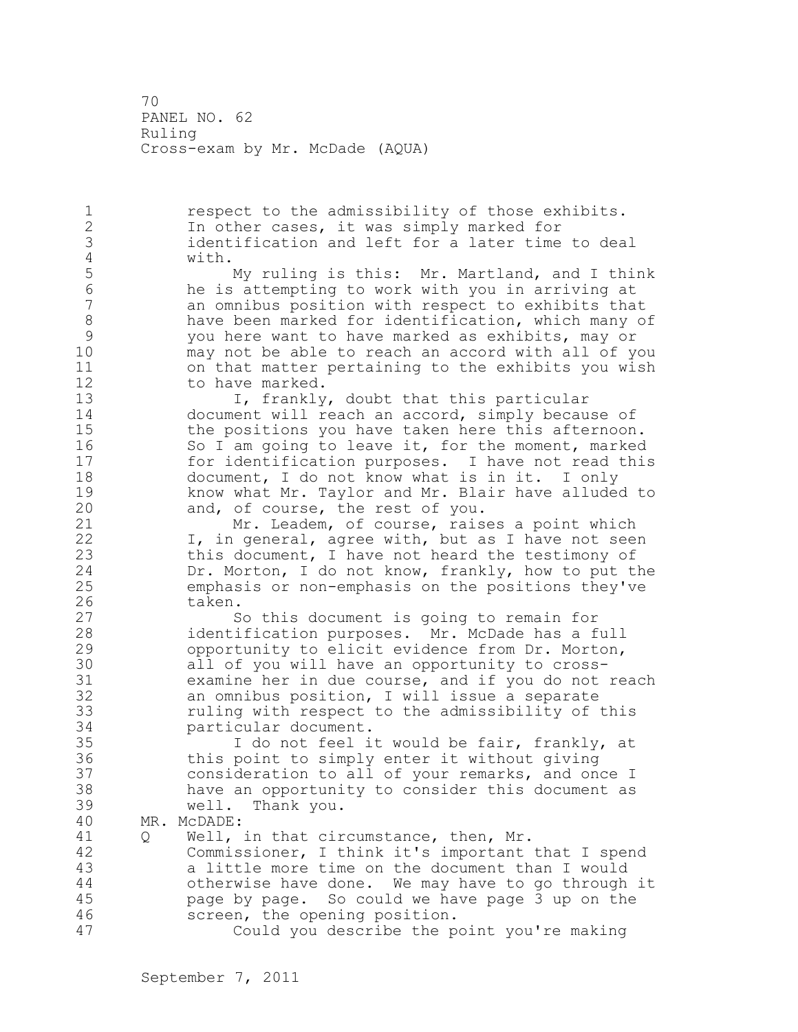respect to the admissibility of those exhibits. In other cases, it was simply marked for identification and left for a later time to deal with.

My ruling is this: Mr. Martland, and I think he is attempting to work with you in arriving at an omnibus position with respect to exhibits that have been marked for identification, which many of you here want to have marked as exhibits, may or may not be able to reach an accord with all of you on that matter pertaining to the exhibits you wish to have marked.

I, frankly, doubt that this particular document will reach an accord, simply because of the positions you have taken here this afternoon. So I am going to leave it, for the moment, marked for identification purposes. I have not read this document, I do not know what is in it. I only know what Mr. Taylor and Mr. Blair have alluded to and, of course, the rest of you.

Mr. Leadem, of course, raises a point which I, in general, agree with, but as I have not seen this document, I have not heard the testimony of Dr. Morton, I do not know, frankly, how to put the emphasis or non-emphasis on the positions they've taken.

So this document is going to remain for identification purposes. Mr. McDade has a full opportunity to elicit evidence from Dr. Morton, all of you will have an opportunity to cross-examine her in due course, and if you do not reach an omnibus position, I will issue a separate ruling with respect to the admissibility of this particular document.

I do not feel it would be fair, frankly, at this point to simply enter it without giving consideration to all of your remarks, and once I have an opportunity to consider this document as well. Thank you.

MR. McDADE:

Q Well, in that circumstance, then, Mr. Commissioner, I think it's important that I spend a little more time on the document than I would otherwise have done. We may have to go through it page by page. So could we have page 3 up on the screen, the opening position.

Could you describe the point you're making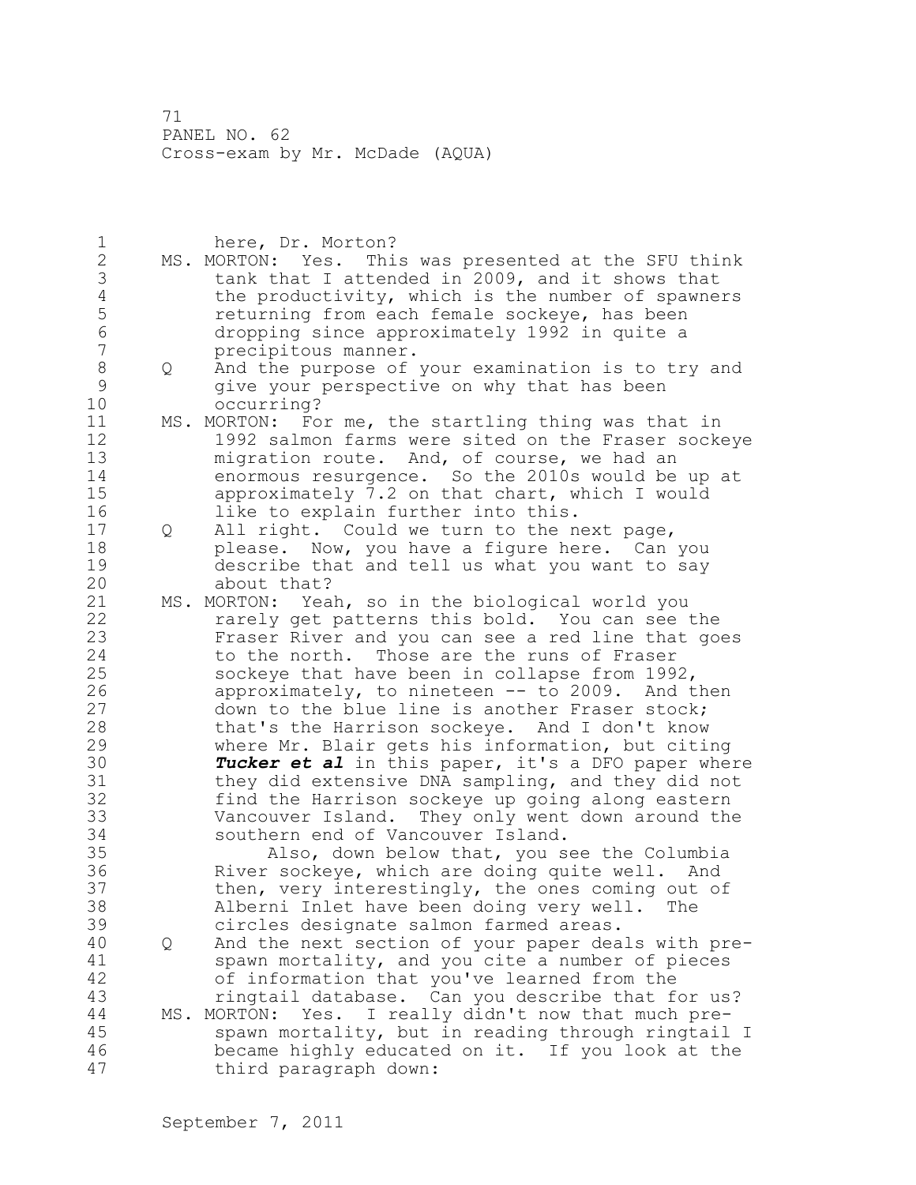here, Dr. Morton?

MS. MORTON: Yes. This was presented at the SFU think tank that I attended in 2009, and it shows that the productivity, which is the number of spawners returning from each female sockeye, has been dropping since approximately 1992 in quite a precipitous manner.

Q And the purpose of your examination is to try and give your perspective on why that has been occurring?

MS. MORTON: For me, the startling thing was that in 1992 salmon farms were sited on the Fraser sockeye migration route. And, of course, we had an enormous resurgence. So the 2010s would be up at approximately 7.2 on that chart, which I would like to explain further into this.

Q All right. Could we turn to the next page, please. Now, you have a figure here. Can you describe that and tell us what you want to say about that?

MS. MORTON: Yeah, so in the biological world you rarely get patterns this bold. You can see the Fraser River and you can see a red line that goes to the north. Those are the runs of Fraser sockeye that have been in collapse from 1992, approximately, to nineteen -- to 2009. And then down to the blue line is another Fraser stock; that's the Harrison sockeye. And I don't know where Mr. Blair gets his information, but citing ***Tucker et al*** in this paper, it's a DFO paper where they did extensive DNA sampling, and they did not find the Harrison sockeye up going along eastern Vancouver Island. They only went down around the southern end of Vancouver Island.

Also, down below that, you see the Columbia River sockeye, which are doing quite well. And then, very interestingly, the ones coming out of Alberni Inlet have been doing very well. The circles designate salmon farmed areas.

Q And the next section of your paper deals with pre-spawn mortality, and you cite a number of pieces of information that you've learned from the ringtail database. Can you describe that for us?

MS. MORTON: Yes. I really didn't now that much pre-spawn mortality, but in reading through ringtail I became highly educated on it. If you look at the third paragraph down: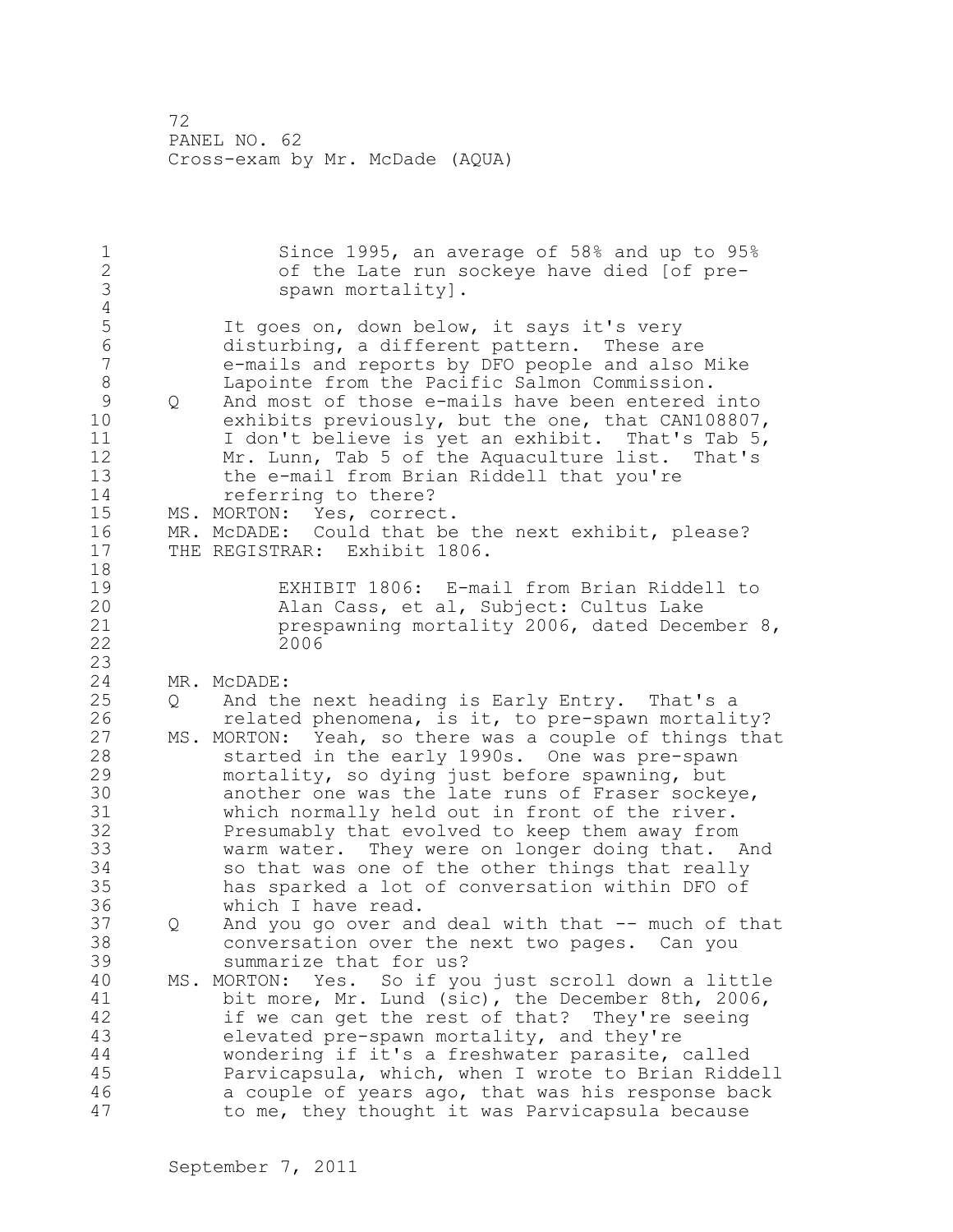Since 1995, an average of 58% and up to 95% of the Late run sockeye have died [of pre-spawn mortality].

It goes on, down below, it says it's very disturbing, a different pattern. These are e-mails and reports by DFO people and also Mike Lapointe from the Pacific Salmon Commission.

Q And most of those e-mails have been entered into exhibits previously, but the one, that CAN108807, I don't believe is yet an exhibit. That's Tab 5, Mr. Lunn, Tab 5 of the Aquaculture list. That's the e-mail from Brian Riddell that you're referring to there?

MS. MORTON: Yes, correct.

MR. McDADE: Could that be the next exhibit, please?

THE REGISTRAR: Exhibit 1806.

EXHIBIT 1806: E-mail from Brian Riddell to Alan Cass, et al, Subject: Cultus Lake prespawning mortality 2006, dated December 8, 2006

MR. McDADE:

Q And the next heading is Early Entry. That's a related phenomena, is it, to pre-spawn mortality?

MS. MORTON: Yeah, so there was a couple of things that started in the early 1990s. One was pre-spawn mortality, so dying just before spawning, but another one was the late runs of Fraser sockeye, which normally held out in front of the river. Presumably that evolved to keep them away from warm water. They were on longer doing that. And so that was one of the other things that really has sparked a lot of conversation within DFO of which I have read.

Q And you go over and deal with that -- much of that conversation over the next two pages. Can you summarize that for us?

MS. MORTON: Yes. So if you just scroll down a little bit more, Mr. Lund (sic), the December 8th, 2006, if we can get the rest of that? They're seeing elevated pre-spawn mortality, and they're wondering if it's a freshwater parasite, called Parvicapsula, which, when I wrote to Brian Riddell a couple of years ago, that was his response back to me, they thought it was Parvicapsula because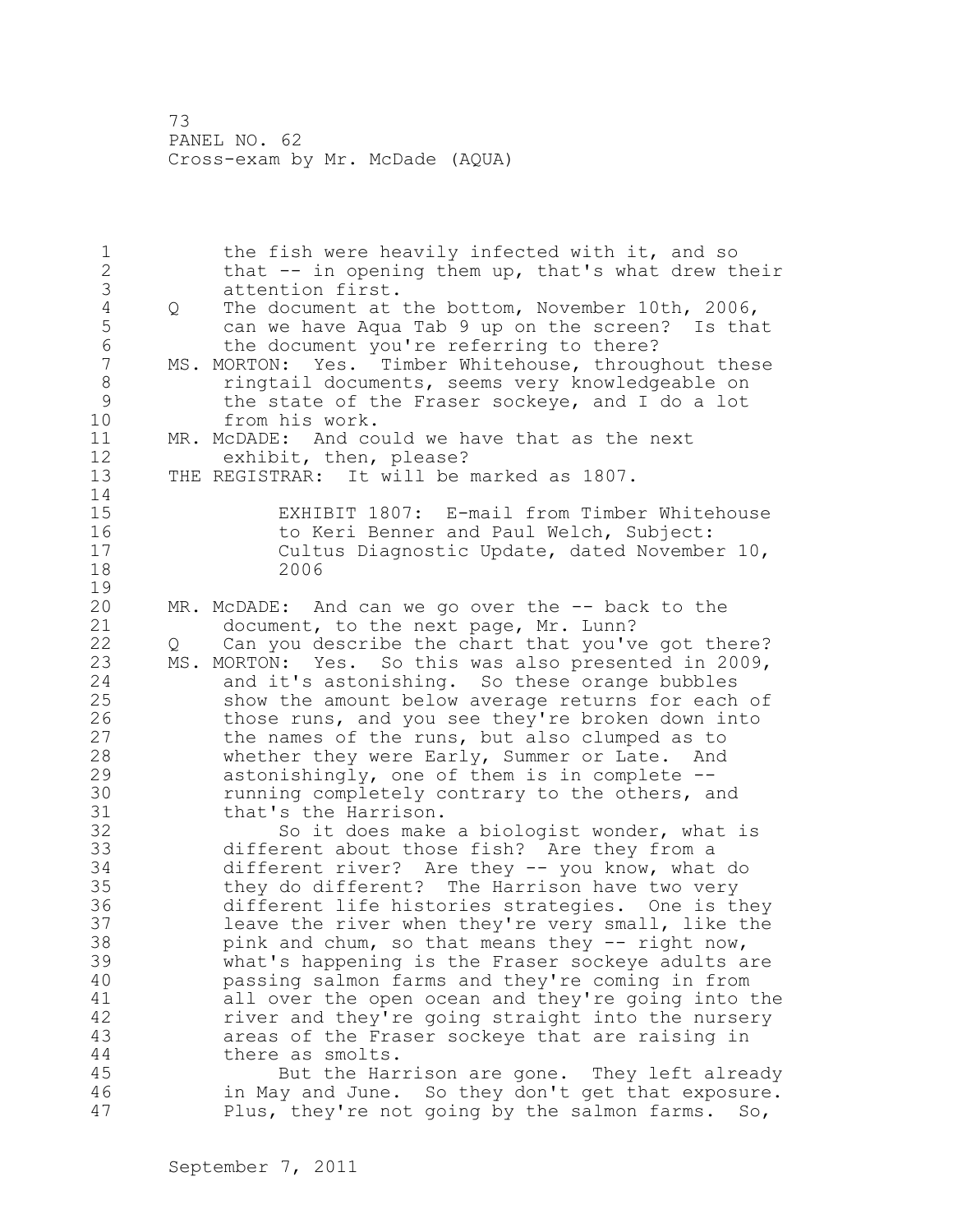the fish were heavily infected with it, and so that -- in opening them up, that's what drew their attention first.

Q The document at the bottom, November 10th, 2006, can we have Aqua Tab 9 up on the screen? Is that the document you're referring to there?

MS. MORTON: Yes. Timber Whitehouse, throughout these ringtail documents, seems very knowledgeable on the state of the Fraser sockeye, and I do a lot from his work.

MR. McDADE: And could we have that as the next exhibit, then, please?

THE REGISTRAR: It will be marked as 1807.

EXHIBIT 1807: E-mail from Timber Whitehouse to Keri Benner and Paul Welch, Subject: Cultus Diagnostic Update, dated November 10, 2006

MR. McDADE: And can we go over the -- back to the document, to the next page, Mr. Lunn?

Q Can you describe the chart that you've got there?

MS. MORTON: Yes. So this was also presented in 2009, and it's astonishing. So these orange bubbles show the amount below average returns for each of those runs, and you see they're broken down into the names of the runs, but also clumped as to whether they were Early, Summer or Late. And astonishingly, one of them is in complete -- running completely contrary to the others, and that's the Harrison.

So it does make a biologist wonder, what is different about those fish? Are they from a different river? Are they -- you know, what do they do different? The Harrison have two very different life histories strategies. One is they leave the river when they're very small, like the pink and chum, so that means they -- right now, what's happening is the Fraser sockeye adults are passing salmon farms and they're coming in from all over the open ocean and they're going into the river and they're going straight into the nursery areas of the Fraser sockeye that are raising in there as smolts.

But the Harrison are gone. They left already in May and June. So they don't get that exposure. Plus, they're not going by the salmon farms. So,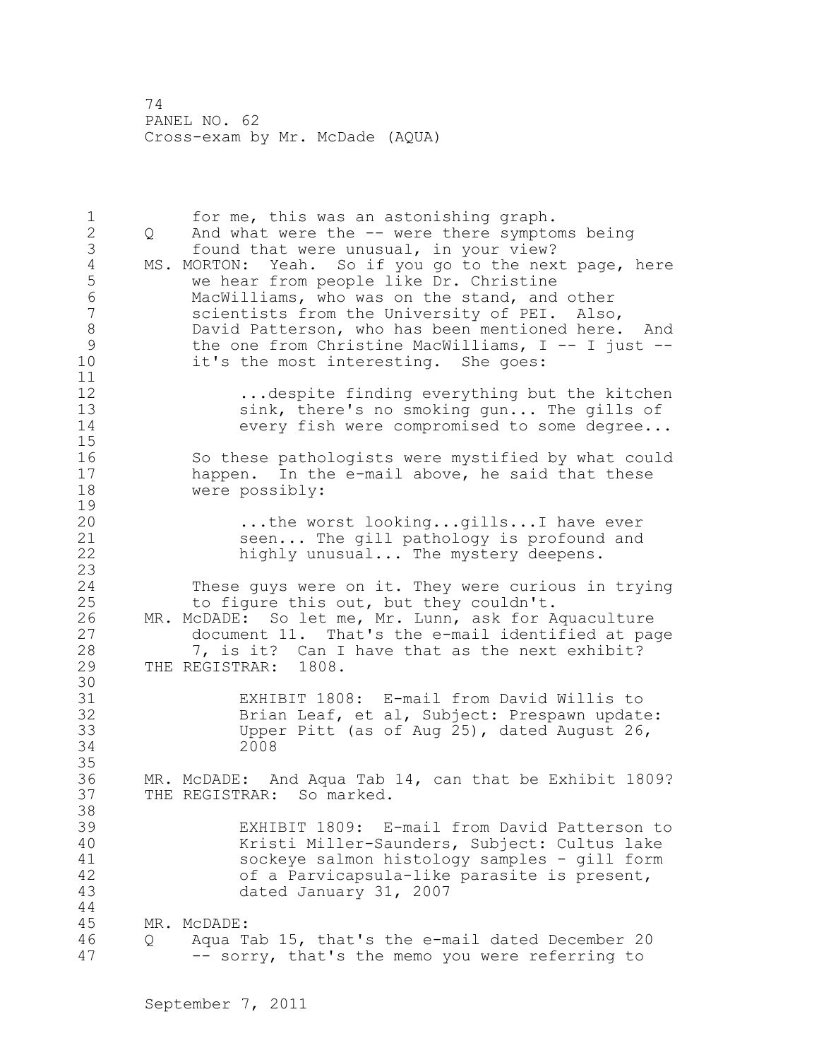for me, this was an astonishing graph.

Q And what were the -- were there symptoms being found that were unusual, in your view?

MS. MORTON: Yeah. So if you go to the next page, here we hear from people like Dr. Christine MacWilliams, who was on the stand, and other scientists from the University of PEI. Also, David Patterson, who has been mentioned here. And the one from Christine MacWilliams, I -- I just -- it's the most interesting. She goes:

> ...despite finding everything but the kitchen sink, there's no smoking gun... The gills of every fish were compromised to some degree...

So these pathologists were mystified by what could happen. In the e-mail above, he said that these were possibly:

> ...the worst looking...gills...I have ever seen... The gill pathology is profound and highly unusual... The mystery deepens.

These guys were on it. They were curious in trying to figure this out, but they couldn't.

MR. McDADE: So let me, Mr. Lunn, ask for Aquaculture document 11. That's the e-mail identified at page 7, is it? Can I have that as the next exhibit?

THE REGISTRAR: 1808.

> EXHIBIT 1808: E-mail from David Willis to Brian Leaf, et al, Subject: Prespawn update: Upper Pitt (as of Aug 25), dated August 26, 2008

MR. McDADE: And Aqua Tab 14, can that be Exhibit 1809?

THE REGISTRAR: So marked.

> EXHIBIT 1809: E-mail from David Patterson to Kristi Miller-Saunders, Subject: Cultus lake sockeye salmon histology samples - gill form of a Parvicapsula-like parasite is present, dated January 31, 2007

MR. McDADE:

Q Aqua Tab 15, that's the e-mail dated December 20 -- sorry, that's the memo you were referring to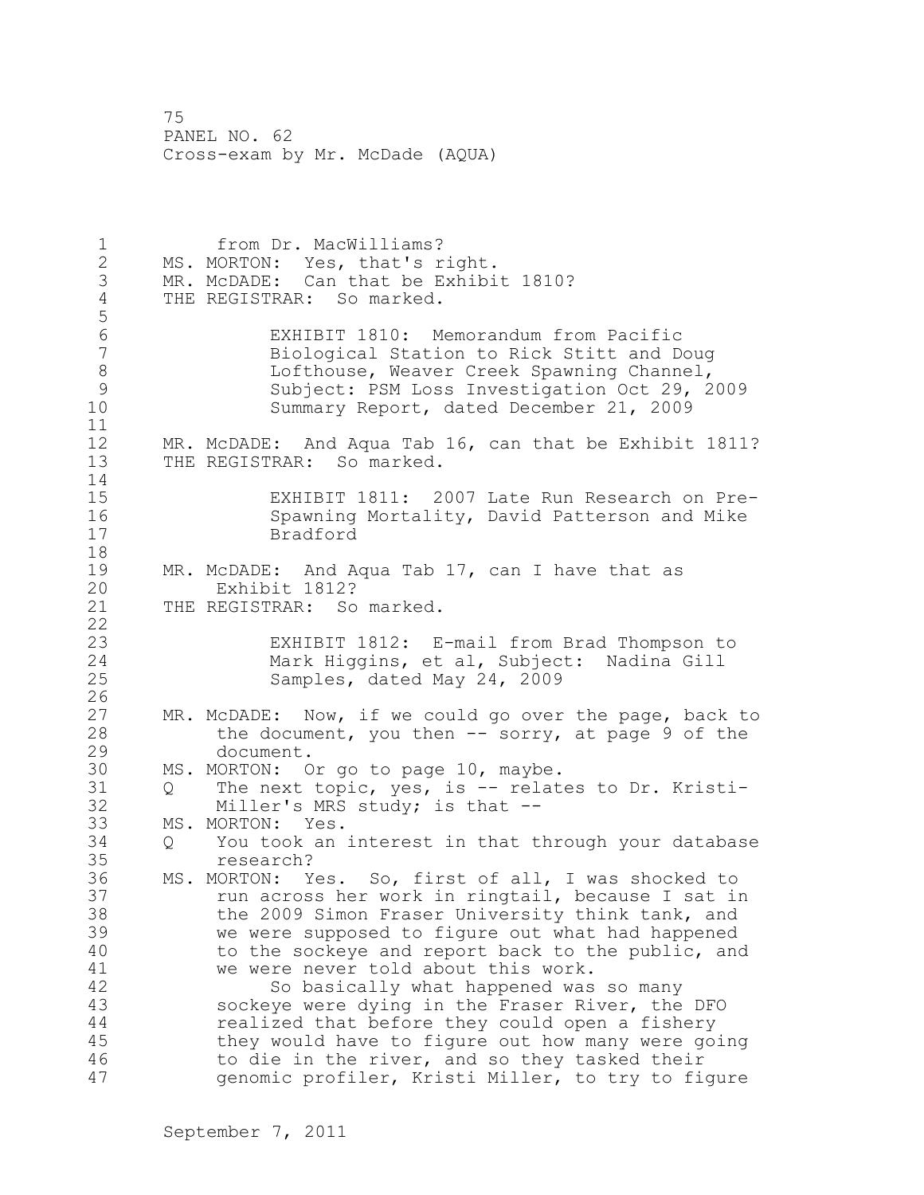from Dr. MacWilliams?

MS. MORTON: Yes, that's right.

MR. McDADE: Can that be Exhibit 1810?

THE REGISTRAR: So marked.

EXHIBIT 1810: Memorandum from Pacific Biological Station to Rick Stitt and Doug Lofthouse, Weaver Creek Spawning Channel, Subject: PSM Loss Investigation Oct 29, 2009 Summary Report, dated December 21, 2009

MR. McDADE: And Aqua Tab 16, can that be Exhibit 1811?

THE REGISTRAR: So marked.

EXHIBIT 1811: 2007 Late Run Research on Pre-Spawning Mortality, David Patterson and Mike Bradford

MR. McDADE: And Aqua Tab 17, can I have that as Exhibit 1812?

THE REGISTRAR: So marked.

EXHIBIT 1812: E-mail from Brad Thompson to Mark Higgins, et al, Subject: Nadina Gill Samples, dated May 24, 2009

MR. McDADE: Now, if we could go over the page, back to the document, you then -- sorry, at page 9 of the document.

MS. MORTON: Or go to page 10, maybe.

Q The next topic, yes, is -- relates to Dr. Kristi-Miller's MRS study; is that --

MS. MORTON: Yes.

Q You took an interest in that through your database research?

MS. MORTON: Yes. So, first of all, I was shocked to run across her work in ringtail, because I sat in the 2009 Simon Fraser University think tank, and we were supposed to figure out what had happened to the sockeye and report back to the public, and we were never told about this work.

So basically what happened was so many sockeye were dying in the Fraser River, the DFO realized that before they could open a fishery they would have to figure out how many were going to die in the river, and so they tasked their genomic profiler, Kristi Miller, to try to figure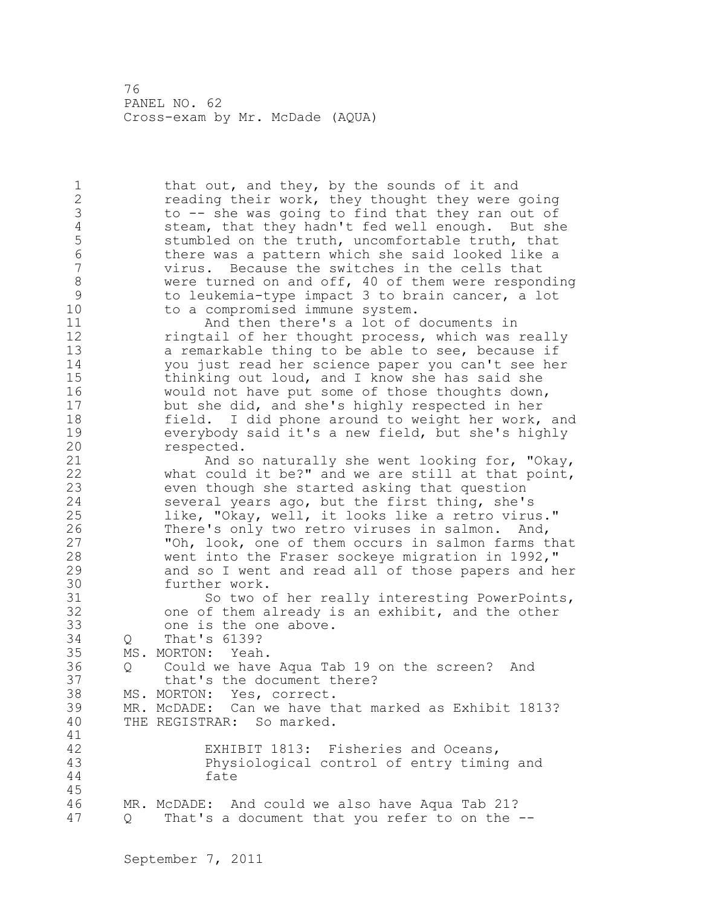that out, and they, by the sounds of it and reading their work, they thought they were going to -- she was going to find that they ran out of steam, that they hadn't fed well enough. But she stumbled on the truth, uncomfortable truth, that there was a pattern which she said looked like a virus. Because the switches in the cells that were turned on and off, 40 of them were responding to leukemia-type impact 3 to brain cancer, a lot to a compromised immune system.

And then there's a lot of documents in ringtail of her thought process, which was really a remarkable thing to be able to see, because if you just read her science paper you can't see her thinking out loud, and I know she has said she would not have put some of those thoughts down, but she did, and she's highly respected in her field. I did phone around to weight her work, and everybody said it's a new field, but she's highly respected.

And so naturally she went looking for, "Okay, what could it be?" and we are still at that point, even though she started asking that question several years ago, but the first thing, she's like, "Okay, well, it looks like a retro virus." There's only two retro viruses in salmon. And, "Oh, look, one of them occurs in salmon farms that went into the Fraser sockeye migration in 1992," and so I went and read all of those papers and her further work.

So two of her really interesting PowerPoints, one of them already is an exhibit, and the other one is the one above.

Q That's 6139?

MS. MORTON: Yeah.

Q Could we have Aqua Tab 19 on the screen? And that's the document there?

MS. MORTON: Yes, correct.

MR. McDADE: Can we have that marked as Exhibit 1813?

THE REGISTRAR: So marked.

EXHIBIT 1813: Fisheries and Oceans, Physiological control of entry timing and fate

MR. McDADE: And could we also have Aqua Tab 21?

Q That's a document that you refer to on the --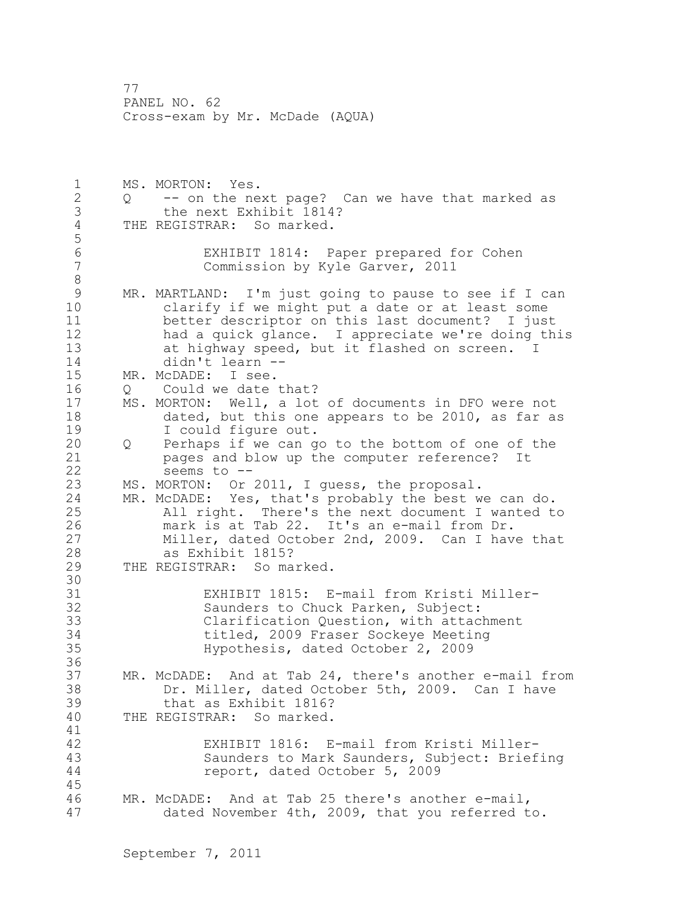MS. MORTON: Yes.

Q -- on the next page? Can we have that marked as the next Exhibit 1814?

THE REGISTRAR: So marked.

EXHIBIT 1814: Paper prepared for Cohen Commission by Kyle Garver, 2011

MR. MARTLAND: I'm just going to pause to see if I can clarify if we might put a date or at least some better descriptor on this last document? I just had a quick glance. I appreciate we're doing this at highway speed, but it flashed on screen. I didn't learn --

MR. McDADE: I see.

Q Could we date that?

MS. MORTON: Well, a lot of documents in DFO were not dated, but this one appears to be 2010, as far as I could figure out.

Q Perhaps if we can go to the bottom of one of the pages and blow up the computer reference? It seems to --

MS. MORTON: Or 2011, I guess, the proposal.

MR. McDADE: Yes, that's probably the best we can do. All right. There's the next document I wanted to mark is at Tab 22. It's an e-mail from Dr. Miller, dated October 2nd, 2009. Can I have that as Exhibit 1815?

THE REGISTRAR: So marked.

EXHIBIT 1815: E-mail from Kristi Miller-Saunders to Chuck Parken, Subject: Clarification Question, with attachment titled, 2009 Fraser Sockeye Meeting Hypothesis, dated October 2, 2009

MR. McDADE: And at Tab 24, there's another e-mail from Dr. Miller, dated October 5th, 2009. Can I have that as Exhibit 1816?

THE REGISTRAR: So marked.

EXHIBIT 1816: E-mail from Kristi Miller-Saunders to Mark Saunders, Subject: Briefing report, dated October 5, 2009

MR. McDADE: And at Tab 25 there's another e-mail, dated November 4th, 2009, that you referred to.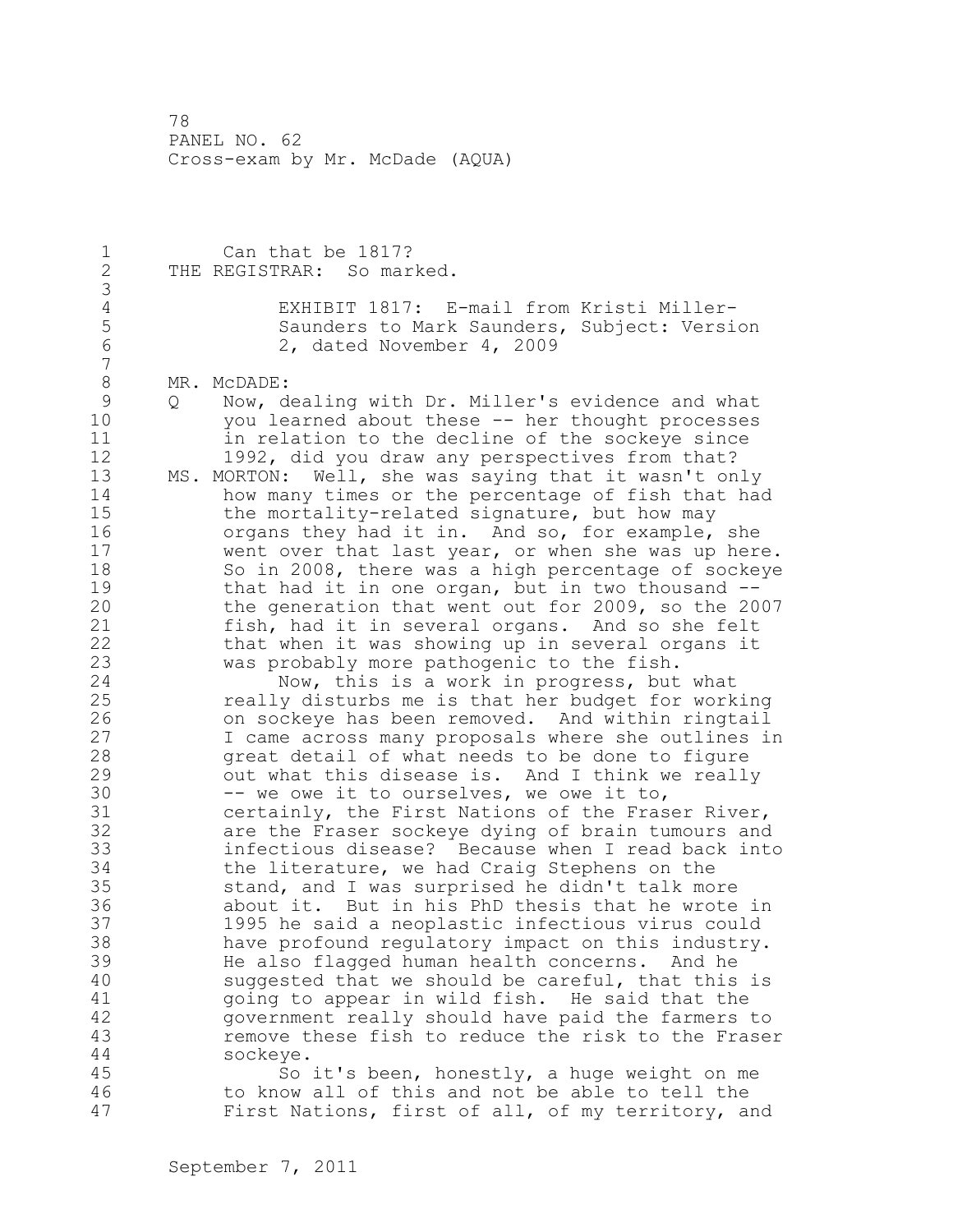Can that be 1817?

THE REGISTRAR: So marked.

EXHIBIT 1817: E-mail from Kristi Miller-Saunders to Mark Saunders, Subject: Version 2, dated November 4, 2009

MR. McDADE:

Q Now, dealing with Dr. Miller's evidence and what you learned about these -- her thought processes in relation to the decline of the sockeye since 1992, did you draw any perspectives from that?

MS. MORTON: Well, she was saying that it wasn't only how many times or the percentage of fish that had the mortality-related signature, but how may organs they had it in. And so, for example, she went over that last year, or when she was up here. So in 2008, there was a high percentage of sockeye that had it in one organ, but in two thousand -- the generation that went out for 2009, so the 2007 fish, had it in several organs. And so she felt that when it was showing up in several organs it was probably more pathogenic to the fish.

Now, this is a work in progress, but what really disturbs me is that her budget for working on sockeye has been removed. And within ringtail I came across many proposals where she outlines in great detail of what needs to be done to figure out what this disease is. And I think we really -- we owe it to ourselves, we owe it to, certainly, the First Nations of the Fraser River, are the Fraser sockeye dying of brain tumours and infectious disease? Because when I read back into the literature, we had Craig Stephens on the stand, and I was surprised he didn't talk more about it. But in his PhD thesis that he wrote in 1995 he said a neoplastic infectious virus could have profound regulatory impact on this industry. He also flagged human health concerns. And he suggested that we should be careful, that this is going to appear in wild fish. He said that the government really should have paid the farmers to remove these fish to reduce the risk to the Fraser sockeye.

So it's been, honestly, a huge weight on me to know all of this and not be able to tell the First Nations, first of all, of my territory, and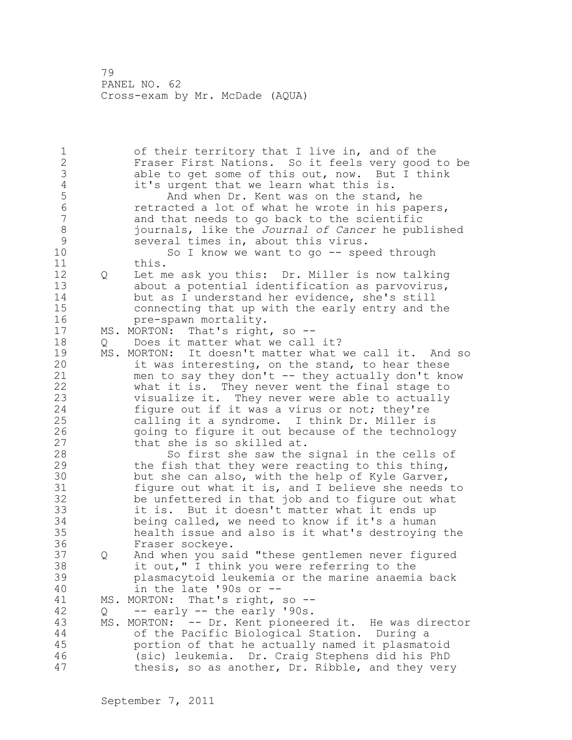of their territory that I live in, and of the Fraser First Nations. So it feels very good to be able to get some of this out, now. But I think it's urgent that we learn what this is.

And when Dr. Kent was on the stand, he retracted a lot of what he wrote in his papers, and that needs to go back to the scientific journals, like the *Journal of Cancer* he published several times in, about this virus.

So I know we want to go -- speed through this.

Q Let me ask you this: Dr. Miller is now talking about a potential identification as parvovirus, but as I understand her evidence, she's still connecting that up with the early entry and the pre-spawn mortality.

MS. MORTON: That's right, so --

Q Does it matter what we call it?

MS. MORTON: It doesn't matter what we call it. And so it was interesting, on the stand, to hear these men to say they don't -- they actually don't know what it is. They never went the final stage to visualize it. They never were able to actually figure out if it was a virus or not; they're calling it a syndrome. I think Dr. Miller is going to figure it out because of the technology that she is so skilled at.

So first she saw the signal in the cells of the fish that they were reacting to this thing, but she can also, with the help of Kyle Garver, figure out what it is, and I believe she needs to be unfettered in that job and to figure out what it is. But it doesn't matter what it ends up being called, we need to know if it's a human health issue and also is it what's destroying the Fraser sockeye.

Q And when you said "these gentlemen never figured it out," I think you were referring to the plasmacytoid leukemia or the marine anaemia back in the late '90s or --

MS. MORTON: That's right, so --

Q -- early -- the early '90s.

MS. MORTON: -- Dr. Kent pioneered it. He was director of the Pacific Biological Station. During a portion of that he actually named it plasmatoid (sic) leukemia. Dr. Craig Stephens did his PhD thesis, so as another, Dr. Ribble, and they very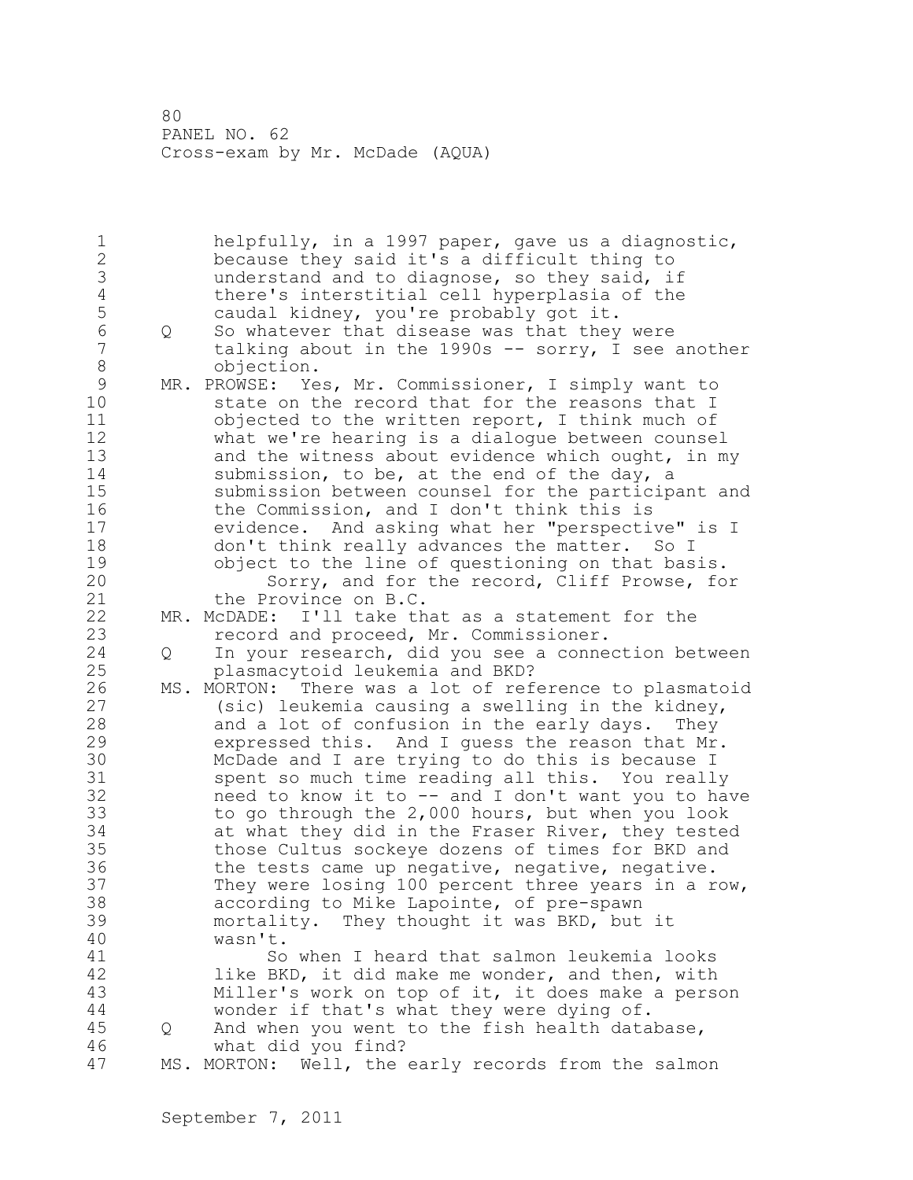helpfully, in a 1997 paper, gave us a diagnostic, because they said it's a difficult thing to understand and to diagnose, so they said, if there's interstitial cell hyperplasia of the caudal kidney, you're probably got it.

Q So whatever that disease was that they were talking about in the 1990s -- sorry, I see another objection.

MR. PROWSE: Yes, Mr. Commissioner, I simply want to state on the record that for the reasons that I objected to the written report, I think much of what we're hearing is a dialogue between counsel and the witness about evidence which ought, in my submission, to be, at the end of the day, a submission between counsel for the participant and the Commission, and I don't think this is evidence. And asking what her "perspective" is I don't think really advances the matter. So I object to the line of questioning on that basis.

Sorry, and for the record, Cliff Prowse, for the Province on B.C.

MR. McDADE: I'll take that as a statement for the record and proceed, Mr. Commissioner.

Q In your research, did you see a connection between plasmacytoid leukemia and BKD?

MS. MORTON: There was a lot of reference to plasmatoid (sic) leukemia causing a swelling in the kidney, and a lot of confusion in the early days. They expressed this. And I guess the reason that Mr. McDade and I are trying to do this is because I spent so much time reading all this. You really need to know it to -- and I don't want you to have to go through the 2,000 hours, but when you look at what they did in the Fraser River, they tested those Cultus sockeye dozens of times for BKD and the tests came up negative, negative, negative. They were losing 100 percent three years in a row, according to Mike Lapointe, of pre-spawn mortality. They thought it was BKD, but it wasn't.

So when I heard that salmon leukemia looks like BKD, it did make me wonder, and then, with Miller's work on top of it, it does make a person wonder if that's what they were dying of.

Q And when you went to the fish health database, what did you find?

MS. MORTON: Well, the early records from the salmon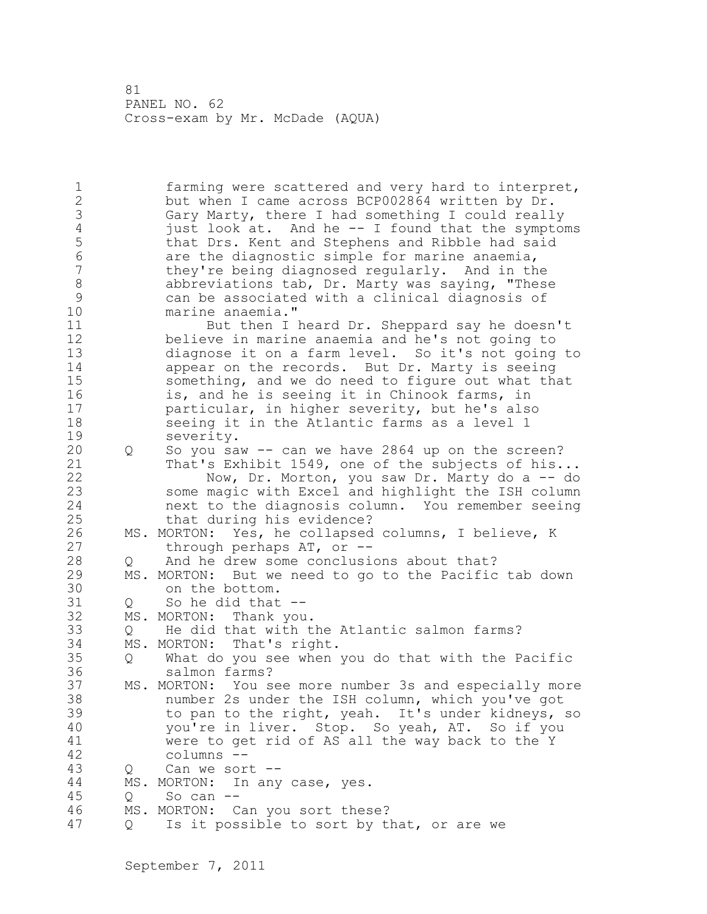farming were scattered and very hard to interpret, but when I came across BCP002864 written by Dr. Gary Marty, there I had something I could really just look at. And he -- I found that the symptoms that Drs. Kent and Stephens and Ribble had said are the diagnostic simple for marine anaemia, they're being diagnosed regularly. And in the abbreviations tab, Dr. Marty was saying, "These can be associated with a clinical diagnosis of marine anaemia."

But then I heard Dr. Sheppard say he doesn't believe in marine anaemia and he's not going to diagnose it on a farm level. So it's not going to appear on the records. But Dr. Marty is seeing something, and we do need to figure out what that is, and he is seeing it in Chinook farms, in particular, in higher severity, but he's also seeing it in the Atlantic farms as a level 1 severity.

Q So you saw -- can we have 2864 up on the screen? That's Exhibit 1549, one of the subjects of his...

Now, Dr. Morton, you saw Dr. Marty do a -- do some magic with Excel and highlight the ISH column next to the diagnosis column. You remember seeing that during his evidence?

MS. MORTON: Yes, he collapsed columns, I believe, K through perhaps AT, or --

Q And he drew some conclusions about that?

MS. MORTON: But we need to go to the Pacific tab down on the bottom.

Q So he did that --

MS. MORTON: Thank you.

Q He did that with the Atlantic salmon farms?

MS. MORTON: That's right.

Q What do you see when you do that with the Pacific salmon farms?

MS. MORTON: You see more number 3s and especially more number 2s under the ISH column, which you've got to pan to the right, yeah. It's under kidneys, so you're in liver. Stop. So yeah, AT. So if you were to get rid of AS all the way back to the Y columns --

Q Can we sort --

MS. MORTON: In any case, yes.

Q So can --

MS. MORTON: Can you sort these?

Q Is it possible to sort by that, or are we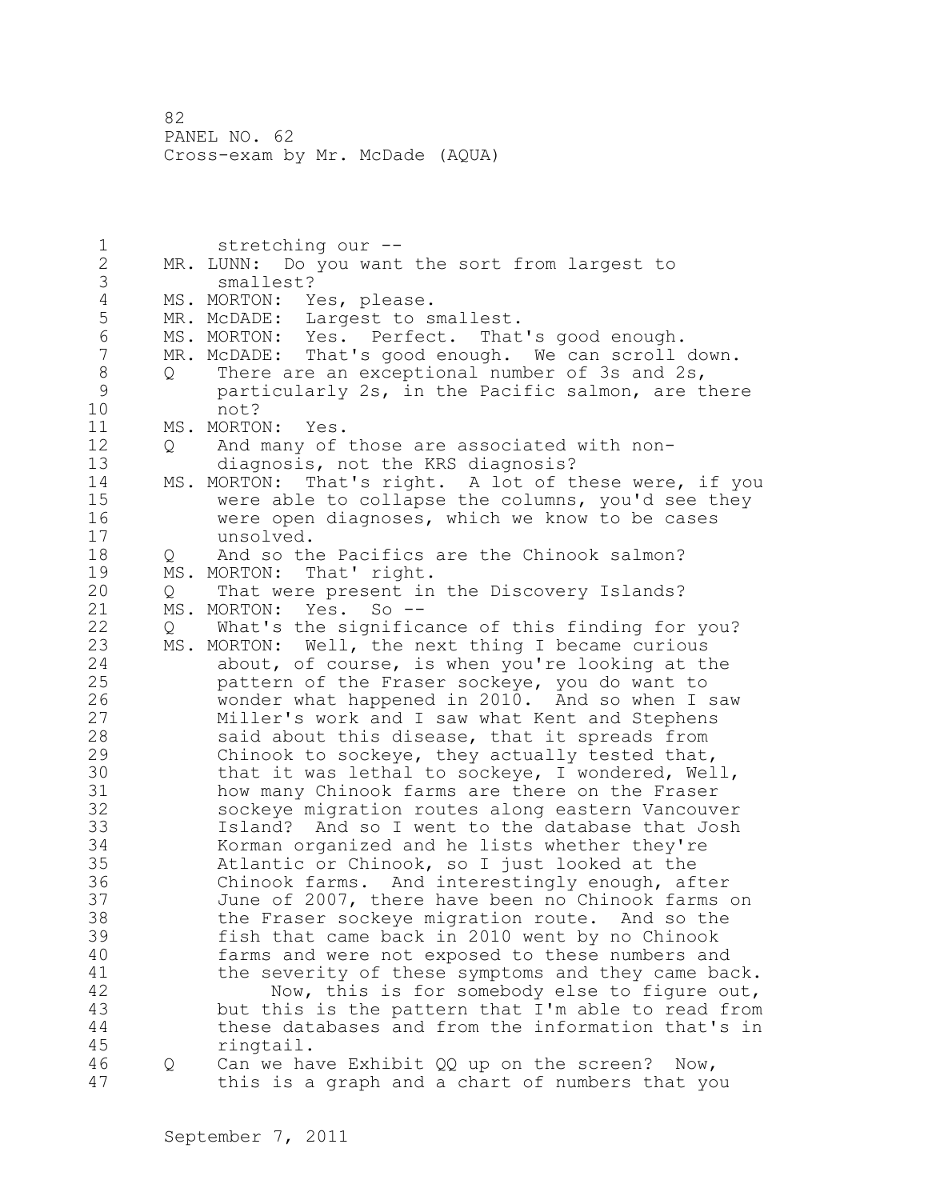stretching our --

MR. LUNN: Do you want the sort from largest to smallest?

MS. MORTON: Yes, please.

MR. McDADE: Largest to smallest.

MS. MORTON: Yes. Perfect. That's good enough.

MR. McDADE: That's good enough. We can scroll down.

Q There are an exceptional number of 3s and 2s, particularly 2s, in the Pacific salmon, are there not?

MS. MORTON: Yes.

Q And many of those are associated with non-diagnosis, not the KRS diagnosis?

MS. MORTON: That's right. A lot of these were, if you were able to collapse the columns, you'd see they were open diagnoses, which we know to be cases unsolved.

Q And so the Pacifics are the Chinook salmon?

MS. MORTON: That' right.

Q That were present in the Discovery Islands?

MS. MORTON: Yes. So --

Q What's the significance of this finding for you?

MS. MORTON: Well, the next thing I became curious about, of course, is when you're looking at the pattern of the Fraser sockeye, you do want to wonder what happened in 2010. And so when I saw Miller's work and I saw what Kent and Stephens said about this disease, that it spreads from Chinook to sockeye, they actually tested that, that it was lethal to sockeye, I wondered, Well, how many Chinook farms are there on the Fraser sockeye migration routes along eastern Vancouver Island? And so I went to the database that Josh Korman organized and he lists whether they're Atlantic or Chinook, so I just looked at the Chinook farms. And interestingly enough, after June of 2007, there have been no Chinook farms on the Fraser sockeye migration route. And so the fish that came back in 2010 went by no Chinook farms and were not exposed to these numbers and the severity of these symptoms and they came back.

Now, this is for somebody else to figure out, but this is the pattern that I'm able to read from these databases and from the information that's in ringtail.

Q Can we have Exhibit QQ up on the screen? Now, this is a graph and a chart of numbers that you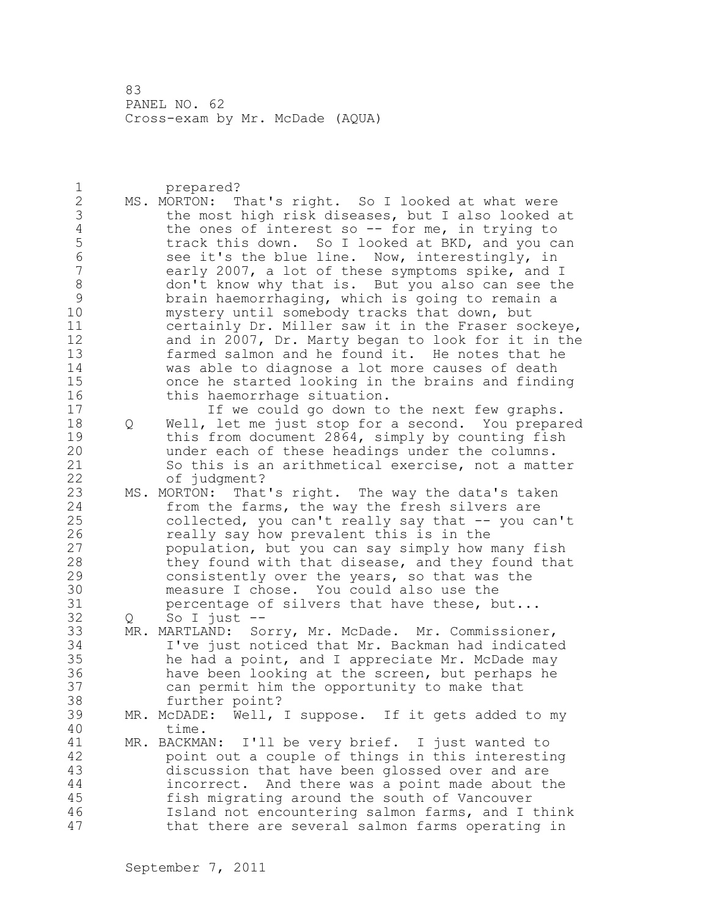prepared?

MS. MORTON: That's right. So I looked at what were the most high risk diseases, but I also looked at the ones of interest so -- for me, in trying to track this down. So I looked at BKD, and you can see it's the blue line. Now, interestingly, in early 2007, a lot of these symptoms spike, and I don't know why that is. But you also can see the brain haemorrhaging, which is going to remain a mystery until somebody tracks that down, but certainly Dr. Miller saw it in the Fraser sockeye, and in 2007, Dr. Marty began to look for it in the farmed salmon and he found it. He notes that he was able to diagnose a lot more causes of death once he started looking in the brains and finding this haemorrhage situation.

If we could go down to the next few graphs.

Q Well, let me just stop for a second. You prepared this from document 2864, simply by counting fish under each of these headings under the columns. So this is an arithmetical exercise, not a matter of judgment?

MS. MORTON: That's right. The way the data's taken from the farms, the way the fresh silvers are collected, you can't really say that -- you can't really say how prevalent this is in the population, but you can say simply how many fish they found with that disease, and they found that consistently over the years, so that was the measure I chose. You could also use the percentage of silvers that have these, but...

Q So I just --

MR. MARTLAND: Sorry, Mr. McDade. Mr. Commissioner, I've just noticed that Mr. Backman had indicated he had a point, and I appreciate Mr. McDade may have been looking at the screen, but perhaps he can permit him the opportunity to make that further point?

MR. McDADE: Well, I suppose. If it gets added to my time.

MR. BACKMAN: I'll be very brief. I just wanted to point out a couple of things in this interesting discussion that have been glossed over and are incorrect. And there was a point made about the fish migrating around the south of Vancouver Island not encountering salmon farms, and I think that there are several salmon farms operating in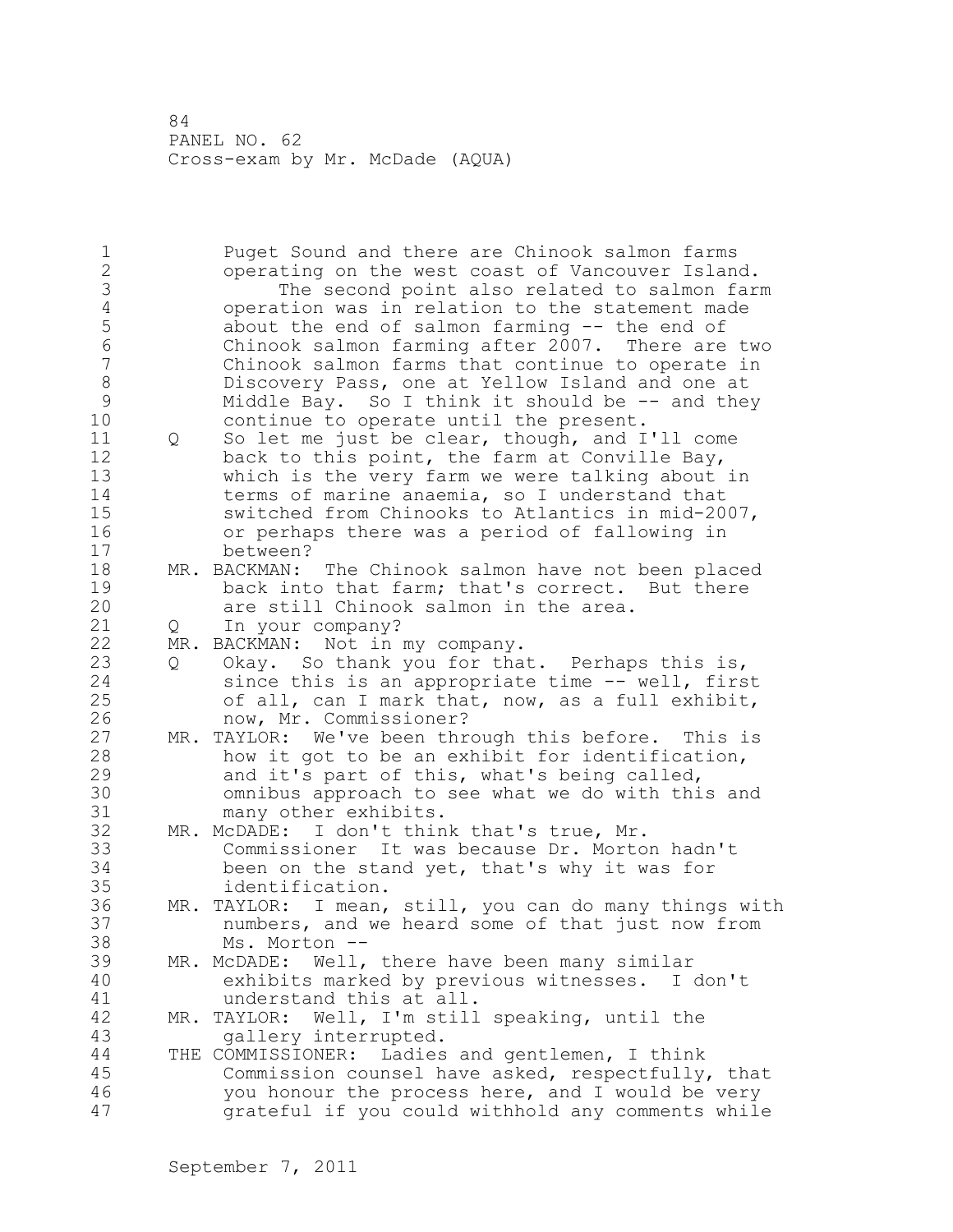Puget Sound and there are Chinook salmon farms operating on the west coast of Vancouver Island.

The second point also related to salmon farm operation was in relation to the statement made about the end of salmon farming -- the end of Chinook salmon farming after 2007. There are two Chinook salmon farms that continue to operate in Discovery Pass, one at Yellow Island and one at Middle Bay. So I think it should be -- and they continue to operate until the present.

Q So let me just be clear, though, and I'll come back to this point, the farm at Conville Bay, which is the very farm we were talking about in terms of marine anaemia, so I understand that switched from Chinooks to Atlantics in mid-2007, or perhaps there was a period of fallowing in between?

MR. BACKMAN: The Chinook salmon have not been placed back into that farm; that's correct. But there are still Chinook salmon in the area.

Q In your company?

MR. BACKMAN: Not in my company.

Q Okay. So thank you for that. Perhaps this is, since this is an appropriate time -- well, first of all, can I mark that, now, as a full exhibit, now, Mr. Commissioner?

MR. TAYLOR: We've been through this before. This is how it got to be an exhibit for identification, and it's part of this, what's being called, omnibus approach to see what we do with this and many other exhibits.

MR. McDADE: I don't think that's true, Mr. Commissioner It was because Dr. Morton hadn't been on the stand yet, that's why it was for identification.

MR. TAYLOR: I mean, still, you can do many things with numbers, and we heard some of that just now from Ms. Morton --

MR. McDADE: Well, there have been many similar exhibits marked by previous witnesses. I don't understand this at all.

MR. TAYLOR: Well, I'm still speaking, until the gallery interrupted.

THE COMMISSIONER: Ladies and gentlemen, I think Commission counsel have asked, respectfully, that you honour the process here, and I would be very grateful if you could withhold any comments while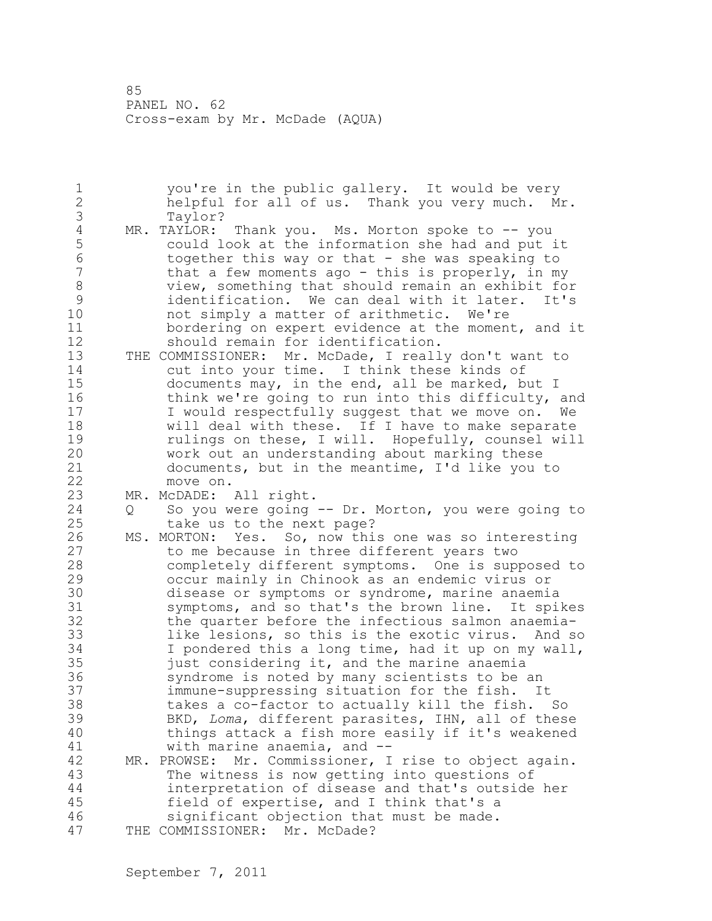you're in the public gallery. It would be very helpful for all of us. Thank you very much. Mr. Taylor?

MR. TAYLOR: Thank you. Ms. Morton spoke to -- you could look at the information she had and put it together this way or that - she was speaking to that a few moments ago - this is properly, in my view, something that should remain an exhibit for identification. We can deal with it later. It's not simply a matter of arithmetic. We're bordering on expert evidence at the moment, and it should remain for identification.

THE COMMISSIONER: Mr. McDade, I really don't want to cut into your time. I think these kinds of documents may, in the end, all be marked, but I think we're going to run into this difficulty, and I would respectfully suggest that we move on. We will deal with these. If I have to make separate rulings on these, I will. Hopefully, counsel will work out an understanding about marking these documents, but in the meantime, I'd like you to move on.

MR. McDADE: All right.

Q So you were going -- Dr. Morton, you were going to take us to the next page?

MS. MORTON: Yes. So, now this one was so interesting to me because in three different years two completely different symptoms. One is supposed to occur mainly in Chinook as an endemic virus or disease or symptoms or syndrome, marine anaemia symptoms, and so that's the brown line. It spikes the quarter before the infectious salmon anaemia-like lesions, so this is the exotic virus. And so I pondered this a long time, had it up on my wall, just considering it, and the marine anaemia syndrome is noted by many scientists to be an immune-suppressing situation for the fish. It takes a co-factor to actually kill the fish. So BKD, *Loma*, different parasites, IHN, all of these things attack a fish more easily if it's weakened with marine anaemia, and --

MR. PROWSE: Mr. Commissioner, I rise to object again. The witness is now getting into questions of interpretation of disease and that's outside her field of expertise, and I think that's a significant objection that must be made.

THE COMMISSIONER: Mr. McDade?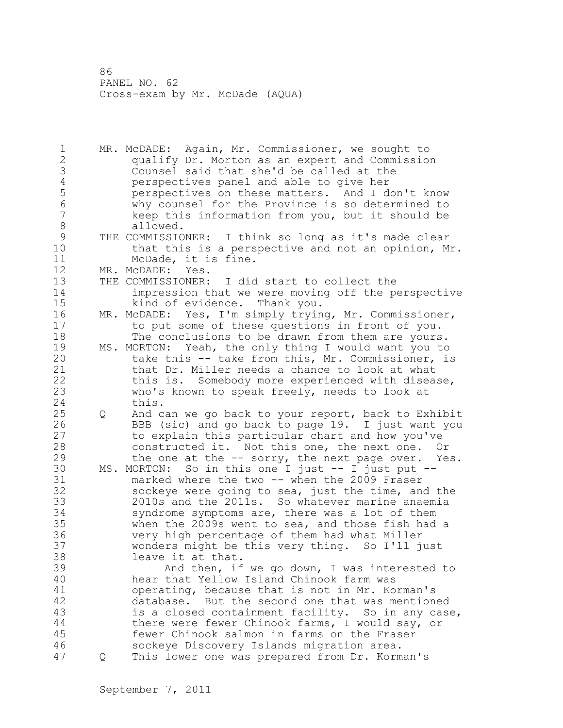MR. McDADE: Again, Mr. Commissioner, we sought to qualify Dr. Morton as an expert and Commission Counsel said that she'd be called at the perspectives panel and able to give her perspectives on these matters. And I don't know why counsel for the Province is so determined to keep this information from you, but it should be allowed.

THE COMMISSIONER: I think so long as it's made clear that this is a perspective and not an opinion, Mr. McDade, it is fine.

MR. McDADE: Yes.

THE COMMISSIONER: I did start to collect the impression that we were moving off the perspective kind of evidence. Thank you.

MR. McDADE: Yes, I'm simply trying, Mr. Commissioner, to put some of these questions in front of you. The conclusions to be drawn from them are yours.

MS. MORTON: Yeah, the only thing I would want you to take this -- take from this, Mr. Commissioner, is that Dr. Miller needs a chance to look at what this is. Somebody more experienced with disease, who's known to speak freely, needs to look at this.

Q And can we go back to your report, back to Exhibit BBB (sic) and go back to page 19. I just want you to explain this particular chart and how you've constructed it. Not this one, the next one. Or the one at the -- sorry, the next page over. Yes.

MS. MORTON: So in this one I just -- I just put -- marked where the two -- when the 2009 Fraser sockeye were going to sea, just the time, and the 2010s and the 2011s. So whatever marine anaemia syndrome symptoms are, there was a lot of them when the 2009s went to sea, and those fish had a very high percentage of them had what Miller wonders might be this very thing. So I'll just leave it at that.

And then, if we go down, I was interested to hear that Yellow Island Chinook farm was operating, because that is not in Mr. Korman's database. But the second one that was mentioned is a closed containment facility. So in any case, there were fewer Chinook farms, I would say, or fewer Chinook salmon in farms on the Fraser sockeye Discovery Islands migration area.

Q This lower one was prepared from Dr. Korman's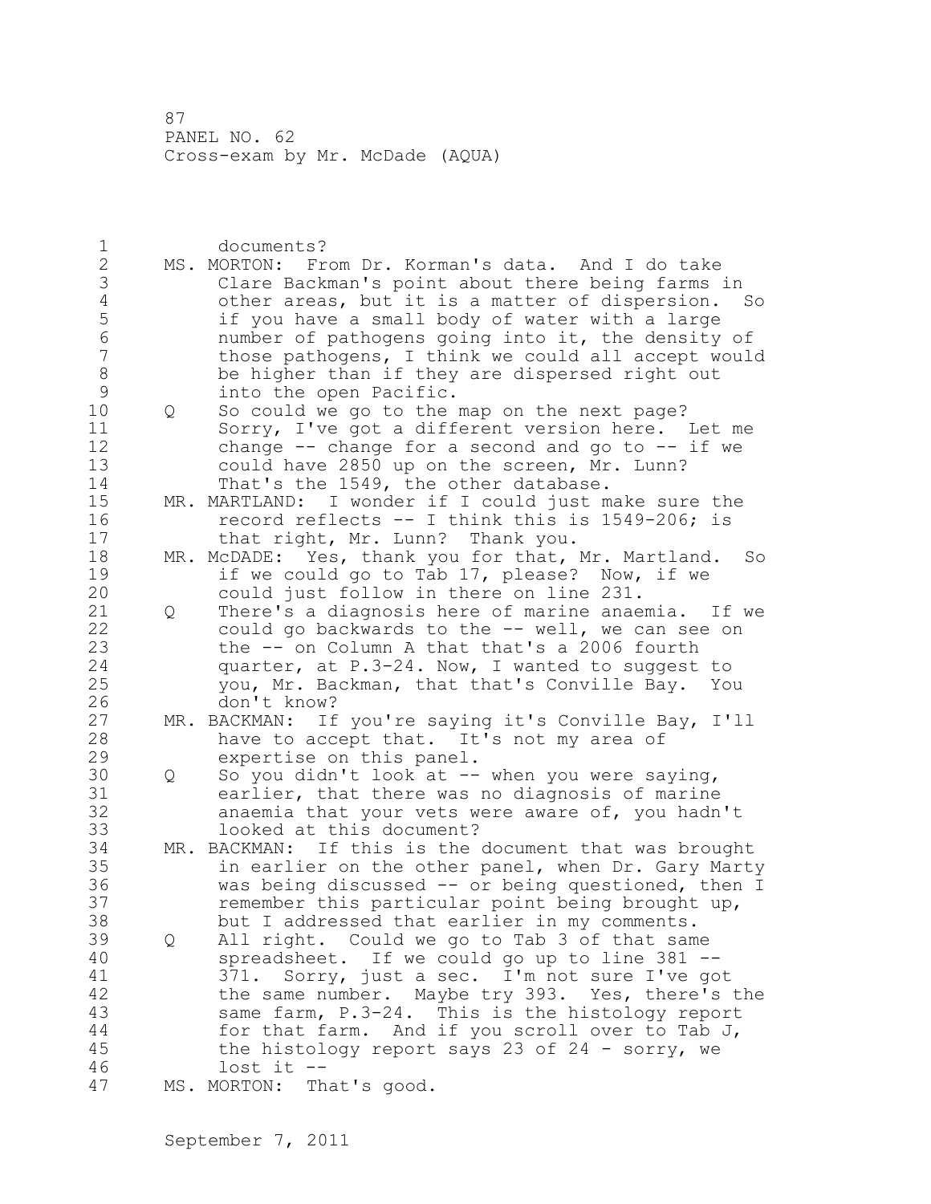documents?

MS. MORTON: From Dr. Korman's data. And I do take Clare Backman's point about there being farms in other areas, but it is a matter of dispersion. So if you have a small body of water with a large number of pathogens going into it, the density of those pathogens, I think we could all accept would be higher than if they are dispersed right out into the open Pacific.

Q So could we go to the map on the next page? Sorry, I've got a different version here. Let me change -- change for a second and go to -- if we could have 2850 up on the screen, Mr. Lunn? That's the 1549, the other database.

MR. MARTLAND: I wonder if I could just make sure the record reflects -- I think this is 1549-206; is that right, Mr. Lunn? Thank you.

MR. McDADE: Yes, thank you for that, Mr. Martland. So if we could go to Tab 17, please? Now, if we could just follow in there on line 231.

Q There's a diagnosis here of marine anaemia. If we could go backwards to the -- well, we can see on the -- on Column A that that's a 2006 fourth quarter, at P.3-24. Now, I wanted to suggest to you, Mr. Backman, that that's Conville Bay. You don't know?

MR. BACKMAN: If you're saying it's Conville Bay, I'll have to accept that. It's not my area of expertise on this panel.

Q So you didn't look at -- when you were saying, earlier, that there was no diagnosis of marine anaemia that your vets were aware of, you hadn't looked at this document?

MR. BACKMAN: If this is the document that was brought in earlier on the other panel, when Dr. Gary Marty was being discussed -- or being questioned, then I remember this particular point being brought up, but I addressed that earlier in my comments.

Q All right. Could we go to Tab 3 of that same spreadsheet. If we could go up to line 381 -- 371. Sorry, just a sec. I'm not sure I've got the same number. Maybe try 393. Yes, there's the same farm, P.3-24. This is the histology report for that farm. And if you scroll over to Tab J, the histology report says 23 of 24 - sorry, we lost it --

MS. MORTON: That's good.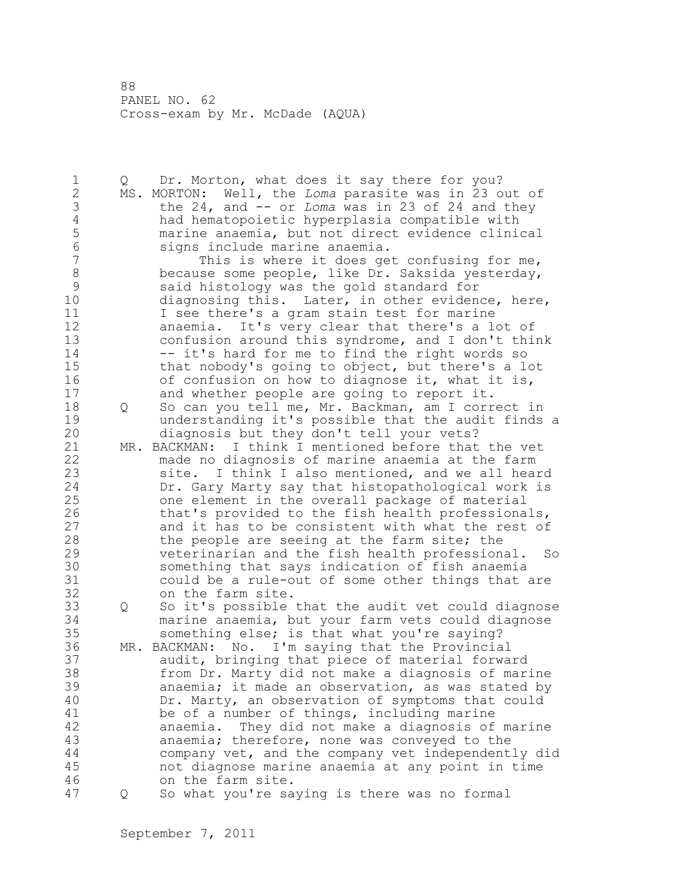Q Dr. Morton, what does it say there for you?

MS. MORTON: Well, the *Loma* parasite was in 23 out of the 24, and -- or *Loma* was in 23 of 24 and they had hematopoietic hyperplasia compatible with marine anaemia, but not direct evidence clinical signs include marine anaemia.

This is where it does get confusing for me, because some people, like Dr. Saksida yesterday, said histology was the gold standard for diagnosing this. Later, in other evidence, here, I see there's a gram stain test for marine anaemia. It's very clear that there's a lot of confusion around this syndrome, and I don't think -- it's hard for me to find the right words so that nobody's going to object, but there's a lot of confusion on how to diagnose it, what it is, and whether people are going to report it.

Q So can you tell me, Mr. Backman, am I correct in understanding it's possible that the audit finds a diagnosis but they don't tell your vets?

MR. BACKMAN: I think I mentioned before that the vet made no diagnosis of marine anaemia at the farm site. I think I also mentioned, and we all heard Dr. Gary Marty say that histopathological work is one element in the overall package of material that's provided to the fish health professionals, and it has to be consistent with what the rest of the people are seeing at the farm site; the veterinarian and the fish health professional. So something that says indication of fish anaemia could be a rule-out of some other things that are on the farm site.

Q So it's possible that the audit vet could diagnose marine anaemia, but your farm vets could diagnose something else; is that what you're saying?

MR. BACKMAN: No. I'm saying that the Provincial audit, bringing that piece of material forward from Dr. Marty did not make a diagnosis of marine anaemia; it made an observation, as was stated by Dr. Marty, an observation of symptoms that could be of a number of things, including marine anaemia. They did not make a diagnosis of marine anaemia; therefore, none was conveyed to the company vet, and the company vet independently did not diagnose marine anaemia at any point in time on the farm site.

Q So what you're saying is there was no formal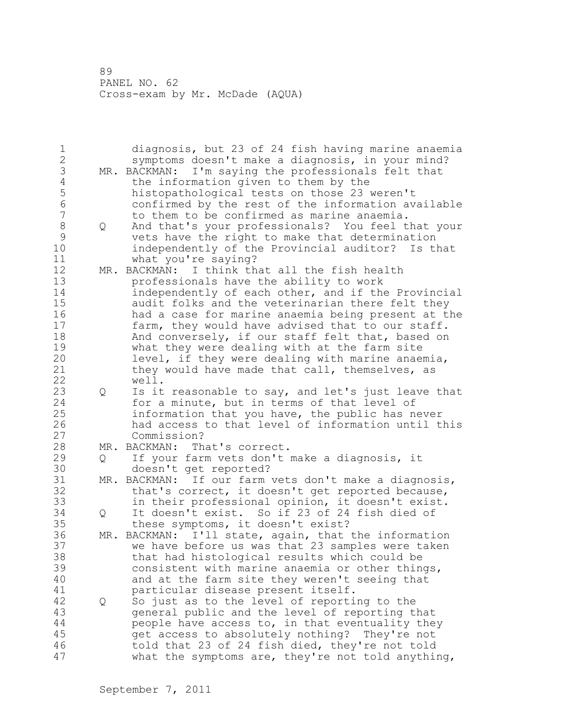diagnosis, but 23 of 24 fish having marine anaemia symptoms doesn't make a diagnosis, in your mind?

MR. BACKMAN: I'm saying the professionals felt that the information given to them by the histopathological tests on those 23 weren't confirmed by the rest of the information available to them to be confirmed as marine anaemia.

Q And that's your professionals? You feel that your vets have the right to make that determination independently of the Provincial auditor? Is that what you're saying?

MR. BACKMAN: I think that all the fish health professionals have the ability to work independently of each other, and if the Provincial audit folks and the veterinarian there felt they had a case for marine anaemia being present at the farm, they would have advised that to our staff. And conversely, if our staff felt that, based on what they were dealing with at the farm site level, if they were dealing with marine anaemia, they would have made that call, themselves, as well.

Q Is it reasonable to say, and let's just leave that for a minute, but in terms of that level of information that you have, the public has never had access to that level of information until this Commission?

MR. BACKMAN: That's correct.

Q If your farm vets don't make a diagnosis, it doesn't get reported?

MR. BACKMAN: If our farm vets don't make a diagnosis, that's correct, it doesn't get reported because, in their professional opinion, it doesn't exist.

Q It doesn't exist. So if 23 of 24 fish died of these symptoms, it doesn't exist?

MR. BACKMAN: I'll state, again, that the information we have before us was that 23 samples were taken that had histological results which could be consistent with marine anaemia or other things, and at the farm site they weren't seeing that particular disease present itself.

Q So just as to the level of reporting to the general public and the level of reporting that people have access to, in that eventuality they get access to absolutely nothing? They're not told that 23 of 24 fish died, they're not told what the symptoms are, they're not told anything,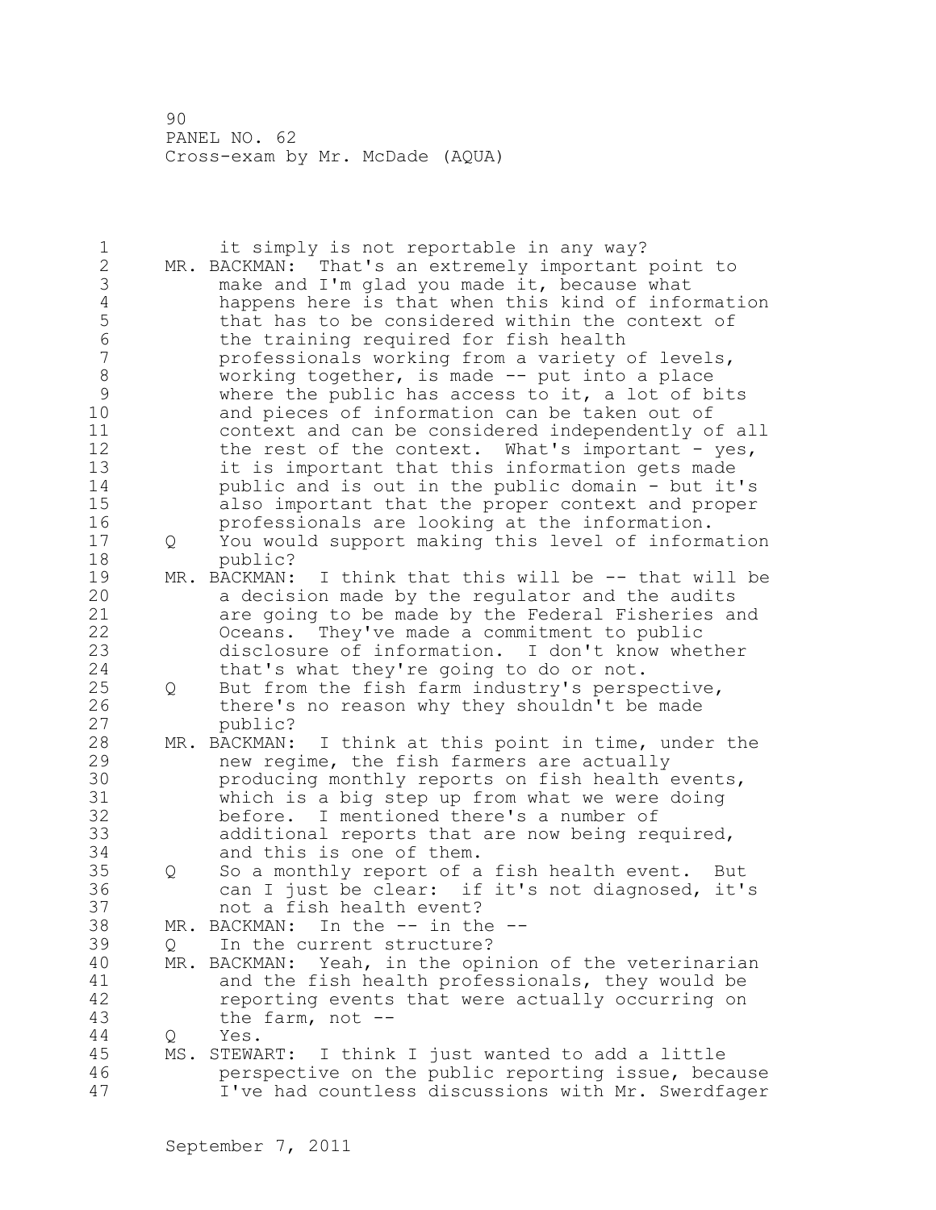it simply is not reportable in any way?

MR. BACKMAN: That's an extremely important point to make and I'm glad you made it, because what happens here is that when this kind of information that has to be considered within the context of the training required for fish health professionals working from a variety of levels, working together, is made -- put into a place where the public has access to it, a lot of bits and pieces of information can be taken out of context and can be considered independently of all the rest of the context. What's important - yes, it is important that this information gets made public and is out in the public domain - but it's also important that the proper context and proper professionals are looking at the information.

Q You would support making this level of information public?

MR. BACKMAN: I think that this will be -- that will be a decision made by the regulator and the audits are going to be made by the Federal Fisheries and Oceans. They've made a commitment to public disclosure of information. I don't know whether that's what they're going to do or not.

Q But from the fish farm industry's perspective, there's no reason why they shouldn't be made public?

MR. BACKMAN: I think at this point in time, under the new regime, the fish farmers are actually producing monthly reports on fish health events, which is a big step up from what we were doing before. I mentioned there's a number of additional reports that are now being required, and this is one of them.

Q So a monthly report of a fish health event. But can I just be clear: if it's not diagnosed, it's not a fish health event?

MR. BACKMAN: In the -- in the --

Q In the current structure?

MR. BACKMAN: Yeah, in the opinion of the veterinarian and the fish health professionals, they would be reporting events that were actually occurring on the farm, not --

Q Yes.

MS. STEWART: I think I just wanted to add a little perspective on the public reporting issue, because I've had countless discussions with Mr. Swerdfager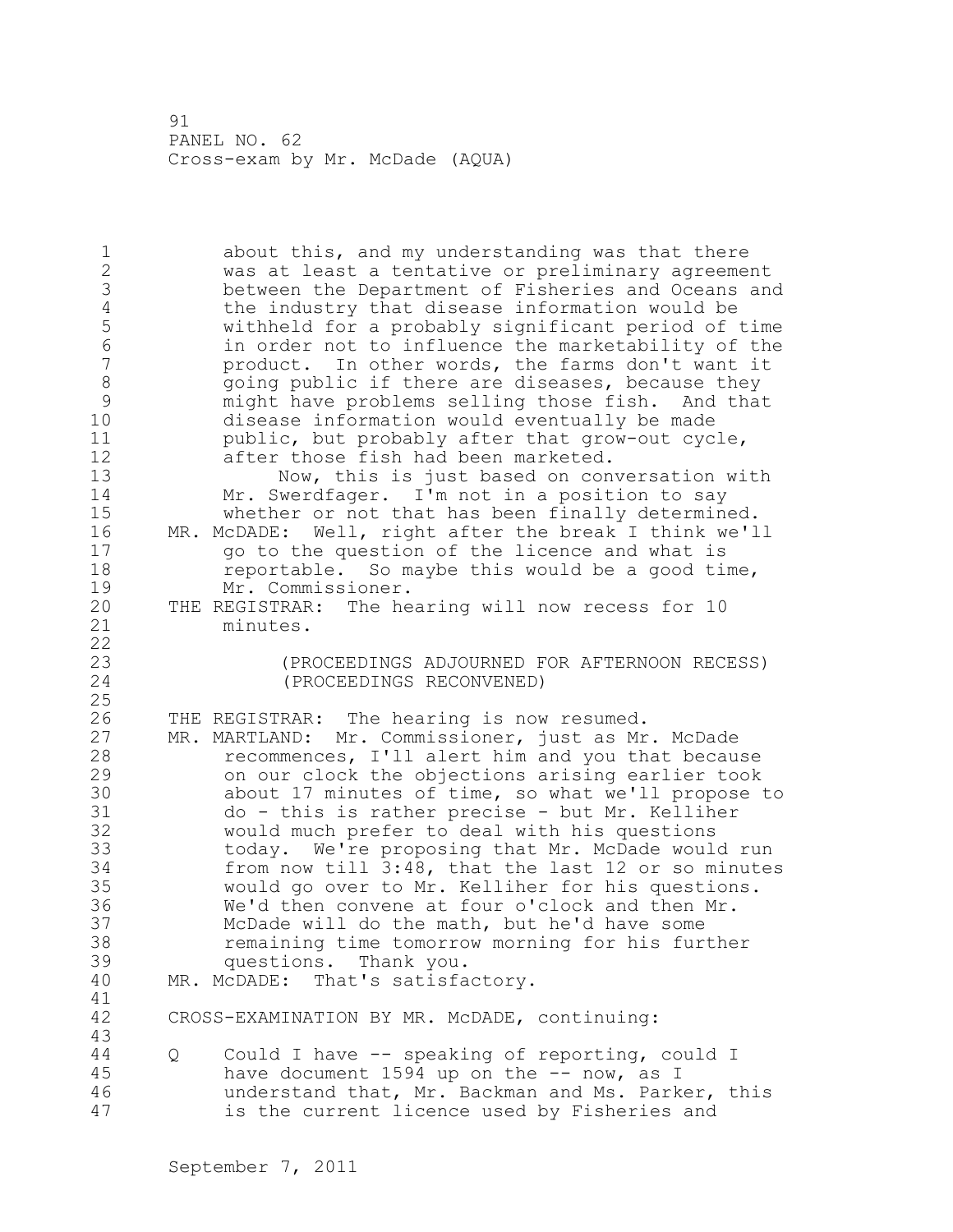about this, and my understanding was that there was at least a tentative or preliminary agreement between the Department of Fisheries and Oceans and the industry that disease information would be withheld for a probably significant period of time in order not to influence the marketability of the product. In other words, the farms don't want it going public if there are diseases, because they might have problems selling those fish. And that disease information would eventually be made public, but probably after that grow-out cycle, after those fish had been marketed.

Now, this is just based on conversation with Mr. Swerdfager. I'm not in a position to say whether or not that has been finally determined.

MR. McDADE: Well, right after the break I think we'll go to the question of the licence and what is reportable. So maybe this would be a good time, Mr. Commissioner.

THE REGISTRAR: The hearing will now recess for 10 minutes.

(PROCEEDINGS ADJOURNED FOR AFTERNOON RECESS)
(PROCEEDINGS RECONVENED)

THE REGISTRAR: The hearing is now resumed.

MR. MARTLAND: Mr. Commissioner, just as Mr. McDade recommences, I'll alert him and you that because on our clock the objections arising earlier took about 17 minutes of time, so what we'll propose to do - this is rather precise - but Mr. Kelliher would much prefer to deal with his questions today. We're proposing that Mr. McDade would run from now till 3:48, that the last 12 or so minutes would go over to Mr. Kelliher for his questions. We'd then convene at four o'clock and then Mr. McDade will do the math, but he'd have some remaining time tomorrow morning for his further questions. Thank you.

MR. McDADE: That's satisfactory.

CROSS-EXAMINATION BY MR. McDADE, continuing:

Q Could I have -- speaking of reporting, could I have document 1594 up on the -- now, as I understand that, Mr. Backman and Ms. Parker, this is the current licence used by Fisheries and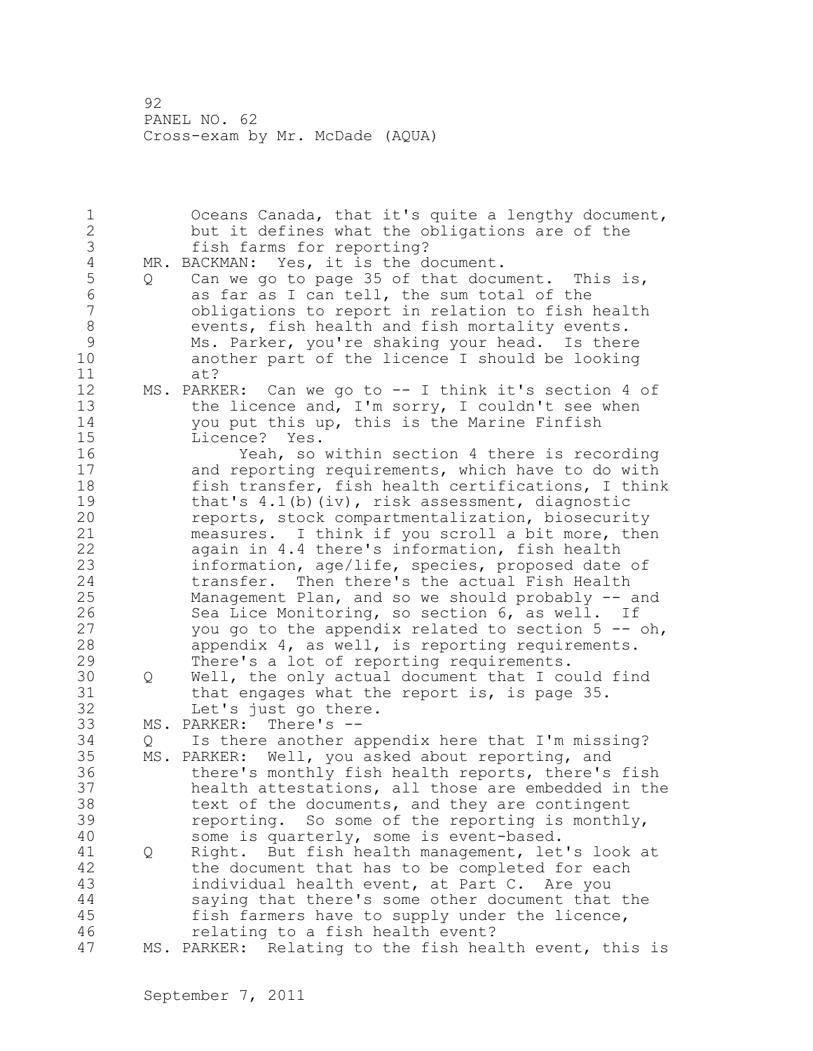Oceans Canada, that it's quite a lengthy document, but it defines what the obligations are of the fish farms for reporting?

MR. BACKMAN: Yes, it is the document.

Q Can we go to page 35 of that document. This is, as far as I can tell, the sum total of the obligations to report in relation to fish health events, fish health and fish mortality events. Ms. Parker, you're shaking your head. Is there another part of the licence I should be looking at?

MS. PARKER: Can we go to -- I think it's section 4 of the licence and, I'm sorry, I couldn't see when you put this up, this is the Marine Finfish Licence? Yes.

Yeah, so within section 4 there is recording and reporting requirements, which have to do with fish transfer, fish health certifications, I think that's 4.1(b)(iv), risk assessment, diagnostic reports, stock compartmentalization, biosecurity measures. I think if you scroll a bit more, then again in 4.4 there's information, fish health information, age/life, species, proposed date of transfer. Then there's the actual Fish Health Management Plan, and so we should probably -- and Sea Lice Monitoring, so section 6, as well. If you go to the appendix related to section 5 -- oh, appendix 4, as well, is reporting requirements. There's a lot of reporting requirements.

Q Well, the only actual document that I could find that engages what the report is, is page 35. Let's just go there.

MS. PARKER: There's --

Q Is there another appendix here that I'm missing?

MS. PARKER: Well, you asked about reporting, and there's monthly fish health reports, there's fish health attestations, all those are embedded in the text of the documents, and they are contingent reporting. So some of the reporting is monthly, some is quarterly, some is event-based.

Q Right. But fish health management, let's look at the document that has to be completed for each individual health event, at Part C. Are you saying that there's some other document that the fish farmers have to supply under the licence, relating to a fish health event?

MS. PARKER: Relating to the fish health event, this is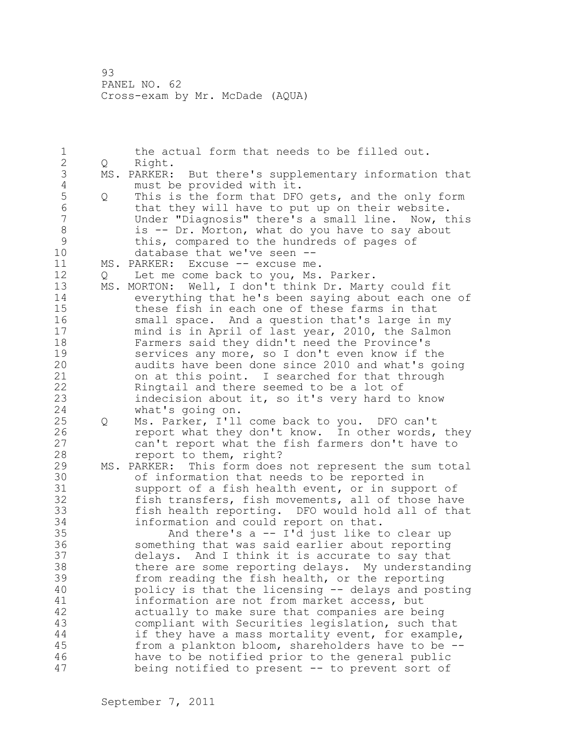the actual form that needs to be filled out.

Q Right.

MS. PARKER: But there's supplementary information that must be provided with it.

Q This is the form that DFO gets, and the only form that they will have to put up on their website. Under "Diagnosis" there's a small line. Now, this is -- Dr. Morton, what do you have to say about this, compared to the hundreds of pages of database that we've seen --

MS. PARKER: Excuse -- excuse me.

Q Let me come back to you, Ms. Parker.

MS. MORTON: Well, I don't think Dr. Marty could fit everything that he's been saying about each one of these fish in each one of these farms in that small space. And a question that's large in my mind is in April of last year, 2010, the Salmon Farmers said they didn't need the Province's services any more, so I don't even know if the audits have been done since 2010 and what's going on at this point. I searched for that through Ringtail and there seemed to be a lot of indecision about it, so it's very hard to know what's going on.

Q Ms. Parker, I'll come back to you. DFO can't report what they don't know. In other words, they can't report what the fish farmers don't have to report to them, right?

MS. PARKER: This form does not represent the sum total of information that needs to be reported in support of a fish health event, or in support of fish transfers, fish movements, all of those have fish health reporting. DFO would hold all of that information and could report on that.

And there's a -- I'd just like to clear up something that was said earlier about reporting delays. And I think it is accurate to say that there are some reporting delays. My understanding from reading the fish health, or the reporting policy is that the licensing -- delays and posting information are not from market access, but actually to make sure that companies are being compliant with Securities legislation, such that if they have a mass mortality event, for example, from a plankton bloom, shareholders have to be -- have to be notified prior to the general public being notified to present -- to prevent sort of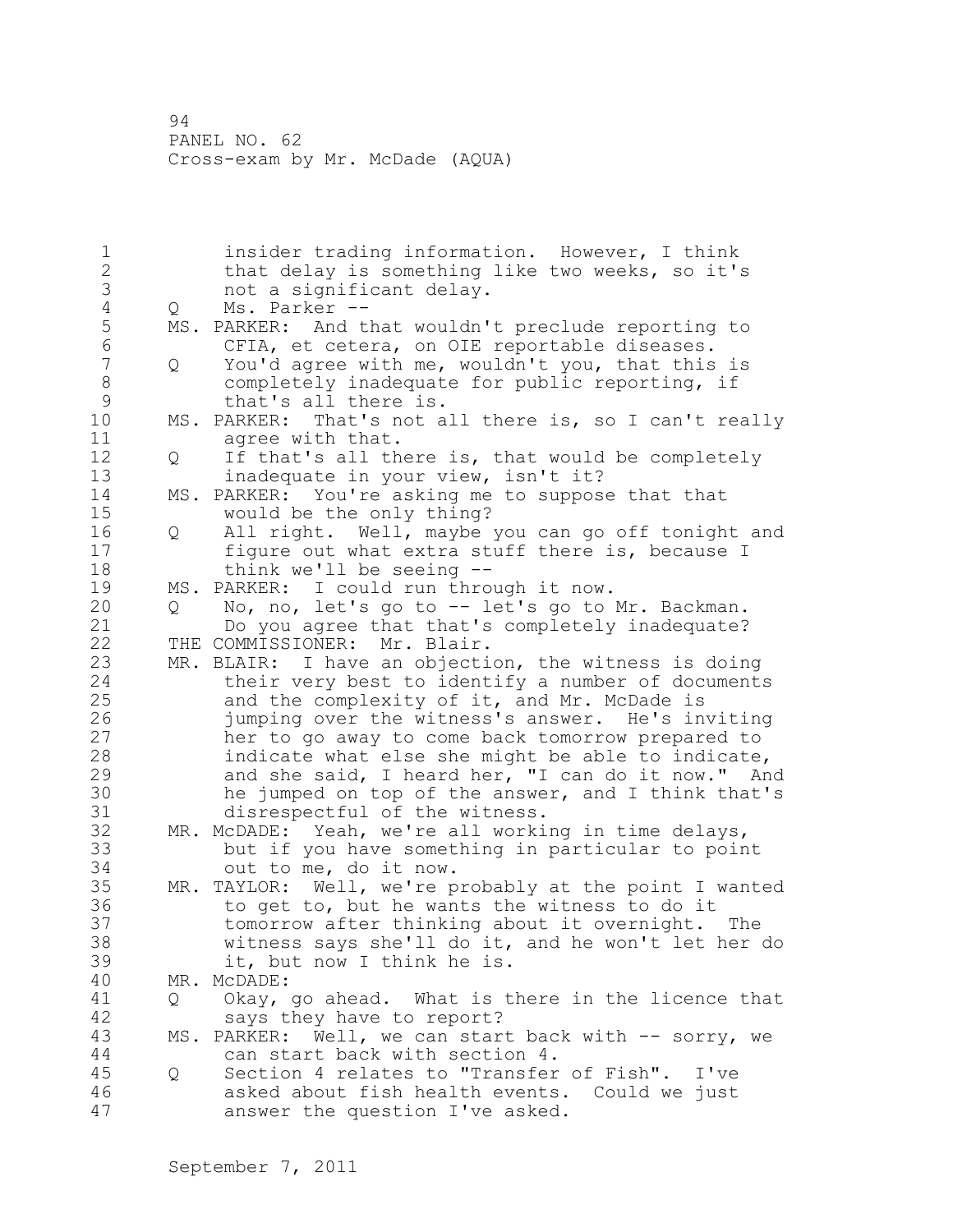insider trading information. However, I think that delay is something like two weeks, so it's not a significant delay.

Q Ms. Parker --

MS. PARKER: And that wouldn't preclude reporting to CFIA, et cetera, on OIE reportable diseases.

Q You'd agree with me, wouldn't you, that this is completely inadequate for public reporting, if that's all there is.

MS. PARKER: That's not all there is, so I can't really agree with that.

Q If that's all there is, that would be completely inadequate in your view, isn't it?

MS. PARKER: You're asking me to suppose that that would be the only thing?

Q All right. Well, maybe you can go off tonight and figure out what extra stuff there is, because I think we'll be seeing --

MS. PARKER: I could run through it now.

Q No, no, let's go to -- let's go to Mr. Backman. Do you agree that that's completely inadequate?

THE COMMISSIONER: Mr. Blair.

MR. BLAIR: I have an objection, the witness is doing their very best to identify a number of documents and the complexity of it, and Mr. McDade is jumping over the witness's answer. He's inviting her to go away to come back tomorrow prepared to indicate what else she might be able to indicate, and she said, I heard her, "I can do it now." And he jumped on top of the answer, and I think that's disrespectful of the witness.

MR. McDADE: Yeah, we're all working in time delays, but if you have something in particular to point out to me, do it now.

MR. TAYLOR: Well, we're probably at the point I wanted to get to, but he wants the witness to do it tomorrow after thinking about it overnight. The witness says she'll do it, and he won't let her do it, but now I think he is.

MR. McDADE:

Q Okay, go ahead. What is there in the licence that says they have to report?

MS. PARKER: Well, we can start back with -- sorry, we can start back with section 4.

Q Section 4 relates to "Transfer of Fish". I've asked about fish health events. Could we just answer the question I've asked.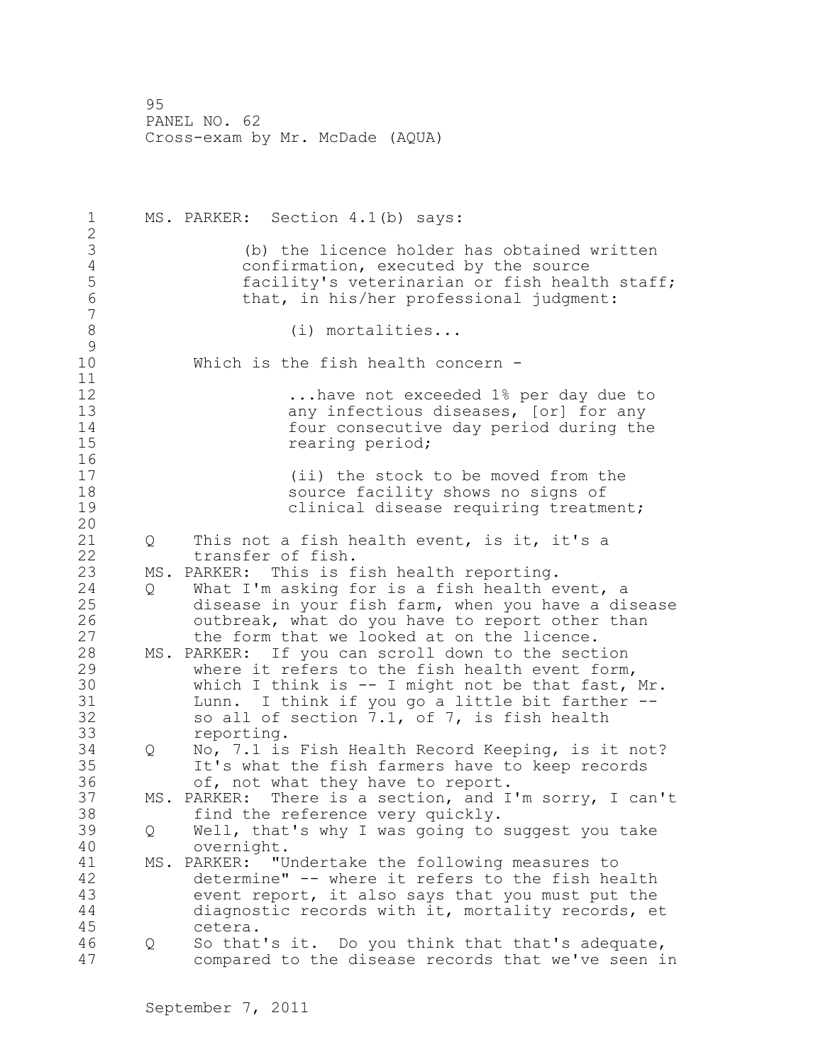MS. PARKER: Section 4.1(b) says:

> (b) the licence holder has obtained written confirmation, executed by the source facility's veterinarian or fish health staff; that, in his/her professional judgment:
>
> > (i) mortalities...

Which is the fish health concern -

> > ...have not exceeded 1% per day due to any infectious diseases, [or] for any four consecutive day period during the rearing period;
> >
> > (ii) the stock to be moved from the source facility shows no signs of clinical disease requiring treatment;

Q This not a fish health event, is it, it's a transfer of fish.

MS. PARKER: This is fish health reporting.

Q What I'm asking for is a fish health event, a disease in your fish farm, when you have a disease outbreak, what do you have to report other than the form that we looked at on the licence.

MS. PARKER: If you can scroll down to the section where it refers to the fish health event form, which I think is -- I might not be that fast, Mr. Lunn. I think if you go a little bit farther -- so all of section 7.1, of 7, is fish health reporting.

Q No, 7.1 is Fish Health Record Keeping, is it not? It's what the fish farmers have to keep records of, not what they have to report.

MS. PARKER: There is a section, and I'm sorry, I can't find the reference very quickly.

Q Well, that's why I was going to suggest you take overnight.

MS. PARKER: "Undertake the following measures to determine" -- where it refers to the fish health event report, it also says that you must put the diagnostic records with it, mortality records, et cetera.

Q So that's it. Do you think that that's adequate, compared to the disease records that we've seen in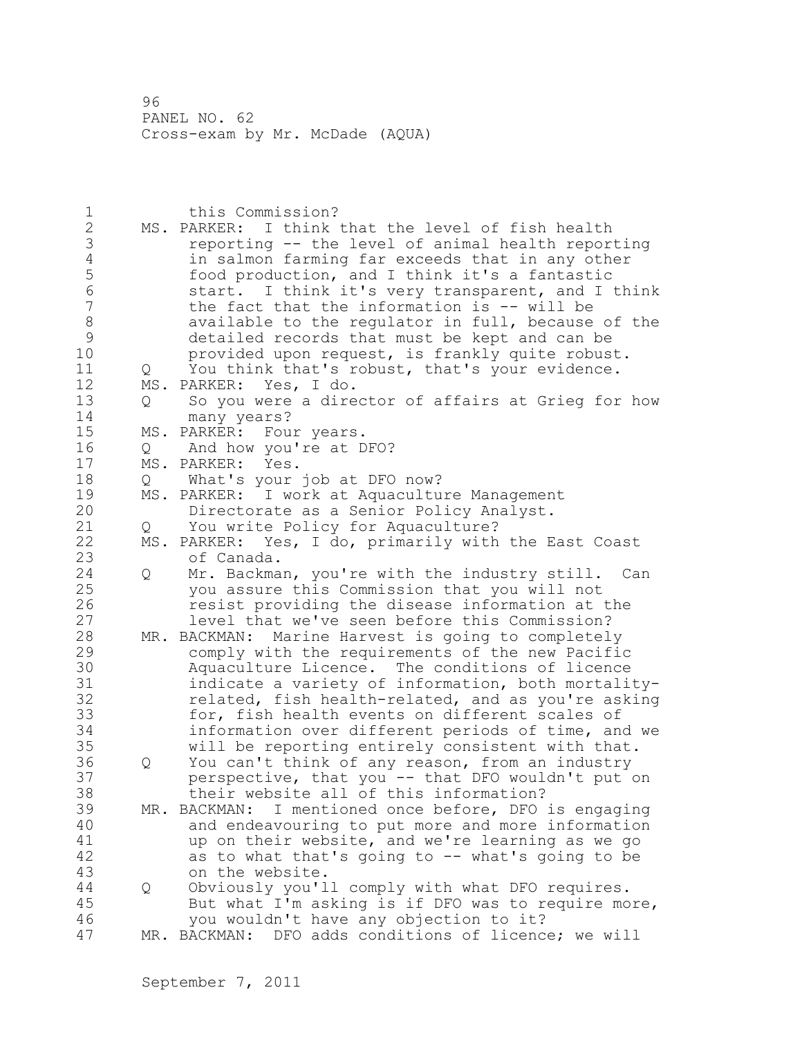this Commission?

MS. PARKER: I think that the level of fish health reporting -- the level of animal health reporting in salmon farming far exceeds that in any other food production, and I think it's a fantastic start. I think it's very transparent, and I think the fact that the information is -- will be available to the regulator in full, because of the detailed records that must be kept and can be provided upon request, is frankly quite robust.

Q You think that's robust, that's your evidence.

MS. PARKER: Yes, I do.

Q So you were a director of affairs at Grieg for how many years?

MS. PARKER: Four years.

Q And how you're at DFO?

MS. PARKER: Yes.

Q What's your job at DFO now?

MS. PARKER: I work at Aquaculture Management Directorate as a Senior Policy Analyst.

Q You write Policy for Aquaculture?

MS. PARKER: Yes, I do, primarily with the East Coast of Canada.

Q Mr. Backman, you're with the industry still. Can you assure this Commission that you will not resist providing the disease information at the level that we've seen before this Commission?

MR. BACKMAN: Marine Harvest is going to completely comply with the requirements of the new Pacific Aquaculture Licence. The conditions of licence indicate a variety of information, both mortality-related, fish health-related, and as you're asking for, fish health events on different scales of information over different periods of time, and we will be reporting entirely consistent with that.

Q You can't think of any reason, from an industry perspective, that you -- that DFO wouldn't put on their website all of this information?

MR. BACKMAN: I mentioned once before, DFO is engaging and endeavouring to put more and more information up on their website, and we're learning as we go as to what that's going to -- what's going to be on the website.

Q Obviously you'll comply with what DFO requires. But what I'm asking is if DFO was to require more, you wouldn't have any objection to it?

MR. BACKMAN: DFO adds conditions of licence; we will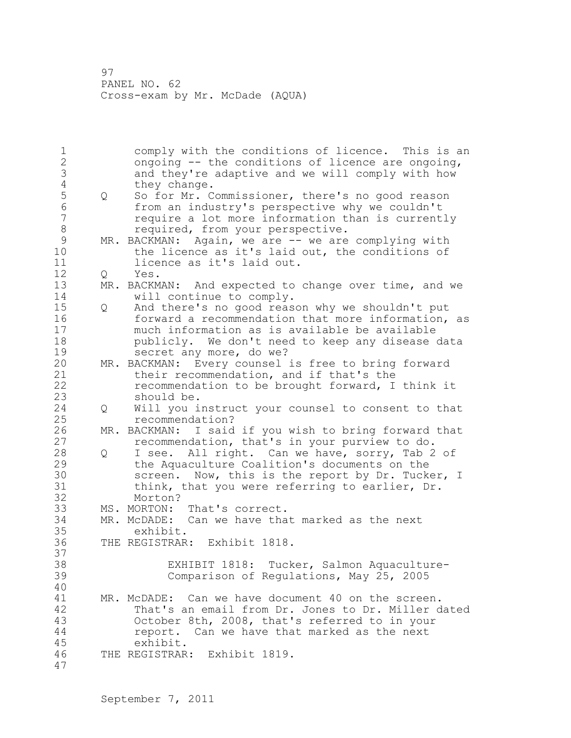comply with the conditions of licence. This is an ongoing -- the conditions of licence are ongoing, and they're adaptive and we will comply with how they change.

Q So for Mr. Commissioner, there's no good reason from an industry's perspective why we couldn't require a lot more information than is currently required, from your perspective.

MR. BACKMAN: Again, we are -- we are complying with the licence as it's laid out, the conditions of licence as it's laid out.

Q Yes.

MR. BACKMAN: And expected to change over time, and we will continue to comply.

Q And there's no good reason why we shouldn't put forward a recommendation that more information, as much information as is available be available publicly. We don't need to keep any disease data secret any more, do we?

MR. BACKMAN: Every counsel is free to bring forward their recommendation, and if that's the recommendation to be brought forward, I think it should be.

Q Will you instruct your counsel to consent to that recommendation?

MR. BACKMAN: I said if you wish to bring forward that recommendation, that's in your purview to do.

Q I see. All right. Can we have, sorry, Tab 2 of the Aquaculture Coalition's documents on the screen. Now, this is the report by Dr. Tucker, I think, that you were referring to earlier, Dr. Morton?

MS. MORTON: That's correct.

MR. McDADE: Can we have that marked as the next exhibit.

THE REGISTRAR: Exhibit 1818.

EXHIBIT 1818: Tucker, Salmon Aquaculture-Comparison of Regulations, May 25, 2005

MR. McDADE: Can we have document 40 on the screen. That's an email from Dr. Jones to Dr. Miller dated October 8th, 2008, that's referred to in your report. Can we have that marked as the next exhibit.

THE REGISTRAR: Exhibit 1819.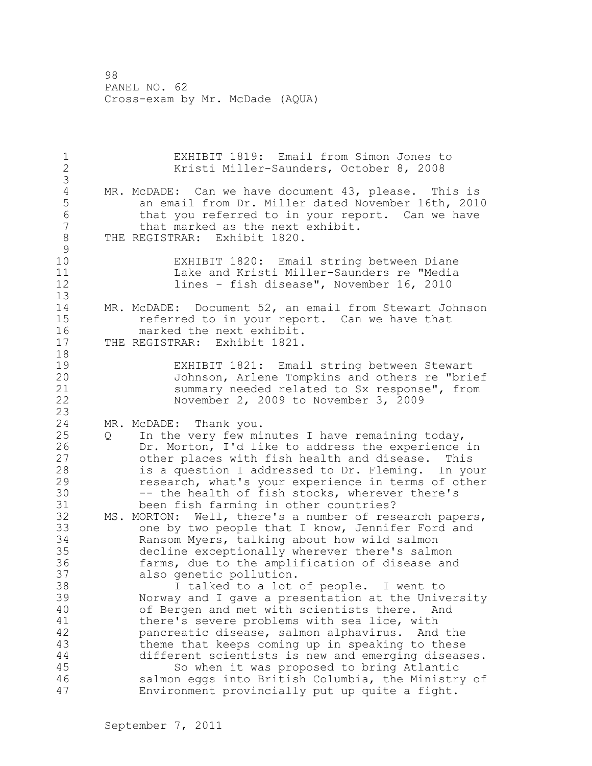EXHIBIT 1819: Email from Simon Jones to Kristi Miller-Saunders, October 8, 2008

MR. McDADE: Can we have document 43, please. This is an email from Dr. Miller dated November 16th, 2010 that you referred to in your report. Can we have that marked as the next exhibit.

THE REGISTRAR: Exhibit 1820.

EXHIBIT 1820: Email string between Diane Lake and Kristi Miller-Saunders re "Media lines - fish disease", November 16, 2010

MR. McDADE: Document 52, an email from Stewart Johnson referred to in your report. Can we have that marked the next exhibit.

THE REGISTRAR: Exhibit 1821.

EXHIBIT 1821: Email string between Stewart Johnson, Arlene Tompkins and others re "brief summary needed related to Sx response", from November 2, 2009 to November 3, 2009

MR. McDADE: Thank you.

Q In the very few minutes I have remaining today, Dr. Morton, I'd like to address the experience in other places with fish health and disease. This is a question I addressed to Dr. Fleming. In your research, what's your experience in terms of other -- the health of fish stocks, wherever there's been fish farming in other countries?

MS. MORTON: Well, there's a number of research papers, one by two people that I know, Jennifer Ford and Ransom Myers, talking about how wild salmon decline exceptionally wherever there's salmon farms, due to the amplification of disease and also genetic pollution.

I talked to a lot of people. I went to Norway and I gave a presentation at the University of Bergen and met with scientists there. And there's severe problems with sea lice, with pancreatic disease, salmon alphavirus. And the theme that keeps coming up in speaking to these different scientists is new and emerging diseases.

So when it was proposed to bring Atlantic salmon eggs into British Columbia, the Ministry of Environment provincially put up quite a fight.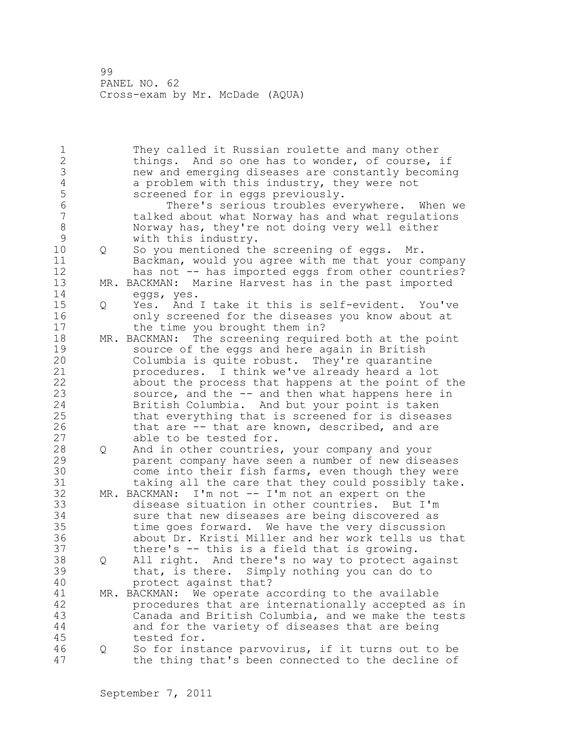They called it Russian roulette and many other things. And so one has to wonder, of course, if new and emerging diseases are constantly becoming a problem with this industry, they were not screened for in eggs previously.

There's serious troubles everywhere. When we talked about what Norway has and what regulations Norway has, they're not doing very well either with this industry.

Q So you mentioned the screening of eggs. Mr. Backman, would you agree with me that your company has not -- has imported eggs from other countries?

MR. BACKMAN: Marine Harvest has in the past imported eggs, yes.

Q Yes. And I take it this is self-evident. You've only screened for the diseases you know about at the time you brought them in?

MR. BACKMAN: The screening required both at the point source of the eggs and here again in British Columbia is quite robust. They're quarantine procedures. I think we've already heard a lot about the process that happens at the point of the source, and the -- and then what happens here in British Columbia. And but your point is taken that everything that is screened for is diseases that are -- that are known, described, and are able to be tested for.

Q And in other countries, your company and your parent company have seen a number of new diseases come into their fish farms, even though they were taking all the care that they could possibly take.

MR. BACKMAN: I'm not -- I'm not an expert on the disease situation in other countries. But I'm sure that new diseases are being discovered as time goes forward. We have the very discussion about Dr. Kristi Miller and her work tells us that there's -- this is a field that is growing.

Q All right. And there's no way to protect against that, is there. Simply nothing you can do to protect against that?

MR. BACKMAN: We operate according to the available procedures that are internationally accepted as in Canada and British Columbia, and we make the tests and for the variety of diseases that are being tested for.

Q So for instance parvovirus, if it turns out to be the thing that's been connected to the decline of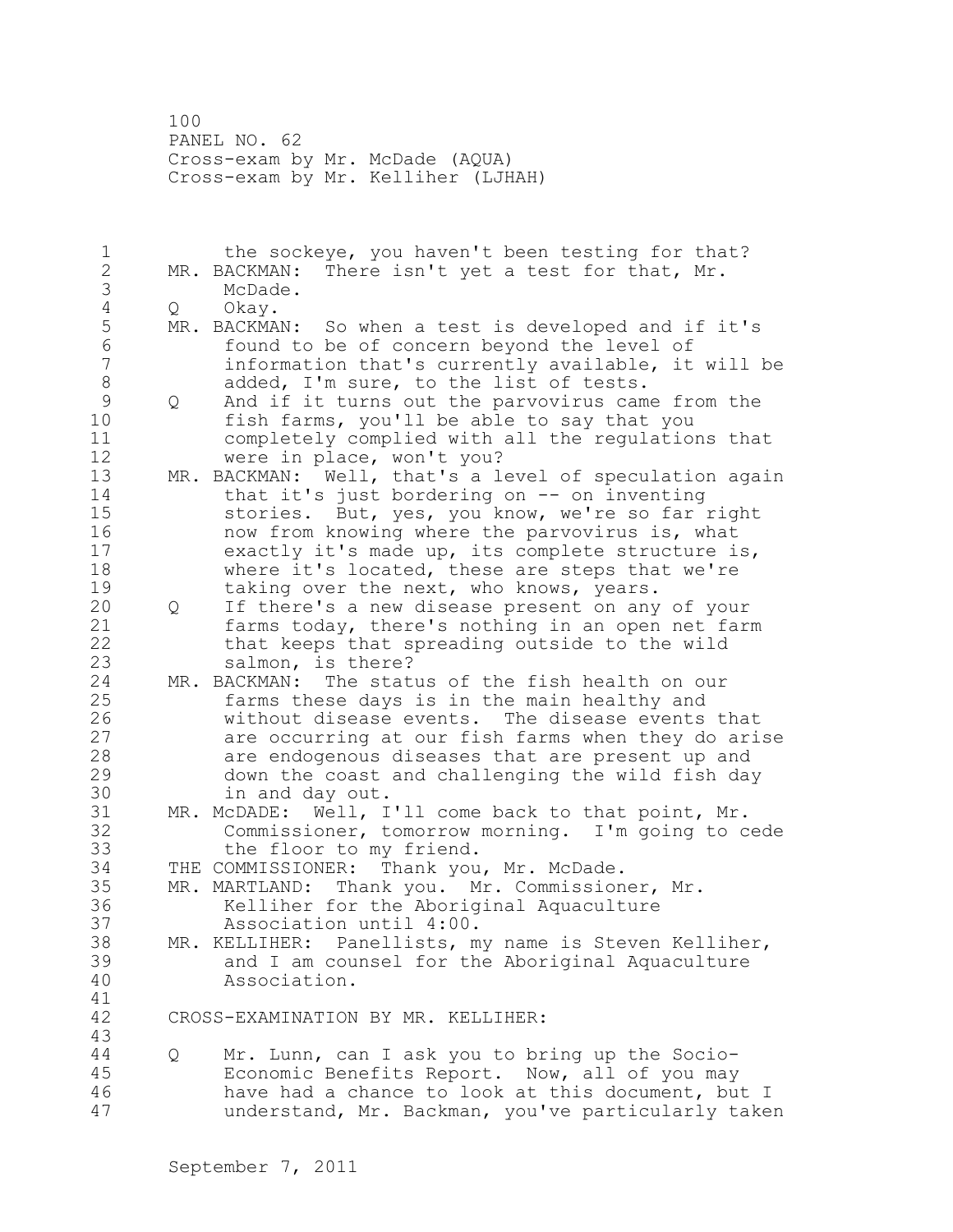the sockeye, you haven't been testing for that?

MR. BACKMAN: There isn't yet a test for that, Mr. McDade.

Q Okay.

MR. BACKMAN: So when a test is developed and if it's found to be of concern beyond the level of information that's currently available, it will be added, I'm sure, to the list of tests.

Q And if it turns out the parvovirus came from the fish farms, you'll be able to say that you completely complied with all the regulations that were in place, won't you?

MR. BACKMAN: Well, that's a level of speculation again that it's just bordering on -- on inventing stories. But, yes, you know, we're so far right now from knowing where the parvovirus is, what exactly it's made up, its complete structure is, where it's located, these are steps that we're taking over the next, who knows, years.

Q If there's a new disease present on any of your farms today, there's nothing in an open net farm that keeps that spreading outside to the wild salmon, is there?

MR. BACKMAN: The status of the fish health on our farms these days is in the main healthy and without disease events. The disease events that are occurring at our fish farms when they do arise are endogenous diseases that are present up and down the coast and challenging the wild fish day in and day out.

MR. McDADE: Well, I'll come back to that point, Mr. Commissioner, tomorrow morning. I'm going to cede the floor to my friend.

THE COMMISSIONER: Thank you, Mr. McDade.

MR. MARTLAND: Thank you. Mr. Commissioner, Mr. Kelliher for the Aboriginal Aquaculture Association until 4:00.

MR. KELLIHER: Panellists, my name is Steven Kelliher, and I am counsel for the Aboriginal Aquaculture Association.

CROSS-EXAMINATION BY MR. KELLIHER:

Q Mr. Lunn, can I ask you to bring up the Socio-Economic Benefits Report. Now, all of you may have had a chance to look at this document, but I understand, Mr. Backman, you've particularly taken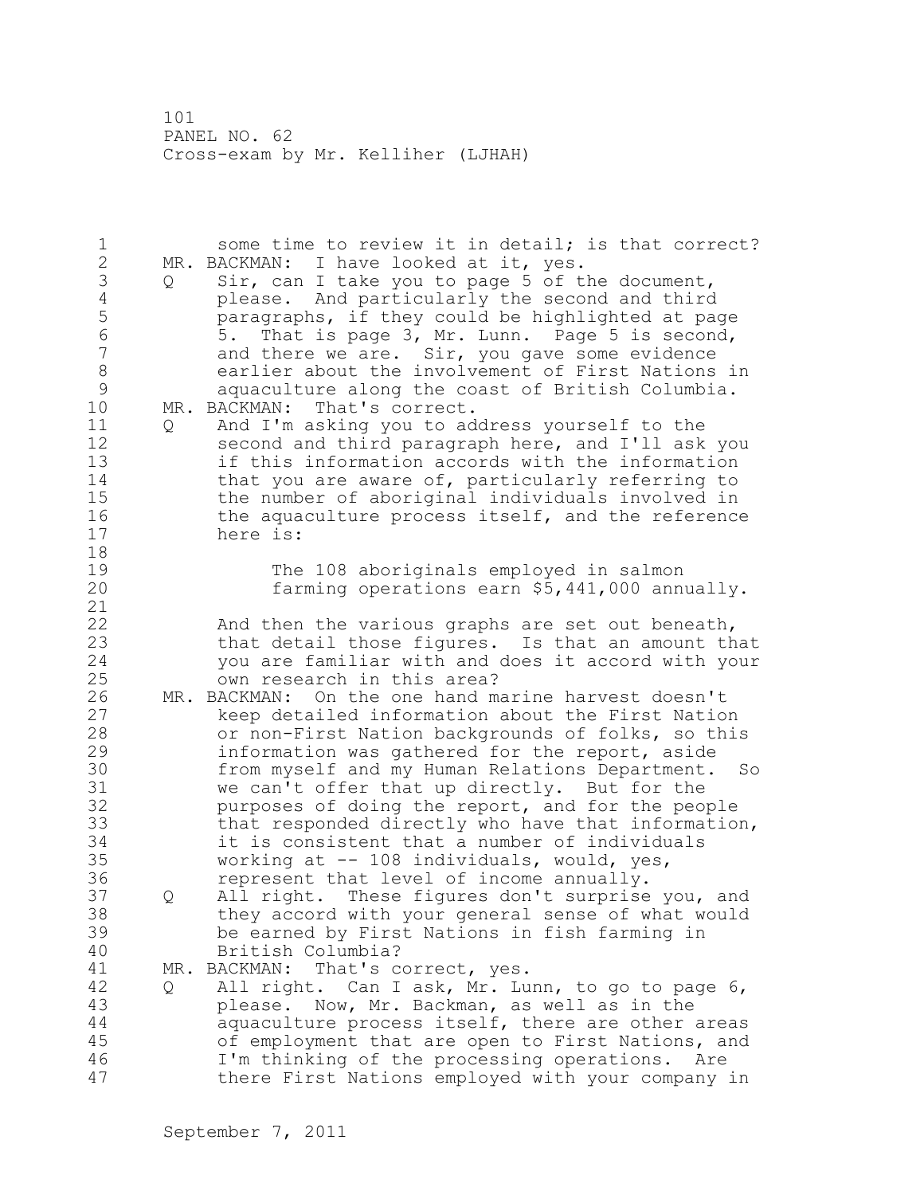some time to review it in detail; is that correct?

MR. BACKMAN: I have looked at it, yes.

Q Sir, can I take you to page 5 of the document, please. And particularly the second and third paragraphs, if they could be highlighted at page 5. That is page 3, Mr. Lunn. Page 5 is second, and there we are. Sir, you gave some evidence earlier about the involvement of First Nations in aquaculture along the coast of British Columbia.

MR. BACKMAN: That's correct.

Q And I'm asking you to address yourself to the second and third paragraph here, and I'll ask you if this information accords with the information that you are aware of, particularly referring to the number of aboriginal individuals involved in the aquaculture process itself, and the reference here is:

> The 108 aboriginals employed in salmon farming operations earn $5,441,000 annually.

And then the various graphs are set out beneath, that detail those figures. Is that an amount that you are familiar with and does it accord with your own research in this area?

MR. BACKMAN: On the one hand marine harvest doesn't keep detailed information about the First Nation or non-First Nation backgrounds of folks, so this information was gathered for the report, aside from myself and my Human Relations Department. So we can't offer that up directly. But for the purposes of doing the report, and for the people that responded directly who have that information, it is consistent that a number of individuals working at -- 108 individuals, would, yes, represent that level of income annually.

Q All right. These figures don't surprise you, and they accord with your general sense of what would be earned by First Nations in fish farming in British Columbia?

MR. BACKMAN: That's correct, yes.

Q All right. Can I ask, Mr. Lunn, to go to page 6, please. Now, Mr. Backman, as well as in the aquaculture process itself, there are other areas of employment that are open to First Nations, and I'm thinking of the processing operations. Are there First Nations employed with your company in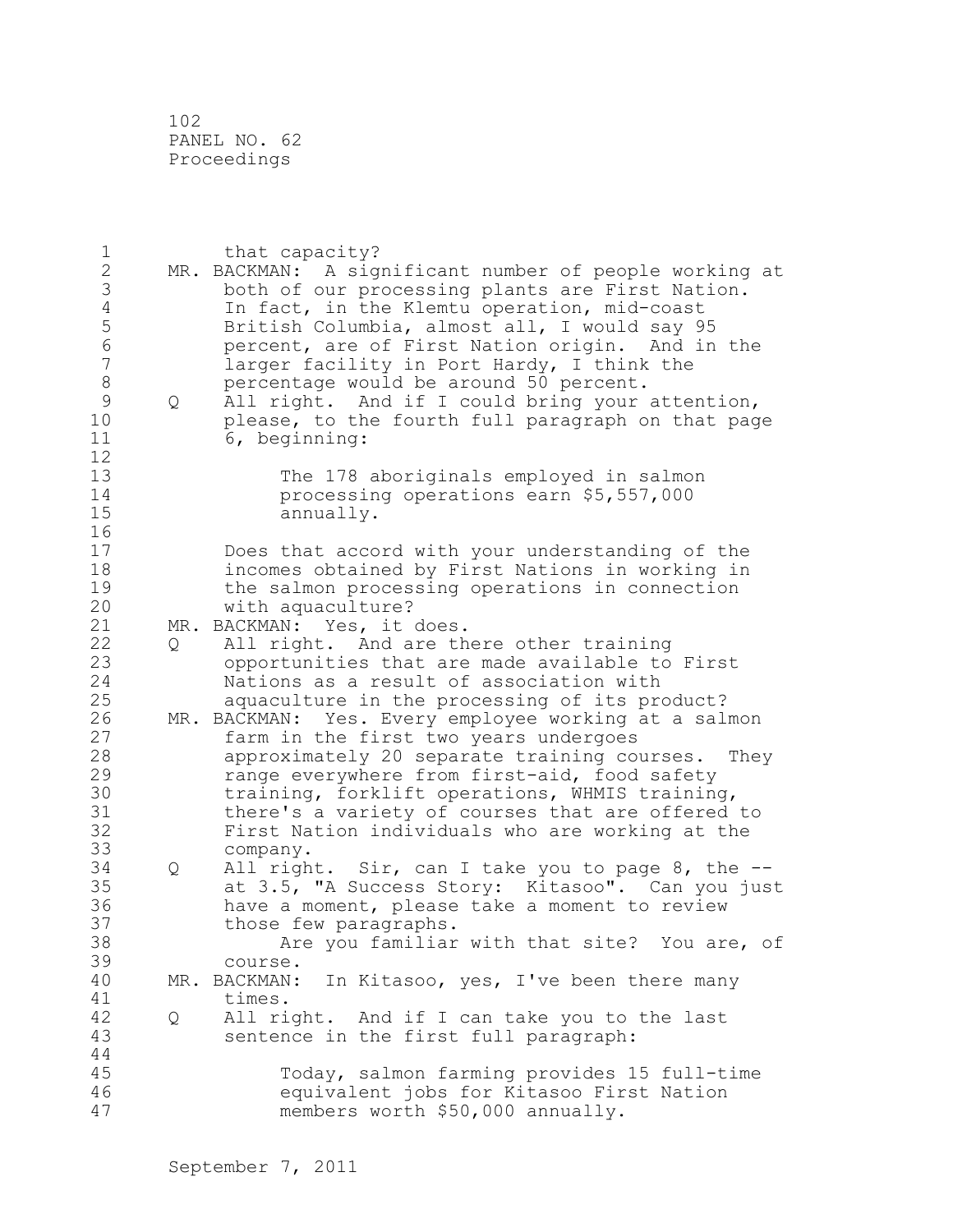that capacity?

MR. BACKMAN: A significant number of people working at both of our processing plants are First Nation. In fact, in the Klemtu operation, mid-coast British Columbia, almost all, I would say 95 percent, are of First Nation origin. And in the larger facility in Port Hardy, I think the percentage would be around 50 percent.

Q All right. And if I could bring your attention, please, to the fourth full paragraph on that page 6, beginning:

> The 178 aboriginals employed in salmon processing operations earn $5,557,000 annually.

Does that accord with your understanding of the incomes obtained by First Nations in working in the salmon processing operations in connection with aquaculture?

MR. BACKMAN: Yes, it does.

Q All right. And are there other training opportunities that are made available to First Nations as a result of association with aquaculture in the processing of its product?

MR. BACKMAN: Yes. Every employee working at a salmon farm in the first two years undergoes approximately 20 separate training courses. They range everywhere from first-aid, food safety training, forklift operations, WHMIS training, there's a variety of courses that are offered to First Nation individuals who are working at the company.

Q All right. Sir, can I take you to page 8, the -- at 3.5, "A Success Story: Kitasoo". Can you just have a moment, please take a moment to review those few paragraphs.

Are you familiar with that site? You are, of course.

MR. BACKMAN: In Kitasoo, yes, I've been there many times.

Q All right. And if I can take you to the last sentence in the first full paragraph:

> Today, salmon farming provides 15 full-time equivalent jobs for Kitasoo First Nation members worth $50,000 annually.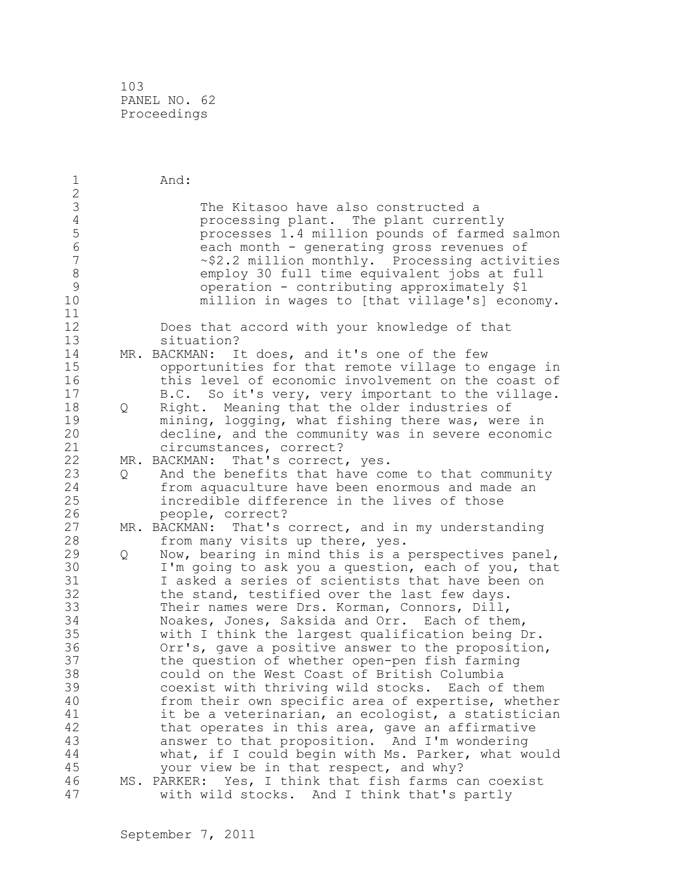And:

> The Kitasoo have also constructed a processing plant. The plant currently processes 1.4 million pounds of farmed salmon each month - generating gross revenues of ~$2.2 million monthly. Processing activities employ 30 full time equivalent jobs at full operation - contributing approximately $1 million in wages to [that village's] economy.

Does that accord with your knowledge of that situation?

MR. BACKMAN: It does, and it's one of the few opportunities for that remote village to engage in this level of economic involvement on the coast of B.C. So it's very, very important to the village.

Q Right. Meaning that the older industries of mining, logging, what fishing there was, were in decline, and the community was in severe economic circumstances, correct?

MR. BACKMAN: That's correct, yes.

Q And the benefits that have come to that community from aquaculture have been enormous and made an incredible difference in the lives of those people, correct?

MR. BACKMAN: That's correct, and in my understanding from many visits up there, yes.

Q Now, bearing in mind this is a perspectives panel, I'm going to ask you a question, each of you, that I asked a series of scientists that have been on the stand, testified over the last few days. Their names were Drs. Korman, Connors, Dill, Noakes, Jones, Saksida and Orr. Each of them, with I think the largest qualification being Dr. Orr's, gave a positive answer to the proposition, the question of whether open-pen fish farming could on the West Coast of British Columbia coexist with thriving wild stocks. Each of them from their own specific area of expertise, whether it be a veterinarian, an ecologist, a statistician that operates in this area, gave an affirmative answer to that proposition. And I'm wondering what, if I could begin with Ms. Parker, what would your view be in that respect, and why?

MS. PARKER: Yes, I think that fish farms can coexist with wild stocks. And I think that's partly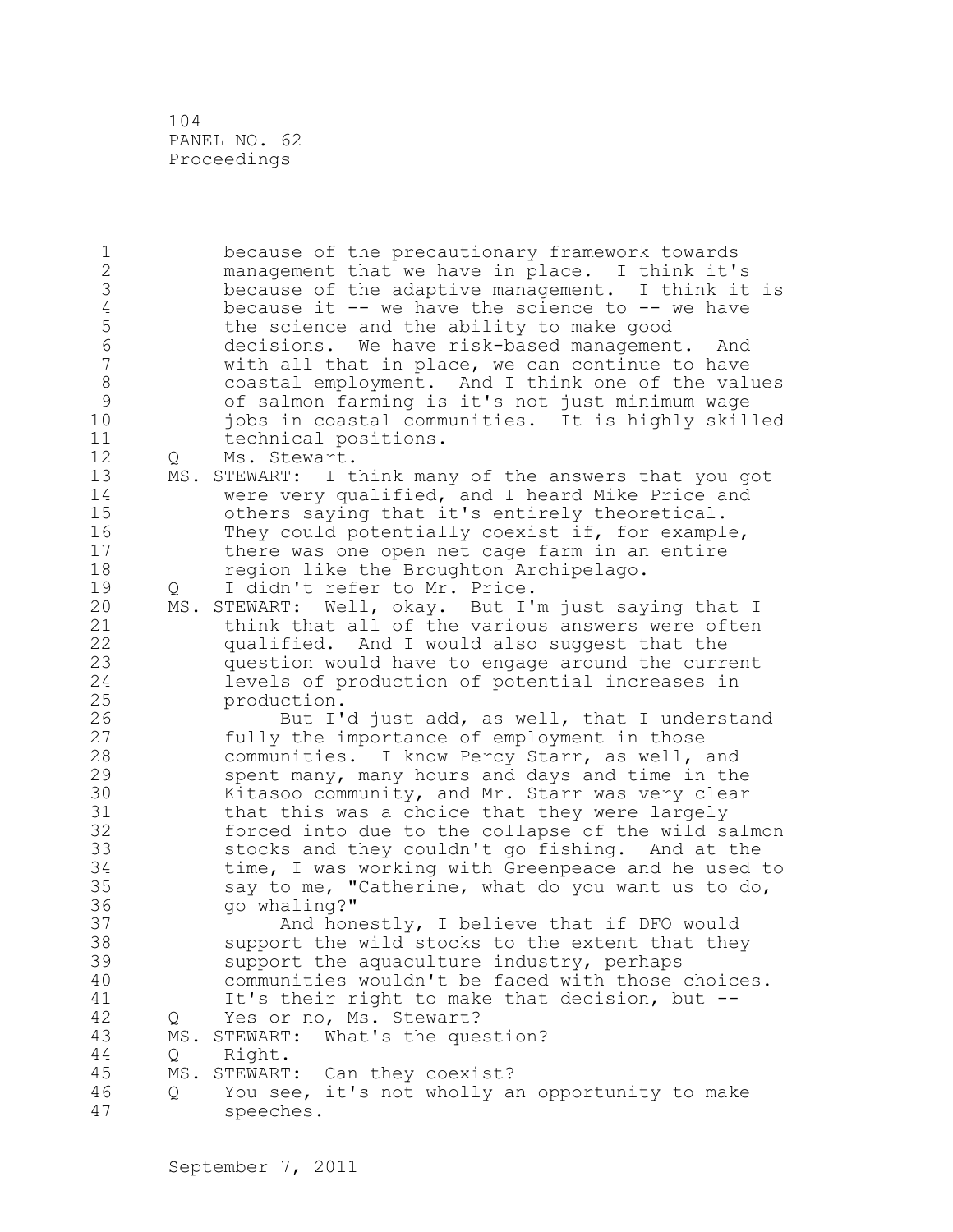because of the precautionary framework towards management that we have in place. I think it's because of the adaptive management. I think it is because it -- we have the science to -- we have the science and the ability to make good decisions. We have risk-based management. And with all that in place, we can continue to have coastal employment. And I think one of the values of salmon farming is it's not just minimum wage jobs in coastal communities. It is highly skilled technical positions.

Q Ms. Stewart.

MS. STEWART: I think many of the answers that you got were very qualified, and I heard Mike Price and others saying that it's entirely theoretical. They could potentially coexist if, for example, there was one open net cage farm in an entire region like the Broughton Archipelago.

Q I didn't refer to Mr. Price.

MS. STEWART: Well, okay. But I'm just saying that I think that all of the various answers were often qualified. And I would also suggest that the question would have to engage around the current levels of production of potential increases in production.

But I'd just add, as well, that I understand fully the importance of employment in those communities. I know Percy Starr, as well, and spent many, many hours and days and time in the Kitasoo community, and Mr. Starr was very clear that this was a choice that they were largely forced into due to the collapse of the wild salmon stocks and they couldn't go fishing. And at the time, I was working with Greenpeace and he used to say to me, "Catherine, what do you want us to do, go whaling?"

And honestly, I believe that if DFO would support the wild stocks to the extent that they support the aquaculture industry, perhaps communities wouldn't be faced with those choices. It's their right to make that decision, but --

Q Yes or no, Ms. Stewart?

MS. STEWART: What's the question?

Q Right.

MS. STEWART: Can they coexist?

Q You see, it's not wholly an opportunity to make speeches.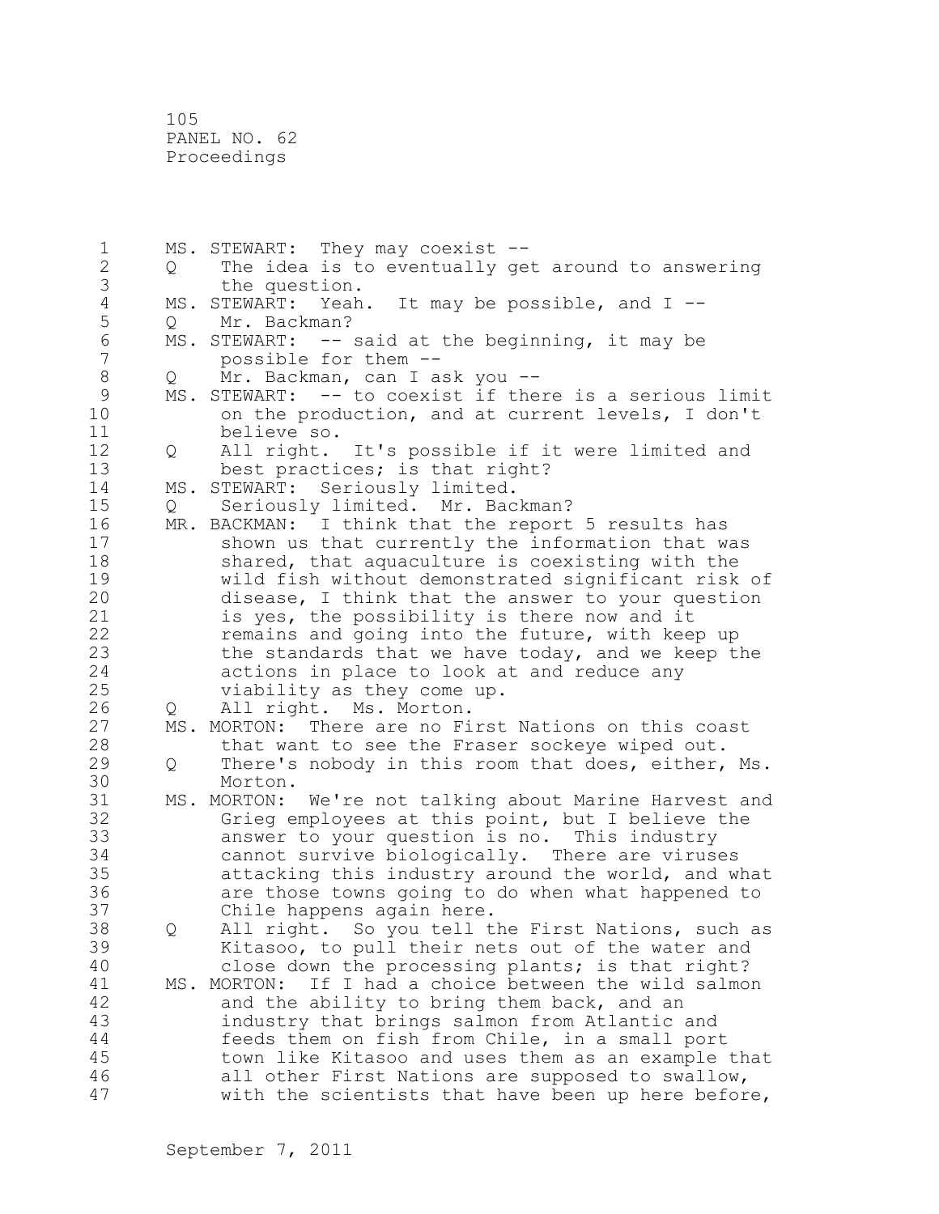MS. STEWART: They may coexist --
Q The idea is to eventually get around to answering the question.
MS. STEWART: Yeah. It may be possible, and I --
Q Mr. Backman?
MS. STEWART: -- said at the beginning, it may be possible for them --
Q Mr. Backman, can I ask you --
MS. STEWART: -- to coexist if there is a serious limit on the production, and at current levels, I don't believe so.
Q All right. It's possible if it were limited and best practices; is that right?
MS. STEWART: Seriously limited.
Q Seriously limited. Mr. Backman?
MR. BACKMAN: I think that the report 5 results has shown us that currently the information that was shared, that aquaculture is coexisting with the wild fish without demonstrated significant risk of disease, I think that the answer to your question is yes, the possibility is there now and it remains and going into the future, with keep up the standards that we have today, and we keep the actions in place to look at and reduce any viability as they come up.
Q All right. Ms. Morton.
MS. MORTON: There are no First Nations on this coast that want to see the Fraser sockeye wiped out.
Q There's nobody in this room that does, either, Ms. Morton.
MS. MORTON: We're not talking about Marine Harvest and Grieg employees at this point, but I believe the answer to your question is no. This industry cannot survive biologically. There are viruses attacking this industry around the world, and what are those towns going to do when what happened to Chile happens again here.
Q All right. So you tell the First Nations, such as Kitasoo, to pull their nets out of the water and close down the processing plants; is that right?
MS. MORTON: If I had a choice between the wild salmon and the ability to bring them back, and an industry that brings salmon from Atlantic and feeds them on fish from Chile, in a small port town like Kitasoo and uses them as an example that all other First Nations are supposed to swallow, with the scientists that have been up here before,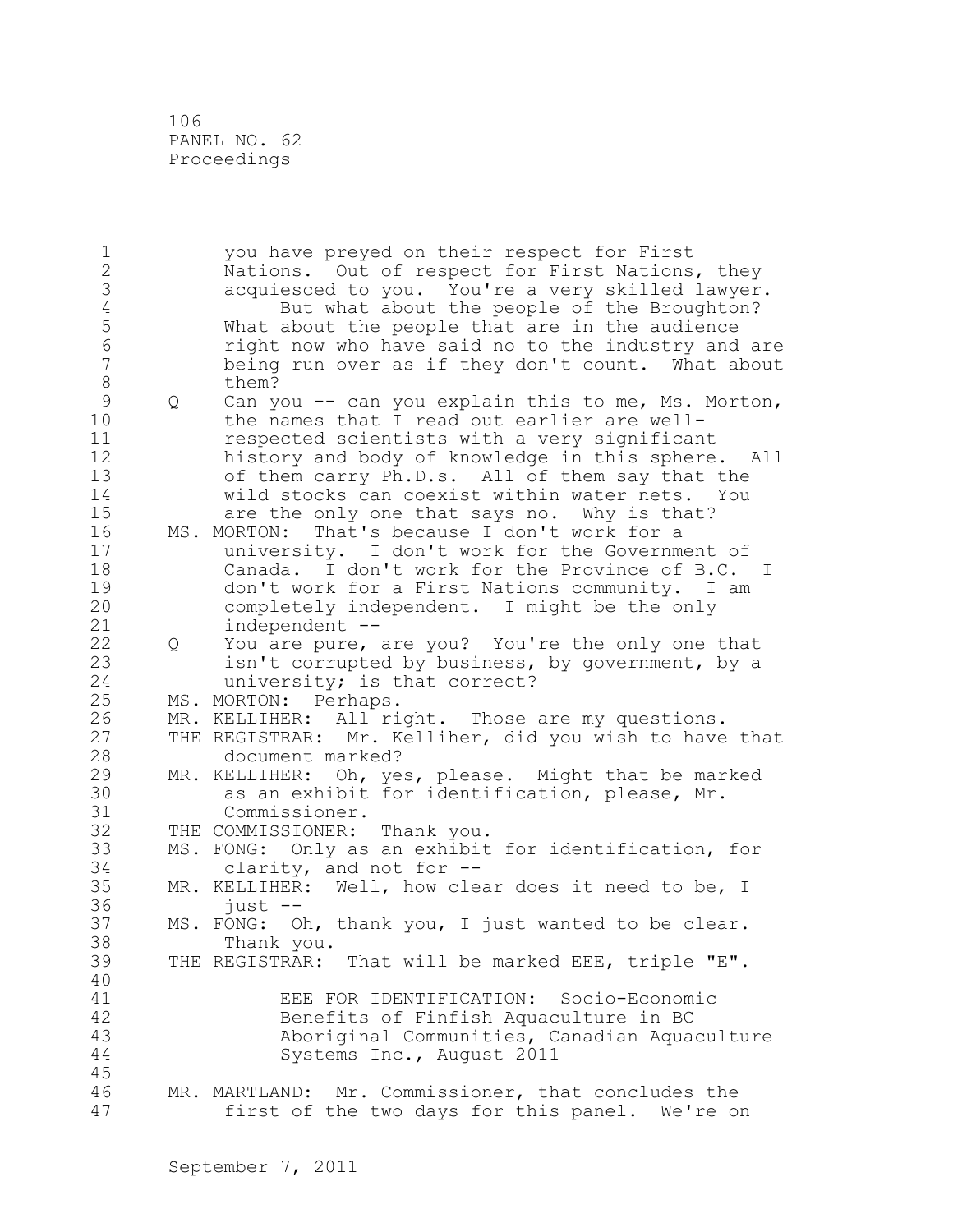you have preyed on their respect for First Nations. Out of respect for First Nations, they acquiesced to you. You're a very skilled lawyer.

But what about the people of the Broughton? What about the people that are in the audience right now who have said no to the industry and are being run over as if they don't count. What about them?

Q Can you -- can you explain this to me, Ms. Morton, the names that I read out earlier are well-respected scientists with a very significant history and body of knowledge in this sphere. All of them carry Ph.D.s. All of them say that the wild stocks can coexist within water nets. You are the only one that says no. Why is that?

MS. MORTON: That's because I don't work for a university. I don't work for the Government of Canada. I don't work for the Province of B.C. I don't work for a First Nations community. I am completely independent. I might be the only independent --

Q You are pure, are you? You're the only one that isn't corrupted by business, by government, by a university; is that correct?

MS. MORTON: Perhaps.

MR. KELLIHER: All right. Those are my questions.

THE REGISTRAR: Mr. Kelliher, did you wish to have that document marked?

MR. KELLIHER: Oh, yes, please. Might that be marked as an exhibit for identification, please, Mr. Commissioner.

THE COMMISSIONER: Thank you.

MS. FONG: Only as an exhibit for identification, for clarity, and not for --

MR. KELLIHER: Well, how clear does it need to be, I just --

MS. FONG: Oh, thank you, I just wanted to be clear. Thank you.

THE REGISTRAR: That will be marked EEE, triple "E".

EEE FOR IDENTIFICATION: Socio-Economic Benefits of Finfish Aquaculture in BC Aboriginal Communities, Canadian Aquaculture Systems Inc., August 2011

MR. MARTLAND: Mr. Commissioner, that concludes the first of the two days for this panel. We're on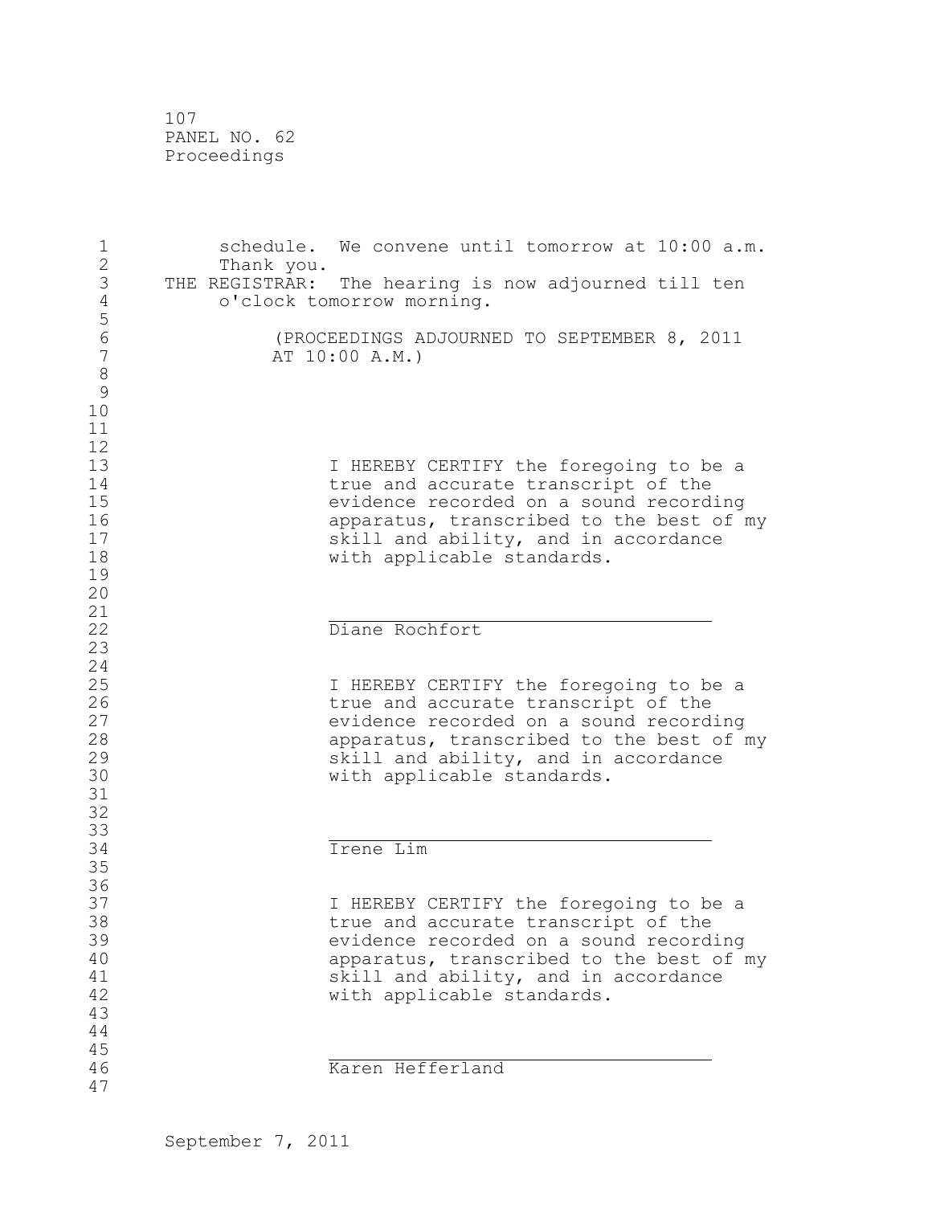schedule. We convene until tomorrow at 10:00 a.m.
Thank you.

THE REGISTRAR: The hearing is now adjourned till ten o'clock tomorrow morning.

(PROCEEDINGS ADJOURNED TO SEPTEMBER 8, 2011 AT 10:00 A.M.)

I HEREBY CERTIFY the foregoing to be a true and accurate transcript of the evidence recorded on a sound recording apparatus, transcribed to the best of my skill and ability, and in accordance with applicable standards.

\_\_\_\_\_\_\_\_\_\_\_\_\_\_\_\_\_\_\_\_\_\_\_\_\_\_\_\_\_\_\_\_\_\_\_\_

Diane Rochfort

I HEREBY CERTIFY the foregoing to be a true and accurate transcript of the evidence recorded on a sound recording apparatus, transcribed to the best of my skill and ability, and in accordance with applicable standards.

\_\_\_\_\_\_\_\_\_\_\_\_\_\_\_\_\_\_\_\_\_\_\_\_\_\_\_\_\_\_\_\_\_\_\_\_

Irene Lim

I HEREBY CERTIFY the foregoing to be a true and accurate transcript of the evidence recorded on a sound recording apparatus, transcribed to the best of my skill and ability, and in accordance with applicable standards.

\_\_\_\_\_\_\_\_\_\_\_\_\_\_\_\_\_\_\_\_\_\_\_\_\_\_\_\_\_\_\_\_\_\_\_\_

Karen Hefferland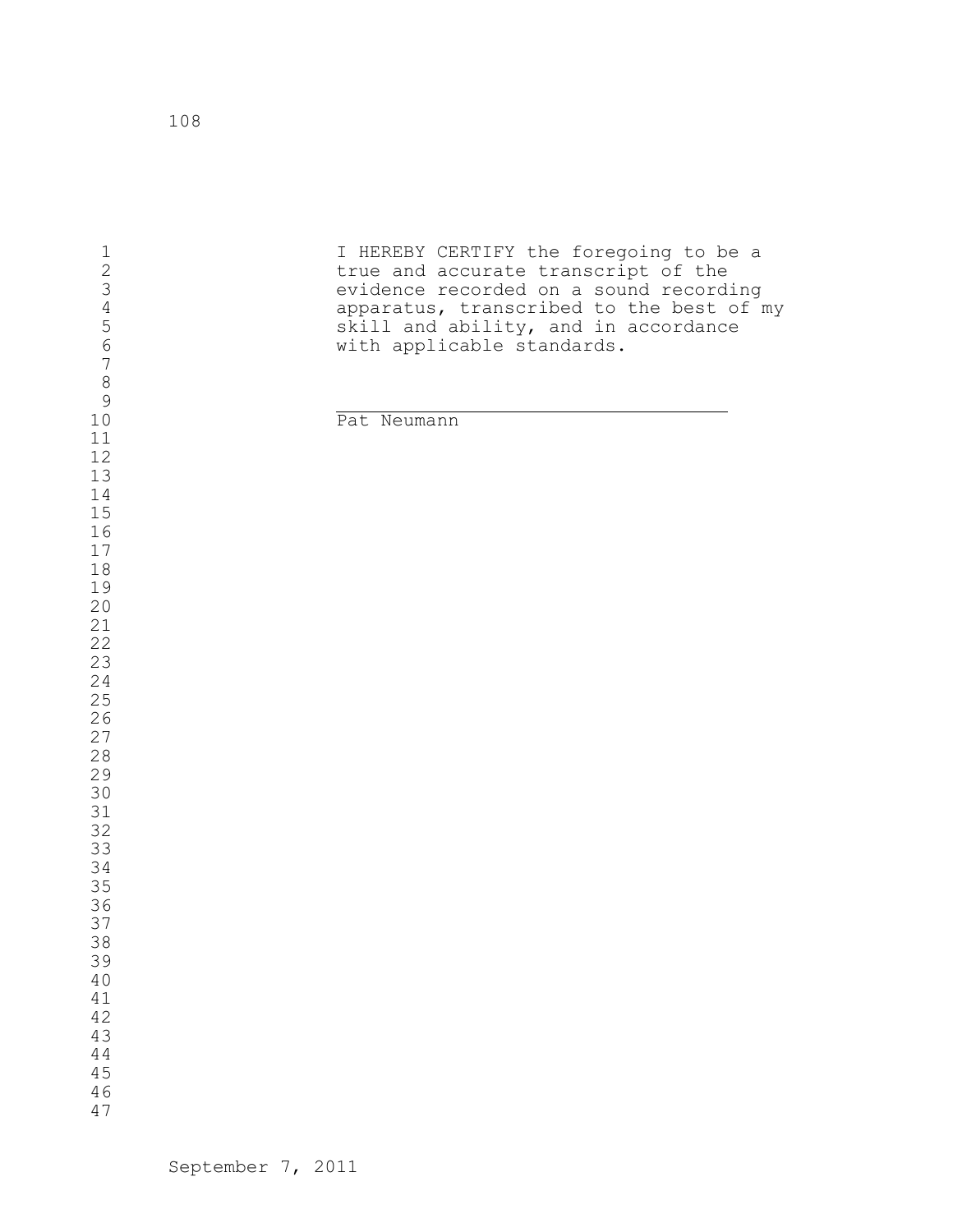I HEREBY CERTIFY the foregoing to be a true and accurate transcript of the evidence recorded on a sound recording apparatus, transcribed to the best of my skill and ability, and in accordance with applicable standards.

\_\_\_\_\_\_\_\_\_\_\_\_\_\_\_\_\_\_\_\_\_\_\_\_\_\_\_\_\_\_\_\_\_\_\_

Pat Neumann